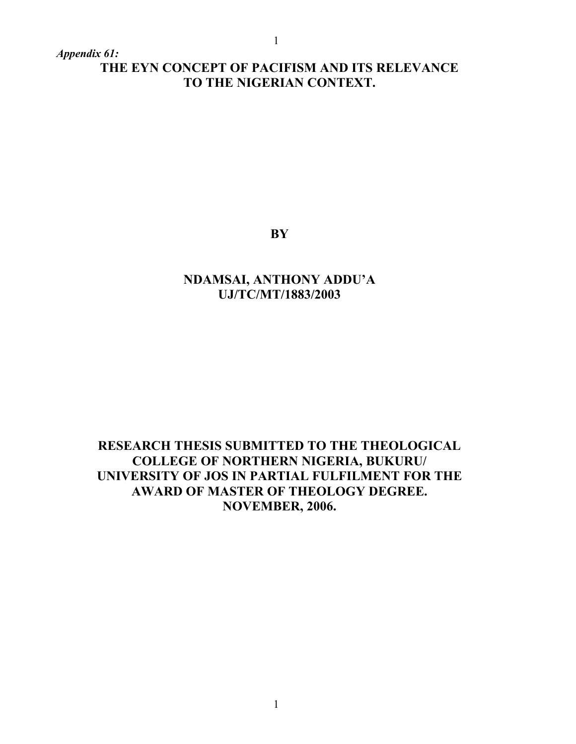*Appendix 61:*

# THE EYN CONCEPT OF PACIFISM AND ITS RELEVANCE TO THE NIGERIAN CONTEXT.

**BY**

**NDAMSAI, ANTHONY ADDU'A**
**UJ/TC/MT/1883/2003**

**RESEARCH THESIS SUBMITTED TO THE THEOLOGICAL COLLEGE OF NORTHERN NIGERIA, BUKURU/ UNIVERSITY OF JOS IN PARTIAL FULFILMENT FOR THE AWARD OF MASTER OF THEOLOGY DEGREE.**
**NOVEMBER, 2006.**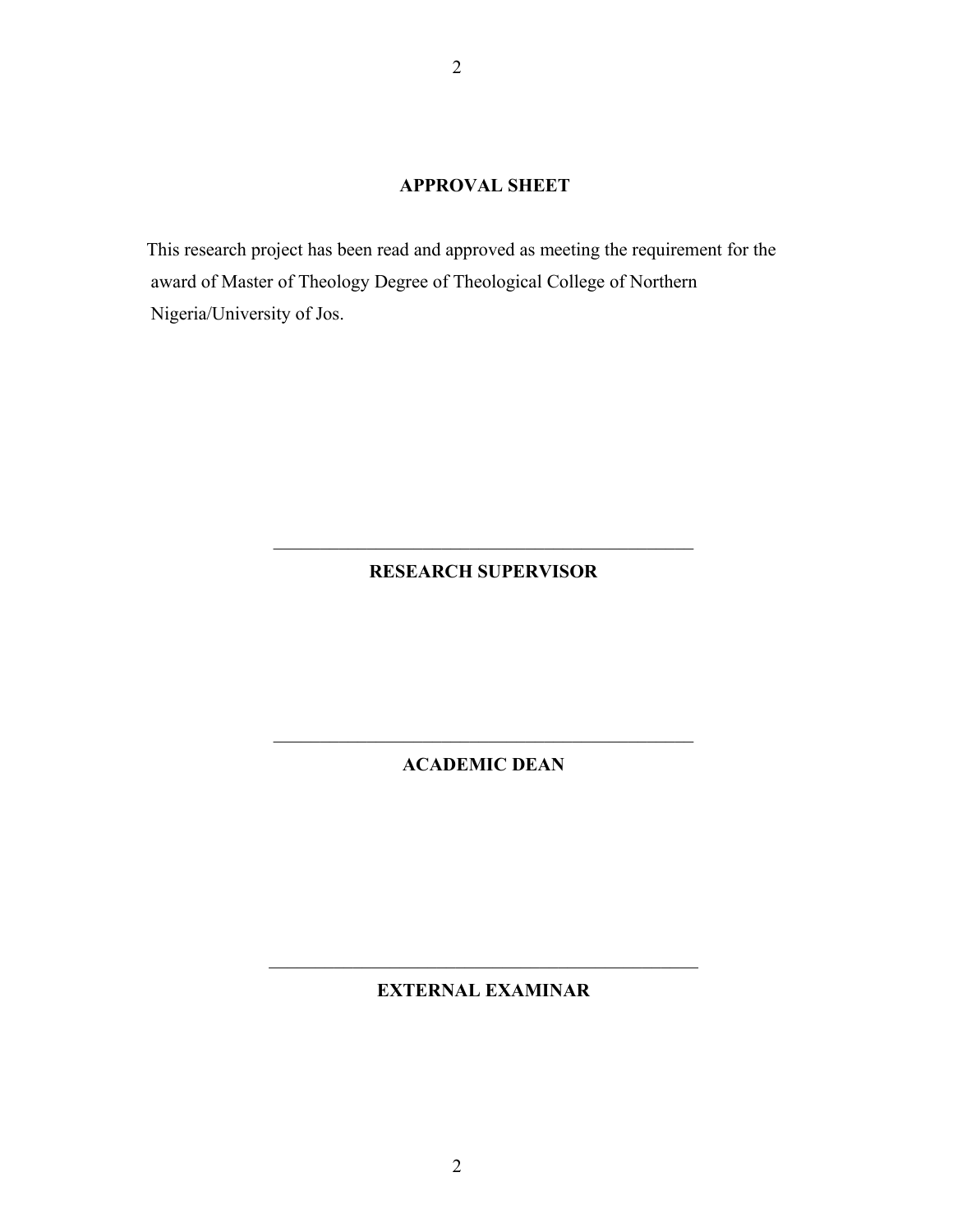## APPROVAL SHEET

This research project has been read and approved as meeting the requirement for the award of Master of Theology Degree of Theological College of Northern Nigeria/University of Jos.

\_\_\_\_\_\_\_\_\_\_\_\_\_\_\_\_\_\_\_\_\_\_\_\_\_\_\_\_\_\_\_\_\_\_\_\_\_\_\_\_\_\_\_\_\_\_

**RESEARCH SUPERVISOR**

\_\_\_\_\_\_\_\_\_\_\_\_\_\_\_\_\_\_\_\_\_\_\_\_\_\_\_\_\_\_\_\_\_\_\_\_\_\_\_\_\_\_\_\_\_\_

**ACADEMIC DEAN**

\_\_\_\_\_\_\_\_\_\_\_\_\_\_\_\_\_\_\_\_\_\_\_\_\_\_\_\_\_\_\_\_\_\_\_\_\_\_\_\_\_\_\_\_\_\_

**EXTERNAL EXAMINAR**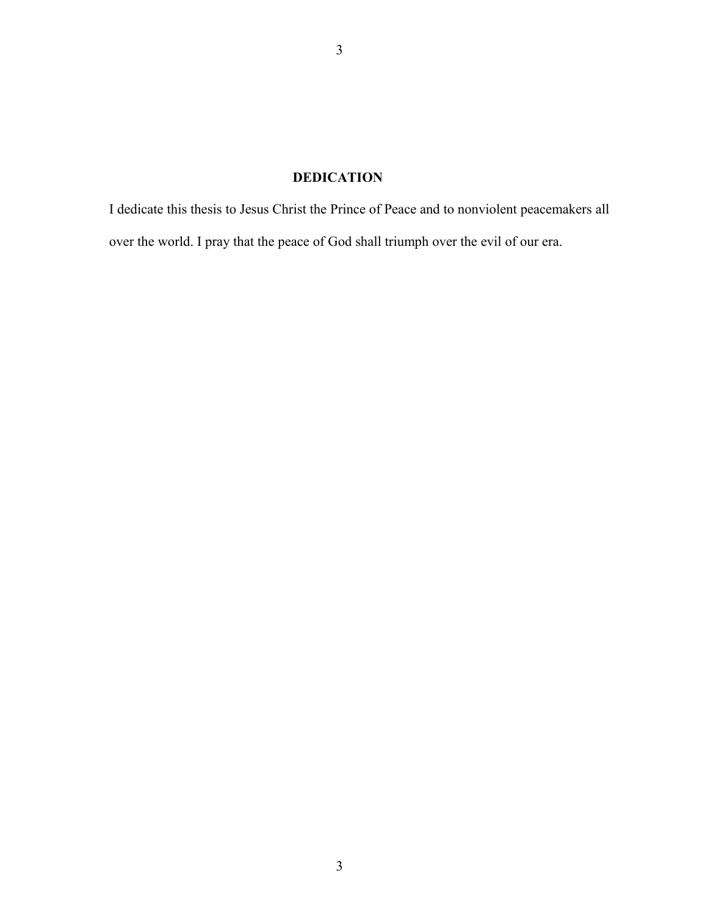## DEDICATION

I dedicate this thesis to Jesus Christ the Prince of Peace and to nonviolent peacemakers all over the world. I pray that the peace of God shall triumph over the evil of our era.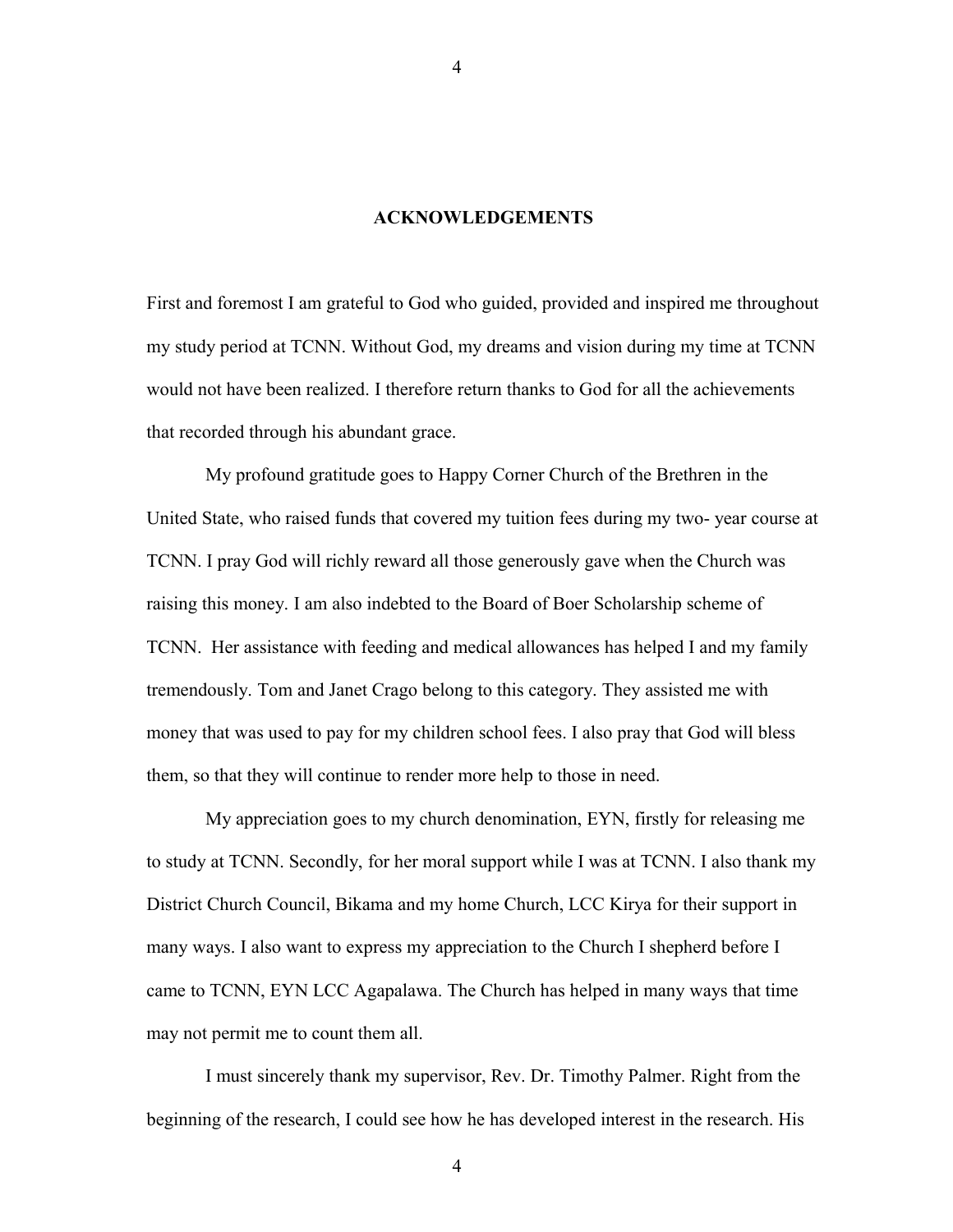# ACKNOWLEDGEMENTS

First and foremost I am grateful to God who guided, provided and inspired me throughout my study period at TCNN. Without God, my dreams and vision during my time at TCNN would not have been realized. I therefore return thanks to God for all the achievements that recorded through his abundant grace.

My profound gratitude goes to Happy Corner Church of the Brethren in the United State, who raised funds that covered my tuition fees during my two- year course at TCNN. I pray God will richly reward all those generously gave when the Church was raising this money. I am also indebted to the Board of Boer Scholarship scheme of TCNN. Her assistance with feeding and medical allowances has helped I and my family tremendously. Tom and Janet Crago belong to this category. They assisted me with money that was used to pay for my children school fees. I also pray that God will bless them, so that they will continue to render more help to those in need.

My appreciation goes to my church denomination, EYN, firstly for releasing me to study at TCNN. Secondly, for her moral support while I was at TCNN. I also thank my District Church Council, Bikama and my home Church, LCC Kirya for their support in many ways. I also want to express my appreciation to the Church I shepherd before I came to TCNN, EYN LCC Agapalawa. The Church has helped in many ways that time may not permit me to count them all.

I must sincerely thank my supervisor, Rev. Dr. Timothy Palmer. Right from the beginning of the research, I could see how he has developed interest in the research. His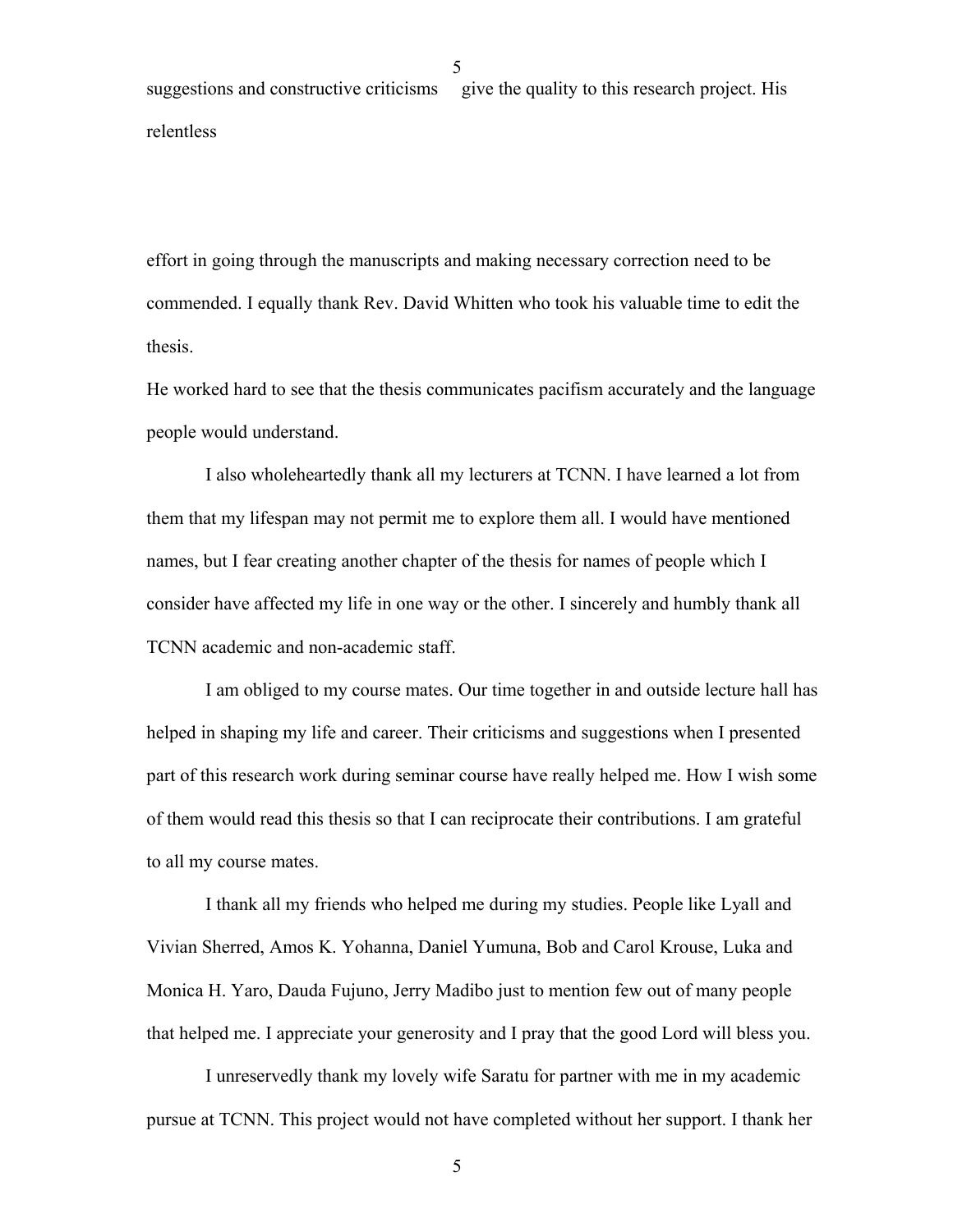suggestions and constructive criticisms give the quality to this research project. His relentless

effort in going through the manuscripts and making necessary correction need to be commended. I equally thank Rev. David Whitten who took his valuable time to edit the thesis.

He worked hard to see that the thesis communicates pacifism accurately and the language people would understand.

I also wholeheartedly thank all my lecturers at TCNN. I have learned a lot from them that my lifespan may not permit me to explore them all. I would have mentioned names, but I fear creating another chapter of the thesis for names of people which I consider have affected my life in one way or the other. I sincerely and humbly thank all TCNN academic and non-academic staff.

I am obliged to my course mates. Our time together in and outside lecture hall has helped in shaping my life and career. Their criticisms and suggestions when I presented part of this research work during seminar course have really helped me. How I wish some of them would read this thesis so that I can reciprocate their contributions. I am grateful to all my course mates.

I thank all my friends who helped me during my studies. People like Lyall and Vivian Sherred, Amos K. Yohanna, Daniel Yumuna, Bob and Carol Krouse, Luka and Monica H. Yaro, Dauda Fujuno, Jerry Madibo just to mention few out of many people that helped me. I appreciate your generosity and I pray that the good Lord will bless you.

I unreservedly thank my lovely wife Saratu for partner with me in my academic pursue at TCNN. This project would not have completed without her support. I thank her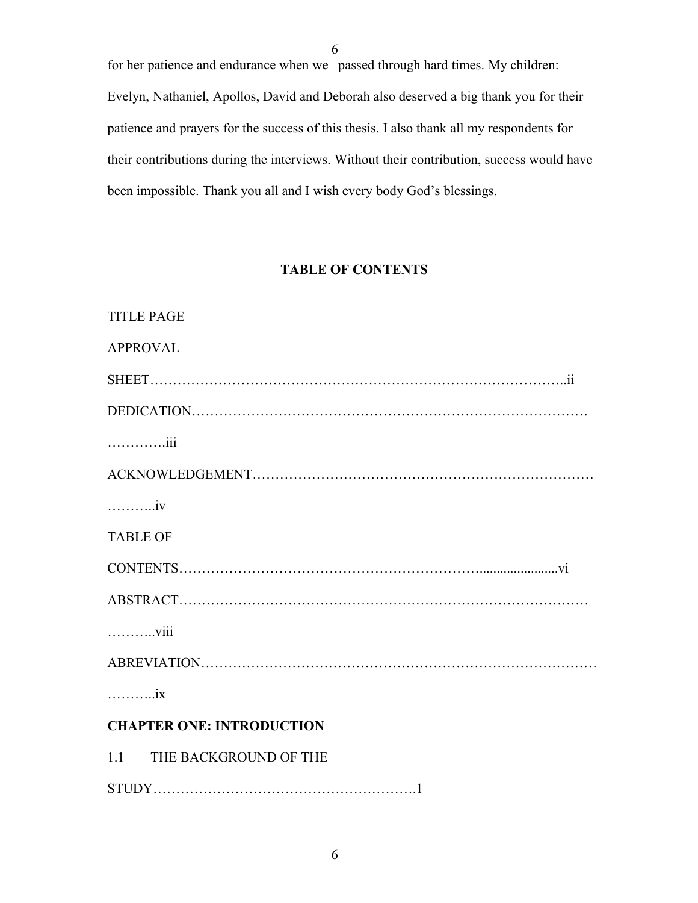for her patience and endurance when we passed through hard times. My children: Evelyn, Nathaniel, Apollos, David and Deborah also deserved a big thank you for their patience and prayers for the success of this thesis. I also thank all my respondents for their contributions during the interviews. Without their contribution, success would have been impossible. Thank you all and I wish every body God's blessings.

## TABLE OF CONTENTS

TITLE PAGE

APPROVAL SHEET……………………………………………………………………………..ii

DEDICATION……………………………………………………………………………………….iii

ACKNOWLEDGEMENT……………………………………………………………………………..iv

TABLE OF CONTENTS………………………………………………………….......................vi

ABSTRACT……………………………………………………………………………………..viii

ABREVIATION……………………………………………………………………………………..ix

**CHAPTER ONE: INTRODUCTION**

1.1 THE BACKGROUND OF THE STUDY………………………………………………….1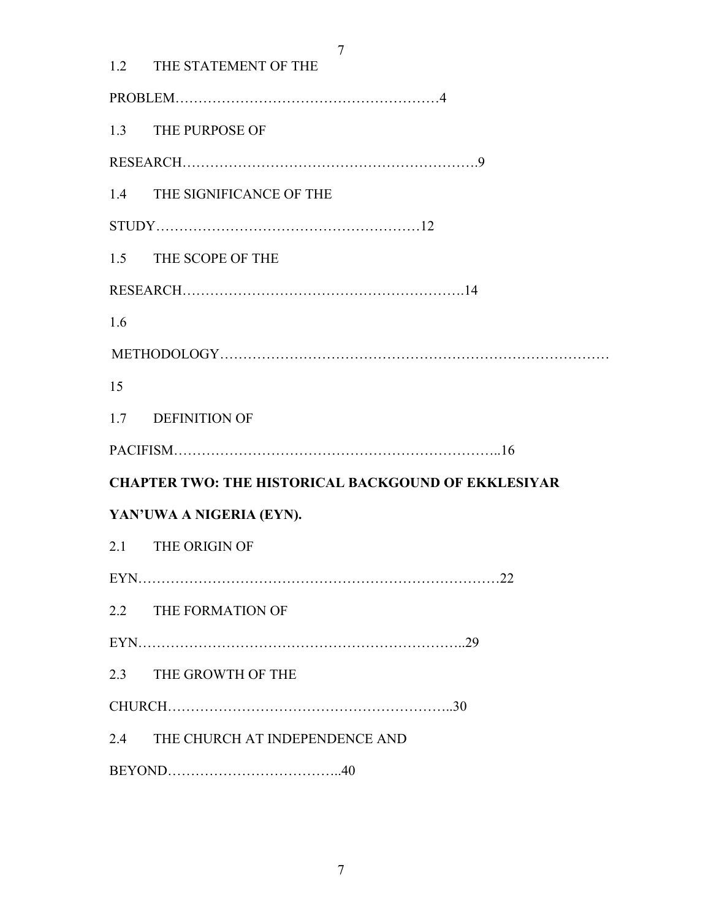1.2 THE STATEMENT OF THE PROBLEM……………………………………………………4

1.3 THE PURPOSE OF RESEARCH…………………………………………………….9

1.4 THE SIGNIFICANCE OF THE STUDY………………………………………………12

1.5 THE SCOPE OF THE RESEARCH…………………………………………………….14

1.6 METHODOLOGY……………………………………………………………………… 15

1.7 DEFINITION OF PACIFISM……………………………………………………………..16

**CHAPTER TWO: THE HISTORICAL BACKGOUND OF EKKLESIYAR YAN'UWA A NIGERIA (EYN).**

2.1 THE ORIGIN OF EYN…………………………………………………………………22

2.2 THE FORMATION OF EYN……………………………………………………………..29

2.3 THE GROWTH OF THE CHURCH…………………………………………………...30

2.4 THE CHURCH AT INDEPENDENCE AND BEYOND………………………………..40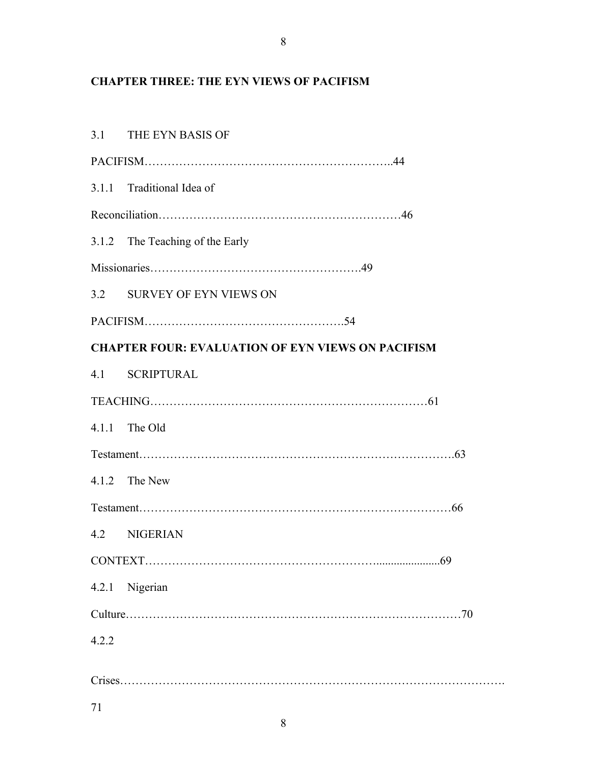**CHAPTER THREE: THE EYN VIEWS OF PACIFISM**

3.1 THE EYN BASIS OF PACIFISM……………………………………………………..44

3.1.1 Traditional Idea of Reconciliation……………………………………………………46

3.1.2 The Teaching of the Early Missionaries……………………………………………….49

3.2 SURVEY OF EYN VIEWS ON PACIFISM…………………………………………….54

**CHAPTER FOUR: EVALUATION OF EYN VIEWS ON PACIFISM**

4.1 SCRIPTURAL TEACHING……………………………………………………………61

4.1.1 The Old Testament…………………………………………………………………….63

4.1.2 The New Testament……………………………………………………………………66

4.2 NIGERIAN CONTEXT……………………………………………………......................69

4.2.1 Nigerian Culture…………………………………………………………………………70

4.2.2 Crises…………………………………………………………………………………….71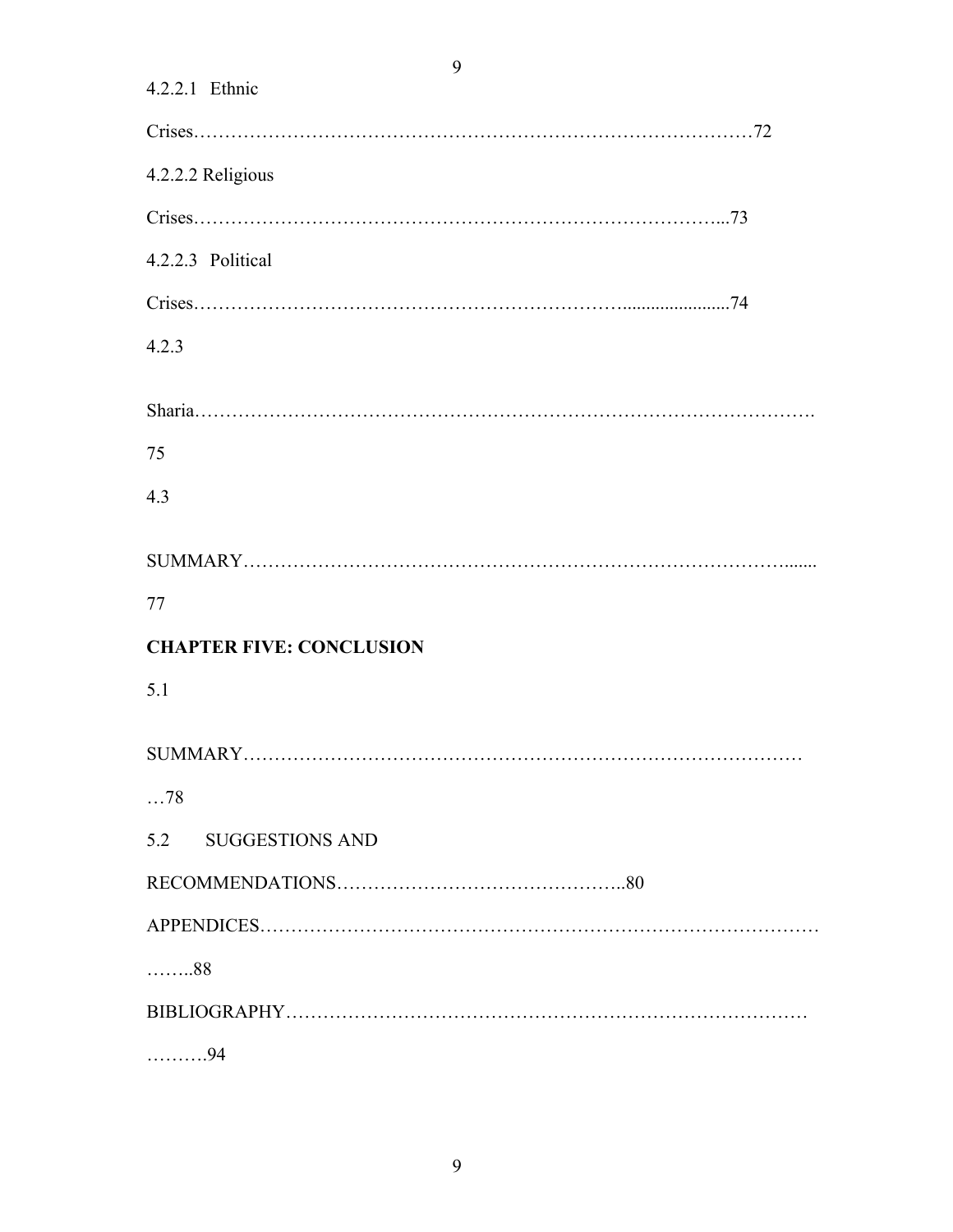4.2.2.1 Ethnic

Crises…………………………………………………………………………………72

4.2.2.2 Religious

Crises……………………………………………………………………...73

4.2.2.3 Political

Crises………………………………………………………….......................74

4.2.3

Sharia…………………………………………………………………………………….

75

4.3

SUMMARY……………………………………………………………………….......

77

**CHAPTER FIVE: CONCLUSION**

5.1

SUMMARY……………………………………………………………………………

…78

5.2 SUGGESTIONS AND

RECOMMENDATIONS………………………………………..80

APPENDICES……………………………………………………………………………

……..88

BIBLIOGRAPHY………………………………………………………………………

……….94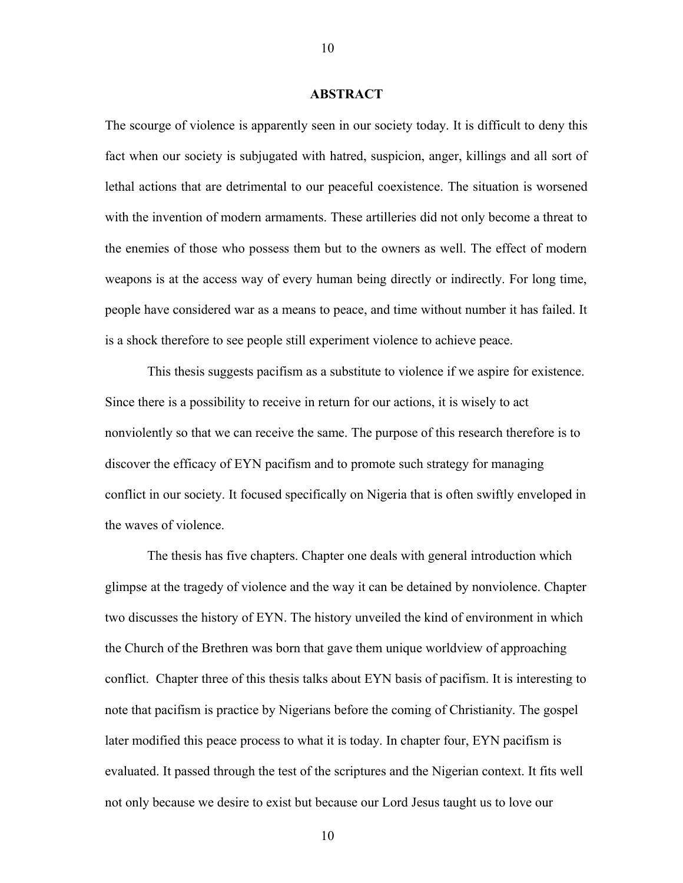## ABSTRACT

The scourge of violence is apparently seen in our society today. It is difficult to deny this fact when our society is subjugated with hatred, suspicion, anger, killings and all sort of lethal actions that are detrimental to our peaceful coexistence. The situation is worsened with the invention of modern armaments. These artilleries did not only become a threat to the enemies of those who possess them but to the owners as well. The effect of modern weapons is at the access way of every human being directly or indirectly. For long time, people have considered war as a means to peace, and time without number it has failed. It is a shock therefore to see people still experiment violence to achieve peace.

This thesis suggests pacifism as a substitute to violence if we aspire for existence. Since there is a possibility to receive in return for our actions, it is wisely to act nonviolently so that we can receive the same. The purpose of this research therefore is to discover the efficacy of EYN pacifism and to promote such strategy for managing conflict in our society. It focused specifically on Nigeria that is often swiftly enveloped in the waves of violence.

The thesis has five chapters. Chapter one deals with general introduction which glimpse at the tragedy of violence and the way it can be detained by nonviolence. Chapter two discusses the history of EYN. The history unveiled the kind of environment in which the Church of the Brethren was born that gave them unique worldview of approaching conflict. Chapter three of this thesis talks about EYN basis of pacifism. It is interesting to note that pacifism is practice by Nigerians before the coming of Christianity. The gospel later modified this peace process to what it is today. In chapter four, EYN pacifism is evaluated. It passed through the test of the scriptures and the Nigerian context. It fits well not only because we desire to exist but because our Lord Jesus taught us to love our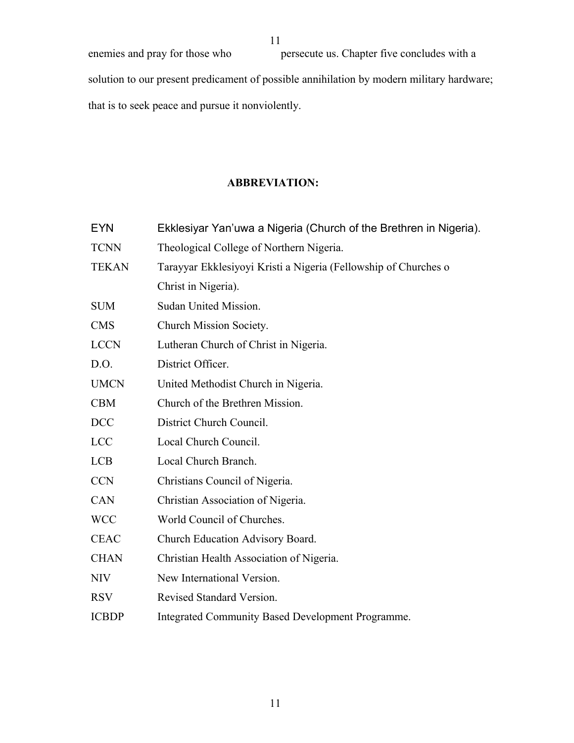enemies and pray for those who persecute us. Chapter five concludes with a solution to our present predicament of possible annihilation by modern military hardware; that is to seek peace and pursue it nonviolently.

## ABBREVIATION:

| | |
|---|---|
| EYN | Ekklesiyar Yan'uwa a Nigeria (Church of the Brethren in Nigeria). |
| TCNN | Theological College of Northern Nigeria. |
| TEKAN | Tarayyar Ekklesiyoyi Kristi a Nigeria (Fellowship of Churches o Christ in Nigeria). |
| SUM | Sudan United Mission. |
| CMS | Church Mission Society. |
| LCCN | Lutheran Church of Christ in Nigeria. |
| D.O. | District Officer. |
| UMCN | United Methodist Church in Nigeria. |
| CBM | Church of the Brethren Mission. |
| DCC | District Church Council. |
| LCC | Local Church Council. |
| LCB | Local Church Branch. |
| CCN | Christians Council of Nigeria. |
| CAN | Christian Association of Nigeria. |
| WCC | World Council of Churches. |
| CEAC | Church Education Advisory Board. |
| CHAN | Christian Health Association of Nigeria. |
| NIV | New International Version. |
| RSV | Revised Standard Version. |
| ICBDP | Integrated Community Based Development Programme. |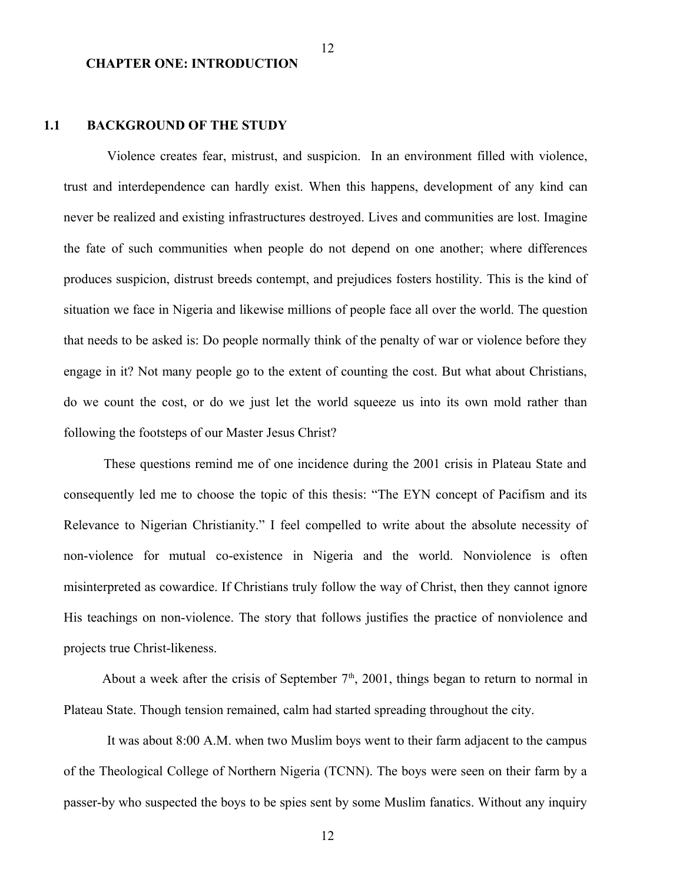# CHAPTER ONE: INTRODUCTION

## 1.1 BACKGROUND OF THE STUDY

Violence creates fear, mistrust, and suspicion. In an environment filled with violence, trust and interdependence can hardly exist. When this happens, development of any kind can never be realized and existing infrastructures destroyed. Lives and communities are lost. Imagine the fate of such communities when people do not depend on one another; where differences produces suspicion, distrust breeds contempt, and prejudices fosters hostility. This is the kind of situation we face in Nigeria and likewise millions of people face all over the world. The question that needs to be asked is: Do people normally think of the penalty of war or violence before they engage in it? Not many people go to the extent of counting the cost. But what about Christians, do we count the cost, or do we just let the world squeeze us into its own mold rather than following the footsteps of our Master Jesus Christ?

These questions remind me of one incidence during the 2001 crisis in Plateau State and consequently led me to choose the topic of this thesis: "The EYN concept of Pacifism and its Relevance to Nigerian Christianity." I feel compelled to write about the absolute necessity of non-violence for mutual co-existence in Nigeria and the world. Nonviolence is often misinterpreted as cowardice. If Christians truly follow the way of Christ, then they cannot ignore His teachings on non-violence. The story that follows justifies the practice of nonviolence and projects true Christ-likeness.

About a week after the crisis of September 7th, 2001, things began to return to normal in Plateau State. Though tension remained, calm had started spreading throughout the city.

It was about 8:00 A.M. when two Muslim boys went to their farm adjacent to the campus of the Theological College of Northern Nigeria (TCNN). The boys were seen on their farm by a passer-by who suspected the boys to be spies sent by some Muslim fanatics. Without any inquiry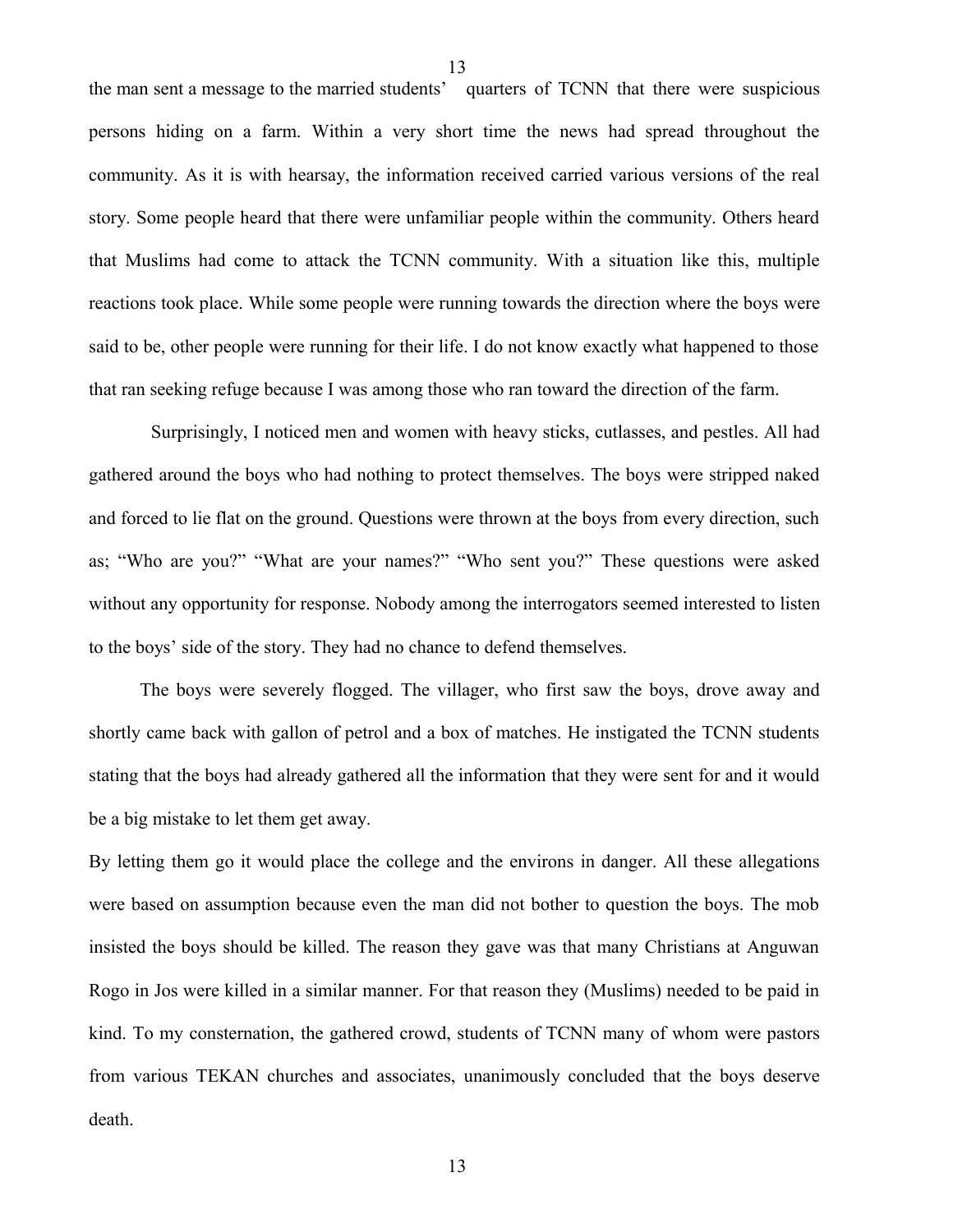the man sent a message to the married students' quarters of TCNN that there were suspicious persons hiding on a farm. Within a very short time the news had spread throughout the community. As it is with hearsay, the information received carried various versions of the real story. Some people heard that there were unfamiliar people within the community. Others heard that Muslims had come to attack the TCNN community. With a situation like this, multiple reactions took place. While some people were running towards the direction where the boys were said to be, other people were running for their life. I do not know exactly what happened to those that ran seeking refuge because I was among those who ran toward the direction of the farm.

Surprisingly, I noticed men and women with heavy sticks, cutlasses, and pestles. All had gathered around the boys who had nothing to protect themselves. The boys were stripped naked and forced to lie flat on the ground. Questions were thrown at the boys from every direction, such as; "Who are you?" "What are your names?" "Who sent you?" These questions were asked without any opportunity for response. Nobody among the interrogators seemed interested to listen to the boys' side of the story. They had no chance to defend themselves.

The boys were severely flogged. The villager, who first saw the boys, drove away and shortly came back with gallon of petrol and a box of matches. He instigated the TCNN students stating that the boys had already gathered all the information that they were sent for and it would be a big mistake to let them get away.

By letting them go it would place the college and the environs in danger. All these allegations were based on assumption because even the man did not bother to question the boys. The mob insisted the boys should be killed. The reason they gave was that many Christians at Anguwan Rogo in Jos were killed in a similar manner. For that reason they (Muslims) needed to be paid in kind. To my consternation, the gathered crowd, students of TCNN many of whom were pastors from various TEKAN churches and associates, unanimously concluded that the boys deserve death.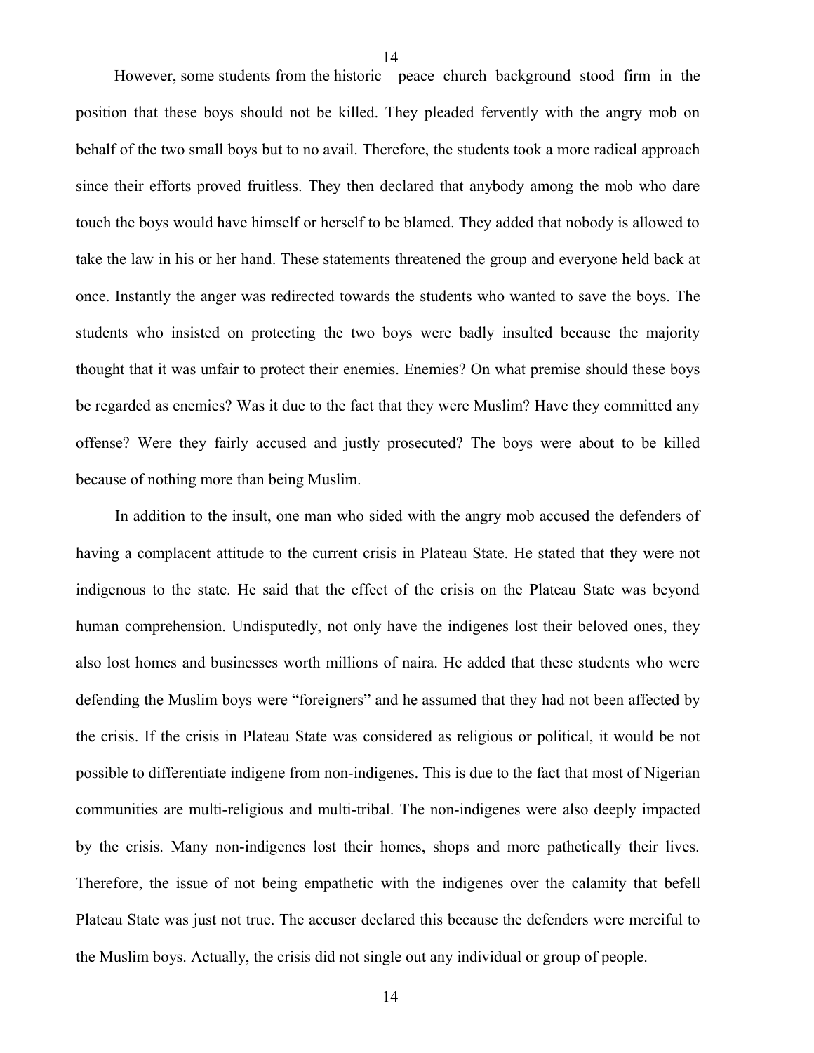However, some students from the historic peace church background stood firm in the position that these boys should not be killed. They pleaded fervently with the angry mob on behalf of the two small boys but to no avail. Therefore, the students took a more radical approach since their efforts proved fruitless. They then declared that anybody among the mob who dare touch the boys would have himself or herself to be blamed. They added that nobody is allowed to take the law in his or her hand. These statements threatened the group and everyone held back at once. Instantly the anger was redirected towards the students who wanted to save the boys. The students who insisted on protecting the two boys were badly insulted because the majority thought that it was unfair to protect their enemies. Enemies? On what premise should these boys be regarded as enemies? Was it due to the fact that they were Muslim? Have they committed any offense? Were they fairly accused and justly prosecuted? The boys were about to be killed because of nothing more than being Muslim.

In addition to the insult, one man who sided with the angry mob accused the defenders of having a complacent attitude to the current crisis in Plateau State. He stated that they were not indigenous to the state. He said that the effect of the crisis on the Plateau State was beyond human comprehension. Undisputedly, not only have the indigenes lost their beloved ones, they also lost homes and businesses worth millions of naira. He added that these students who were defending the Muslim boys were "foreigners" and he assumed that they had not been affected by the crisis. If the crisis in Plateau State was considered as religious or political, it would be not possible to differentiate indigene from non-indigenes. This is due to the fact that most of Nigerian communities are multi-religious and multi-tribal. The non-indigenes were also deeply impacted by the crisis. Many non-indigenes lost their homes, shops and more pathetically their lives. Therefore, the issue of not being empathetic with the indigenes over the calamity that befell Plateau State was just not true. The accuser declared this because the defenders were merciful to the Muslim boys. Actually, the crisis did not single out any individual or group of people.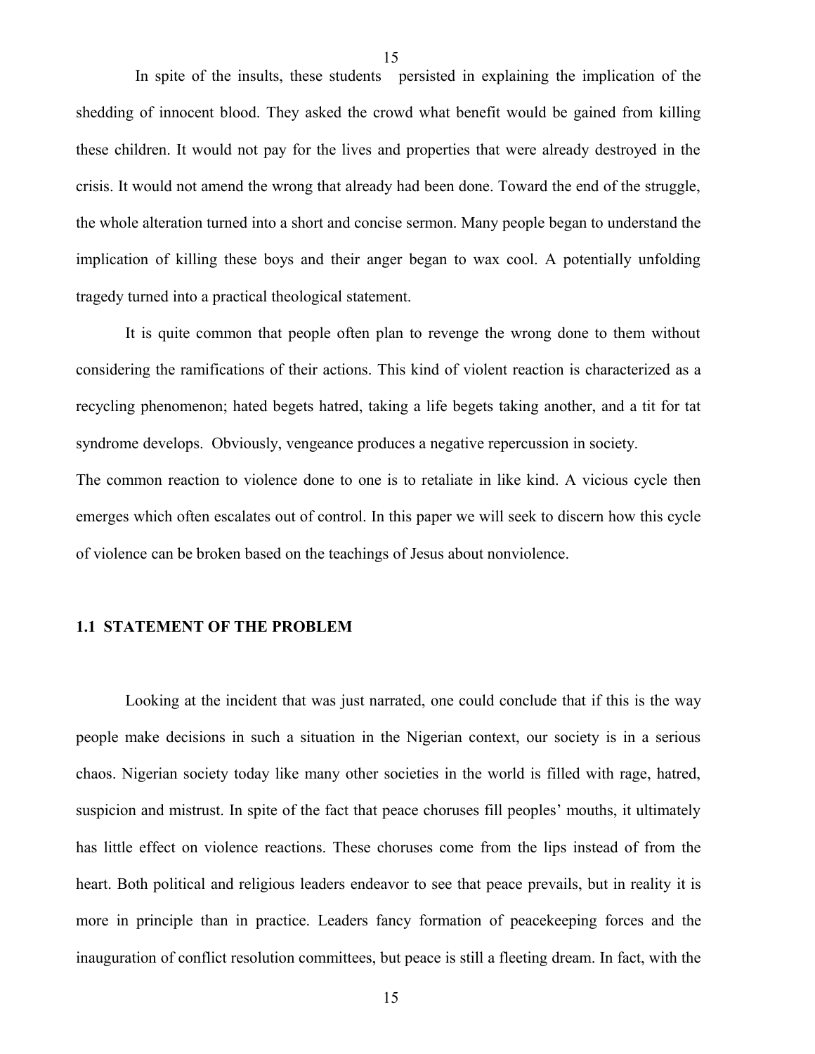In spite of the insults, these students persisted in explaining the implication of the shedding of innocent blood. They asked the crowd what benefit would be gained from killing these children. It would not pay for the lives and properties that were already destroyed in the crisis. It would not amend the wrong that already had been done. Toward the end of the struggle, the whole alteration turned into a short and concise sermon. Many people began to understand the implication of killing these boys and their anger began to wax cool. A potentially unfolding tragedy turned into a practical theological statement.

It is quite common that people often plan to revenge the wrong done to them without considering the ramifications of their actions. This kind of violent reaction is characterized as a recycling phenomenon; hated begets hatred, taking a life begets taking another, and a tit for tat syndrome develops. Obviously, vengeance produces a negative repercussion in society.

The common reaction to violence done to one is to retaliate in like kind. A vicious cycle then emerges which often escalates out of control. In this paper we will seek to discern how this cycle of violence can be broken based on the teachings of Jesus about nonviolence.

## 1.1 STATEMENT OF THE PROBLEM

Looking at the incident that was just narrated, one could conclude that if this is the way people make decisions in such a situation in the Nigerian context, our society is in a serious chaos. Nigerian society today like many other societies in the world is filled with rage, hatred, suspicion and mistrust. In spite of the fact that peace choruses fill peoples' mouths, it ultimately has little effect on violence reactions. These choruses come from the lips instead of from the heart. Both political and religious leaders endeavor to see that peace prevails, but in reality it is more in principle than in practice. Leaders fancy formation of peacekeeping forces and the inauguration of conflict resolution committees, but peace is still a fleeting dream. In fact, with the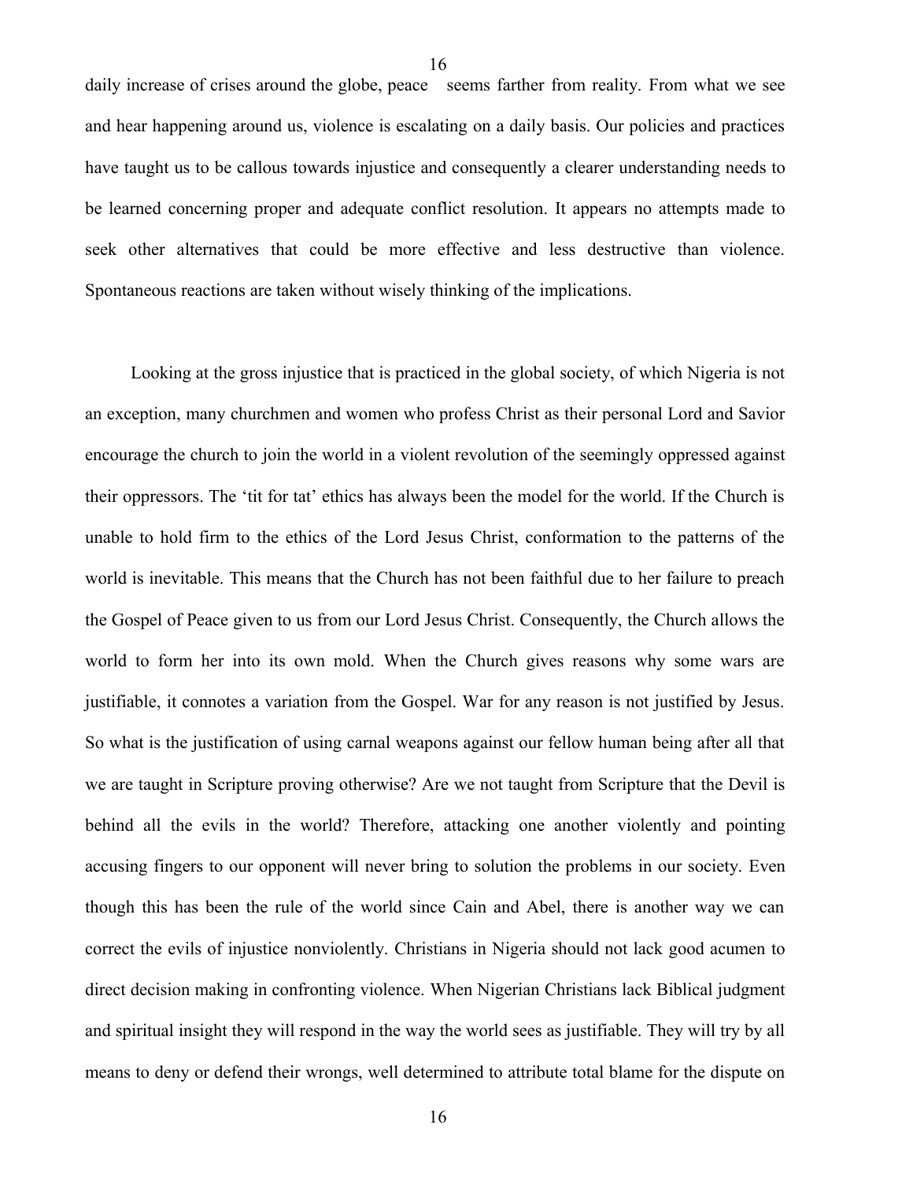daily increase of crises around the globe, peace seems farther from reality. From what we see and hear happening around us, violence is escalating on a daily basis. Our policies and practices have taught us to be callous towards injustice and consequently a clearer understanding needs to be learned concerning proper and adequate conflict resolution. It appears no attempts made to seek other alternatives that could be more effective and less destructive than violence. Spontaneous reactions are taken without wisely thinking of the implications.

Looking at the gross injustice that is practiced in the global society, of which Nigeria is not an exception, many churchmen and women who profess Christ as their personal Lord and Savior encourage the church to join the world in a violent revolution of the seemingly oppressed against their oppressors. The 'tit for tat' ethics has always been the model for the world. If the Church is unable to hold firm to the ethics of the Lord Jesus Christ, conformation to the patterns of the world is inevitable. This means that the Church has not been faithful due to her failure to preach the Gospel of Peace given to us from our Lord Jesus Christ. Consequently, the Church allows the world to form her into its own mold. When the Church gives reasons why some wars are justifiable, it connotes a variation from the Gospel. War for any reason is not justified by Jesus. So what is the justification of using carnal weapons against our fellow human being after all that we are taught in Scripture proving otherwise? Are we not taught from Scripture that the Devil is behind all the evils in the world? Therefore, attacking one another violently and pointing accusing fingers to our opponent will never bring to solution the problems in our society. Even though this has been the rule of the world since Cain and Abel, there is another way we can correct the evils of injustice nonviolently. Christians in Nigeria should not lack good acumen to direct decision making in confronting violence. When Nigerian Christians lack Biblical judgment and spiritual insight they will respond in the way the world sees as justifiable. They will try by all means to deny or defend their wrongs, well determined to attribute total blame for the dispute on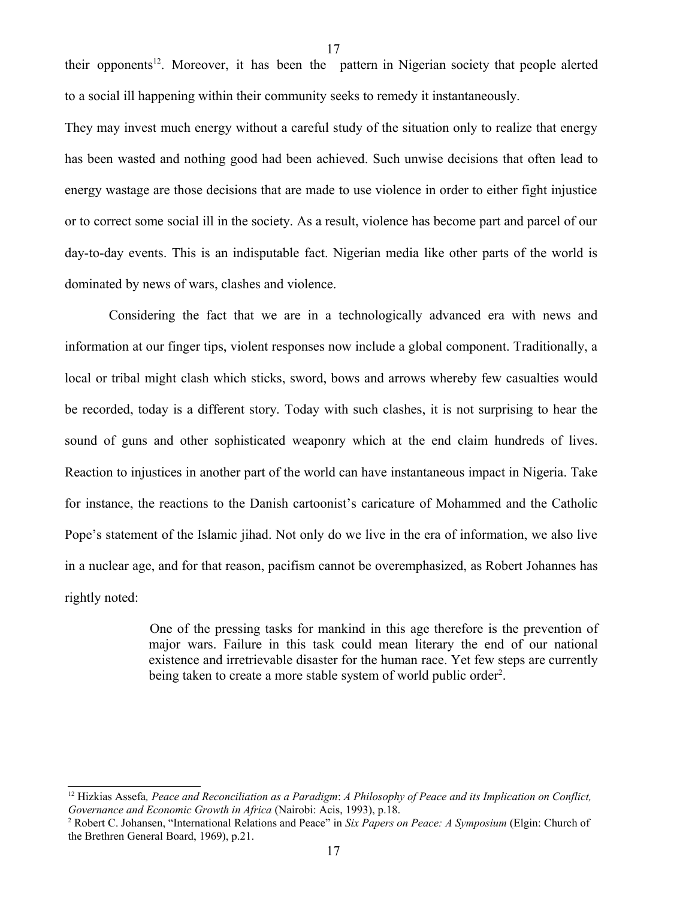their opponents[12]. Moreover, it has been the pattern in Nigerian society that people alerted to a social ill happening within their community seeks to remedy it instantaneously.

They may invest much energy without a careful study of the situation only to realize that energy has been wasted and nothing good had been achieved. Such unwise decisions that often lead to energy wastage are those decisions that are made to use violence in order to either fight injustice or to correct some social ill in the society. As a result, violence has become part and parcel of our day-to-day events. This is an indisputable fact. Nigerian media like other parts of the world is dominated by news of wars, clashes and violence.

Considering the fact that we are in a technologically advanced era with news and information at our finger tips, violent responses now include a global component. Traditionally, a local or tribal might clash which sticks, sword, bows and arrows whereby few casualties would be recorded, today is a different story. Today with such clashes, it is not surprising to hear the sound of guns and other sophisticated weaponry which at the end claim hundreds of lives. Reaction to injustices in another part of the world can have instantaneous impact in Nigeria. Take for instance, the reactions to the Danish cartoonist's caricature of Mohammed and the Catholic Pope's statement of the Islamic jihad. Not only do we live in the era of information, we also live in a nuclear age, and for that reason, pacifism cannot be overemphasized, as Robert Johannes has rightly noted:

> One of the pressing tasks for mankind in this age therefore is the prevention of major wars. Failure in this task could mean literary the end of our national existence and irretrievable disaster for the human race. Yet few steps are currently being taken to create a more stable system of world public order[2].

---

[12] Hizkias Assefa*, Peace and Reconciliation as a Paradigm*: *A Philosophy of Peace and its Implication on Conflict, Governance and Economic Growth in Africa* (Nairobi: Acis, 1993), p.18.

[2] Robert C. Johansen, "International Relations and Peace" in *Six Papers on Peace: A Symposium* (Elgin: Church of the Brethren General Board, 1969), p.21.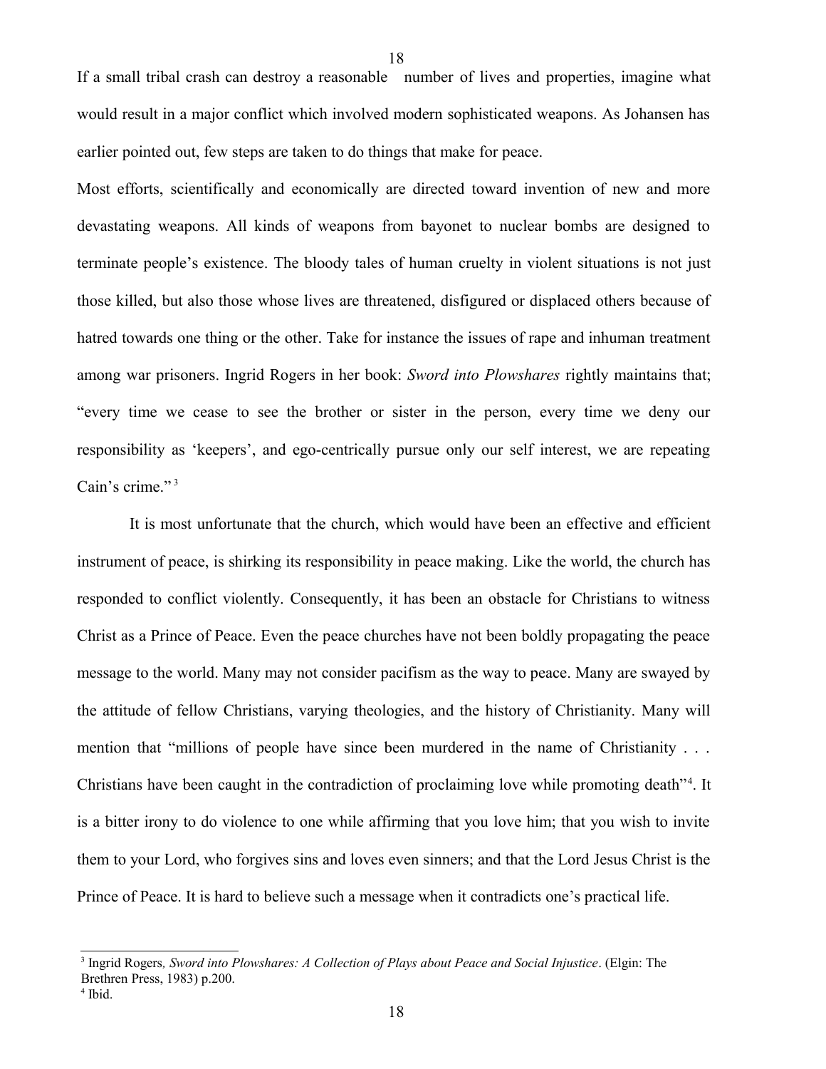If a small tribal crash can destroy a reasonable number of lives and properties, imagine what would result in a major conflict which involved modern sophisticated weapons. As Johansen has earlier pointed out, few steps are taken to do things that make for peace.

Most efforts, scientifically and economically are directed toward invention of new and more devastating weapons. All kinds of weapons from bayonet to nuclear bombs are designed to terminate people's existence. The bloody tales of human cruelty in violent situations is not just those killed, but also those whose lives are threatened, disfigured or displaced others because of hatred towards one thing or the other. Take for instance the issues of rape and inhuman treatment among war prisoners. Ingrid Rogers in her book: *Sword into Plowshares* rightly maintains that; "every time we cease to see the brother or sister in the person, every time we deny our responsibility as 'keepers', and ego-centrically pursue only our self interest, we are repeating Cain's crime."[3]

It is most unfortunate that the church, which would have been an effective and efficient instrument of peace, is shirking its responsibility in peace making. Like the world, the church has responded to conflict violently. Consequently, it has been an obstacle for Christians to witness Christ as a Prince of Peace. Even the peace churches have not been boldly propagating the peace message to the world. Many may not consider pacifism as the way to peace. Many are swayed by the attitude of fellow Christians, varying theologies, and the history of Christianity. Many will mention that "millions of people have since been murdered in the name of Christianity . . . Christians have been caught in the contradiction of proclaiming love while promoting death"[4]. It is a bitter irony to do violence to one while affirming that you love him; that you wish to invite them to your Lord, who forgives sins and loves even sinners; and that the Lord Jesus Christ is the Prince of Peace. It is hard to believe such a message when it contradicts one's practical life.

---

[3] Ingrid Rogers, *Sword into Plowshares: A Collection of Plays about Peace and Social Injustice*. (Elgin: The Brethren Press, 1983) p.200.

[4] Ibid.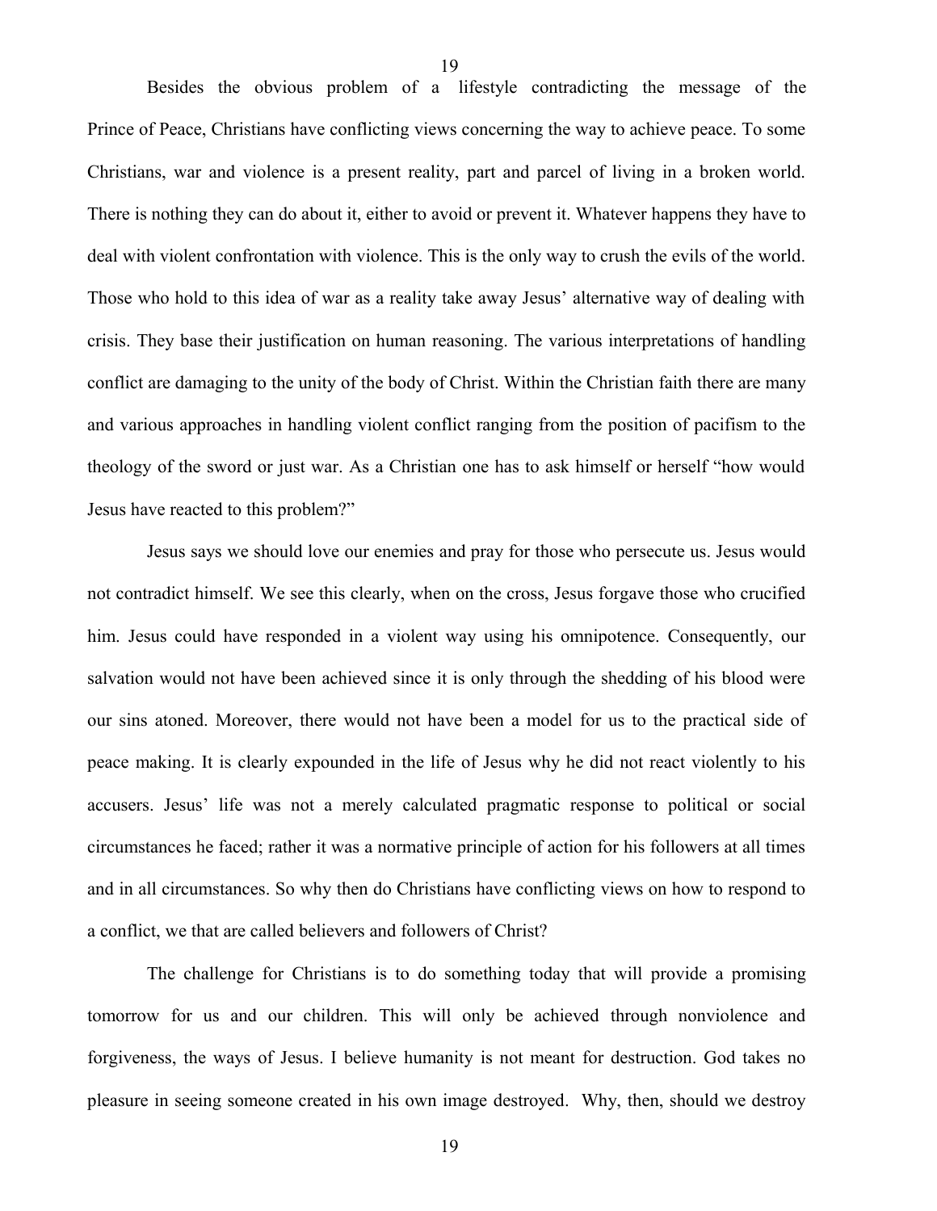Besides the obvious problem of a lifestyle contradicting the message of the Prince of Peace, Christians have conflicting views concerning the way to achieve peace. To some Christians, war and violence is a present reality, part and parcel of living in a broken world. There is nothing they can do about it, either to avoid or prevent it. Whatever happens they have to deal with violent confrontation with violence. This is the only way to crush the evils of the world. Those who hold to this idea of war as a reality take away Jesus' alternative way of dealing with crisis. They base their justification on human reasoning. The various interpretations of handling conflict are damaging to the unity of the body of Christ. Within the Christian faith there are many and various approaches in handling violent conflict ranging from the position of pacifism to the theology of the sword or just war. As a Christian one has to ask himself or herself "how would Jesus have reacted to this problem?"

Jesus says we should love our enemies and pray for those who persecute us. Jesus would not contradict himself. We see this clearly, when on the cross, Jesus forgave those who crucified him. Jesus could have responded in a violent way using his omnipotence. Consequently, our salvation would not have been achieved since it is only through the shedding of his blood were our sins atoned. Moreover, there would not have been a model for us to the practical side of peace making. It is clearly expounded in the life of Jesus why he did not react violently to his accusers. Jesus' life was not a merely calculated pragmatic response to political or social circumstances he faced; rather it was a normative principle of action for his followers at all times and in all circumstances. So why then do Christians have conflicting views on how to respond to a conflict, we that are called believers and followers of Christ?

The challenge for Christians is to do something today that will provide a promising tomorrow for us and our children. This will only be achieved through nonviolence and forgiveness, the ways of Jesus. I believe humanity is not meant for destruction. God takes no pleasure in seeing someone created in his own image destroyed. Why, then, should we destroy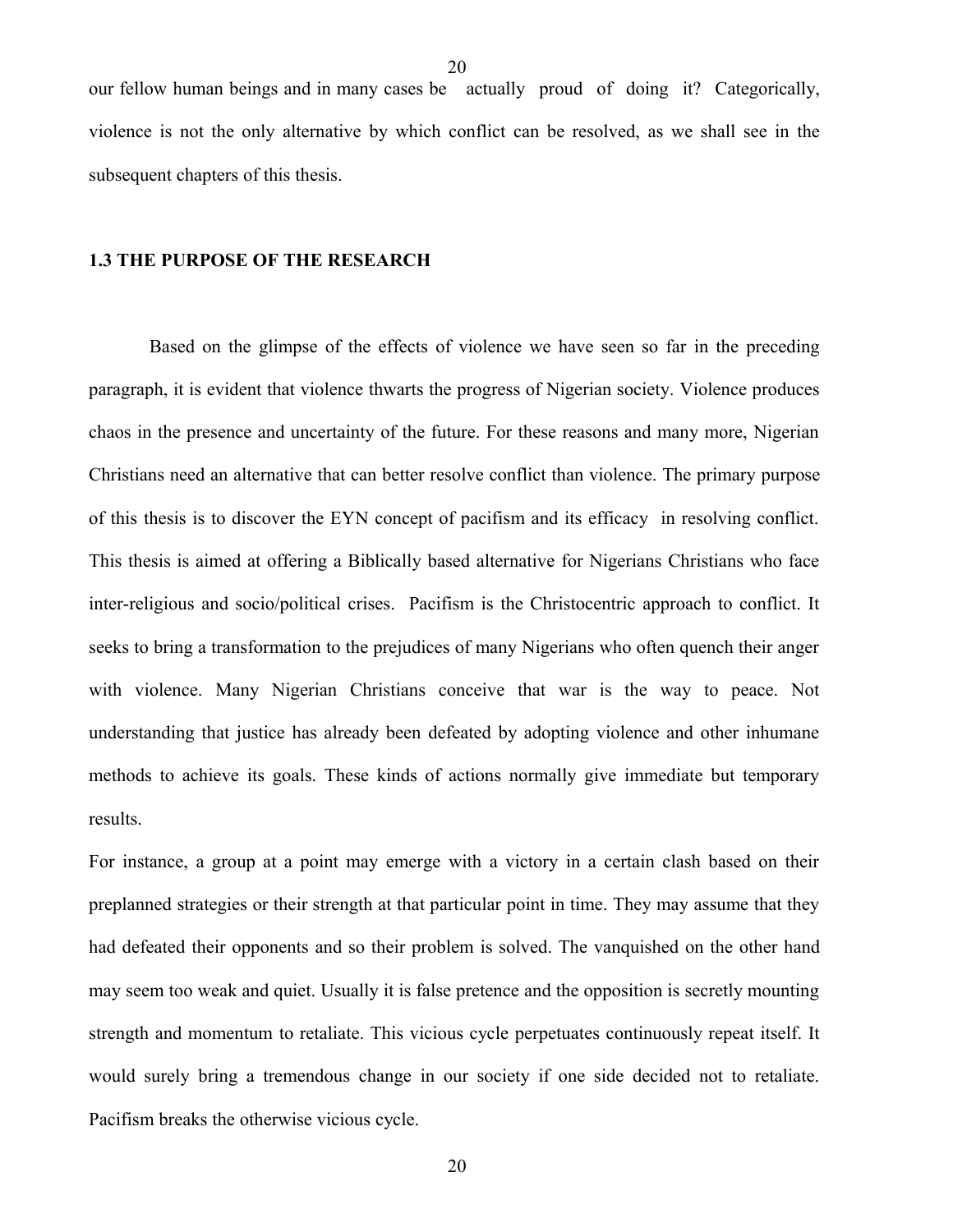our fellow human beings and in many cases be actually proud of doing it? Categorically, violence is not the only alternative by which conflict can be resolved, as we shall see in the subsequent chapters of this thesis.

### 1.3 THE PURPOSE OF THE RESEARCH

Based on the glimpse of the effects of violence we have seen so far in the preceding paragraph, it is evident that violence thwarts the progress of Nigerian society. Violence produces chaos in the presence and uncertainty of the future. For these reasons and many more, Nigerian Christians need an alternative that can better resolve conflict than violence. The primary purpose of this thesis is to discover the EYN concept of pacifism and its efficacy in resolving conflict. This thesis is aimed at offering a Biblically based alternative for Nigerians Christians who face inter-religious and socio/political crises. Pacifism is the Christocentric approach to conflict. It seeks to bring a transformation to the prejudices of many Nigerians who often quench their anger with violence. Many Nigerian Christians conceive that war is the way to peace. Not understanding that justice has already been defeated by adopting violence and other inhumane methods to achieve its goals. These kinds of actions normally give immediate but temporary results.

For instance, a group at a point may emerge with a victory in a certain clash based on their preplanned strategies or their strength at that particular point in time. They may assume that they had defeated their opponents and so their problem is solved. The vanquished on the other hand may seem too weak and quiet. Usually it is false pretence and the opposition is secretly mounting strength and momentum to retaliate. This vicious cycle perpetuates continuously repeat itself. It would surely bring a tremendous change in our society if one side decided not to retaliate. Pacifism breaks the otherwise vicious cycle.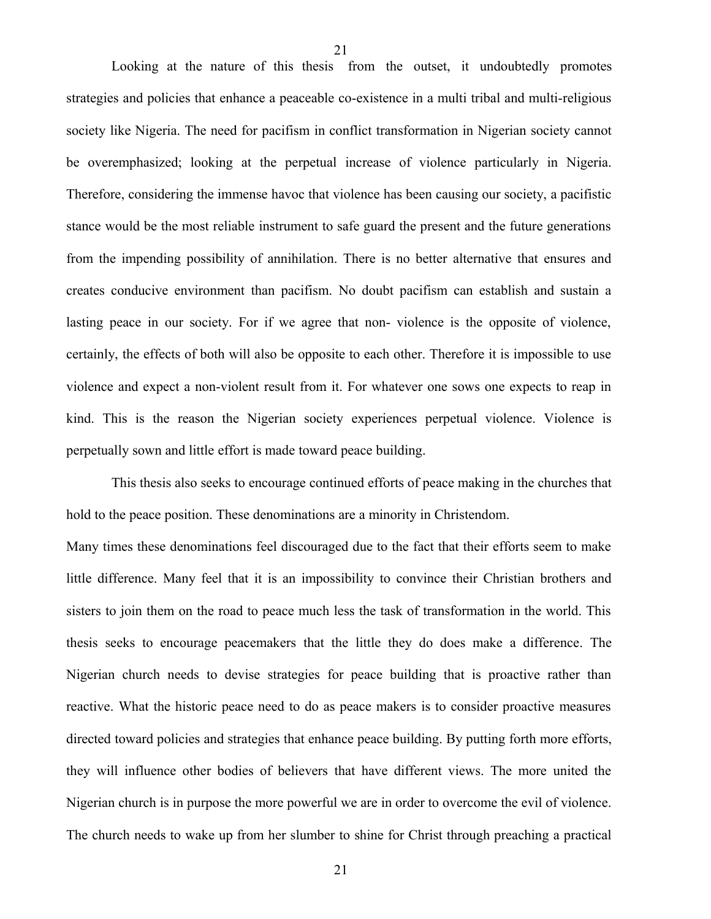Looking at the nature of this thesis from the outset, it undoubtedly promotes strategies and policies that enhance a peaceable co-existence in a multi tribal and multi-religious society like Nigeria. The need for pacifism in conflict transformation in Nigerian society cannot be overemphasized; looking at the perpetual increase of violence particularly in Nigeria. Therefore, considering the immense havoc that violence has been causing our society, a pacifistic stance would be the most reliable instrument to safe guard the present and the future generations from the impending possibility of annihilation. There is no better alternative that ensures and creates conducive environment than pacifism. No doubt pacifism can establish and sustain a lasting peace in our society. For if we agree that non- violence is the opposite of violence, certainly, the effects of both will also be opposite to each other. Therefore it is impossible to use violence and expect a non-violent result from it. For whatever one sows one expects to reap in kind. This is the reason the Nigerian society experiences perpetual violence. Violence is perpetually sown and little effort is made toward peace building.

This thesis also seeks to encourage continued efforts of peace making in the churches that hold to the peace position. These denominations are a minority in Christendom.
Many times these denominations feel discouraged due to the fact that their efforts seem to make little difference. Many feel that it is an impossibility to convince their Christian brothers and sisters to join them on the road to peace much less the task of transformation in the world. This thesis seeks to encourage peacemakers that the little they do does make a difference. The Nigerian church needs to devise strategies for peace building that is proactive rather than reactive. What the historic peace need to do as peace makers is to consider proactive measures directed toward policies and strategies that enhance peace building. By putting forth more efforts, they will influence other bodies of believers that have different views. The more united the Nigerian church is in purpose the more powerful we are in order to overcome the evil of violence. The church needs to wake up from her slumber to shine for Christ through preaching a practical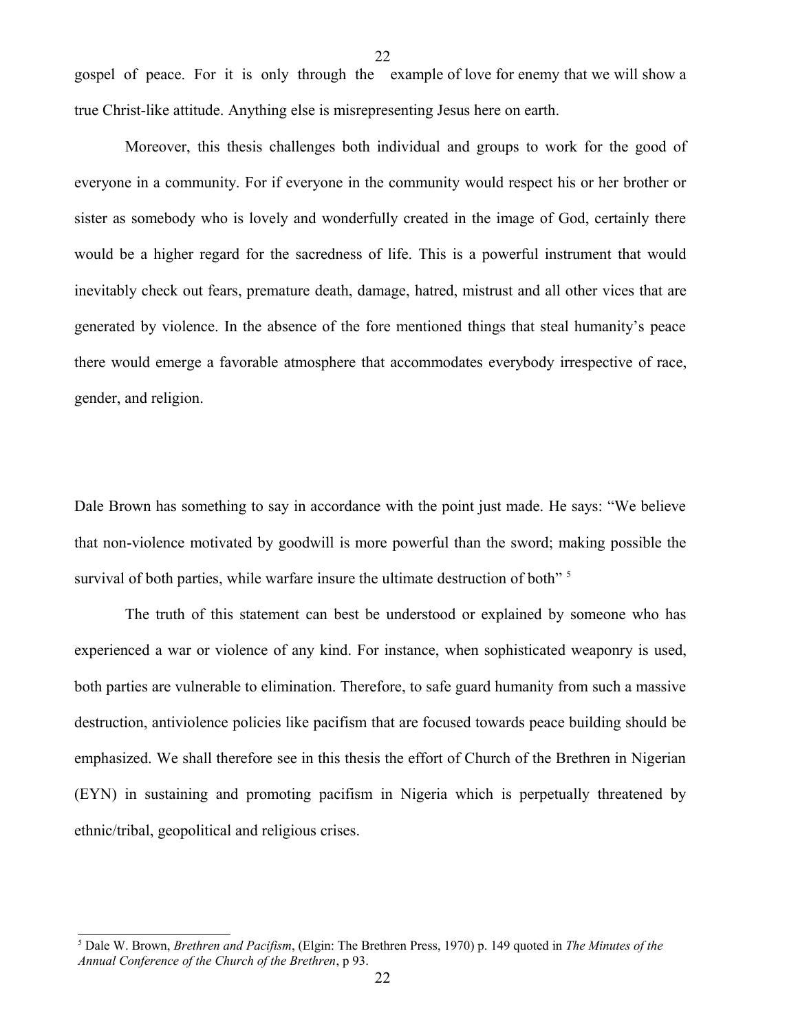gospel of peace. For it is only through the example of love for enemy that we will show a true Christ-like attitude. Anything else is misrepresenting Jesus here on earth.

Moreover, this thesis challenges both individual and groups to work for the good of everyone in a community. For if everyone in the community would respect his or her brother or sister as somebody who is lovely and wonderfully created in the image of God, certainly there would be a higher regard for the sacredness of life. This is a powerful instrument that would inevitably check out fears, premature death, damage, hatred, mistrust and all other vices that are generated by violence. In the absence of the fore mentioned things that steal humanity's peace there would emerge a favorable atmosphere that accommodates everybody irrespective of race, gender, and religion.

Dale Brown has something to say in accordance with the point just made. He says: "We believe that non-violence motivated by goodwill is more powerful than the sword; making possible the survival of both parties, while warfare insure the ultimate destruction of both" [5]

The truth of this statement can best be understood or explained by someone who has experienced a war or violence of any kind. For instance, when sophisticated weaponry is used, both parties are vulnerable to elimination. Therefore, to safe guard humanity from such a massive destruction, antiviolence policies like pacifism that are focused towards peace building should be emphasized. We shall therefore see in this thesis the effort of Church of the Brethren in Nigerian (EYN) in sustaining and promoting pacifism in Nigeria which is perpetually threatened by ethnic/tribal, geopolitical and religious crises.

---

[5] Dale W. Brown, *Brethren and Pacifism*, (Elgin: The Brethren Press, 1970) p. 149 quoted in *The Minutes of the Annual Conference of the Church of the Brethren*, p 93.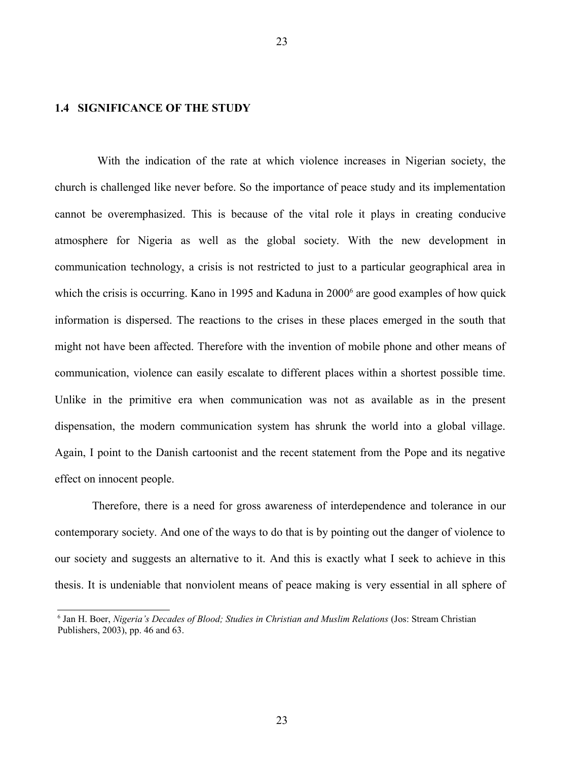## 1.4 SIGNIFICANCE OF THE STUDY

With the indication of the rate at which violence increases in Nigerian society, the church is challenged like never before. So the importance of peace study and its implementation cannot be overemphasized. This is because of the vital role it plays in creating conducive atmosphere for Nigeria as well as the global society. With the new development in communication technology, a crisis is not restricted to just to a particular geographical area in which the crisis is occurring. Kano in 1995 and Kaduna in 2000[6] are good examples of how quick information is dispersed. The reactions to the crises in these places emerged in the south that might not have been affected. Therefore with the invention of mobile phone and other means of communication, violence can easily escalate to different places within a shortest possible time. Unlike in the primitive era when communication was not as available as in the present dispensation, the modern communication system has shrunk the world into a global village. Again, I point to the Danish cartoonist and the recent statement from the Pope and its negative effect on innocent people.

Therefore, there is a need for gross awareness of interdependence and tolerance in our contemporary society. And one of the ways to do that is by pointing out the danger of violence to our society and suggests an alternative to it. And this is exactly what I seek to achieve in this thesis. It is undeniable that nonviolent means of peace making is very essential in all sphere of

[6] Jan H. Boer, *Nigeria's Decades of Blood; Studies in Christian and Muslim Relations* (Jos: Stream Christian Publishers, 2003), pp. 46 and 63.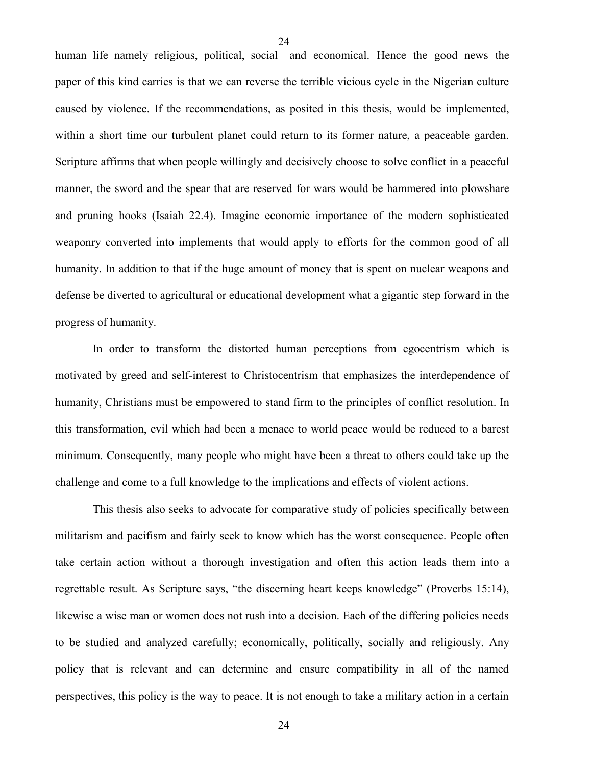human life namely religious, political, social and economical. Hence the good news the paper of this kind carries is that we can reverse the terrible vicious cycle in the Nigerian culture caused by violence. If the recommendations, as posited in this thesis, would be implemented, within a short time our turbulent planet could return to its former nature, a peaceable garden. Scripture affirms that when people willingly and decisively choose to solve conflict in a peaceful manner, the sword and the spear that are reserved for wars would be hammered into plowshare and pruning hooks (Isaiah 22.4). Imagine economic importance of the modern sophisticated weaponry converted into implements that would apply to efforts for the common good of all humanity. In addition to that if the huge amount of money that is spent on nuclear weapons and defense be diverted to agricultural or educational development what a gigantic step forward in the progress of humanity.

In order to transform the distorted human perceptions from egocentrism which is motivated by greed and self-interest to Christocentrism that emphasizes the interdependence of humanity, Christians must be empowered to stand firm to the principles of conflict resolution. In this transformation, evil which had been a menace to world peace would be reduced to a barest minimum. Consequently, many people who might have been a threat to others could take up the challenge and come to a full knowledge to the implications and effects of violent actions.

This thesis also seeks to advocate for comparative study of policies specifically between militarism and pacifism and fairly seek to know which has the worst consequence. People often take certain action without a thorough investigation and often this action leads them into a regrettable result. As Scripture says, "the discerning heart keeps knowledge" (Proverbs 15:14), likewise a wise man or women does not rush into a decision. Each of the differing policies needs to be studied and analyzed carefully; economically, politically, socially and religiously. Any policy that is relevant and can determine and ensure compatibility in all of the named perspectives, this policy is the way to peace. It is not enough to take a military action in a certain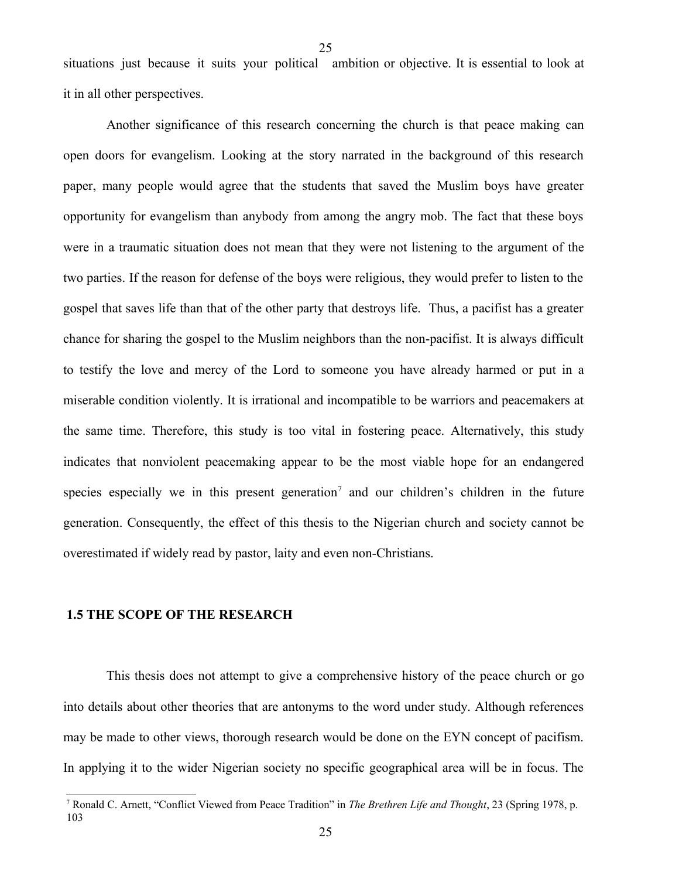situations just because it suits your political ambition or objective. It is essential to look at it in all other perspectives.

Another significance of this research concerning the church is that peace making can open doors for evangelism. Looking at the story narrated in the background of this research paper, many people would agree that the students that saved the Muslim boys have greater opportunity for evangelism than anybody from among the angry mob. The fact that these boys were in a traumatic situation does not mean that they were not listening to the argument of the two parties. If the reason for defense of the boys were religious, they would prefer to listen to the gospel that saves life than that of the other party that destroys life. Thus, a pacifist has a greater chance for sharing the gospel to the Muslim neighbors than the non-pacifist. It is always difficult to testify the love and mercy of the Lord to someone you have already harmed or put in a miserable condition violently. It is irrational and incompatible to be warriors and peacemakers at the same time. Therefore, this study is too vital in fostering peace. Alternatively, this study indicates that nonviolent peacemaking appear to be the most viable hope for an endangered species especially we in this present generation[7] and our children's children in the future generation. Consequently, the effect of this thesis to the Nigerian church and society cannot be overestimated if widely read by pastor, laity and even non-Christians.

## 1.5 THE SCOPE OF THE RESEARCH

This thesis does not attempt to give a comprehensive history of the peace church or go into details about other theories that are antonyms to the word under study. Although references may be made to other views, thorough research would be done on the EYN concept of pacifism. In applying it to the wider Nigerian society no specific geographical area will be in focus. The

[7] Ronald C. Arnett, "Conflict Viewed from Peace Tradition" in *The Brethren Life and Thought*, 23 (Spring 1978, p. 103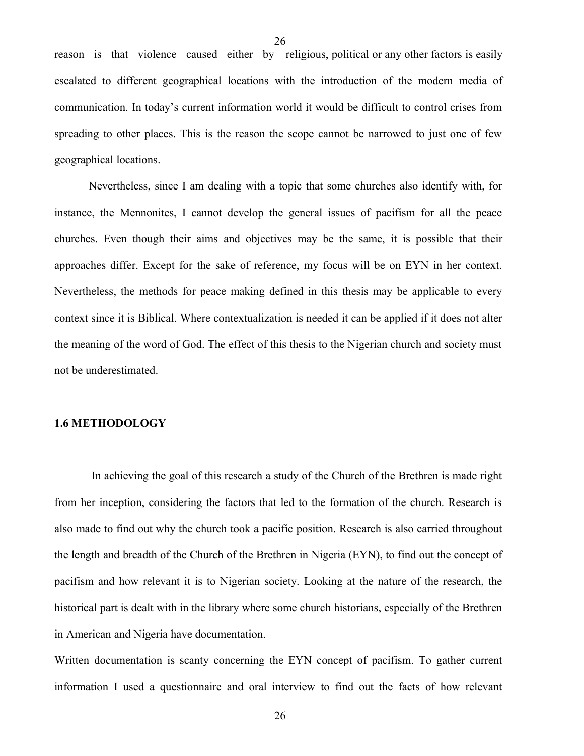reason is that violence caused either by religious, political or any other factors is easily escalated to different geographical locations with the introduction of the modern media of communication. In today's current information world it would be difficult to control crises from spreading to other places. This is the reason the scope cannot be narrowed to just one of few geographical locations.

Nevertheless, since I am dealing with a topic that some churches also identify with, for instance, the Mennonites, I cannot develop the general issues of pacifism for all the peace churches. Even though their aims and objectives may be the same, it is possible that their approaches differ. Except for the sake of reference, my focus will be on EYN in her context. Nevertheless, the methods for peace making defined in this thesis may be applicable to every context since it is Biblical. Where contextualization is needed it can be applied if it does not alter the meaning of the word of God. The effect of this thesis to the Nigerian church and society must not be underestimated.

### 1.6 METHODOLOGY

In achieving the goal of this research a study of the Church of the Brethren is made right from her inception, considering the factors that led to the formation of the church. Research is also made to find out why the church took a pacific position. Research is also carried throughout the length and breadth of the Church of the Brethren in Nigeria (EYN), to find out the concept of pacifism and how relevant it is to Nigerian society. Looking at the nature of the research, the historical part is dealt with in the library where some church historians, especially of the Brethren in American and Nigeria have documentation.

Written documentation is scanty concerning the EYN concept of pacifism. To gather current information I used a questionnaire and oral interview to find out the facts of how relevant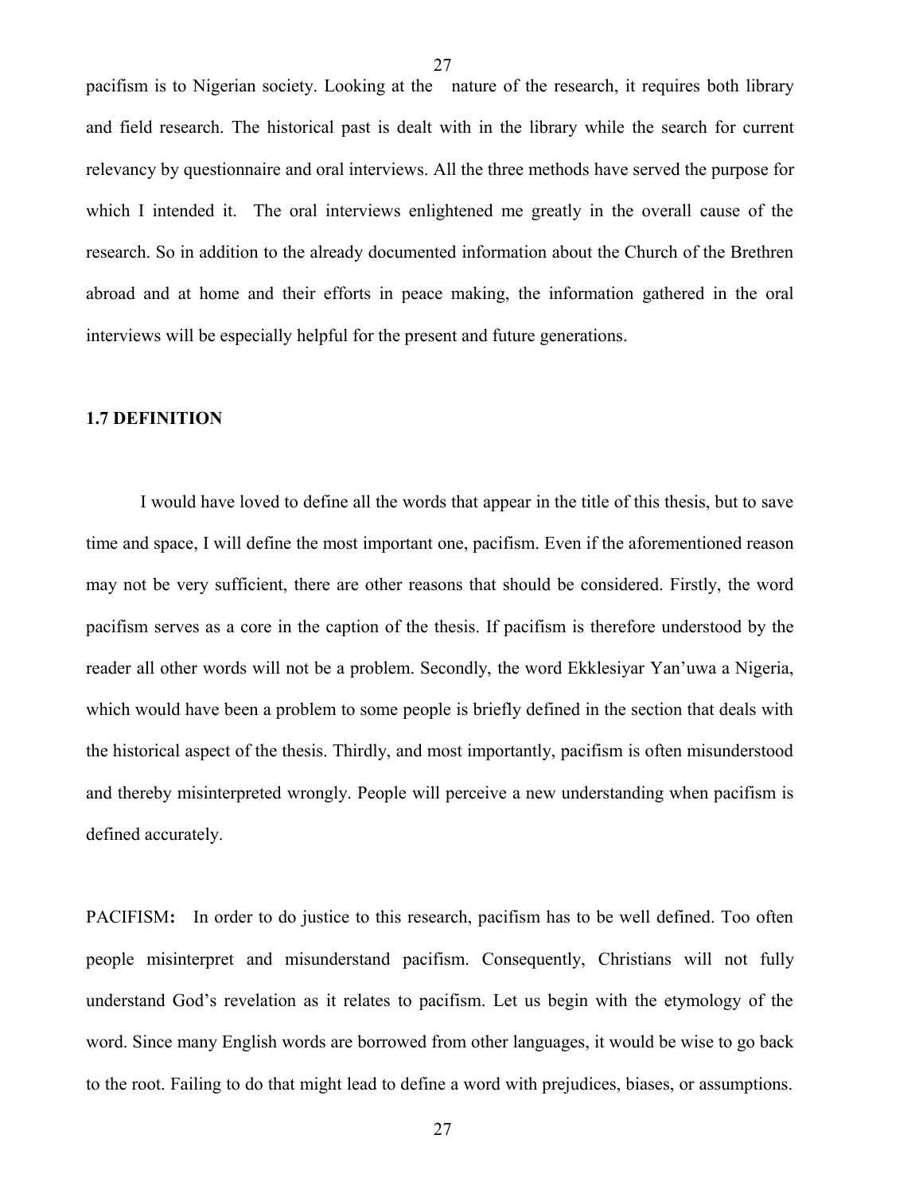pacifism is to Nigerian society. Looking at the nature of the research, it requires both library and field research. The historical past is dealt with in the library while the search for current relevancy by questionnaire and oral interviews. All the three methods have served the purpose for which I intended it. The oral interviews enlightened me greatly in the overall cause of the research. So in addition to the already documented information about the Church of the Brethren abroad and at home and their efforts in peace making, the information gathered in the oral interviews will be especially helpful for the present and future generations.

## 1.7 DEFINITION

I would have loved to define all the words that appear in the title of this thesis, but to save time and space, I will define the most important one, pacifism. Even if the aforementioned reason may not be very sufficient, there are other reasons that should be considered. Firstly, the word pacifism serves as a core in the caption of the thesis. If pacifism is therefore understood by the reader all other words will not be a problem. Secondly, the word Ekklesiyar Yan'uwa a Nigeria, which would have been a problem to some people is briefly defined in the section that deals with the historical aspect of the thesis. Thirdly, and most importantly, pacifism is often misunderstood and thereby misinterpreted wrongly. People will perceive a new understanding when pacifism is defined accurately.

PACIFISM**:** In order to do justice to this research, pacifism has to be well defined. Too often people misinterpret and misunderstand pacifism. Consequently, Christians will not fully understand God's revelation as it relates to pacifism. Let us begin with the etymology of the word. Since many English words are borrowed from other languages, it would be wise to go back to the root. Failing to do that might lead to define a word with prejudices, biases, or assumptions.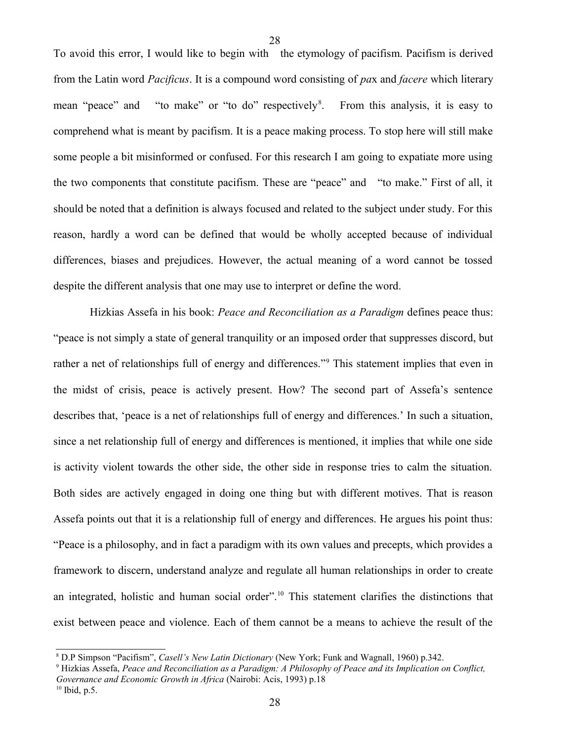To avoid this error, I would like to begin with the etymology of pacifism. Pacifism is derived from the Latin word *Pacificus*. It is a compound word consisting of *pa*x and *facere* which literary mean "peace" and "to make" or "to do" respectively[8]. From this analysis, it is easy to comprehend what is meant by pacifism. It is a peace making process. To stop here will still make some people a bit misinformed or confused. For this research I am going to expatiate more using the two components that constitute pacifism. These are "peace" and "to make." First of all, it should be noted that a definition is always focused and related to the subject under study. For this reason, hardly a word can be defined that would be wholly accepted because of individual differences, biases and prejudices. However, the actual meaning of a word cannot be tossed despite the different analysis that one may use to interpret or define the word.

Hizkias Assefa in his book: *Peace and Reconciliation as a Paradigm* defines peace thus: "peace is not simply a state of general tranquility or an imposed order that suppresses discord, but rather a net of relationships full of energy and differences."[9] This statement implies that even in the midst of crisis, peace is actively present. How? The second part of Assefa's sentence describes that, 'peace is a net of relationships full of energy and differences.' In such a situation, since a net relationship full of energy and differences is mentioned, it implies that while one side is activity violent towards the other side, the other side in response tries to calm the situation. Both sides are actively engaged in doing one thing but with different motives. That is reason Assefa points out that it is a relationship full of energy and differences. He argues his point thus: "Peace is a philosophy, and in fact a paradigm with its own values and precepts, which provides a framework to discern, understand analyze and regulate all human relationships in order to create an integrated, holistic and human social order".[10] This statement clarifies the distinctions that exist between peace and violence. Each of them cannot be a means to achieve the result of the

---

[8] D.P Simpson "Pacifism", *Casell's New Latin Dictionary* (New York; Funk and Wagnall, 1960) p.342.

[9] Hizkias Assefa, *Peace and Reconciliation as a Paradigm: A Philosophy of Peace and its Implication on Conflict, Governance and Economic Growth in Africa* (Nairobi: Acis, 1993) p.18

[10] Ibid, p.5.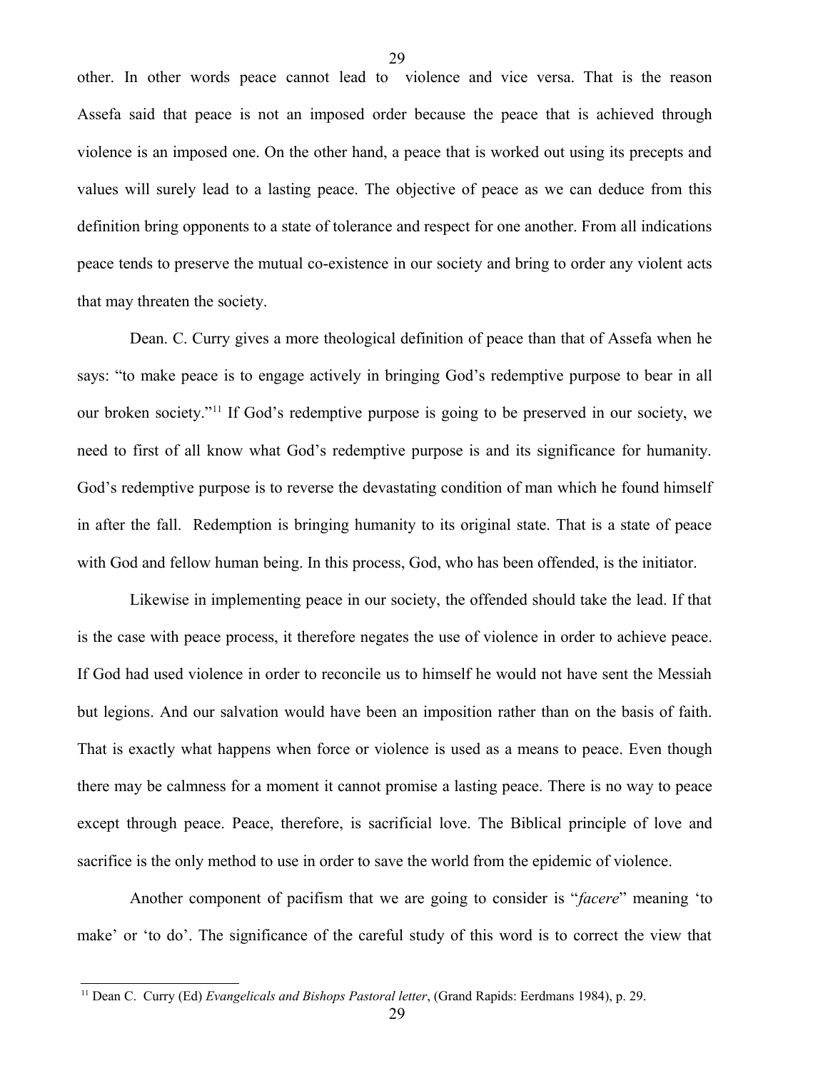other. In other words peace cannot lead to violence and vice versa. That is the reason Assefa said that peace is not an imposed order because the peace that is achieved through violence is an imposed one. On the other hand, a peace that is worked out using its precepts and values will surely lead to a lasting peace. The objective of peace as we can deduce from this definition bring opponents to a state of tolerance and respect for one another. From all indications peace tends to preserve the mutual co-existence in our society and bring to order any violent acts that may threaten the society.

Dean. C. Curry gives a more theological definition of peace than that of Assefa when he says: "to make peace is to engage actively in bringing God's redemptive purpose to bear in all our broken society."[11] If God's redemptive purpose is going to be preserved in our society, we need to first of all know what God's redemptive purpose is and its significance for humanity. God's redemptive purpose is to reverse the devastating condition of man which he found himself in after the fall. Redemption is bringing humanity to its original state. That is a state of peace with God and fellow human being. In this process, God, who has been offended, is the initiator.

Likewise in implementing peace in our society, the offended should take the lead. If that is the case with peace process, it therefore negates the use of violence in order to achieve peace. If God had used violence in order to reconcile us to himself he would not have sent the Messiah but legions. And our salvation would have been an imposition rather than on the basis of faith. That is exactly what happens when force or violence is used as a means to peace. Even though there may be calmness for a moment it cannot promise a lasting peace. There is no way to peace except through peace. Peace, therefore, is sacrificial love. The Biblical principle of love and sacrifice is the only method to use in order to save the world from the epidemic of violence.

Another component of pacifism that we are going to consider is "*facere*" meaning 'to make' or 'to do'. The significance of the careful study of this word is to correct the view that

---

[11] Dean C. Curry (Ed) *Evangelicals and Bishops Pastoral letter*, (Grand Rapids: Eerdmans 1984), p. 29.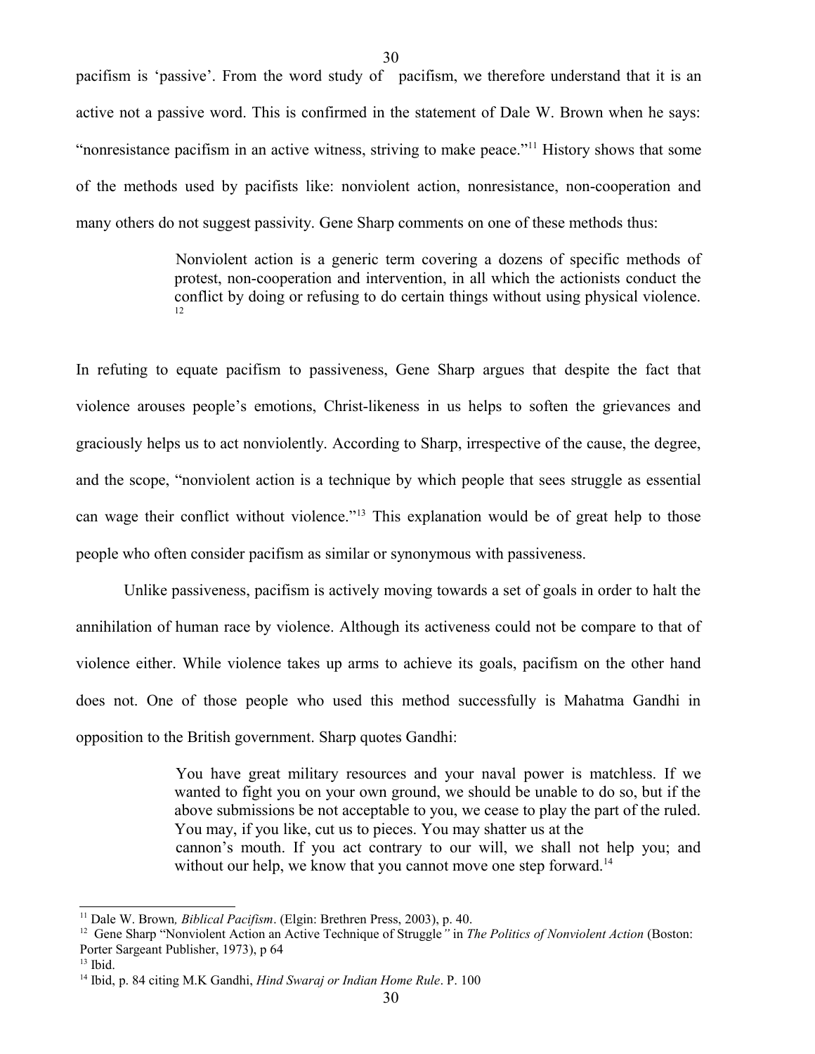pacifism is 'passive'. From the word study of pacifism, we therefore understand that it is an active not a passive word. This is confirmed in the statement of Dale W. Brown when he says: "nonresistance pacifism in an active witness, striving to make peace."[11] History shows that some of the methods used by pacifists like: nonviolent action, nonresistance, non-cooperation and many others do not suggest passivity. Gene Sharp comments on one of these methods thus:

> Nonviolent action is a generic term covering a dozens of specific methods of protest, non-cooperation and intervention, in all which the actionists conduct the conflict by doing or refusing to do certain things without using physical violence.[12]

In refuting to equate pacifism to passiveness, Gene Sharp argues that despite the fact that violence arouses people's emotions, Christ-likeness in us helps to soften the grievances and graciously helps us to act nonviolently. According to Sharp, irrespective of the cause, the degree, and the scope, "nonviolent action is a technique by which people that sees struggle as essential can wage their conflict without violence."[13] This explanation would be of great help to those people who often consider pacifism as similar or synonymous with passiveness.

Unlike passiveness, pacifism is actively moving towards a set of goals in order to halt the annihilation of human race by violence. Although its activeness could not be compare to that of violence either. While violence takes up arms to achieve its goals, pacifism on the other hand does not. One of those people who used this method successfully is Mahatma Gandhi in opposition to the British government. Sharp quotes Gandhi:

> You have great military resources and your naval power is matchless. If we wanted to fight you on your own ground, we should be unable to do so, but if the above submissions be not acceptable to you, we cease to play the part of the ruled. You may, if you like, cut us to pieces. You may shatter us at the cannon's mouth. If you act contrary to our will, we shall not help you; and without our help, we know that you cannot move one step forward.[14]

---

[11] Dale W. Brown*, Biblical Pacifism*. (Elgin: Brethren Press, 2003), p. 40.

[12] Gene Sharp "Nonviolent Action an Active Technique of Struggle*"* in *The Politics of Nonviolent Action* (Boston: Porter Sargeant Publisher, 1973), p 64

[13] Ibid.

[14] Ibid, p. 84 citing M.K Gandhi, *Hind Swaraj or Indian Home Rule*. P. 100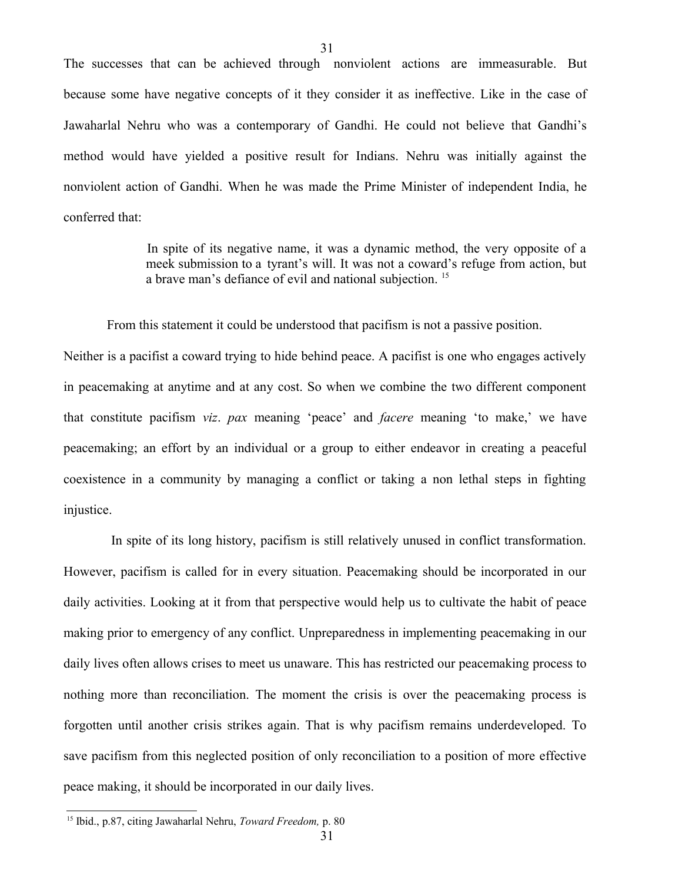The successes that can be achieved through nonviolent actions are immeasurable. But because some have negative concepts of it they consider it as ineffective. Like in the case of Jawaharlal Nehru who was a contemporary of Gandhi. He could not believe that Gandhi's method would have yielded a positive result for Indians. Nehru was initially against the nonviolent action of Gandhi. When he was made the Prime Minister of independent India, he conferred that:

> In spite of its negative name, it was a dynamic method, the very opposite of a meek submission to a tyrant's will. It was not a coward's refuge from action, but a brave man's defiance of evil and national subjection. [15]

From this statement it could be understood that pacifism is not a passive position. Neither is a pacifist a coward trying to hide behind peace. A pacifist is one who engages actively in peacemaking at anytime and at any cost. So when we combine the two different component that constitute pacifism *viz*. *pax* meaning 'peace' and *facere* meaning 'to make,' we have peacemaking; an effort by an individual or a group to either endeavor in creating a peaceful coexistence in a community by managing a conflict or taking a non lethal steps in fighting injustice.

In spite of its long history, pacifism is still relatively unused in conflict transformation. However, pacifism is called for in every situation. Peacemaking should be incorporated in our daily activities. Looking at it from that perspective would help us to cultivate the habit of peace making prior to emergency of any conflict. Unpreparedness in implementing peacemaking in our daily lives often allows crises to meet us unaware. This has restricted our peacemaking process to nothing more than reconciliation. The moment the crisis is over the peacemaking process is forgotten until another crisis strikes again. That is why pacifism remains underdeveloped. To save pacifism from this neglected position of only reconciliation to a position of more effective peace making, it should be incorporated in our daily lives.

[15] Ibid., p.87, citing Jawaharlal Nehru, *Toward Freedom,* p. 80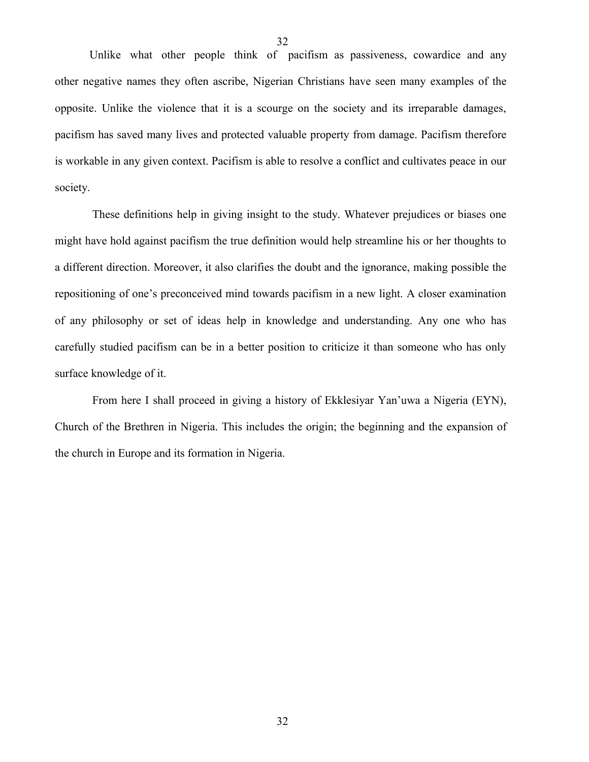Unlike what other people think of pacifism as passiveness, cowardice and any other negative names they often ascribe, Nigerian Christians have seen many examples of the opposite. Unlike the violence that it is a scourge on the society and its irreparable damages, pacifism has saved many lives and protected valuable property from damage. Pacifism therefore is workable in any given context. Pacifism is able to resolve a conflict and cultivates peace in our society.

These definitions help in giving insight to the study. Whatever prejudices or biases one might have hold against pacifism the true definition would help streamline his or her thoughts to a different direction. Moreover, it also clarifies the doubt and the ignorance, making possible the repositioning of one's preconceived mind towards pacifism in a new light. A closer examination of any philosophy or set of ideas help in knowledge and understanding. Any one who has carefully studied pacifism can be in a better position to criticize it than someone who has only surface knowledge of it.

From here I shall proceed in giving a history of Ekklesiyar Yan'uwa a Nigeria (EYN), Church of the Brethren in Nigeria. This includes the origin; the beginning and the expansion of the church in Europe and its formation in Nigeria.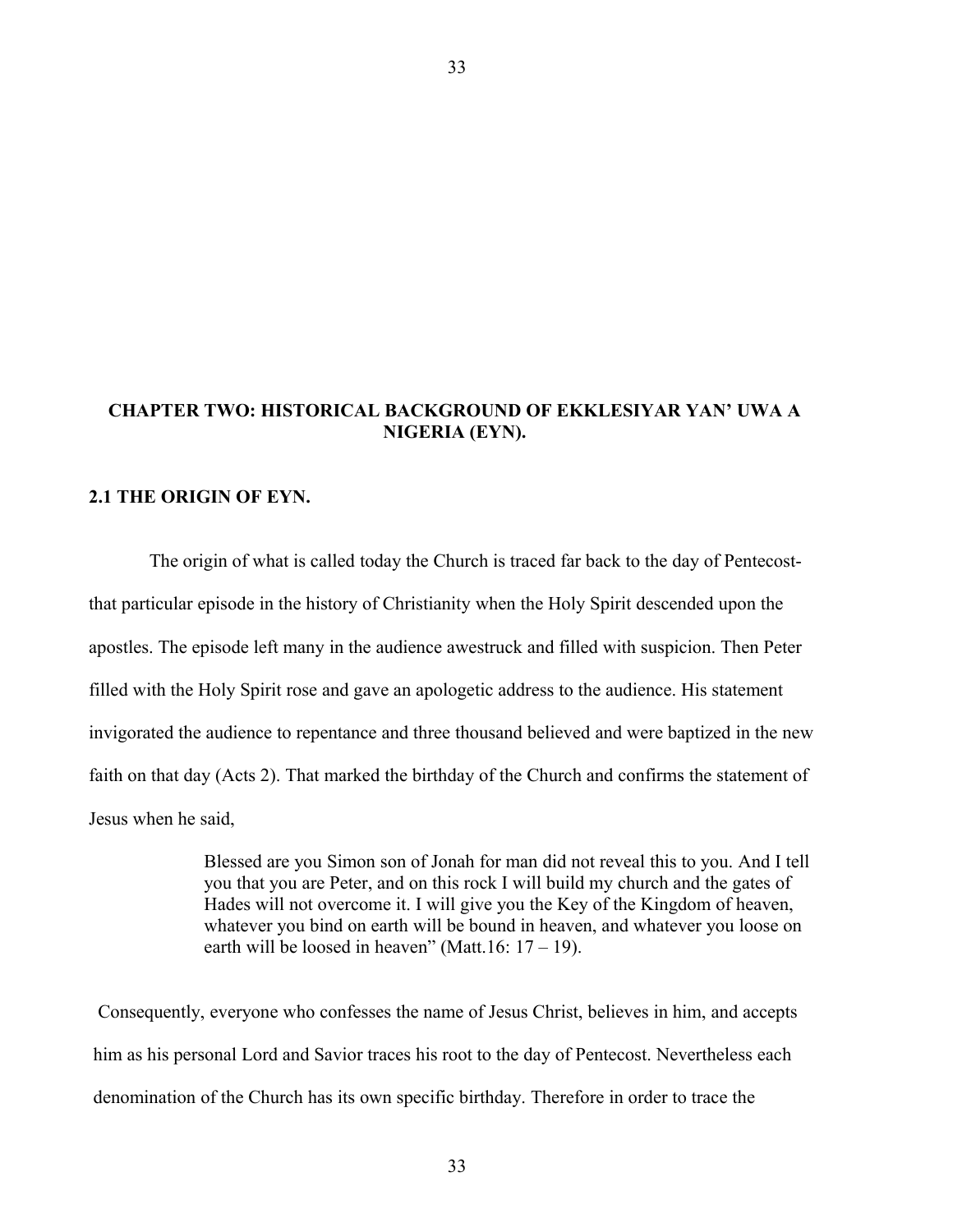# CHAPTER TWO: HISTORICAL BACKGROUND OF EKKLESIYAR YAN' UWA A NIGERIA (EYN).

## 2.1 THE ORIGIN OF EYN.

The origin of what is called today the Church is traced far back to the day of Pentecost- that particular episode in the history of Christianity when the Holy Spirit descended upon the apostles. The episode left many in the audience awestruck and filled with suspicion. Then Peter filled with the Holy Spirit rose and gave an apologetic address to the audience. His statement invigorated the audience to repentance and three thousand believed and were baptized in the new faith on that day (Acts 2). That marked the birthday of the Church and confirms the statement of Jesus when he said,

> Blessed are you Simon son of Jonah for man did not reveal this to you. And I tell you that you are Peter, and on this rock I will build my church and the gates of Hades will not overcome it. I will give you the Key of the Kingdom of heaven, whatever you bind on earth will be bound in heaven, and whatever you loose on earth will be loosed in heaven" (Matt.16: 17 – 19).

Consequently, everyone who confesses the name of Jesus Christ, believes in him, and accepts him as his personal Lord and Savior traces his root to the day of Pentecost. Nevertheless each denomination of the Church has its own specific birthday. Therefore in order to trace the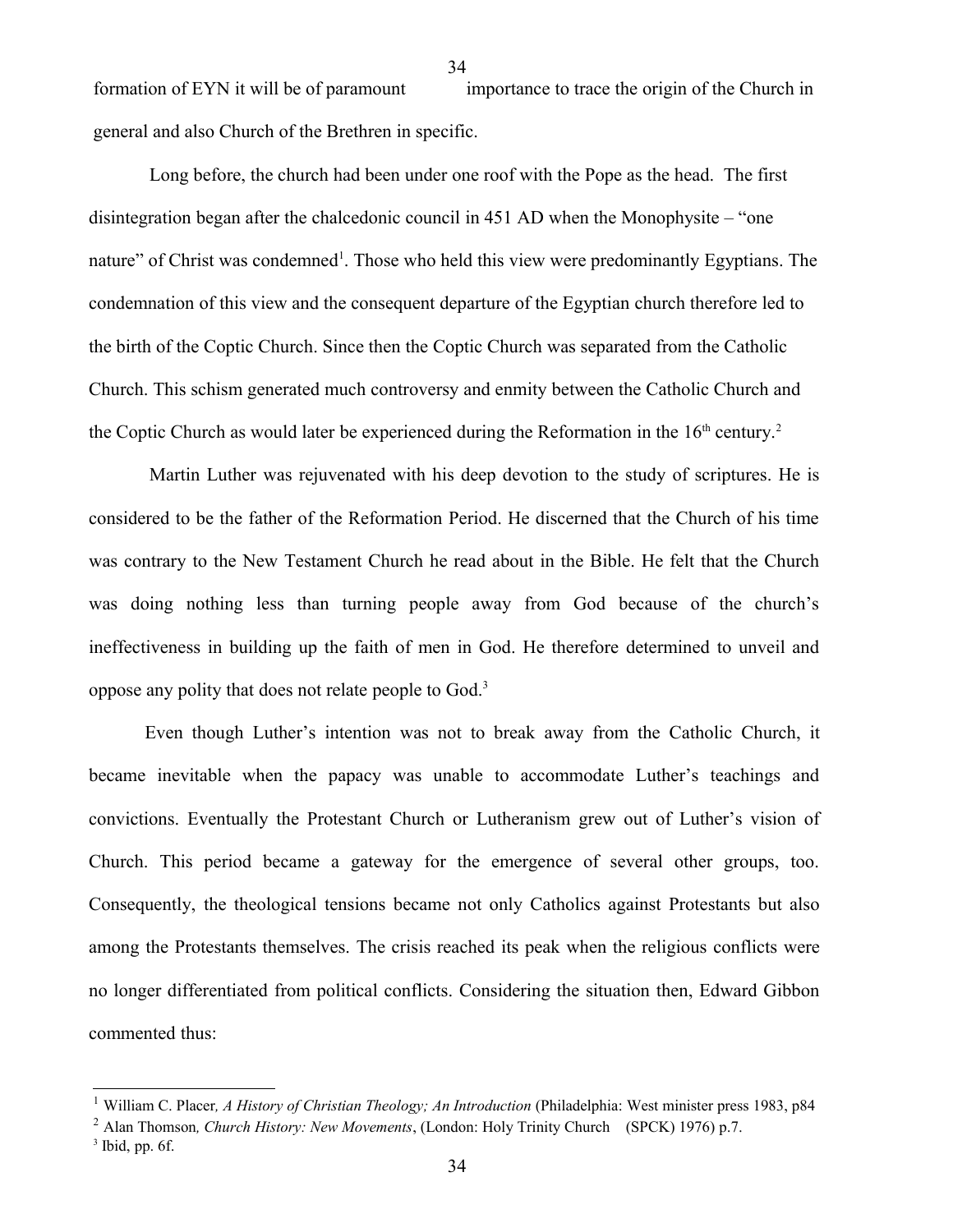formation of EYN it will be of paramount importance to trace the origin of the Church in general and also Church of the Brethren in specific.

Long before, the church had been under one roof with the Pope as the head. The first disintegration began after the chalcedonic council in 451 AD when the Monophysite – "one nature" of Christ was condemned[1]. Those who held this view were predominantly Egyptians. The condemnation of this view and the consequent departure of the Egyptian church therefore led to the birth of the Coptic Church. Since then the Coptic Church was separated from the Catholic Church. This schism generated much controversy and enmity between the Catholic Church and the Coptic Church as would later be experienced during the Reformation in the 16th century.[2]

Martin Luther was rejuvenated with his deep devotion to the study of scriptures. He is considered to be the father of the Reformation Period. He discerned that the Church of his time was contrary to the New Testament Church he read about in the Bible. He felt that the Church was doing nothing less than turning people away from God because of the church's ineffectiveness in building up the faith of men in God. He therefore determined to unveil and oppose any polity that does not relate people to God.[3]

Even though Luther's intention was not to break away from the Catholic Church, it became inevitable when the papacy was unable to accommodate Luther's teachings and convictions. Eventually the Protestant Church or Lutheranism grew out of Luther's vision of Church. This period became a gateway for the emergence of several other groups, too. Consequently, the theological tensions became not only Catholics against Protestants but also among the Protestants themselves. The crisis reached its peak when the religious conflicts were no longer differentiated from political conflicts. Considering the situation then, Edward Gibbon commented thus:

---

[1] William C. Placer, *A History of Christian Theology; An Introduction* (Philadelphia: West minister press 1983, p84

[2] Alan Thomson, *Church History: New Movements*, (London: Holy Trinity Church (SPCK) 1976) p.7.

[3] Ibid, pp. 6f.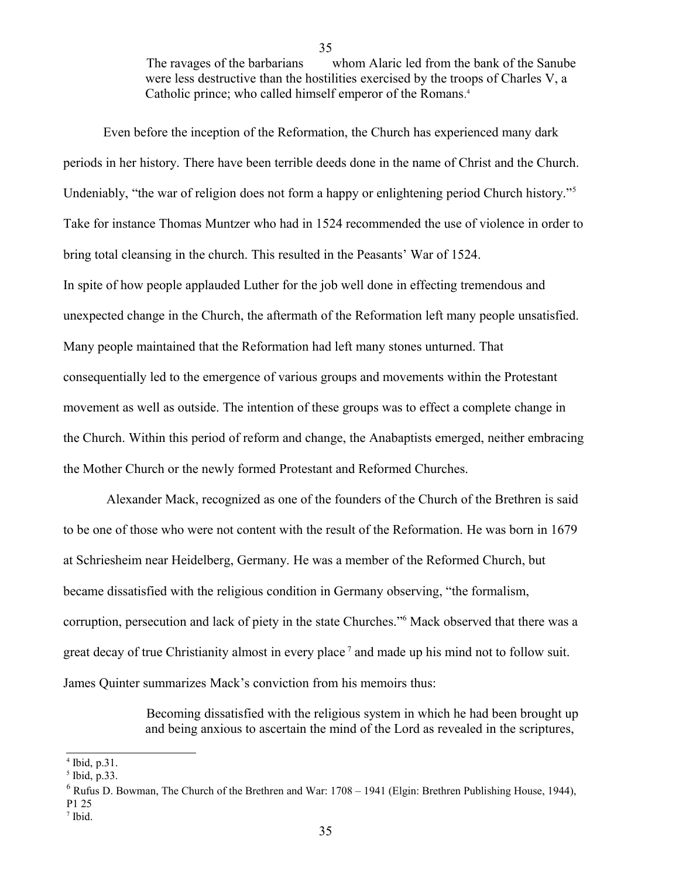> The ravages of the barbarians whom Alaric led from the bank of the Sanube were less destructive than the hostilities exercised by the troops of Charles V, a Catholic prince; who called himself emperor of the Romans.[4]

Even before the inception of the Reformation, the Church has experienced many dark periods in her history. There have been terrible deeds done in the name of Christ and the Church. Undeniably, "the war of religion does not form a happy or enlightening period Church history."[5] Take for instance Thomas Muntzer who had in 1524 recommended the use of violence in order to bring total cleansing in the church. This resulted in the Peasants' War of 1524.

In spite of how people applauded Luther for the job well done in effecting tremendous and unexpected change in the Church, the aftermath of the Reformation left many people unsatisfied. Many people maintained that the Reformation had left many stones unturned. That consequentially led to the emergence of various groups and movements within the Protestant movement as well as outside. The intention of these groups was to effect a complete change in the Church. Within this period of reform and change, the Anabaptists emerged, neither embracing the Mother Church or the newly formed Protestant and Reformed Churches.

Alexander Mack, recognized as one of the founders of the Church of the Brethren is said to be one of those who were not content with the result of the Reformation. He was born in 1679 at Schriesheim near Heidelberg, Germany. He was a member of the Reformed Church, but became dissatisfied with the religious condition in Germany observing, "the formalism, corruption, persecution and lack of piety in the state Churches."[6] Mack observed that there was a great decay of true Christianity almost in every place[7] and made up his mind not to follow suit. James Quinter summarizes Mack's conviction from his memoirs thus:

> Becoming dissatisfied with the religious system in which he had been brought up and being anxious to ascertain the mind of the Lord as revealed in the scriptures,

---

[4] Ibid, p.31.

[5] Ibid, p.33.

[6] Rufus D. Bowman, The Church of the Brethren and War: 1708 – 1941 (Elgin: Brethren Publishing House, 1944), P1 25

[7] Ibid.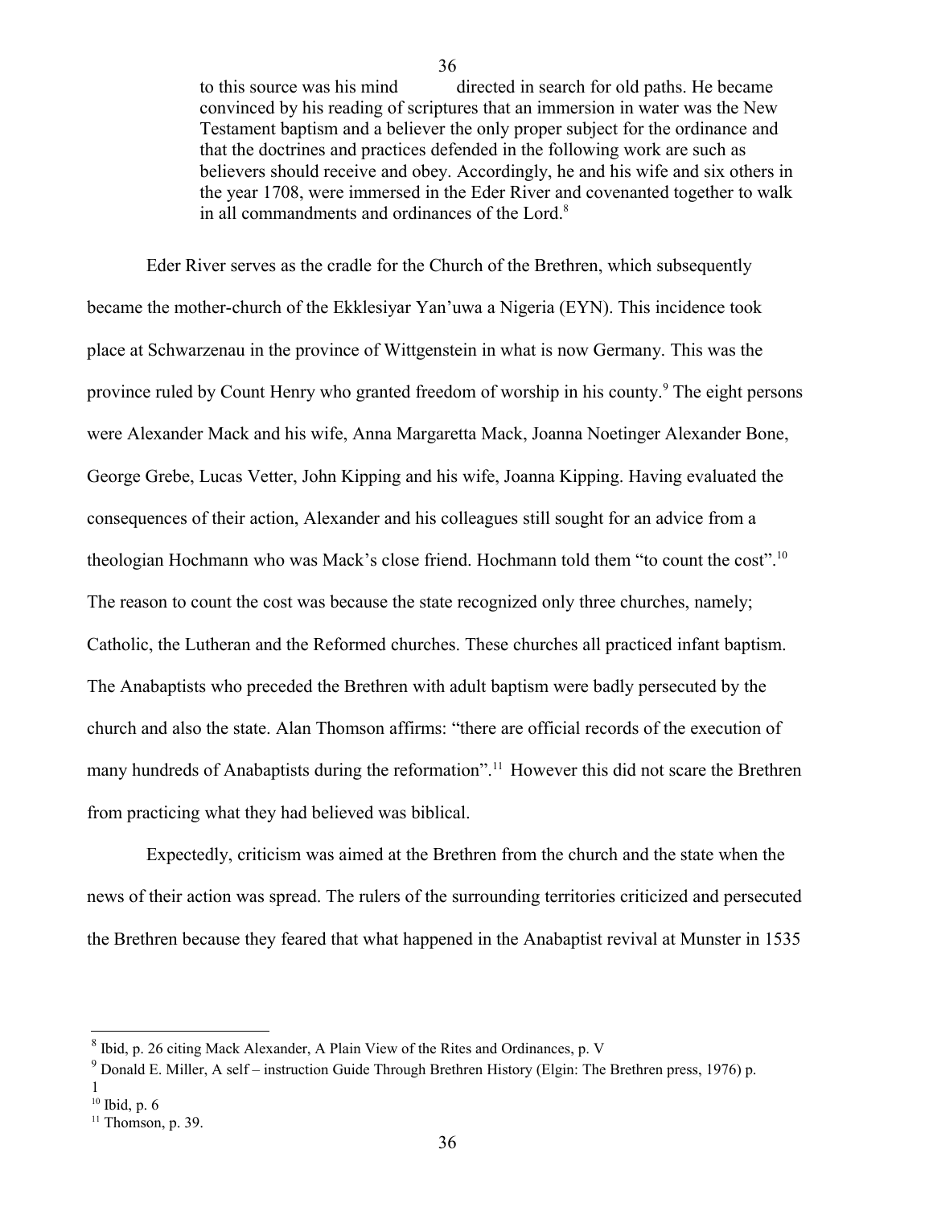> to this source was his mind directed in search for old paths. He became convinced by his reading of scriptures that an immersion in water was the New Testament baptism and a believer the only proper subject for the ordinance and that the doctrines and practices defended in the following work are such as believers should receive and obey. Accordingly, he and his wife and six others in the year 1708, were immersed in the Eder River and covenanted together to walk in all commandments and ordinances of the Lord.[8]

Eder River serves as the cradle for the Church of the Brethren, which subsequently became the mother-church of the Ekklesiyar Yan'uwa a Nigeria (EYN). This incidence took place at Schwarzenau in the province of Wittgenstein in what is now Germany. This was the province ruled by Count Henry who granted freedom of worship in his county.[9] The eight persons were Alexander Mack and his wife, Anna Margaretta Mack, Joanna Noetinger Alexander Bone, George Grebe, Lucas Vetter, John Kipping and his wife, Joanna Kipping. Having evaluated the consequences of their action, Alexander and his colleagues still sought for an advice from a theologian Hochmann who was Mack's close friend. Hochmann told them "to count the cost".[10] The reason to count the cost was because the state recognized only three churches, namely; Catholic, the Lutheran and the Reformed churches. These churches all practiced infant baptism. The Anabaptists who preceded the Brethren with adult baptism were badly persecuted by the church and also the state. Alan Thomson affirms: "there are official records of the execution of many hundreds of Anabaptists during the reformation".[11] However this did not scare the Brethren from practicing what they had believed was biblical.

Expectedly, criticism was aimed at the Brethren from the church and the state when the news of their action was spread. The rulers of the surrounding territories criticized and persecuted the Brethren because they feared that what happened in the Anabaptist revival at Munster in 1535

---

[8] Ibid, p. 26 citing Mack Alexander, A Plain View of the Rites and Ordinances, p. V

[9] Donald E. Miller, A self – instruction Guide Through Brethren History (Elgin: The Brethren press, 1976) p. 1

[10] Ibid, p. 6

[11] Thomson, p. 39.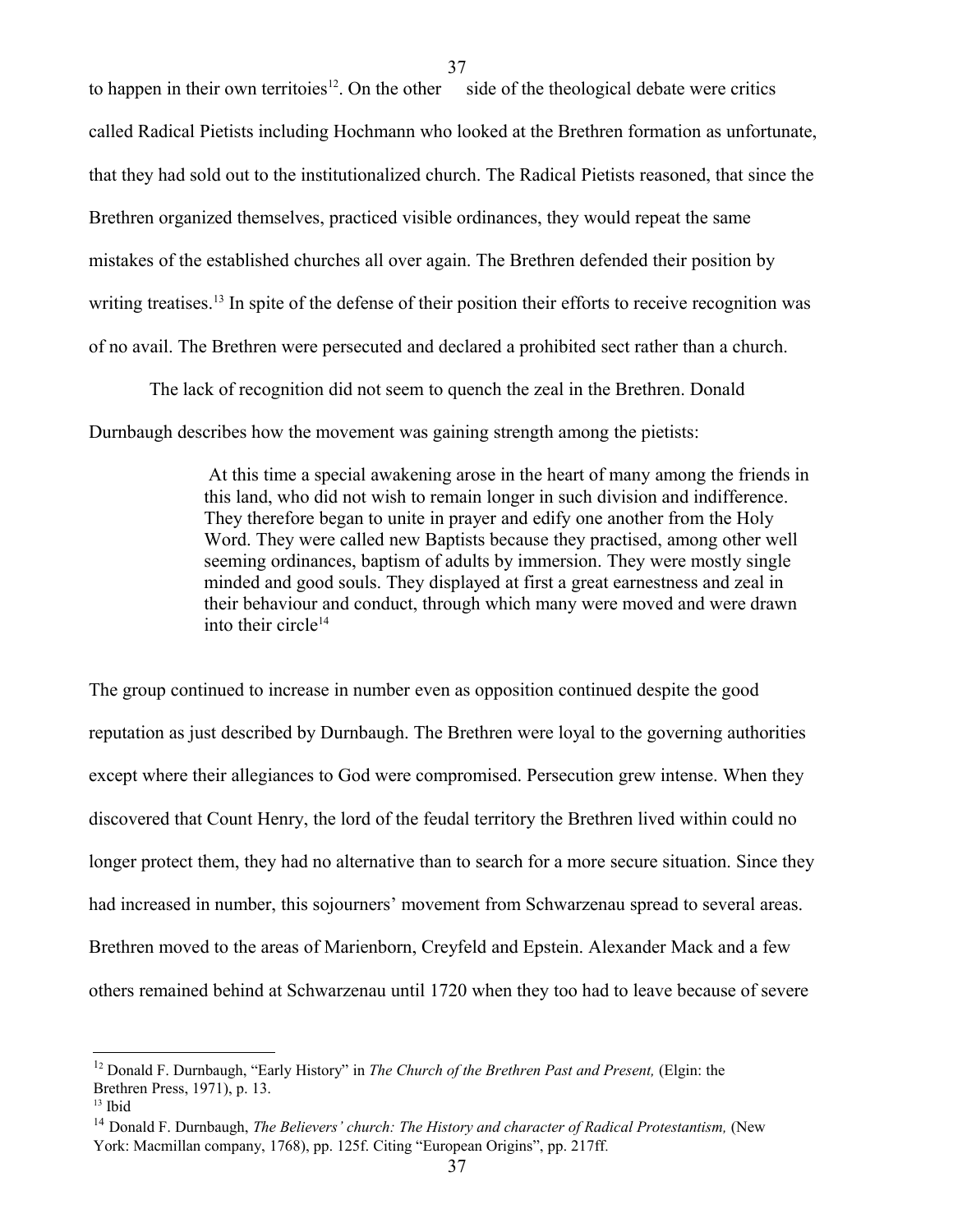to happen in their own territoies[12]. On the other side of the theological debate were critics called Radical Pietists including Hochmann who looked at the Brethren formation as unfortunate, that they had sold out to the institutionalized church. The Radical Pietists reasoned, that since the Brethren organized themselves, practiced visible ordinances, they would repeat the same mistakes of the established churches all over again. The Brethren defended their position by writing treatises.[13] In spite of the defense of their position their efforts to receive recognition was of no avail. The Brethren were persecuted and declared a prohibited sect rather than a church.

The lack of recognition did not seem to quench the zeal in the Brethren. Donald Durnbaugh describes how the movement was gaining strength among the pietists:

> At this time a special awakening arose in the heart of many among the friends in this land, who did not wish to remain longer in such division and indifference. They therefore began to unite in prayer and edify one another from the Holy Word. They were called new Baptists because they practised, among other well seeming ordinances, baptism of adults by immersion. They were mostly single minded and good souls. They displayed at first a great earnestness and zeal in their behaviour and conduct, through which many were moved and were drawn into their circle[14]

The group continued to increase in number even as opposition continued despite the good reputation as just described by Durnbaugh. The Brethren were loyal to the governing authorities except where their allegiances to God were compromised. Persecution grew intense. When they discovered that Count Henry, the lord of the feudal territory the Brethren lived within could no longer protect them, they had no alternative than to search for a more secure situation. Since they had increased in number, this sojourners' movement from Schwarzenau spread to several areas. Brethren moved to the areas of Marienborn, Creyfeld and Epstein. Alexander Mack and a few others remained behind at Schwarzenau until 1720 when they too had to leave because of severe

---

[12] Donald F. Durnbaugh, "Early History" in *The Church of the Brethren Past and Present,* (Elgin: the Brethren Press, 1971), p. 13.

[13] Ibid

[14] Donald F. Durnbaugh, *The Believers' church: The History and character of Radical Protestantism,* (New York: Macmillan company, 1768), pp. 125f. Citing "European Origins", pp. 217ff.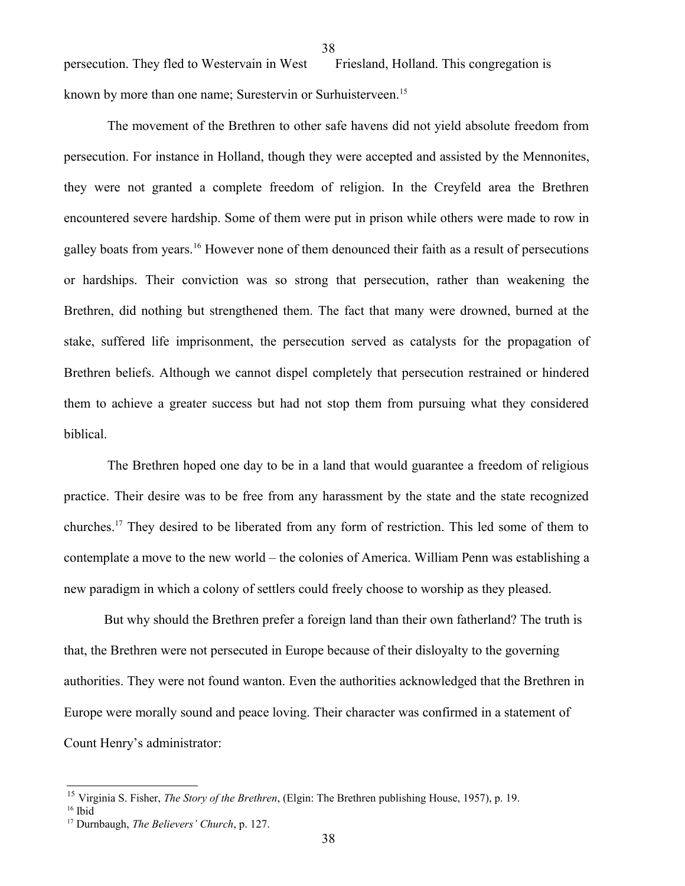persecution. They fled to Westervain in West Friesland, Holland. This congregation is known by more than one name; Surestervin or Surhuisterveen.[15]

The movement of the Brethren to other safe havens did not yield absolute freedom from persecution. For instance in Holland, though they were accepted and assisted by the Mennonites, they were not granted a complete freedom of religion. In the Creyfeld area the Brethren encountered severe hardship. Some of them were put in prison while others were made to row in galley boats from years.[16] However none of them denounced their faith as a result of persecutions or hardships. Their conviction was so strong that persecution, rather than weakening the Brethren, did nothing but strengthened them. The fact that many were drowned, burned at the stake, suffered life imprisonment, the persecution served as catalysts for the propagation of Brethren beliefs. Although we cannot dispel completely that persecution restrained or hindered them to achieve a greater success but had not stop them from pursuing what they considered biblical.

The Brethren hoped one day to be in a land that would guarantee a freedom of religious practice. Their desire was to be free from any harassment by the state and the state recognized churches.[17] They desired to be liberated from any form of restriction. This led some of them to contemplate a move to the new world – the colonies of America. William Penn was establishing a new paradigm in which a colony of settlers could freely choose to worship as they pleased.

But why should the Brethren prefer a foreign land than their own fatherland? The truth is that, the Brethren were not persecuted in Europe because of their disloyalty to the governing authorities. They were not found wanton. Even the authorities acknowledged that the Brethren in Europe were morally sound and peace loving. Their character was confirmed in a statement of Count Henry's administrator:

---

[15] Virginia S. Fisher, *The Story of the Brethren*, (Elgin: The Brethren publishing House, 1957), p. 19.

[16] Ibid

[17] Durnbaugh, *The Believers' Church*, p. 127.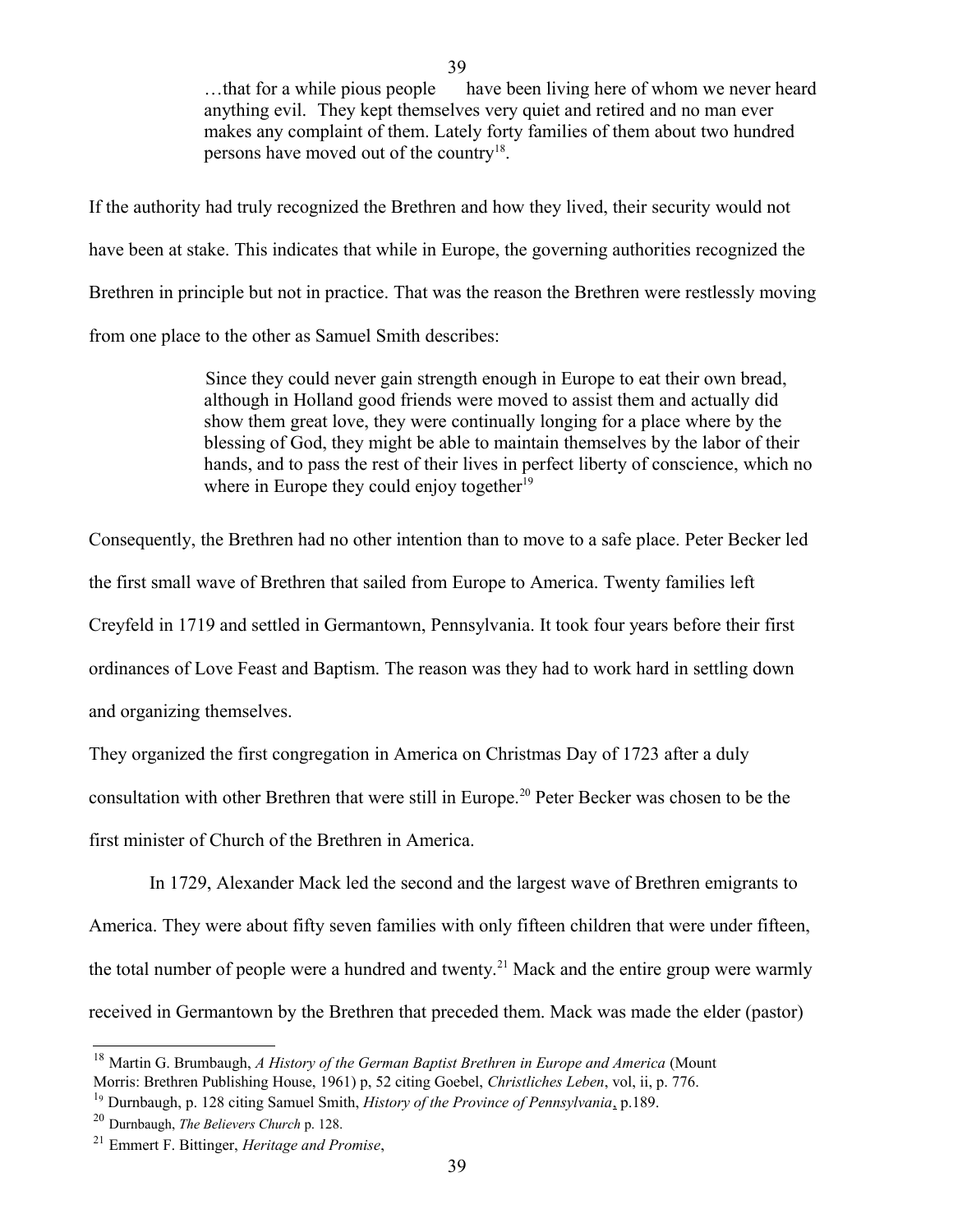> …that for a while pious people have been living here of whom we never heard anything evil. They kept themselves very quiet and retired and no man ever makes any complaint of them. Lately forty families of them about two hundred persons have moved out of the country[18].

If the authority had truly recognized the Brethren and how they lived, their security would not have been at stake. This indicates that while in Europe, the governing authorities recognized the Brethren in principle but not in practice. That was the reason the Brethren were restlessly moving from one place to the other as Samuel Smith describes:

> Since they could never gain strength enough in Europe to eat their own bread, although in Holland good friends were moved to assist them and actually did show them great love, they were continually longing for a place where by the blessing of God, they might be able to maintain themselves by the labor of their hands, and to pass the rest of their lives in perfect liberty of conscience, which no where in Europe they could enjoy together[19]

Consequently, the Brethren had no other intention than to move to a safe place. Peter Becker led the first small wave of Brethren that sailed from Europe to America. Twenty families left Creyfeld in 1719 and settled in Germantown, Pennsylvania. It took four years before their first ordinances of Love Feast and Baptism. The reason was they had to work hard in settling down and organizing themselves.

They organized the first congregation in America on Christmas Day of 1723 after a duly consultation with other Brethren that were still in Europe.[20] Peter Becker was chosen to be the first minister of Church of the Brethren in America.

In 1729, Alexander Mack led the second and the largest wave of Brethren emigrants to America. They were about fifty seven families with only fifteen children that were under fifteen, the total number of people were a hundred and twenty.[21] Mack and the entire group were warmly received in Germantown by the Brethren that preceded them. Mack was made the elder (pastor)

---

[18] Martin G. Brumbaugh, *A History of the German Baptist Brethren in Europe and America* (Mount Morris: Brethren Publishing House, 1961) p, 52 citing Goebel, *Christliches Leben*, vol, ii, p. 776.

[19] Durnbaugh, p. 128 citing Samuel Smith, *History of the Province of Pennsylvania*, p.189.

[20] Durnbaugh, *The Believers Church* p. 128.

[21] Emmert F. Bittinger, *Heritage and Promise*,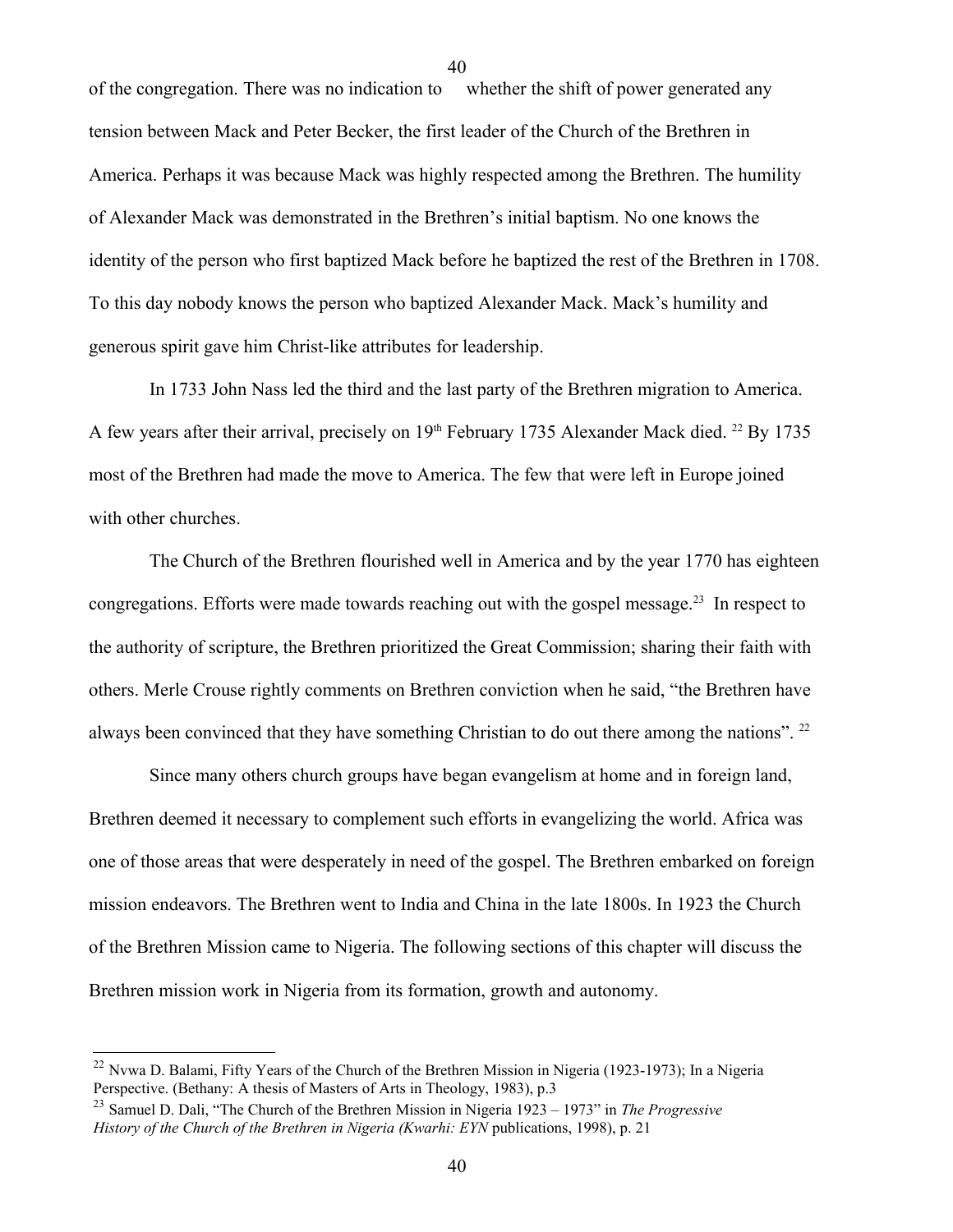of the congregation. There was no indication to whether the shift of power generated any tension between Mack and Peter Becker, the first leader of the Church of the Brethren in America. Perhaps it was because Mack was highly respected among the Brethren. The humility of Alexander Mack was demonstrated in the Brethren's initial baptism. No one knows the identity of the person who first baptized Mack before he baptized the rest of the Brethren in 1708. To this day nobody knows the person who baptized Alexander Mack. Mack's humility and generous spirit gave him Christ-like attributes for leadership.

In 1733 John Nass led the third and the last party of the Brethren migration to America. A few years after their arrival, precisely on 19th February 1735 Alexander Mack died. [22] By 1735 most of the Brethren had made the move to America. The few that were left in Europe joined with other churches.

The Church of the Brethren flourished well in America and by the year 1770 has eighteen congregations. Efforts were made towards reaching out with the gospel message.[23] In respect to the authority of scripture, the Brethren prioritized the Great Commission; sharing their faith with others. Merle Crouse rightly comments on Brethren conviction when he said, "the Brethren have always been convinced that they have something Christian to do out there among the nations". [22]

Since many others church groups have began evangelism at home and in foreign land, Brethren deemed it necessary to complement such efforts in evangelizing the world. Africa was one of those areas that were desperately in need of the gospel. The Brethren embarked on foreign mission endeavors. The Brethren went to India and China in the late 1800s. In 1923 the Church of the Brethren Mission came to Nigeria. The following sections of this chapter will discuss the Brethren mission work in Nigeria from its formation, growth and autonomy.

---

[22] Nvwa D. Balami, Fifty Years of the Church of the Brethren Mission in Nigeria (1923-1973); In a Nigeria Perspective. (Bethany: A thesis of Masters of Arts in Theology, 1983), p.3

[23] Samuel D. Dali, "The Church of the Brethren Mission in Nigeria 1923 – 1973" in *The Progressive History of the Church of the Brethren in Nigeria (Kwarhi: EYN* publications, 1998), p. 21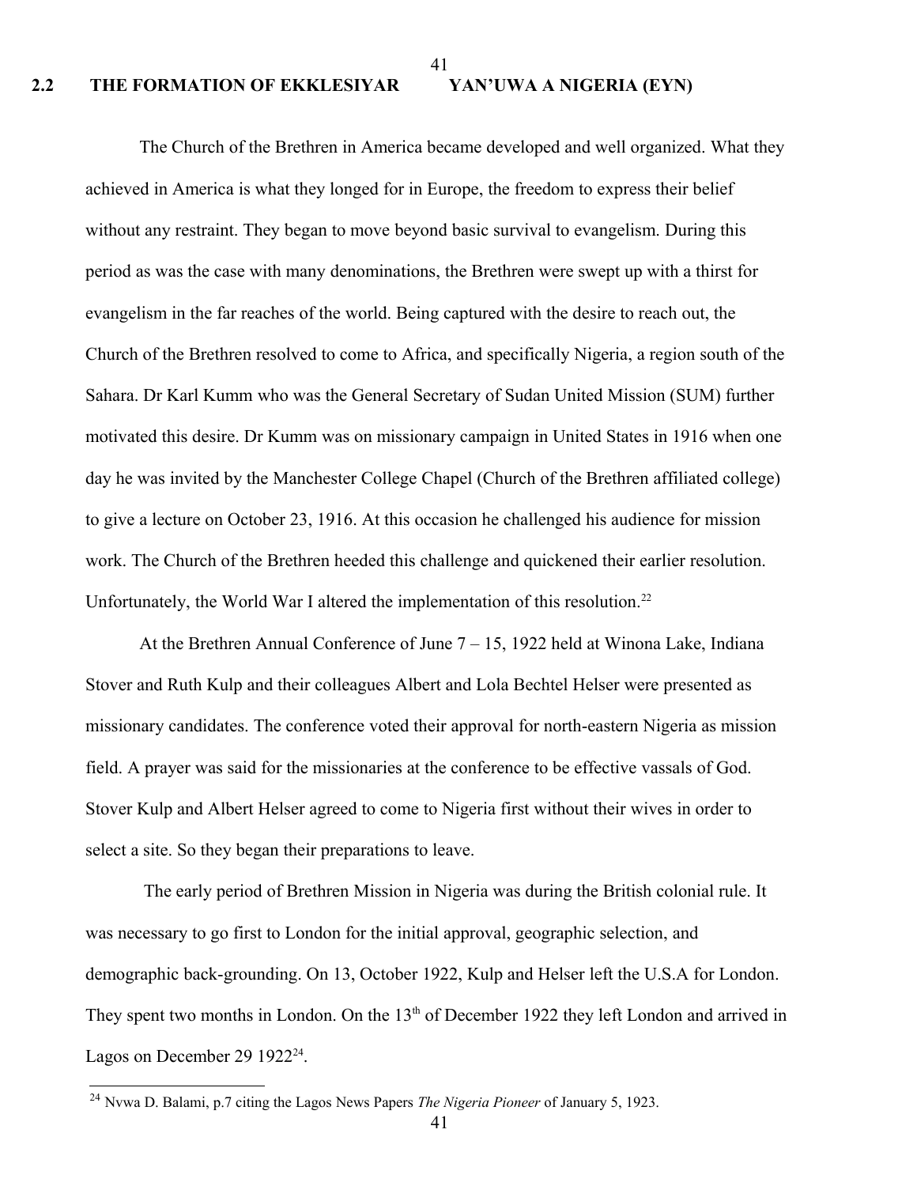## 2.2 THE FORMATION OF EKKLESIYAR YAN'UWA A NIGERIA (EYN)

The Church of the Brethren in America became developed and well organized. What they achieved in America is what they longed for in Europe, the freedom to express their belief without any restraint. They began to move beyond basic survival to evangelism. During this period as was the case with many denominations, the Brethren were swept up with a thirst for evangelism in the far reaches of the world. Being captured with the desire to reach out, the Church of the Brethren resolved to come to Africa, and specifically Nigeria, a region south of the Sahara. Dr Karl Kumm who was the General Secretary of Sudan United Mission (SUM) further motivated this desire. Dr Kumm was on missionary campaign in United States in 1916 when one day he was invited by the Manchester College Chapel (Church of the Brethren affiliated college) to give a lecture on October 23, 1916. At this occasion he challenged his audience for mission work. The Church of the Brethren heeded this challenge and quickened their earlier resolution. Unfortunately, the World War I altered the implementation of this resolution.[22]

At the Brethren Annual Conference of June 7 – 15, 1922 held at Winona Lake, Indiana Stover and Ruth Kulp and their colleagues Albert and Lola Bechtel Helser were presented as missionary candidates. The conference voted their approval for north-eastern Nigeria as mission field. A prayer was said for the missionaries at the conference to be effective vassals of God. Stover Kulp and Albert Helser agreed to come to Nigeria first without their wives in order to select a site. So they began their preparations to leave.

The early period of Brethren Mission in Nigeria was during the British colonial rule. It was necessary to go first to London for the initial approval, geographic selection, and demographic back-grounding. On 13, October 1922, Kulp and Helser left the U.S.A for London. They spent two months in London. On the 13th of December 1922 they left London and arrived in Lagos on December 29 1922[24].

[24] Nvwa D. Balami, p.7 citing the Lagos News Papers *The Nigeria Pioneer* of January 5, 1923.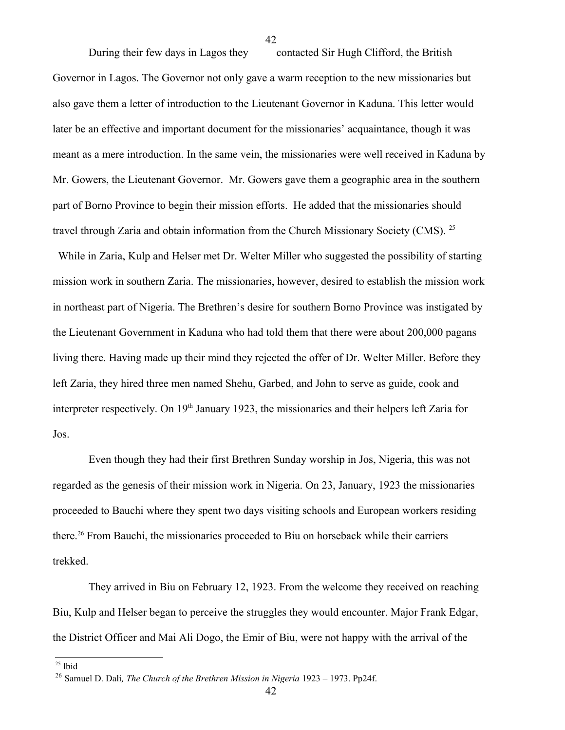During their few days in Lagos they contacted Sir Hugh Clifford, the British Governor in Lagos. The Governor not only gave a warm reception to the new missionaries but also gave them a letter of introduction to the Lieutenant Governor in Kaduna. This letter would later be an effective and important document for the missionaries' acquaintance, though it was meant as a mere introduction. In the same vein, the missionaries were well received in Kaduna by Mr. Gowers, the Lieutenant Governor. Mr. Gowers gave them a geographic area in the southern part of Borno Province to begin their mission efforts. He added that the missionaries should travel through Zaria and obtain information from the Church Missionary Society (CMS). [25]

While in Zaria, Kulp and Helser met Dr. Welter Miller who suggested the possibility of starting mission work in southern Zaria. The missionaries, however, desired to establish the mission work in northeast part of Nigeria. The Brethren's desire for southern Borno Province was instigated by the Lieutenant Government in Kaduna who had told them that there were about 200,000 pagans living there. Having made up their mind they rejected the offer of Dr. Welter Miller. Before they left Zaria, they hired three men named Shehu, Garbed, and John to serve as guide, cook and interpreter respectively. On 19th January 1923, the missionaries and their helpers left Zaria for Jos.

Even though they had their first Brethren Sunday worship in Jos, Nigeria, this was not regarded as the genesis of their mission work in Nigeria. On 23, January, 1923 the missionaries proceeded to Bauchi where they spent two days visiting schools and European workers residing there.[26] From Bauchi, the missionaries proceeded to Biu on horseback while their carriers trekked.

They arrived in Biu on February 12, 1923. From the welcome they received on reaching Biu, Kulp and Helser began to perceive the struggles they would encounter. Major Frank Edgar, the District Officer and Mai Ali Dogo, the Emir of Biu, were not happy with the arrival of the

---

[25] Ibid

[26] Samuel D. Dali*, The Church of the Brethren Mission in Nigeria* 1923 – 1973. Pp24f.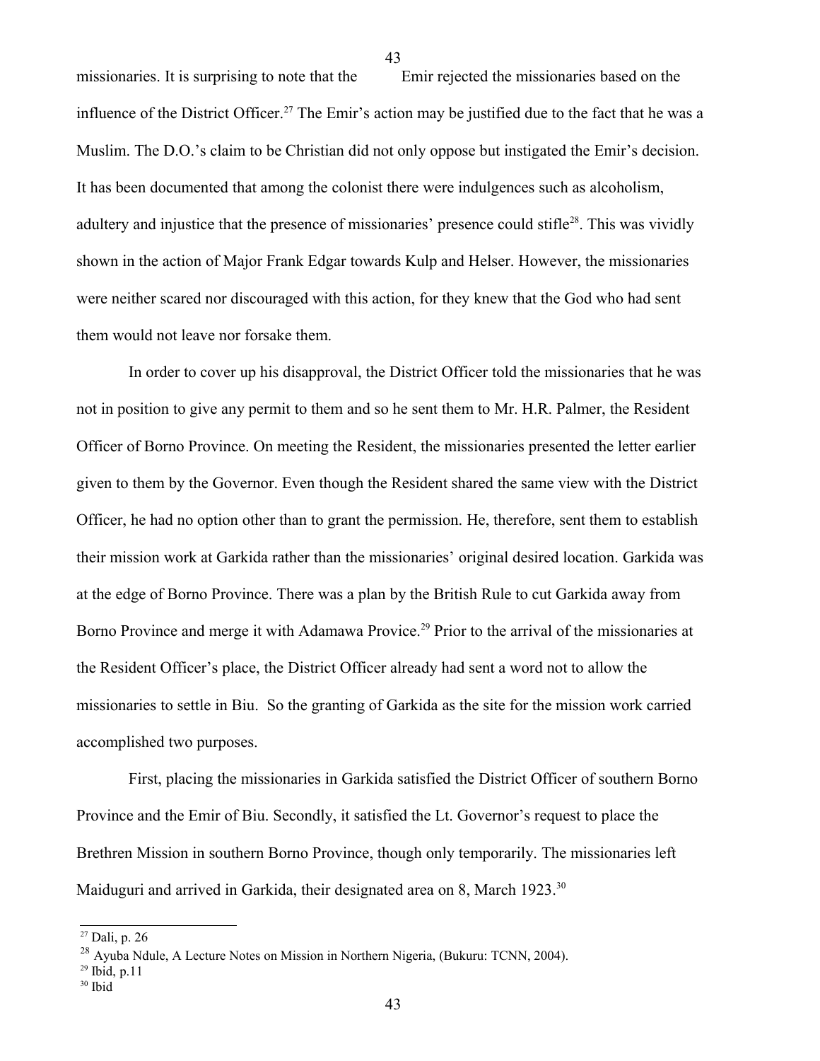missionaries. It is surprising to note that the Emir rejected the missionaries based on the influence of the District Officer.[27] The Emir's action may be justified due to the fact that he was a Muslim. The D.O.'s claim to be Christian did not only oppose but instigated the Emir's decision. It has been documented that among the colonist there were indulgences such as alcoholism, adultery and injustice that the presence of missionaries' presence could stifle[28]. This was vividly shown in the action of Major Frank Edgar towards Kulp and Helser. However, the missionaries were neither scared nor discouraged with this action, for they knew that the God who had sent them would not leave nor forsake them.

In order to cover up his disapproval, the District Officer told the missionaries that he was not in position to give any permit to them and so he sent them to Mr. H.R. Palmer, the Resident Officer of Borno Province. On meeting the Resident, the missionaries presented the letter earlier given to them by the Governor. Even though the Resident shared the same view with the District Officer, he had no option other than to grant the permission. He, therefore, sent them to establish their mission work at Garkida rather than the missionaries' original desired location. Garkida was at the edge of Borno Province. There was a plan by the British Rule to cut Garkida away from Borno Province and merge it with Adamawa Provice.[29] Prior to the arrival of the missionaries at the Resident Officer's place, the District Officer already had sent a word not to allow the missionaries to settle in Biu. So the granting of Garkida as the site for the mission work carried accomplished two purposes.

First, placing the missionaries in Garkida satisfied the District Officer of southern Borno Province and the Emir of Biu. Secondly, it satisfied the Lt. Governor's request to place the Brethren Mission in southern Borno Province, though only temporarily. The missionaries left Maiduguri and arrived in Garkida, their designated area on 8, March 1923.[30]

---

[27] Dali, p. 26

[28] Ayuba Ndule, A Lecture Notes on Mission in Northern Nigeria, (Bukuru: TCNN, 2004).

[29] Ibid, p.11

[30] Ibid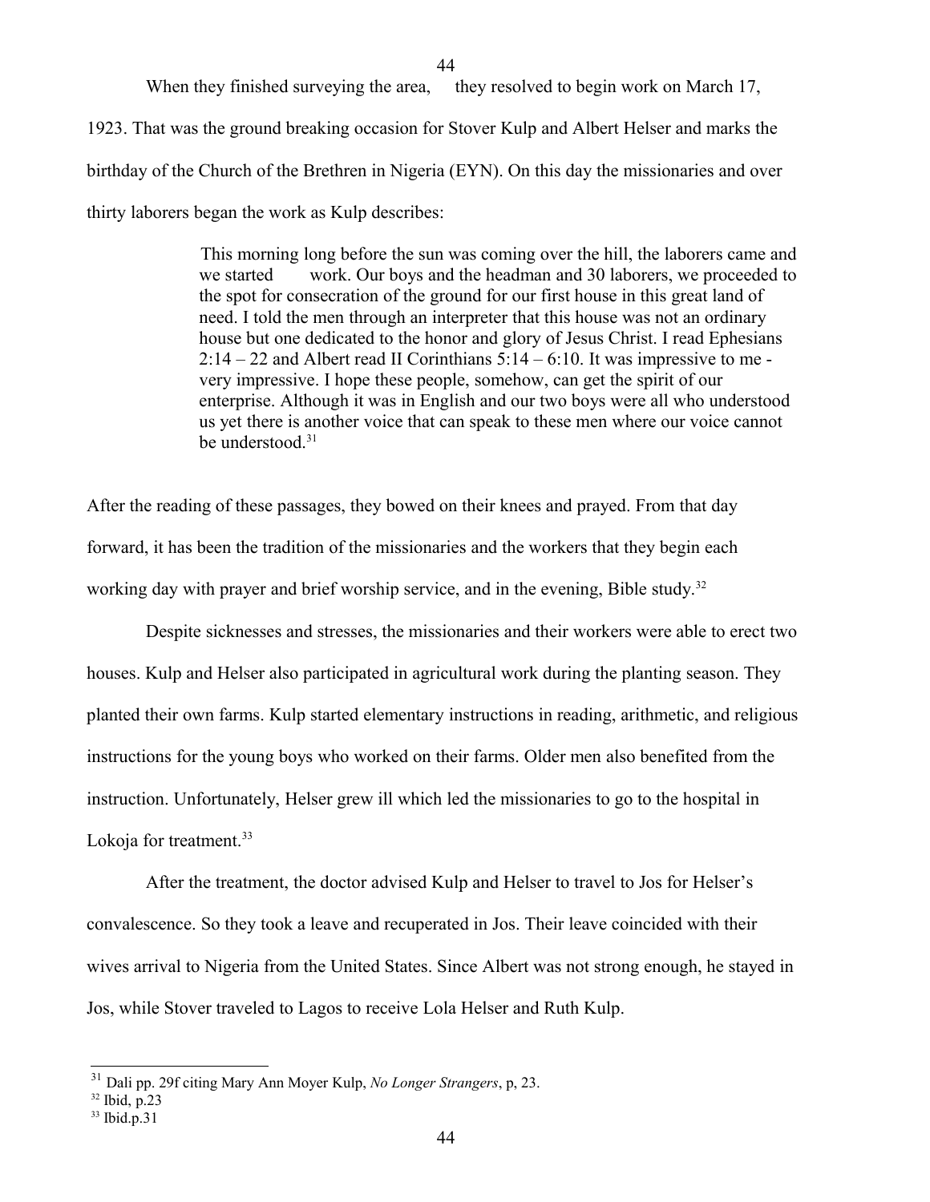When they finished surveying the area, they resolved to begin work on March 17, 1923. That was the ground breaking occasion for Stover Kulp and Albert Helser and marks the birthday of the Church of the Brethren in Nigeria (EYN). On this day the missionaries and over thirty laborers began the work as Kulp describes:

> This morning long before the sun was coming over the hill, the laborers came and we started work. Our boys and the headman and 30 laborers, we proceeded to the spot for consecration of the ground for our first house in this great land of need. I told the men through an interpreter that this house was not an ordinary house but one dedicated to the honor and glory of Jesus Christ. I read Ephesians 2:14 – 22 and Albert read II Corinthians 5:14 – 6:10. It was impressive to me - very impressive. I hope these people, somehow, can get the spirit of our enterprise. Although it was in English and our two boys were all who understood us yet there is another voice that can speak to these men where our voice cannot be understood.[31]

After the reading of these passages, they bowed on their knees and prayed. From that day forward, it has been the tradition of the missionaries and the workers that they begin each working day with prayer and brief worship service, and in the evening, Bible study.[32]

Despite sicknesses and stresses, the missionaries and their workers were able to erect two houses. Kulp and Helser also participated in agricultural work during the planting season. They planted their own farms. Kulp started elementary instructions in reading, arithmetic, and religious instructions for the young boys who worked on their farms. Older men also benefited from the instruction. Unfortunately, Helser grew ill which led the missionaries to go to the hospital in Lokoja for treatment.[33]

After the treatment, the doctor advised Kulp and Helser to travel to Jos for Helser's convalescence. So they took a leave and recuperated in Jos. Their leave coincided with their wives arrival to Nigeria from the United States. Since Albert was not strong enough, he stayed in Jos, while Stover traveled to Lagos to receive Lola Helser and Ruth Kulp.

---

[31] Dali pp. 29f citing Mary Ann Moyer Kulp, *No Longer Strangers*, p, 23.

[32] Ibid, p.23

[33] Ibid.p.31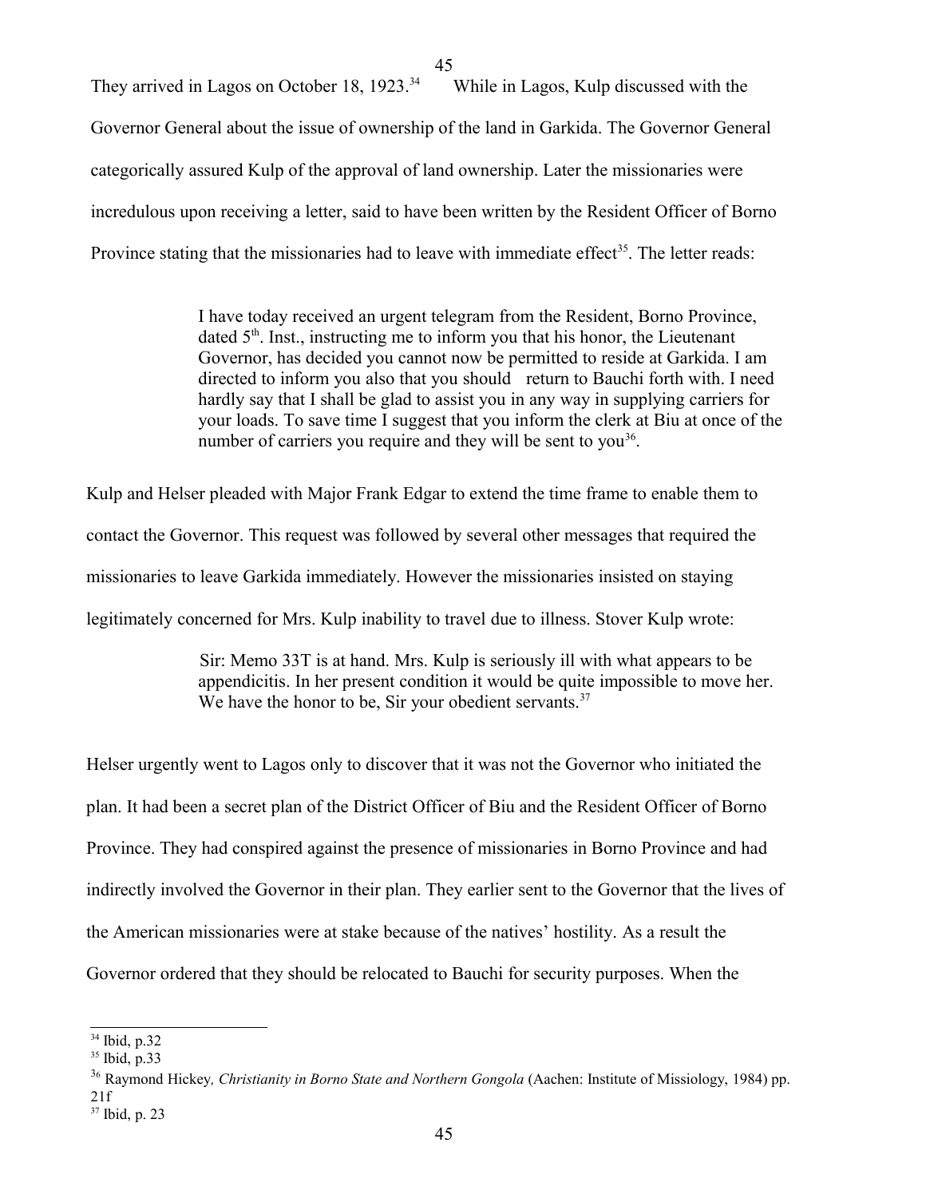They arrived in Lagos on October 18, 1923.[34] While in Lagos, Kulp discussed with the Governor General about the issue of ownership of the land in Garkida. The Governor General categorically assured Kulp of the approval of land ownership. Later the missionaries were incredulous upon receiving a letter, said to have been written by the Resident Officer of Borno Province stating that the missionaries had to leave with immediate effect[35]. The letter reads:

> I have today received an urgent telegram from the Resident, Borno Province, dated 5th. Inst., instructing me to inform you that his honor, the Lieutenant Governor, has decided you cannot now be permitted to reside at Garkida. I am directed to inform you also that you should return to Bauchi forth with. I need hardly say that I shall be glad to assist you in any way in supplying carriers for your loads. To save time I suggest that you inform the clerk at Biu at once of the number of carriers you require and they will be sent to you[36].

Kulp and Helser pleaded with Major Frank Edgar to extend the time frame to enable them to contact the Governor. This request was followed by several other messages that required the missionaries to leave Garkida immediately. However the missionaries insisted on staying legitimately concerned for Mrs. Kulp inability to travel due to illness. Stover Kulp wrote:

> Sir: Memo 33T is at hand. Mrs. Kulp is seriously ill with what appears to be appendicitis. In her present condition it would be quite impossible to move her. We have the honor to be, Sir your obedient servants.[37]

Helser urgently went to Lagos only to discover that it was not the Governor who initiated the plan. It had been a secret plan of the District Officer of Biu and the Resident Officer of Borno Province. They had conspired against the presence of missionaries in Borno Province and had indirectly involved the Governor in their plan. They earlier sent to the Governor that the lives of the American missionaries were at stake because of the natives' hostility. As a result the Governor ordered that they should be relocated to Bauchi for security purposes. When the

---

[34] Ibid, p.32

[35] Ibid, p.33

[36] Raymond Hickey, *Christianity in Borno State and Northern Gongola* (Aachen: Institute of Missiology, 1984) pp. 21f

[37] Ibid, p. 23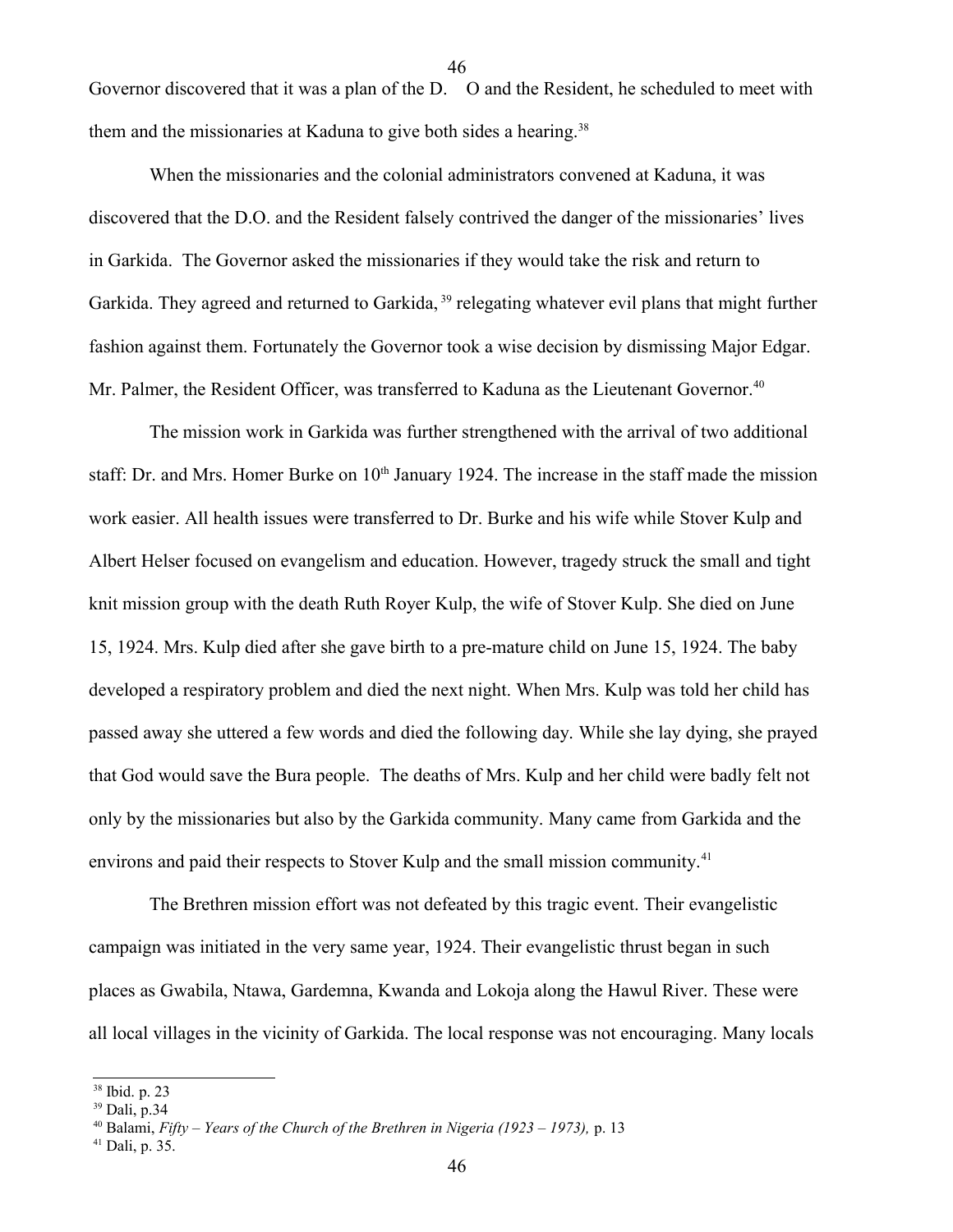Governor discovered that it was a plan of the D.  O and the Resident, he scheduled to meet with them and the missionaries at Kaduna to give both sides a hearing.[38]

When the missionaries and the colonial administrators convened at Kaduna, it was discovered that the D.O. and the Resident falsely contrived the danger of the missionaries' lives in Garkida.  The Governor asked the missionaries if they would take the risk and return to Garkida. They agreed and returned to Garkida, [39] relegating whatever evil plans that might further fashion against them. Fortunately the Governor took a wise decision by dismissing Major Edgar. Mr. Palmer, the Resident Officer, was transferred to Kaduna as the Lieutenant Governor.[40]

The mission work in Garkida was further strengthened with the arrival of two additional staff: Dr. and Mrs. Homer Burke on 10th January 1924. The increase in the staff made the mission work easier. All health issues were transferred to Dr. Burke and his wife while Stover Kulp and Albert Helser focused on evangelism and education. However, tragedy struck the small and tight knit mission group with the death Ruth Royer Kulp, the wife of Stover Kulp. She died on June 15, 1924. Mrs. Kulp died after she gave birth to a pre-mature child on June 15, 1924. The baby developed a respiratory problem and died the next night. When Mrs. Kulp was told her child has passed away she uttered a few words and died the following day. While she lay dying, she prayed that God would save the Bura people.  The deaths of Mrs. Kulp and her child were badly felt not only by the missionaries but also by the Garkida community. Many came from Garkida and the environs and paid their respects to Stover Kulp and the small mission community.[41]

The Brethren mission effort was not defeated by this tragic event. Their evangelistic campaign was initiated in the very same year, 1924. Their evangelistic thrust began in such places as Gwabila, Ntawa, Gardemna, Kwanda and Lokoja along the Hawul River. These were all local villages in the vicinity of Garkida. The local response was not encouraging. Many locals

---

[38] Ibid. p. 23

[39] Dali, p.34

[40] Balami, *Fifty – Years of the Church of the Brethren in Nigeria (1923 – 1973),* p. 13

[41] Dali, p. 35.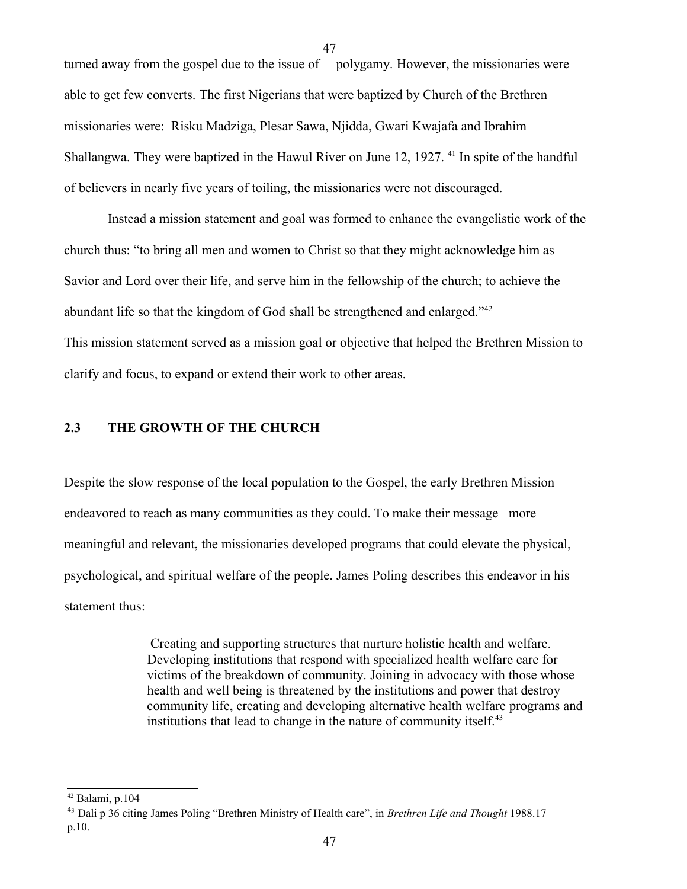turned away from the gospel due to the issue of polygamy. However, the missionaries were able to get few converts. The first Nigerians that were baptized by Church of the Brethren missionaries were: Risku Madziga, Plesar Sawa, Njidda, Gwari Kwajafa and Ibrahim Shallangwa. They were baptized in the Hawul River on June 12, 1927. [41] In spite of the handful of believers in nearly five years of toiling, the missionaries were not discouraged.

Instead a mission statement and goal was formed to enhance the evangelistic work of the church thus: "to bring all men and women to Christ so that they might acknowledge him as Savior and Lord over their life, and serve him in the fellowship of the church; to achieve the abundant life so that the kingdom of God shall be strengthened and enlarged."[42]

This mission statement served as a mission goal or objective that helped the Brethren Mission to clarify and focus, to expand or extend their work to other areas.

## 2.3 THE GROWTH OF THE CHURCH

Despite the slow response of the local population to the Gospel, the early Brethren Mission endeavored to reach as many communities as they could. To make their message more meaningful and relevant, the missionaries developed programs that could elevate the physical, psychological, and spiritual welfare of the people. James Poling describes this endeavor in his statement thus:

> Creating and supporting structures that nurture holistic health and welfare. Developing institutions that respond with specialized health welfare care for victims of the breakdown of community. Joining in advocacy with those whose health and well being is threatened by the institutions and power that destroy community life, creating and developing alternative health welfare programs and institutions that lead to change in the nature of community itself.[43]

---

[42] Balami, p.104

[43] Dali p 36 citing James Poling "Brethren Ministry of Health care", in *Brethren Life and Thought* 1988.17 p.10.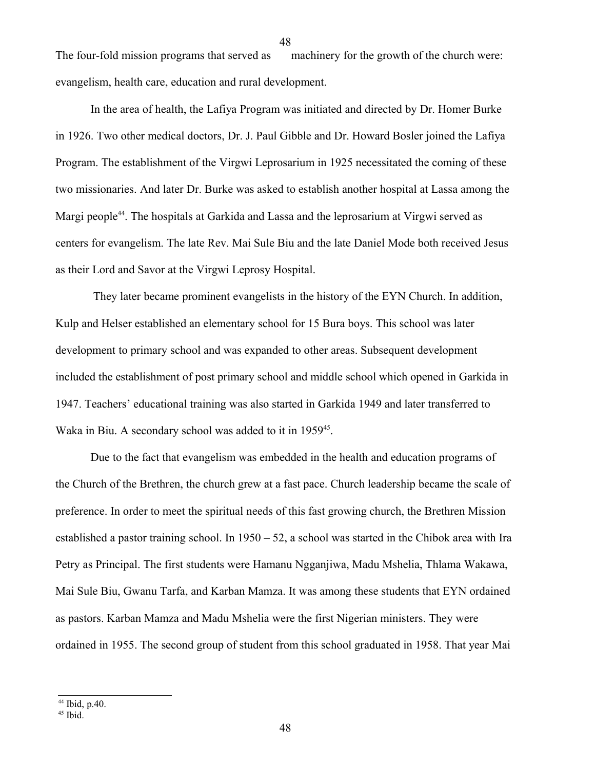The four-fold mission programs that served as machinery for the growth of the church were: evangelism, health care, education and rural development.

In the area of health, the Lafiya Program was initiated and directed by Dr. Homer Burke in 1926. Two other medical doctors, Dr. J. Paul Gibble and Dr. Howard Bosler joined the Lafiya Program. The establishment of the Virgwi Leprosarium in 1925 necessitated the coming of these two missionaries. And later Dr. Burke was asked to establish another hospital at Lassa among the Margi people[44]. The hospitals at Garkida and Lassa and the leprosarium at Virgwi served as centers for evangelism. The late Rev. Mai Sule Biu and the late Daniel Mode both received Jesus as their Lord and Savor at the Virgwi Leprosy Hospital.

They later became prominent evangelists in the history of the EYN Church. In addition, Kulp and Helser established an elementary school for 15 Bura boys. This school was later development to primary school and was expanded to other areas. Subsequent development included the establishment of post primary school and middle school which opened in Garkida in 1947. Teachers' educational training was also started in Garkida 1949 and later transferred to Waka in Biu. A secondary school was added to it in 1959[45].

Due to the fact that evangelism was embedded in the health and education programs of the Church of the Brethren, the church grew at a fast pace. Church leadership became the scale of preference. In order to meet the spiritual needs of this fast growing church, the Brethren Mission established a pastor training school. In 1950 – 52, a school was started in the Chibok area with Ira Petry as Principal. The first students were Hamanu Ngganjiwa, Madu Mshelia, Thlama Wakawa, Mai Sule Biu, Gwanu Tarfa, and Karban Mamza. It was among these students that EYN ordained as pastors. Karban Mamza and Madu Mshelia were the first Nigerian ministers. They were ordained in 1955. The second group of student from this school graduated in 1958. That year Mai

---

[44] Ibid, p.40.

[45] Ibid.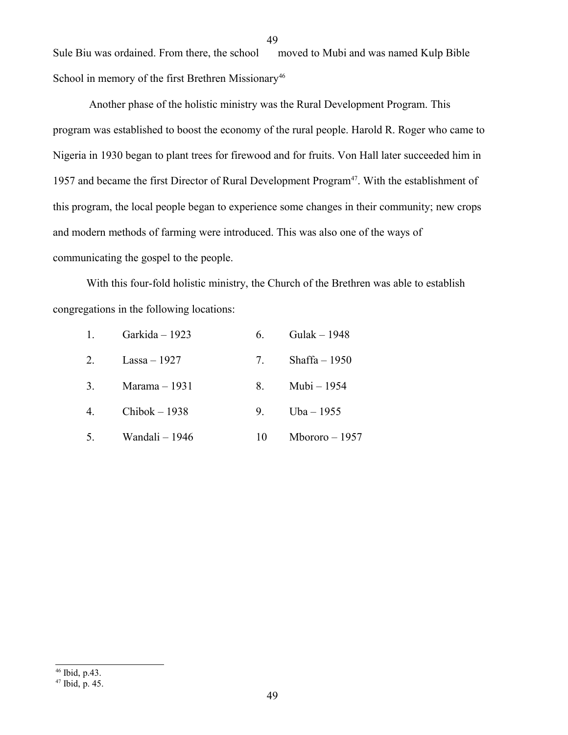Sule Biu was ordained. From there, the school moved to Mubi and was named Kulp Bible School in memory of the first Brethren Missionary[46]

Another phase of the holistic ministry was the Rural Development Program. This program was established to boost the economy of the rural people. Harold R. Roger who came to Nigeria in 1930 began to plant trees for firewood and for fruits. Von Hall later succeeded him in 1957 and became the first Director of Rural Development Program[47]. With the establishment of this program, the local people began to experience some changes in their community; new crops and modern methods of farming were introduced. This was also one of the ways of communicating the gospel to the people.

With this four-fold holistic ministry, the Church of the Brethren was able to establish congregations in the following locations:

1. Garkida – 1923
2. Lassa – 1927
3. Marama – 1931
4. Chibok – 1938
5. Wandali – 1946
6. Gulak – 1948
7. Shaffa – 1950
8. Mubi – 1954
9. Uba – 1955
10. Mbororo – 1957

---

[46] Ibid, p.43.

[47] Ibid, p. 45.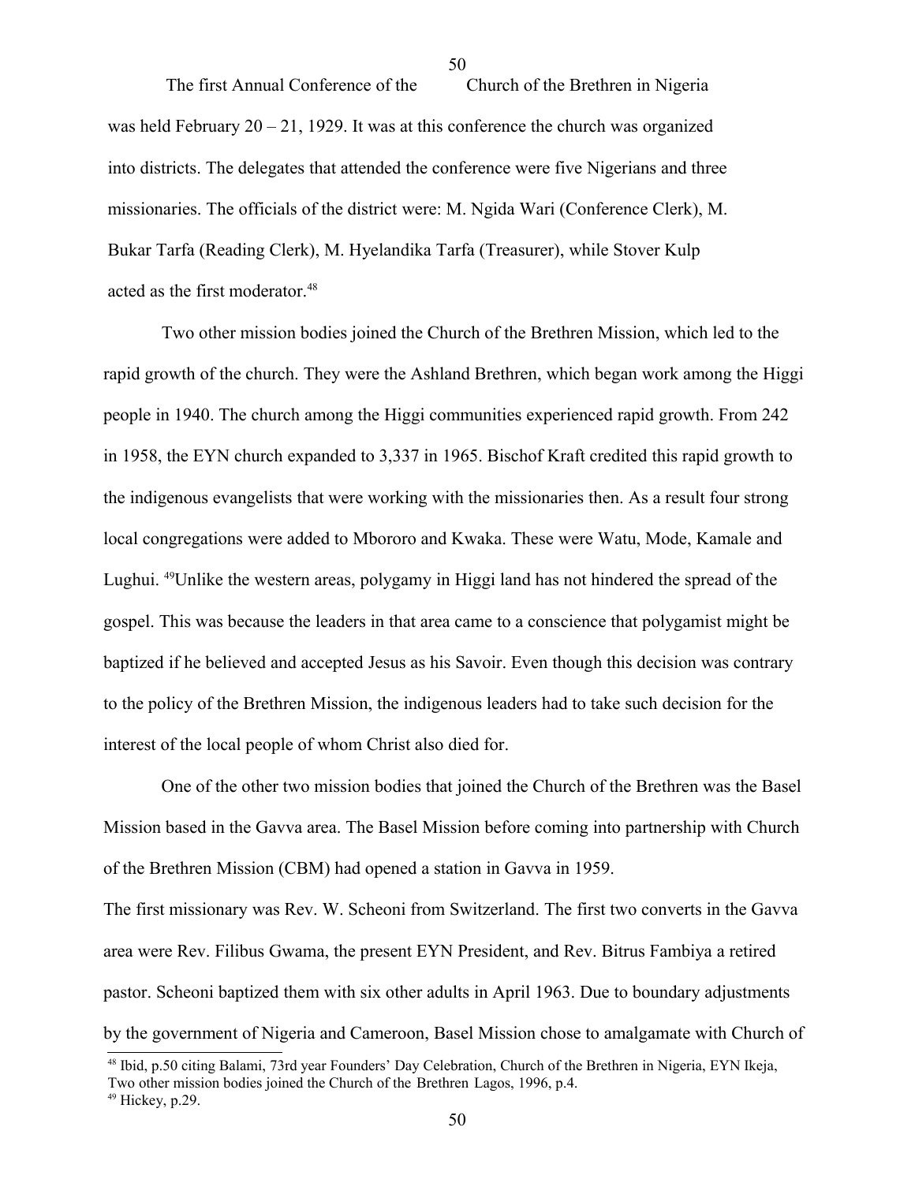The first Annual Conference of the Church of the Brethren in Nigeria was held February 20 – 21, 1929. It was at this conference the church was organized into districts. The delegates that attended the conference were five Nigerians and three missionaries. The officials of the district were: M. Ngida Wari (Conference Clerk), M. Bukar Tarfa (Reading Clerk), M. Hyelandika Tarfa (Treasurer), while Stover Kulp acted as the first moderator.[48]

Two other mission bodies joined the Church of the Brethren Mission, which led to the rapid growth of the church. They were the Ashland Brethren, which began work among the Higgi people in 1940. The church among the Higgi communities experienced rapid growth. From 242 in 1958, the EYN church expanded to 3,337 in 1965. Bischof Kraft credited this rapid growth to the indigenous evangelists that were working with the missionaries then. As a result four strong local congregations were added to Mbororo and Kwaka. These were Watu, Mode, Kamale and Lughui. [49]Unlike the western areas, polygamy in Higgi land has not hindered the spread of the gospel. This was because the leaders in that area came to a conscience that polygamist might be baptized if he believed and accepted Jesus as his Savoir. Even though this decision was contrary to the policy of the Brethren Mission, the indigenous leaders had to take such decision for the interest of the local people of whom Christ also died for.

One of the other two mission bodies that joined the Church of the Brethren was the Basel Mission based in the Gavva area. The Basel Mission before coming into partnership with Church of the Brethren Mission (CBM) had opened a station in Gavva in 1959.

The first missionary was Rev. W. Scheoni from Switzerland. The first two converts in the Gavva area were Rev. Filibus Gwama, the present EYN President, and Rev. Bitrus Fambiya a retired pastor. Scheoni baptized them with six other adults in April 1963. Due to boundary adjustments by the government of Nigeria and Cameroon, Basel Mission chose to amalgamate with Church of

---

[48] Ibid, p.50 citing Balami, 73rd year Founders' Day Celebration, Church of the Brethren in Nigeria, EYN Ikeja, Two other mission bodies joined the Church of the Brethren Lagos, 1996, p.4.

[49] Hickey, p.29.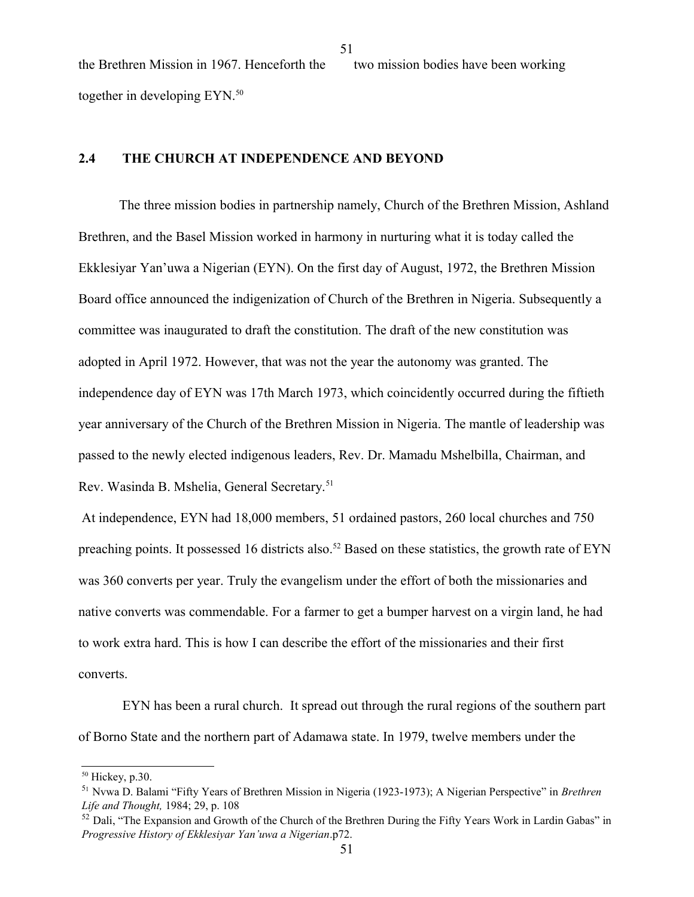the Brethren Mission in 1967. Henceforth the two mission bodies have been working together in developing EYN.[50]

## 2.4 THE CHURCH AT INDEPENDENCE AND BEYOND

The three mission bodies in partnership namely, Church of the Brethren Mission, Ashland Brethren, and the Basel Mission worked in harmony in nurturing what it is today called the Ekklesiyar Yan'uwa a Nigerian (EYN). On the first day of August, 1972, the Brethren Mission Board office announced the indigenization of Church of the Brethren in Nigeria. Subsequently a committee was inaugurated to draft the constitution. The draft of the new constitution was adopted in April 1972. However, that was not the year the autonomy was granted. The independence day of EYN was 17th March 1973, which coincidently occurred during the fiftieth year anniversary of the Church of the Brethren Mission in Nigeria. The mantle of leadership was passed to the newly elected indigenous leaders, Rev. Dr. Mamadu Mshelbilla, Chairman, and Rev. Wasinda B. Mshelia, General Secretary.[51]

At independence, EYN had 18,000 members, 51 ordained pastors, 260 local churches and 750 preaching points. It possessed 16 districts also.[52] Based on these statistics, the growth rate of EYN was 360 converts per year. Truly the evangelism under the effort of both the missionaries and native converts was commendable. For a farmer to get a bumper harvest on a virgin land, he had to work extra hard. This is how I can describe the effort of the missionaries and their first converts.

EYN has been a rural church. It spread out through the rural regions of the southern part of Borno State and the northern part of Adamawa state. In 1979, twelve members under the

---

[50] Hickey, p.30.

[51] Nvwa D. Balami "Fifty Years of Brethren Mission in Nigeria (1923-1973); A Nigerian Perspective" in *Brethren Life and Thought,* 1984; 29, p. 108

[52] Dali, "The Expansion and Growth of the Church of the Brethren During the Fifty Years Work in Lardin Gabas" in *Progressive History of Ekklesiyar Yan'uwa a Nigerian*.p72.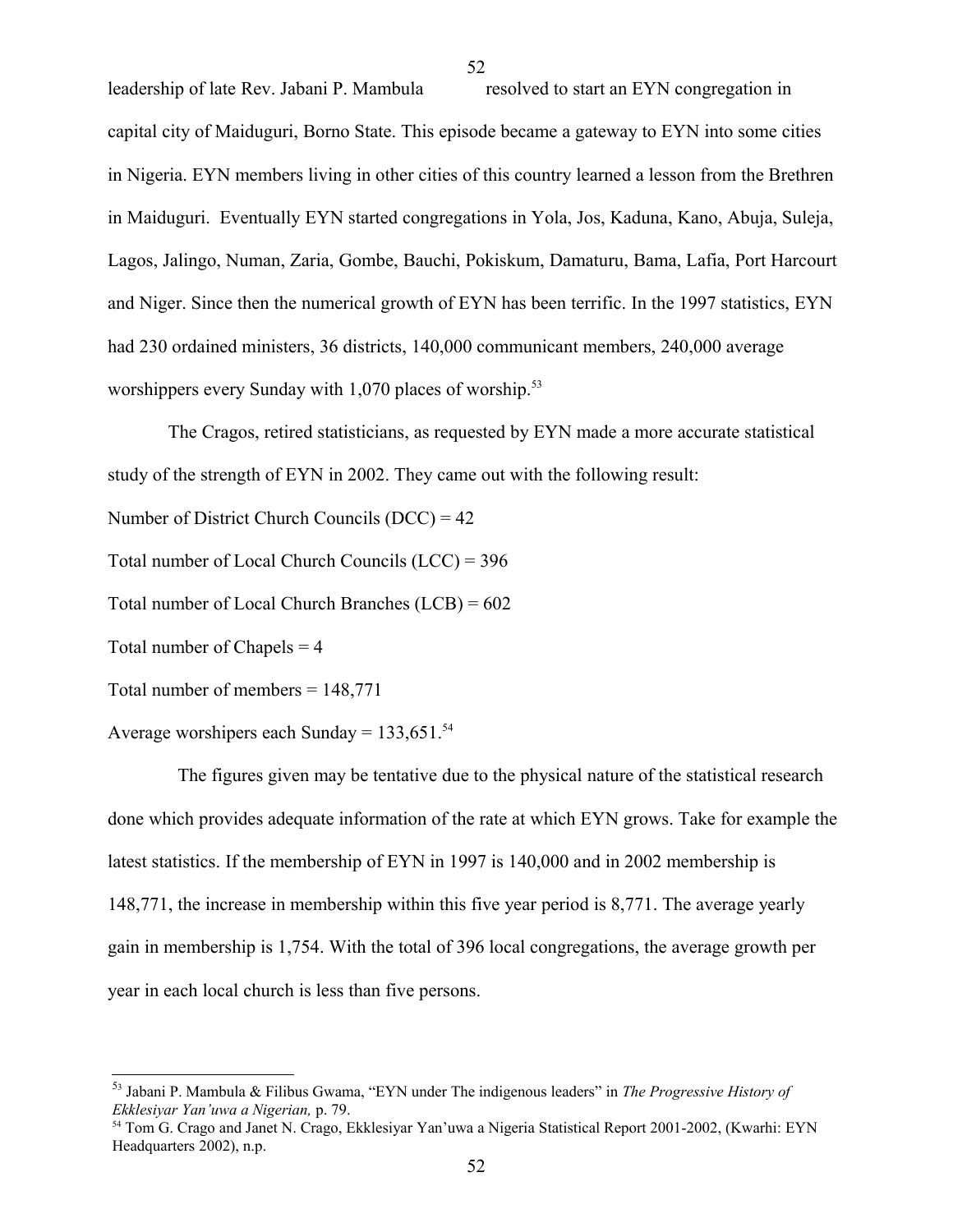leadership of late Rev. Jabani P. Mambula resolved to start an EYN congregation in capital city of Maiduguri, Borno State. This episode became a gateway to EYN into some cities in Nigeria. EYN members living in other cities of this country learned a lesson from the Brethren in Maiduguri. Eventually EYN started congregations in Yola, Jos, Kaduna, Kano, Abuja, Suleja, Lagos, Jalingo, Numan, Zaria, Gombe, Bauchi, Pokiskum, Damaturu, Bama, Lafia, Port Harcourt and Niger. Since then the numerical growth of EYN has been terrific. In the 1997 statistics, EYN had 230 ordained ministers, 36 districts, 140,000 communicant members, 240,000 average worshippers every Sunday with 1,070 places of worship.[53]

The Cragos, retired statisticians, as requested by EYN made a more accurate statistical study of the strength of EYN in 2002. They came out with the following result:

Number of District Church Councils (DCC) = 42

Total number of Local Church Councils (LCC) = 396

Total number of Local Church Branches (LCB) = 602

Total number of Chapels = 4

Total number of members = 148,771

Average worshipers each Sunday = 133,651.[54]

The figures given may be tentative due to the physical nature of the statistical research done which provides adequate information of the rate at which EYN grows. Take for example the latest statistics. If the membership of EYN in 1997 is 140,000 and in 2002 membership is 148,771, the increase in membership within this five year period is 8,771. The average yearly gain in membership is 1,754. With the total of 396 local congregations, the average growth per year in each local church is less than five persons.

---

[53] Jabani P. Mambula & Filibus Gwama, "EYN under The indigenous leaders" in *The Progressive History of Ekklesiyar Yan'uwa a Nigerian,* p. 79.

[54] Tom G. Crago and Janet N. Crago, Ekklesiyar Yan'uwa a Nigeria Statistical Report 2001-2002, (Kwarhi: EYN Headquarters 2002), n.p.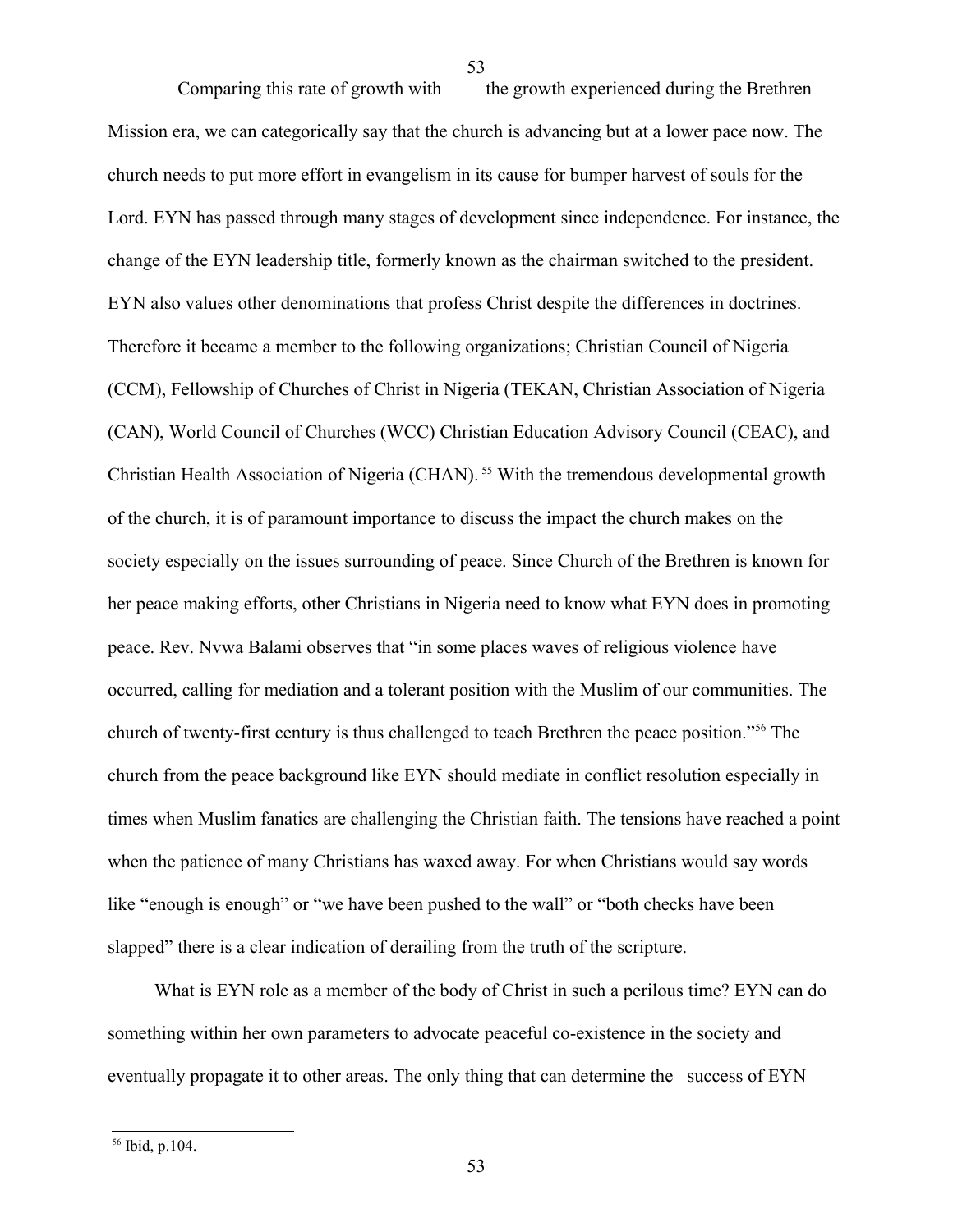Comparing this rate of growth with the growth experienced during the Brethren Mission era, we can categorically say that the church is advancing but at a lower pace now. The church needs to put more effort in evangelism in its cause for bumper harvest of souls for the Lord. EYN has passed through many stages of development since independence. For instance, the change of the EYN leadership title, formerly known as the chairman switched to the president. EYN also values other denominations that profess Christ despite the differences in doctrines. Therefore it became a member to the following organizations; Christian Council of Nigeria (CCM), Fellowship of Churches of Christ in Nigeria (TEKAN, Christian Association of Nigeria (CAN), World Council of Churches (WCC) Christian Education Advisory Council (CEAC), and Christian Health Association of Nigeria (CHAN). [55] With the tremendous developmental growth of the church, it is of paramount importance to discuss the impact the church makes on the society especially on the issues surrounding of peace. Since Church of the Brethren is known for her peace making efforts, other Christians in Nigeria need to know what EYN does in promoting peace. Rev. Nvwa Balami observes that "in some places waves of religious violence have occurred, calling for mediation and a tolerant position with the Muslim of our communities. The church of twenty-first century is thus challenged to teach Brethren the peace position."[56] The church from the peace background like EYN should mediate in conflict resolution especially in times when Muslim fanatics are challenging the Christian faith. The tensions have reached a point when the patience of many Christians has waxed away. For when Christians would say words like "enough is enough" or "we have been pushed to the wall" or "both checks have been slapped" there is a clear indication of derailing from the truth of the scripture.

What is EYN role as a member of the body of Christ in such a perilous time? EYN can do something within her own parameters to advocate peaceful co-existence in the society and eventually propagate it to other areas. The only thing that can determine the success of EYN

[56] Ibid, p.104.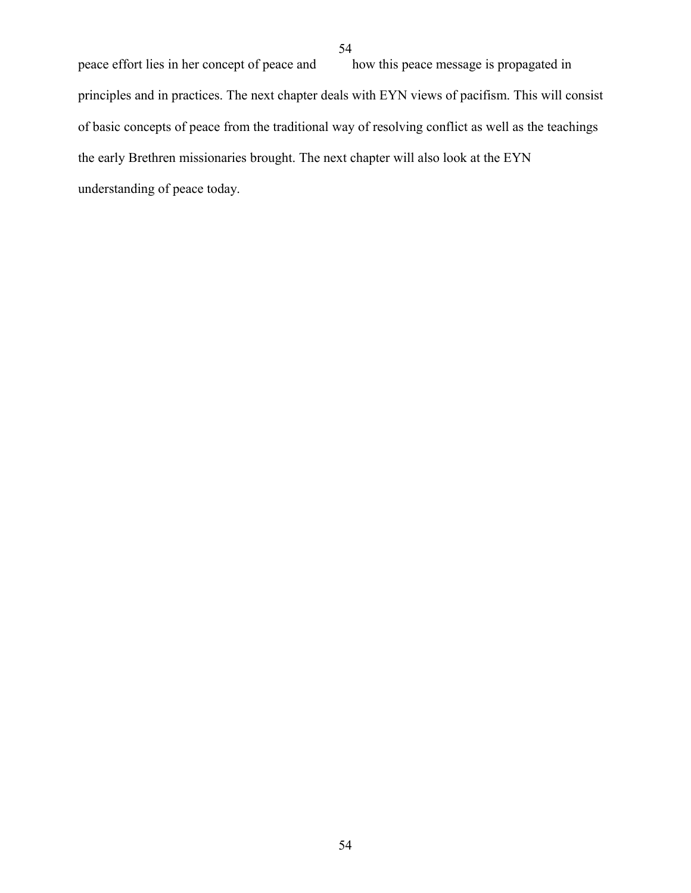peace effort lies in her concept of peace and how this peace message is propagated in principles and in practices. The next chapter deals with EYN views of pacifism. This will consist of basic concepts of peace from the traditional way of resolving conflict as well as the teachings the early Brethren missionaries brought. The next chapter will also look at the EYN understanding of peace today.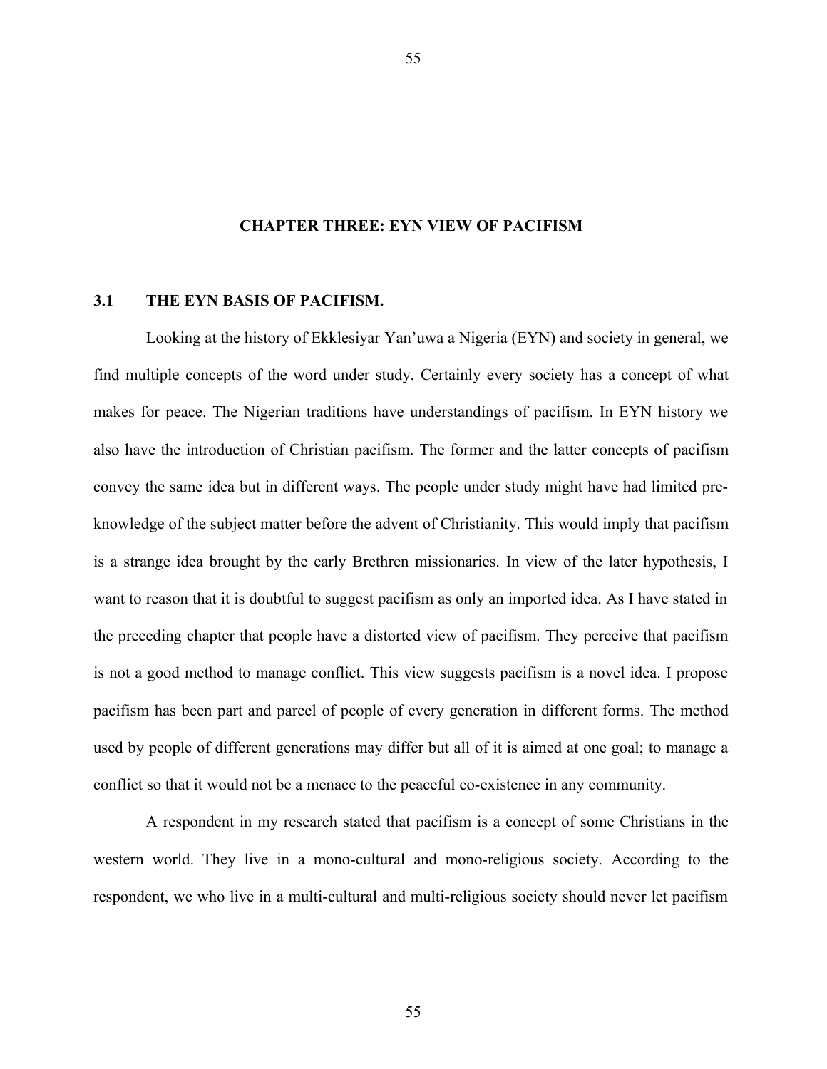# CHAPTER THREE: EYN VIEW OF PACIFISM

## 3.1 THE EYN BASIS OF PACIFISM.

Looking at the history of Ekklesiyar Yan'uwa a Nigeria (EYN) and society in general, we find multiple concepts of the word under study. Certainly every society has a concept of what makes for peace. The Nigerian traditions have understandings of pacifism. In EYN history we also have the introduction of Christian pacifism. The former and the latter concepts of pacifism convey the same idea but in different ways. The people under study might have had limited pre-knowledge of the subject matter before the advent of Christianity. This would imply that pacifism is a strange idea brought by the early Brethren missionaries. In view of the later hypothesis, I want to reason that it is doubtful to suggest pacifism as only an imported idea. As I have stated in the preceding chapter that people have a distorted view of pacifism. They perceive that pacifism is not a good method to manage conflict. This view suggests pacifism is a novel idea. I propose pacifism has been part and parcel of people of every generation in different forms. The method used by people of different generations may differ but all of it is aimed at one goal; to manage a conflict so that it would not be a menace to the peaceful co-existence in any community.

A respondent in my research stated that pacifism is a concept of some Christians in the western world. They live in a mono-cultural and mono-religious society. According to the respondent, we who live in a multi-cultural and multi-religious society should never let pacifism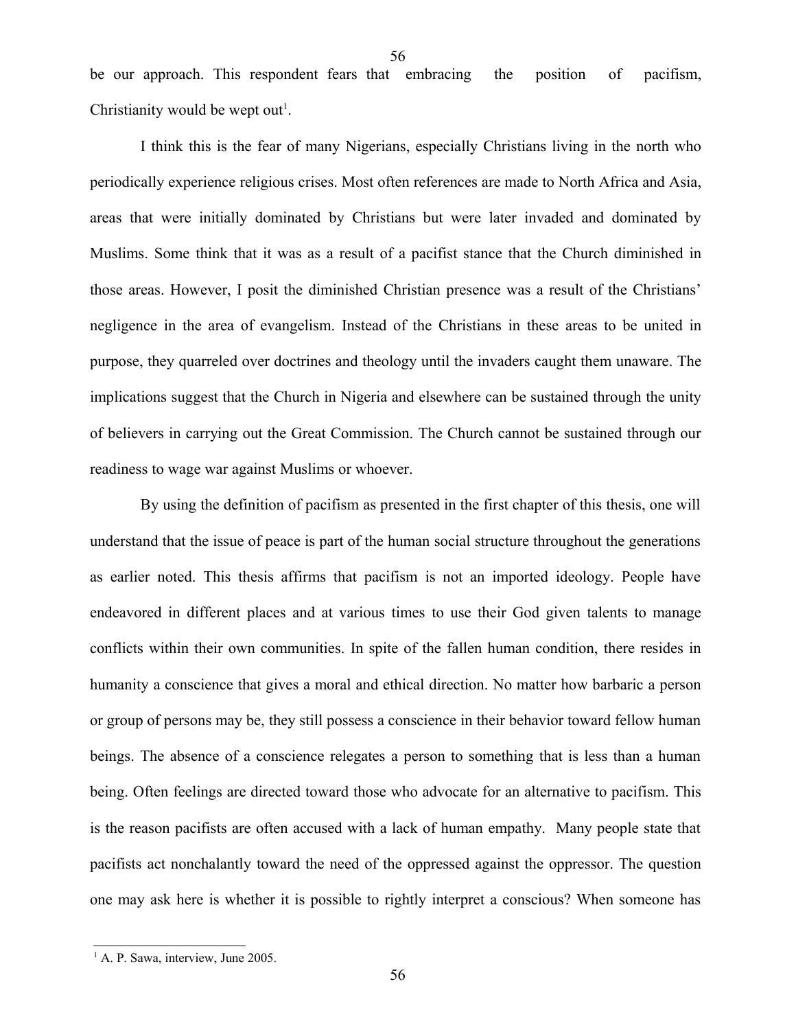be our approach. This respondent fears that embracing the position of pacifism, Christianity would be wept out[1].

I think this is the fear of many Nigerians, especially Christians living in the north who periodically experience religious crises. Most often references are made to North Africa and Asia, areas that were initially dominated by Christians but were later invaded and dominated by Muslims. Some think that it was as a result of a pacifist stance that the Church diminished in those areas. However, I posit the diminished Christian presence was a result of the Christians' negligence in the area of evangelism. Instead of the Christians in these areas to be united in purpose, they quarreled over doctrines and theology until the invaders caught them unaware. The implications suggest that the Church in Nigeria and elsewhere can be sustained through the unity of believers in carrying out the Great Commission. The Church cannot be sustained through our readiness to wage war against Muslims or whoever.

By using the definition of pacifism as presented in the first chapter of this thesis, one will understand that the issue of peace is part of the human social structure throughout the generations as earlier noted. This thesis affirms that pacifism is not an imported ideology. People have endeavored in different places and at various times to use their God given talents to manage conflicts within their own communities. In spite of the fallen human condition, there resides in humanity a conscience that gives a moral and ethical direction. No matter how barbaric a person or group of persons may be, they still possess a conscience in their behavior toward fellow human beings. The absence of a conscience relegates a person to something that is less than a human being. Often feelings are directed toward those who advocate for an alternative to pacifism. This is the reason pacifists are often accused with a lack of human empathy. Many people state that pacifists act nonchalantly toward the need of the oppressed against the oppressor. The question one may ask here is whether it is possible to rightly interpret a conscious? When someone has

[1] A. P. Sawa, interview, June 2005.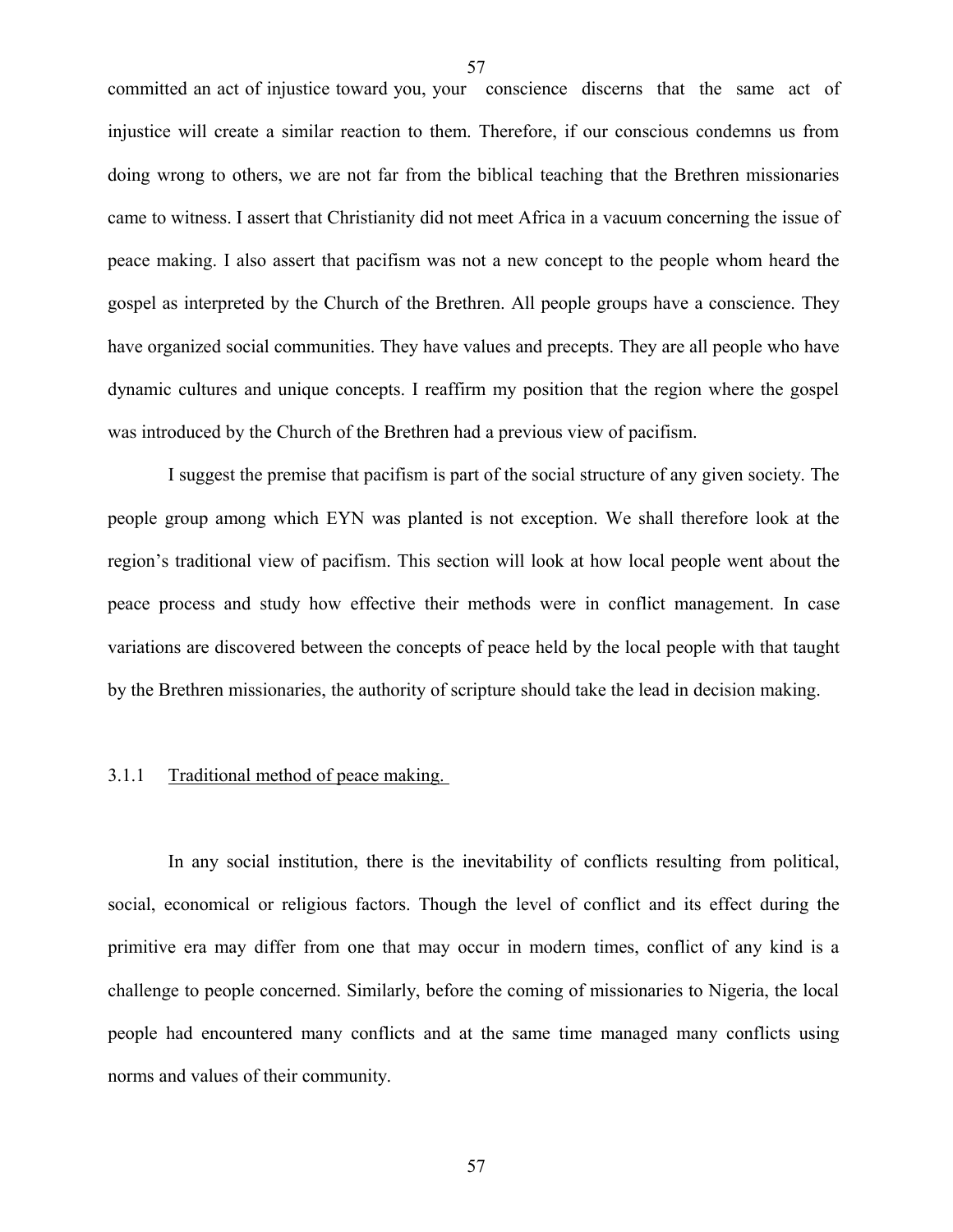committed an act of injustice toward you, your conscience discerns that the same act of injustice will create a similar reaction to them. Therefore, if our conscious condemns us from doing wrong to others, we are not far from the biblical teaching that the Brethren missionaries came to witness. I assert that Christianity did not meet Africa in a vacuum concerning the issue of peace making. I also assert that pacifism was not a new concept to the people whom heard the gospel as interpreted by the Church of the Brethren. All people groups have a conscience. They have organized social communities. They have values and precepts. They are all people who have dynamic cultures and unique concepts. I reaffirm my position that the region where the gospel was introduced by the Church of the Brethren had a previous view of pacifism.

I suggest the premise that pacifism is part of the social structure of any given society. The people group among which EYN was planted is not exception. We shall therefore look at the region's traditional view of pacifism. This section will look at how local people went about the peace process and study how effective their methods were in conflict management. In case variations are discovered between the concepts of peace held by the local people with that taught by the Brethren missionaries, the authority of scripture should take the lead in decision making.

### 3.1.1 Traditional method of peace making.

In any social institution, there is the inevitability of conflicts resulting from political, social, economical or religious factors. Though the level of conflict and its effect during the primitive era may differ from one that may occur in modern times, conflict of any kind is a challenge to people concerned. Similarly, before the coming of missionaries to Nigeria, the local people had encountered many conflicts and at the same time managed many conflicts using norms and values of their community.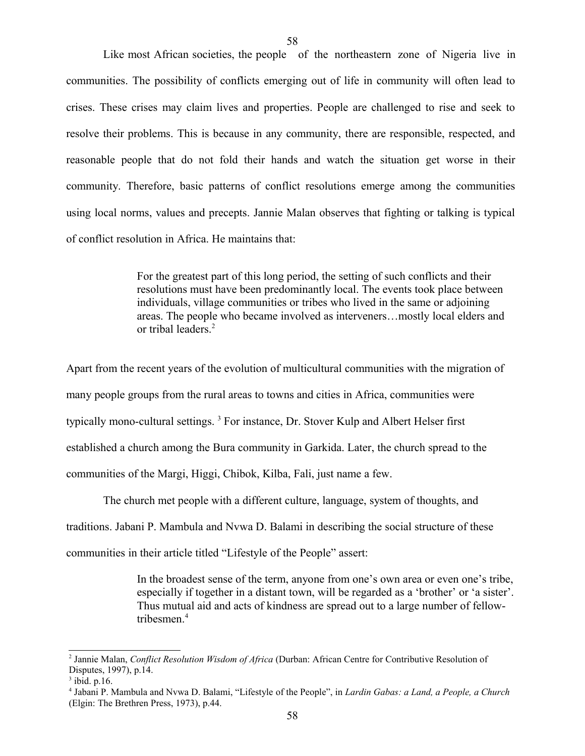Like most African societies, the people of the northeastern zone of Nigeria live in communities. The possibility of conflicts emerging out of life in community will often lead to crises. These crises may claim lives and properties. People are challenged to rise and seek to resolve their problems. This is because in any community, there are responsible, respected, and reasonable people that do not fold their hands and watch the situation get worse in their community. Therefore, basic patterns of conflict resolutions emerge among the communities using local norms, values and precepts. Jannie Malan observes that fighting or talking is typical of conflict resolution in Africa. He maintains that:

> For the greatest part of this long period, the setting of such conflicts and their resolutions must have been predominantly local. The events took place between individuals, village communities or tribes who lived in the same or adjoining areas. The people who became involved as interveners…mostly local elders and or tribal leaders.[2]

Apart from the recent years of the evolution of multicultural communities with the migration of many people groups from the rural areas to towns and cities in Africa, communities were typically mono-cultural settings. [3] For instance, Dr. Stover Kulp and Albert Helser first established a church among the Bura community in Garkida. Later, the church spread to the communities of the Margi, Higgi, Chibok, Kilba, Fali, just name a few.

The church met people with a different culture, language, system of thoughts, and traditions. Jabani P. Mambula and Nvwa D. Balami in describing the social structure of these communities in their article titled "Lifestyle of the People" assert:

> In the broadest sense of the term, anyone from one's own area or even one's tribe, especially if together in a distant town, will be regarded as a 'brother' or 'a sister'. Thus mutual aid and acts of kindness are spread out to a large number of fellow-tribesmen.[4]

---

[2] Jannie Malan, *Conflict Resolution Wisdom of Africa* (Durban: African Centre for Contributive Resolution of Disputes, 1997), p.14.

[3] ibid. p.16.

[4] Jabani P. Mambula and Nvwa D. Balami, "Lifestyle of the People", in *Lardin Gabas: a Land, a People, a Church* (Elgin: The Brethren Press, 1973), p.44.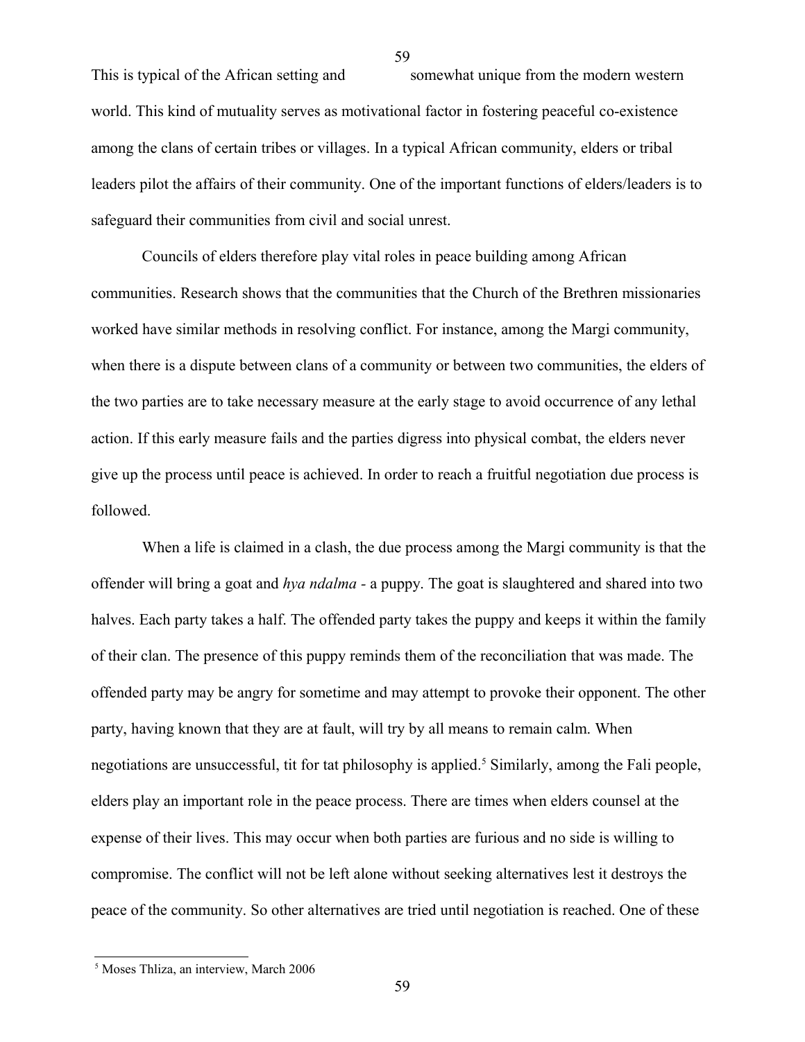This is typical of the African setting and somewhat unique from the modern western world. This kind of mutuality serves as motivational factor in fostering peaceful co-existence among the clans of certain tribes or villages. In a typical African community, elders or tribal leaders pilot the affairs of their community. One of the important functions of elders/leaders is to safeguard their communities from civil and social unrest.

Councils of elders therefore play vital roles in peace building among African communities. Research shows that the communities that the Church of the Brethren missionaries worked have similar methods in resolving conflict. For instance, among the Margi community, when there is a dispute between clans of a community or between two communities, the elders of the two parties are to take necessary measure at the early stage to avoid occurrence of any lethal action. If this early measure fails and the parties digress into physical combat, the elders never give up the process until peace is achieved. In order to reach a fruitful negotiation due process is followed.

When a life is claimed in a clash, the due process among the Margi community is that the offender will bring a goat and *hya ndalma* - a puppy. The goat is slaughtered and shared into two halves. Each party takes a half. The offended party takes the puppy and keeps it within the family of their clan. The presence of this puppy reminds them of the reconciliation that was made. The offended party may be angry for sometime and may attempt to provoke their opponent. The other party, having known that they are at fault, will try by all means to remain calm. When negotiations are unsuccessful, tit for tat philosophy is applied.[5] Similarly, among the Fali people, elders play an important role in the peace process. There are times when elders counsel at the expense of their lives. This may occur when both parties are furious and no side is willing to compromise. The conflict will not be left alone without seeking alternatives lest it destroys the peace of the community. So other alternatives are tried until negotiation is reached. One of these

[5] Moses Thliza, an interview, March 2006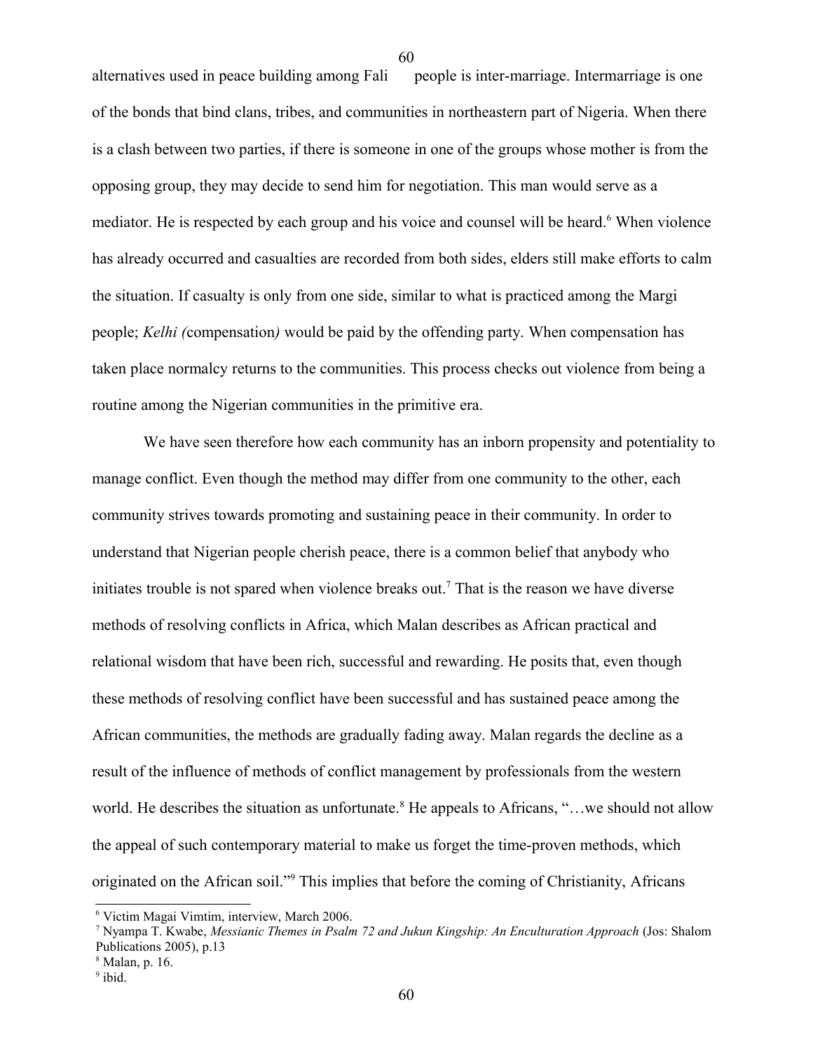alternatives used in peace building among Fali people is inter-marriage. Intermarriage is one of the bonds that bind clans, tribes, and communities in northeastern part of Nigeria. When there is a clash between two parties, if there is someone in one of the groups whose mother is from the opposing group, they may decide to send him for negotiation. This man would serve as a mediator. He is respected by each group and his voice and counsel will be heard.[6] When violence has already occurred and casualties are recorded from both sides, elders still make efforts to calm the situation. If casualty is only from one side, similar to what is practiced among the Margi people; *Kelhi (*compensation*)* would be paid by the offending party. When compensation has taken place normalcy returns to the communities. This process checks out violence from being a routine among the Nigerian communities in the primitive era.

We have seen therefore how each community has an inborn propensity and potentiality to manage conflict. Even though the method may differ from one community to the other, each community strives towards promoting and sustaining peace in their community. In order to understand that Nigerian people cherish peace, there is a common belief that anybody who initiates trouble is not spared when violence breaks out.[7] That is the reason we have diverse methods of resolving conflicts in Africa, which Malan describes as African practical and relational wisdom that have been rich, successful and rewarding. He posits that, even though these methods of resolving conflict have been successful and has sustained peace among the African communities, the methods are gradually fading away. Malan regards the decline as a result of the influence of methods of conflict management by professionals from the western world. He describes the situation as unfortunate.[8] He appeals to Africans, "…we should not allow the appeal of such contemporary material to make us forget the time-proven methods, which originated on the African soil."[9] This implies that before the coming of Christianity, Africans

---

[6] Victim Magai Vimtim, interview, March 2006.

[7] Nyampa T. Kwabe, *Messianic Themes in Psalm 72 and Jukun Kingship: An Enculturation Approach* (Jos: Shalom Publications 2005), p.13

[8] Malan, p. 16.

[9] ibid.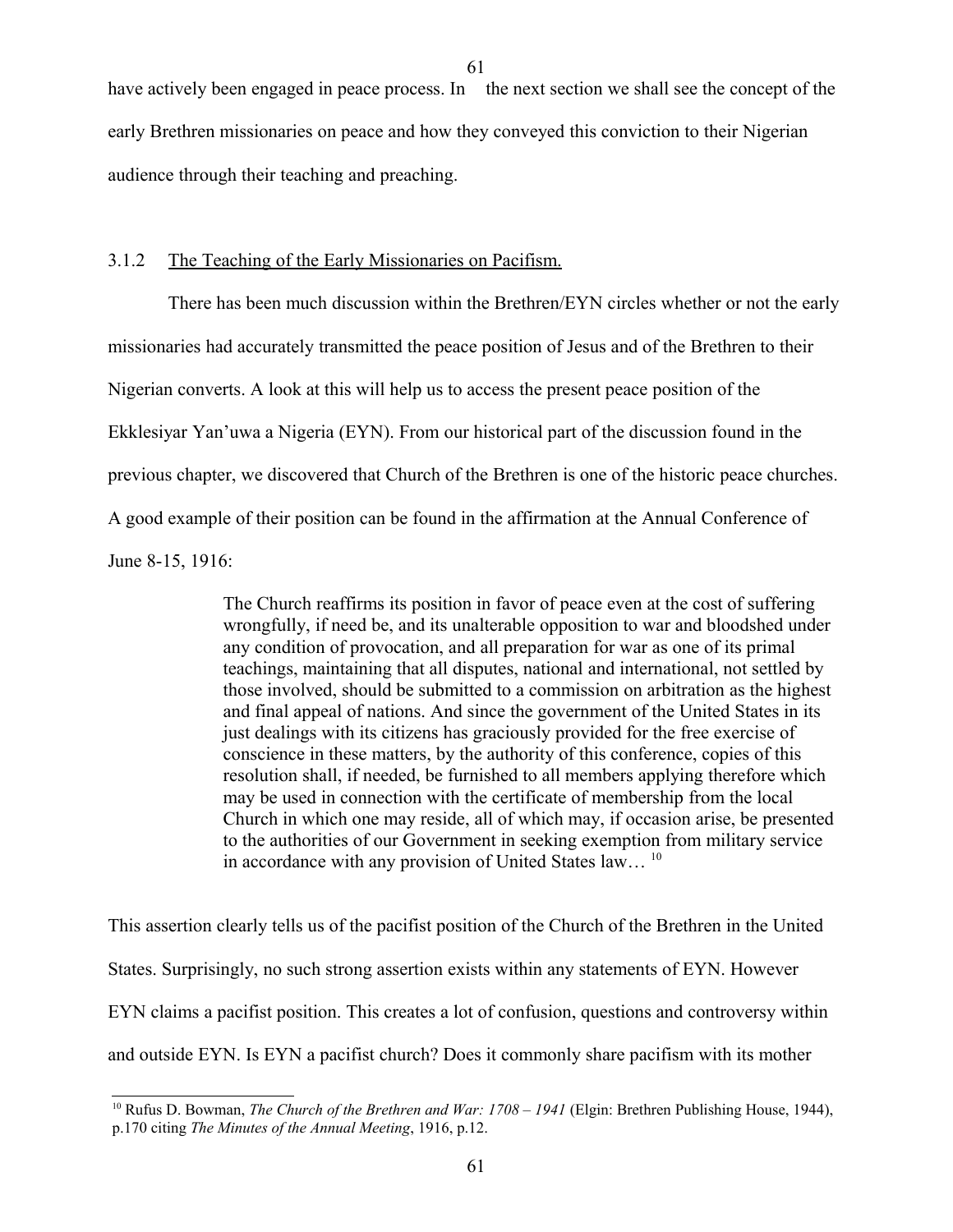have actively been engaged in peace process. In the next section we shall see the concept of the early Brethren missionaries on peace and how they conveyed this conviction to their Nigerian audience through their teaching and preaching.

### 3.1.2 The Teaching of the Early Missionaries on Pacifism.

There has been much discussion within the Brethren/EYN circles whether or not the early missionaries had accurately transmitted the peace position of Jesus and of the Brethren to their Nigerian converts. A look at this will help us to access the present peace position of the Ekklesiyar Yan'uwa a Nigeria (EYN). From our historical part of the discussion found in the previous chapter, we discovered that Church of the Brethren is one of the historic peace churches. A good example of their position can be found in the affirmation at the Annual Conference of June 8-15, 1916:

> The Church reaffirms its position in favor of peace even at the cost of suffering wrongfully, if need be, and its unalterable opposition to war and bloodshed under any condition of provocation, and all preparation for war as one of its primal teachings, maintaining that all disputes, national and international, not settled by those involved, should be submitted to a commission on arbitration as the highest and final appeal of nations. And since the government of the United States in its just dealings with its citizens has graciously provided for the free exercise of conscience in these matters, by the authority of this conference, copies of this resolution shall, if needed, be furnished to all members applying therefore which may be used in connection with the certificate of membership from the local Church in which one may reside, all of which may, if occasion arise, be presented to the authorities of our Government in seeking exemption from military service in accordance with any provision of United States law… [10]

This assertion clearly tells us of the pacifist position of the Church of the Brethren in the United States. Surprisingly, no such strong assertion exists within any statements of EYN. However EYN claims a pacifist position. This creates a lot of confusion, questions and controversy within and outside EYN. Is EYN a pacifist church? Does it commonly share pacifism with its mother

---

[10] Rufus D. Bowman, *The Church of the Brethren and War: 1708 – 1941* (Elgin: Brethren Publishing House, 1944), p.170 citing *The Minutes of the Annual Meeting*, 1916, p.12.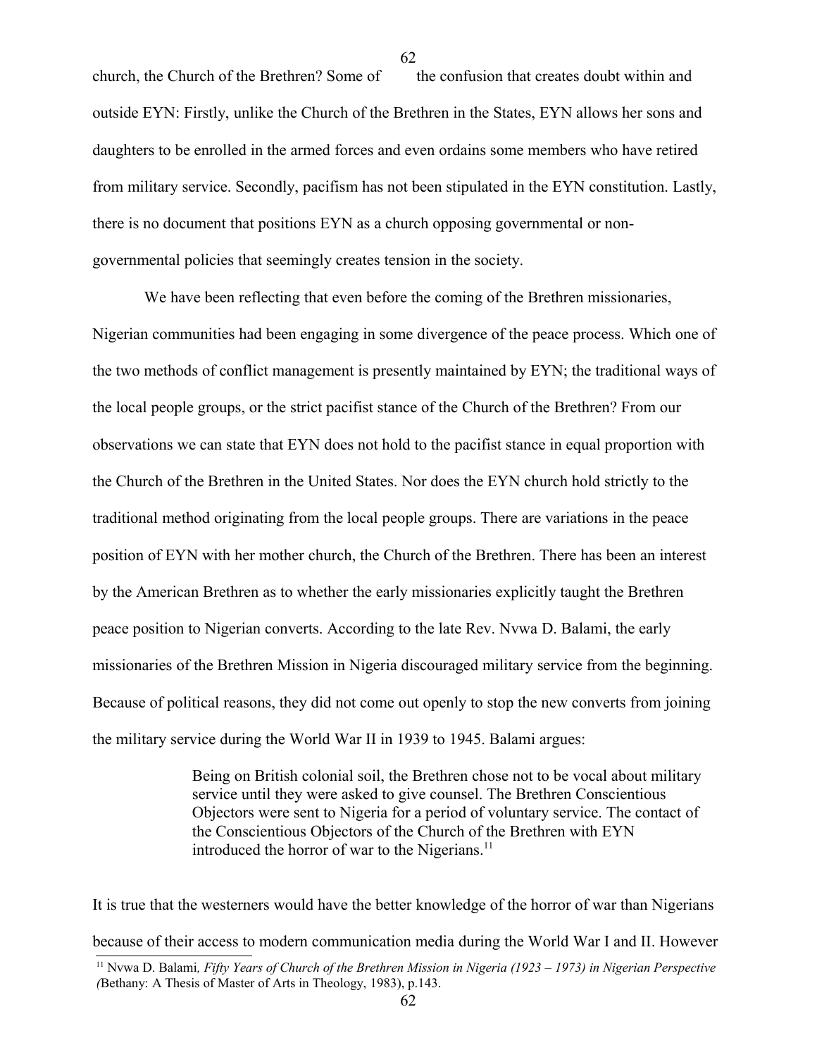church, the Church of the Brethren? Some of the confusion that creates doubt within and outside EYN: Firstly, unlike the Church of the Brethren in the States, EYN allows her sons and daughters to be enrolled in the armed forces and even ordains some members who have retired from military service. Secondly, pacifism has not been stipulated in the EYN constitution. Lastly, there is no document that positions EYN as a church opposing governmental or non-governmental policies that seemingly creates tension in the society.

We have been reflecting that even before the coming of the Brethren missionaries, Nigerian communities had been engaging in some divergence of the peace process. Which one of the two methods of conflict management is presently maintained by EYN; the traditional ways of the local people groups, or the strict pacifist stance of the Church of the Brethren? From our observations we can state that EYN does not hold to the pacifist stance in equal proportion with the Church of the Brethren in the United States. Nor does the EYN church hold strictly to the traditional method originating from the local people groups. There are variations in the peace position of EYN with her mother church, the Church of the Brethren. There has been an interest by the American Brethren as to whether the early missionaries explicitly taught the Brethren peace position to Nigerian converts. According to the late Rev. Nvwa D. Balami, the early missionaries of the Brethren Mission in Nigeria discouraged military service from the beginning. Because of political reasons, they did not come out openly to stop the new converts from joining the military service during the World War II in 1939 to 1945. Balami argues:

> Being on British colonial soil, the Brethren chose not to be vocal about military service until they were asked to give counsel. The Brethren Conscientious Objectors were sent to Nigeria for a period of voluntary service. The contact of the Conscientious Objectors of the Church of the Brethren with EYN introduced the horror of war to the Nigerians.[11]

It is true that the westerners would have the better knowledge of the horror of war than Nigerians because of their access to modern communication media during the World War I and II. However

[11] Nvwa D. Balami*, Fifty Years of Church of the Brethren Mission in Nigeria (1923 – 1973) in Nigerian Perspective (*Bethany: A Thesis of Master of Arts in Theology, 1983), p.143.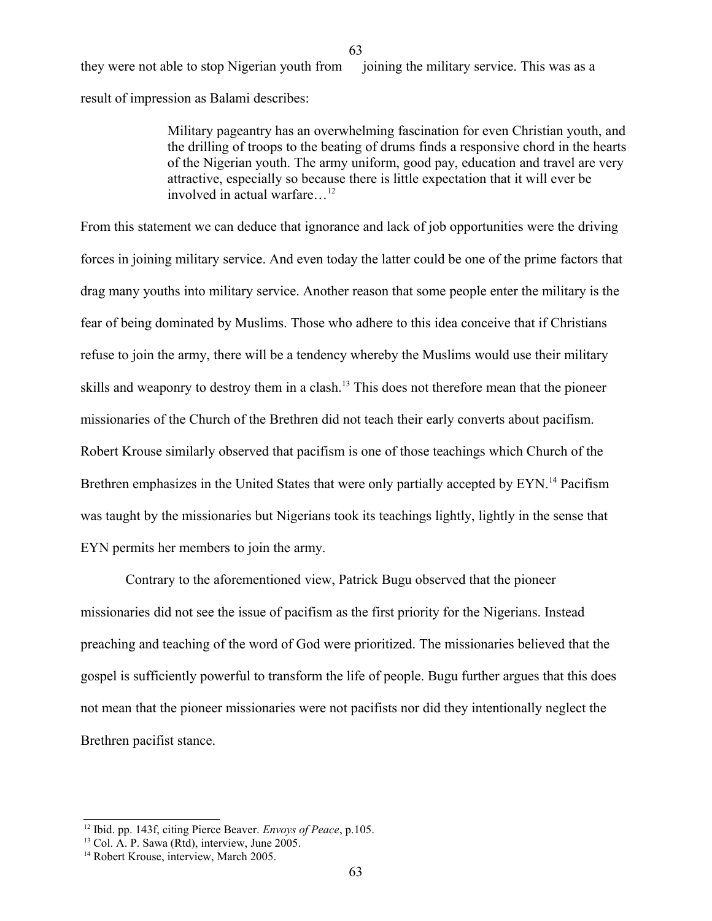they were not able to stop Nigerian youth from joining the military service. This was as a result of impression as Balami describes:

> Military pageantry has an overwhelming fascination for even Christian youth, and the drilling of troops to the beating of drums finds a responsive chord in the hearts of the Nigerian youth. The army uniform, good pay, education and travel are very attractive, especially so because there is little expectation that it will ever be involved in actual warfare…[12]

From this statement we can deduce that ignorance and lack of job opportunities were the driving forces in joining military service. And even today the latter could be one of the prime factors that drag many youths into military service. Another reason that some people enter the military is the fear of being dominated by Muslims. Those who adhere to this idea conceive that if Christians refuse to join the army, there will be a tendency whereby the Muslims would use their military skills and weaponry to destroy them in a clash.[13] This does not therefore mean that the pioneer missionaries of the Church of the Brethren did not teach their early converts about pacifism. Robert Krouse similarly observed that pacifism is one of those teachings which Church of the Brethren emphasizes in the United States that were only partially accepted by EYN.[14] Pacifism was taught by the missionaries but Nigerians took its teachings lightly, lightly in the sense that EYN permits her members to join the army.

Contrary to the aforementioned view, Patrick Bugu observed that the pioneer missionaries did not see the issue of pacifism as the first priority for the Nigerians. Instead preaching and teaching of the word of God were prioritized. The missionaries believed that the gospel is sufficiently powerful to transform the life of people. Bugu further argues that this does not mean that the pioneer missionaries were not pacifists nor did they intentionally neglect the Brethren pacifist stance.

---

[12] Ibid. pp. 143f, citing Pierce Beaver. *Envoys of Peace*, p.105.

[13] Col. A. P. Sawa (Rtd), interview, June 2005.

[14] Robert Krouse, interview, March 2005.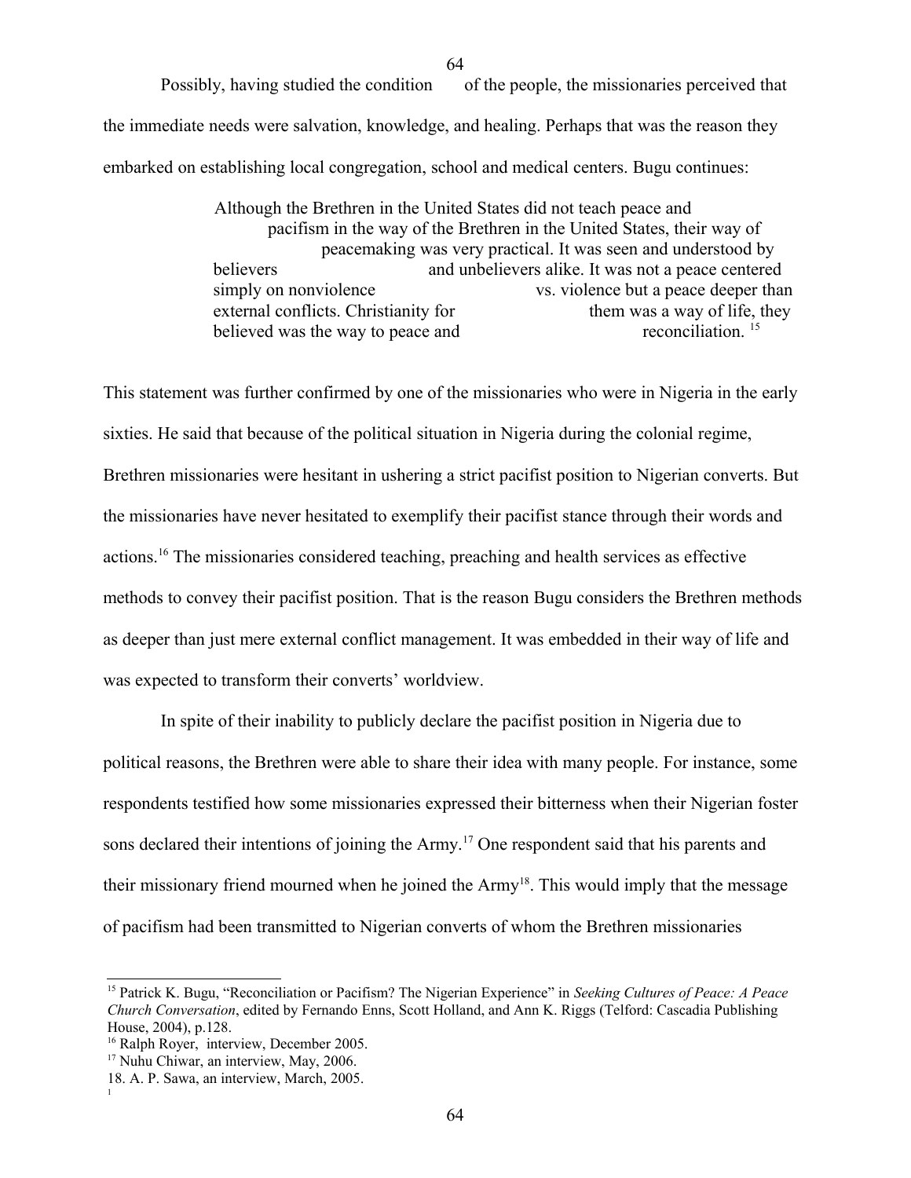Possibly, having studied the condition of the people, the missionaries perceived that the immediate needs were salvation, knowledge, and healing. Perhaps that was the reason they embarked on establishing local congregation, school and medical centers. Bugu continues:

> Although the Brethren in the United States did not teach peace and pacifism in the way of the Brethren in the United States, their way of peacemaking was very practical. It was seen and understood by believers and unbelievers alike. It was not a peace centered simply on nonviolence vs. violence but a peace deeper than external conflicts. Christianity for them was a way of life, they believed was the way to peace and reconciliation. [15]

This statement was further confirmed by one of the missionaries who were in Nigeria in the early sixties. He said that because of the political situation in Nigeria during the colonial regime, Brethren missionaries were hesitant in ushering a strict pacifist position to Nigerian converts. But the missionaries have never hesitated to exemplify their pacifist stance through their words and actions.[16] The missionaries considered teaching, preaching and health services as effective methods to convey their pacifist position. That is the reason Bugu considers the Brethren methods as deeper than just mere external conflict management. It was embedded in their way of life and was expected to transform their converts' worldview.

In spite of their inability to publicly declare the pacifist position in Nigeria due to political reasons, the Brethren were able to share their idea with many people. For instance, some respondents testified how some missionaries expressed their bitterness when their Nigerian foster sons declared their intentions of joining the Army.[17] One respondent said that his parents and their missionary friend mourned when he joined the Army[18]. This would imply that the message of pacifism had been transmitted to Nigerian converts of whom the Brethren missionaries

---

[15] Patrick K. Bugu, "Reconciliation or Pacifism? The Nigerian Experience" in *Seeking Cultures of Peace: A Peace Church Conversation*, edited by Fernando Enns, Scott Holland, and Ann K. Riggs (Telford: Cascadia Publishing House, 2004), p.128.

[16] Ralph Royer, interview, December 2005.

[17] Nuhu Chiwar, an interview, May, 2006.

18. A. P. Sawa, an interview, March, 2005.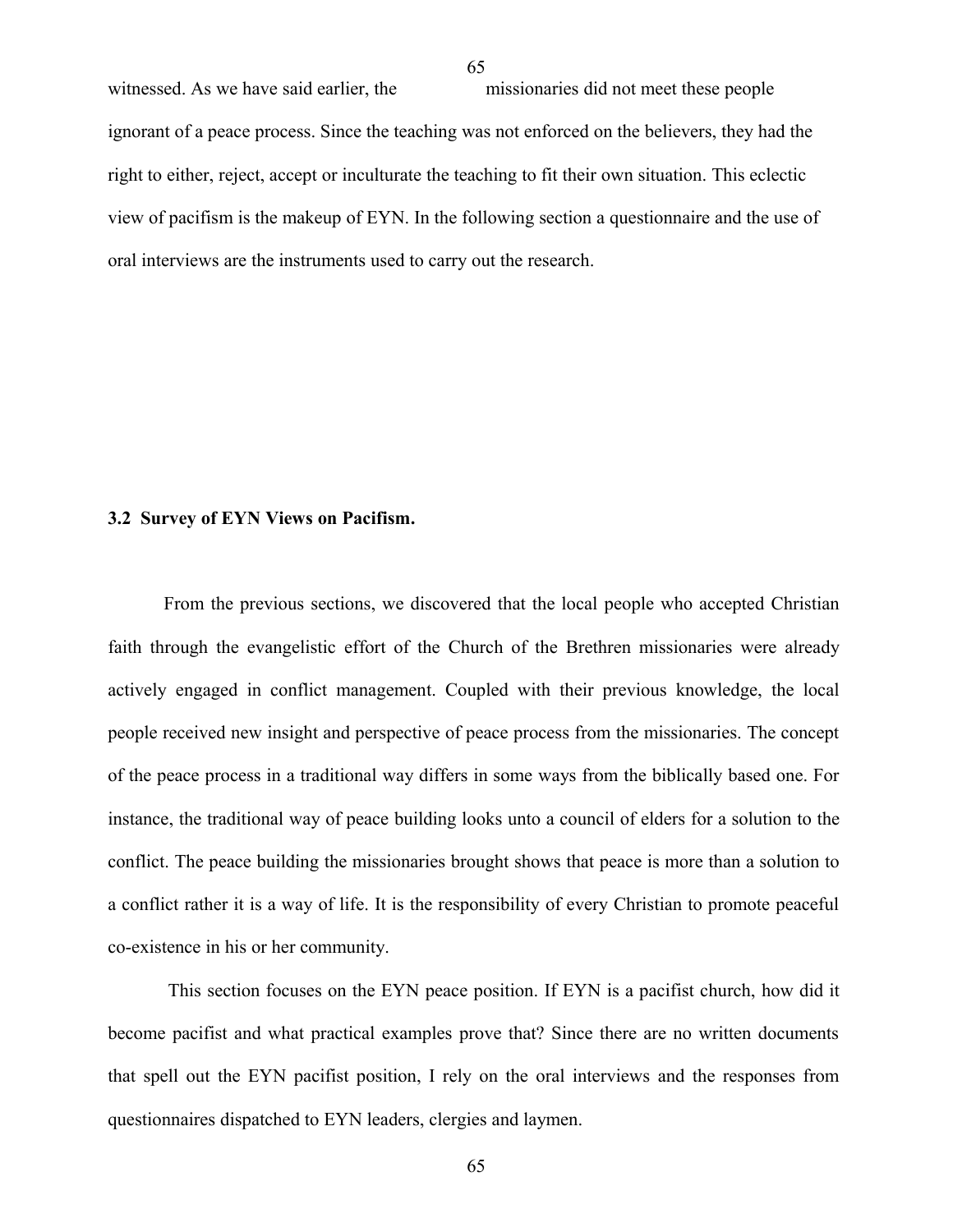witnessed. As we have said earlier, the missionaries did not meet these people ignorant of a peace process. Since the teaching was not enforced on the believers, they had the right to either, reject, accept or inculturate the teaching to fit their own situation. This eclectic view of pacifism is the makeup of EYN. In the following section a questionnaire and the use of oral interviews are the instruments used to carry out the research.

### 3.2 Survey of EYN Views on Pacifism.

From the previous sections, we discovered that the local people who accepted Christian faith through the evangelistic effort of the Church of the Brethren missionaries were already actively engaged in conflict management. Coupled with their previous knowledge, the local people received new insight and perspective of peace process from the missionaries. The concept of the peace process in a traditional way differs in some ways from the biblically based one. For instance, the traditional way of peace building looks unto a council of elders for a solution to the conflict. The peace building the missionaries brought shows that peace is more than a solution to a conflict rather it is a way of life. It is the responsibility of every Christian to promote peaceful co-existence in his or her community.

This section focuses on the EYN peace position. If EYN is a pacifist church, how did it become pacifist and what practical examples prove that? Since there are no written documents that spell out the EYN pacifist position, I rely on the oral interviews and the responses from questionnaires dispatched to EYN leaders, clergies and laymen.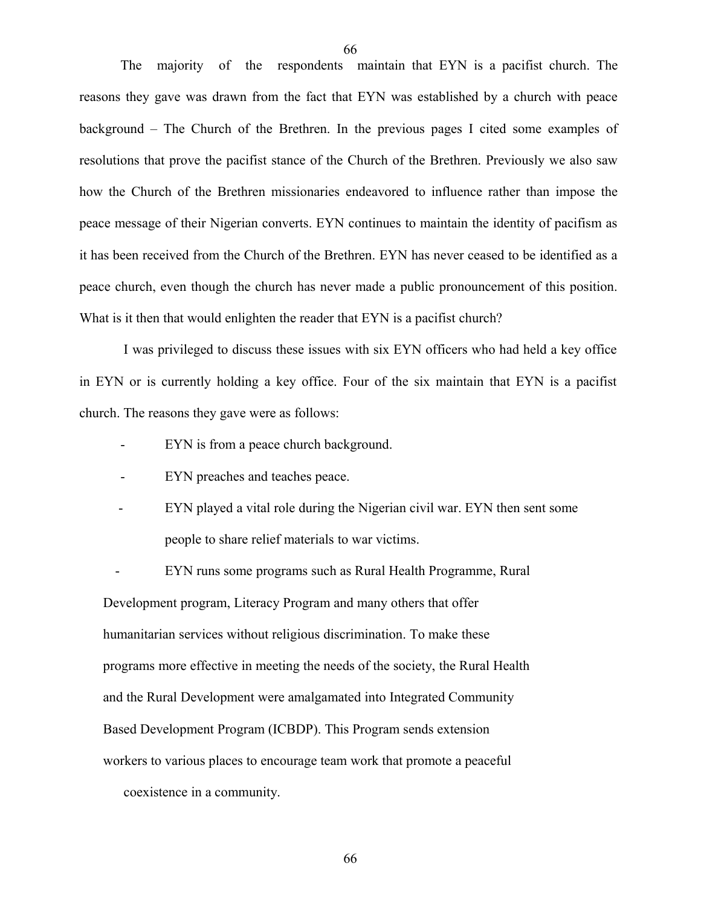The majority of the respondents maintain that EYN is a pacifist church. The reasons they gave was drawn from the fact that EYN was established by a church with peace background – The Church of the Brethren. In the previous pages I cited some examples of resolutions that prove the pacifist stance of the Church of the Brethren. Previously we also saw how the Church of the Brethren missionaries endeavored to influence rather than impose the peace message of their Nigerian converts. EYN continues to maintain the identity of pacifism as it has been received from the Church of the Brethren. EYN has never ceased to be identified as a peace church, even though the church has never made a public pronouncement of this position. What is it then that would enlighten the reader that EYN is a pacifist church?

I was privileged to discuss these issues with six EYN officers who had held a key office in EYN or is currently holding a key office. Four of the six maintain that EYN is a pacifist church. The reasons they gave were as follows:

- EYN is from a peace church background.
- EYN preaches and teaches peace.
- EYN played a vital role during the Nigerian civil war. EYN then sent some people to share relief materials to war victims.
- EYN runs some programs such as Rural Health Programme, Rural Development program, Literacy Program and many others that offer humanitarian services without religious discrimination. To make these programs more effective in meeting the needs of the society, the Rural Health and the Rural Development were amalgamated into Integrated Community Based Development Program (ICBDP). This Program sends extension workers to various places to encourage team work that promote a peaceful coexistence in a community.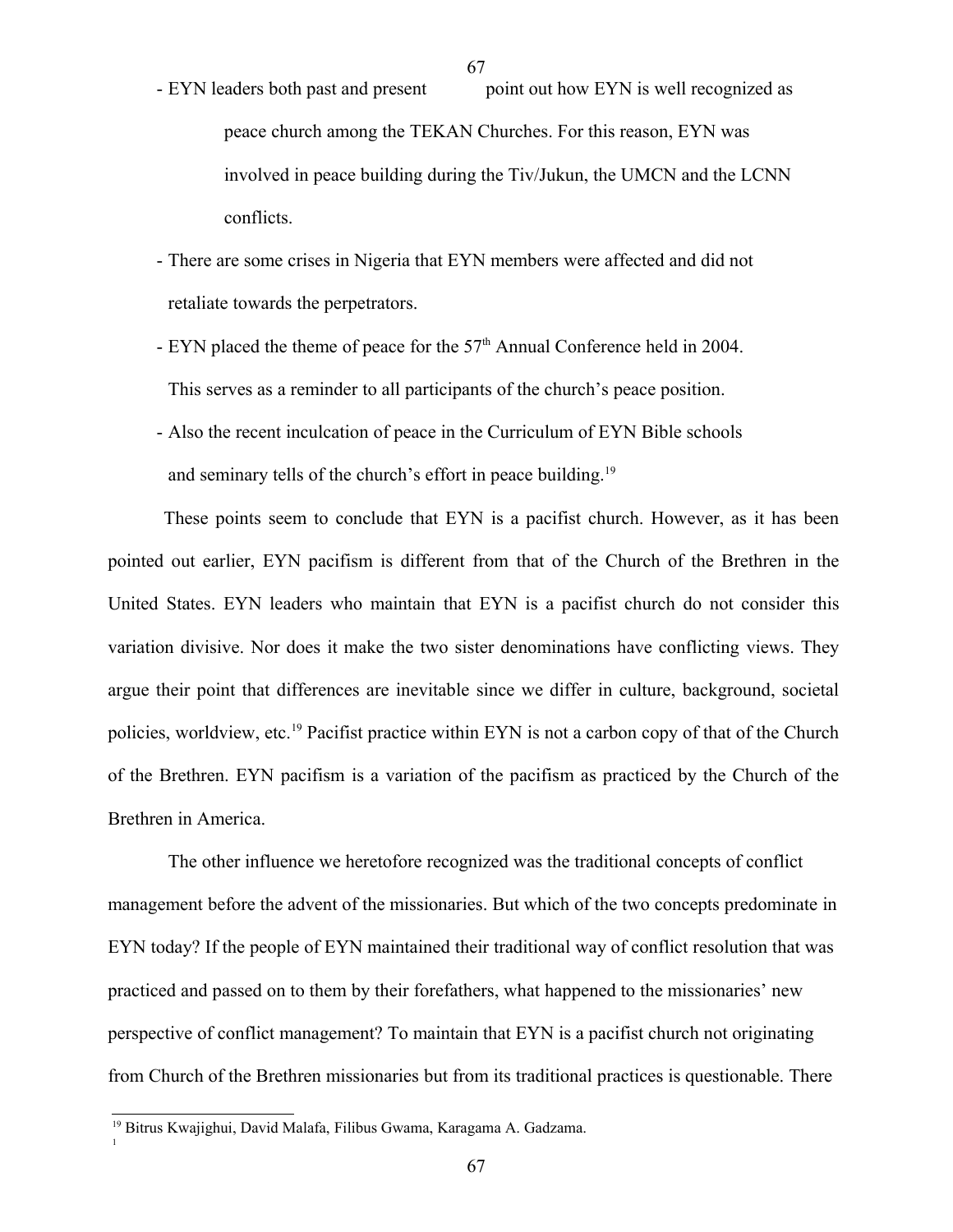- EYN leaders both past and present point out how EYN is well recognized as peace church among the TEKAN Churches. For this reason, EYN was involved in peace building during the Tiv/Jukun, the UMCN and the LCNN conflicts.
- There are some crises in Nigeria that EYN members were affected and did not retaliate towards the perpetrators.
- EYN placed the theme of peace for the 57th Annual Conference held in 2004. This serves as a reminder to all participants of the church's peace position.
- Also the recent inculcation of peace in the Curriculum of EYN Bible schools and seminary tells of the church's effort in peace building.[19]

These points seem to conclude that EYN is a pacifist church. However, as it has been pointed out earlier, EYN pacifism is different from that of the Church of the Brethren in the United States. EYN leaders who maintain that EYN is a pacifist church do not consider this variation divisive. Nor does it make the two sister denominations have conflicting views. They argue their point that differences are inevitable since we differ in culture, background, societal policies, worldview, etc.[19] Pacifist practice within EYN is not a carbon copy of that of the Church of the Brethren. EYN pacifism is a variation of the pacifism as practiced by the Church of the Brethren in America.

The other influence we heretofore recognized was the traditional concepts of conflict management before the advent of the missionaries. But which of the two concepts predominate in EYN today? If the people of EYN maintained their traditional way of conflict resolution that was practiced and passed on to them by their forefathers, what happened to the missionaries' new perspective of conflict management? To maintain that EYN is a pacifist church not originating from Church of the Brethren missionaries but from its traditional practices is questionable. There

---

[19] Bitrus Kwajighui, David Malafa, Filibus Gwama, Karagama A. Gadzama.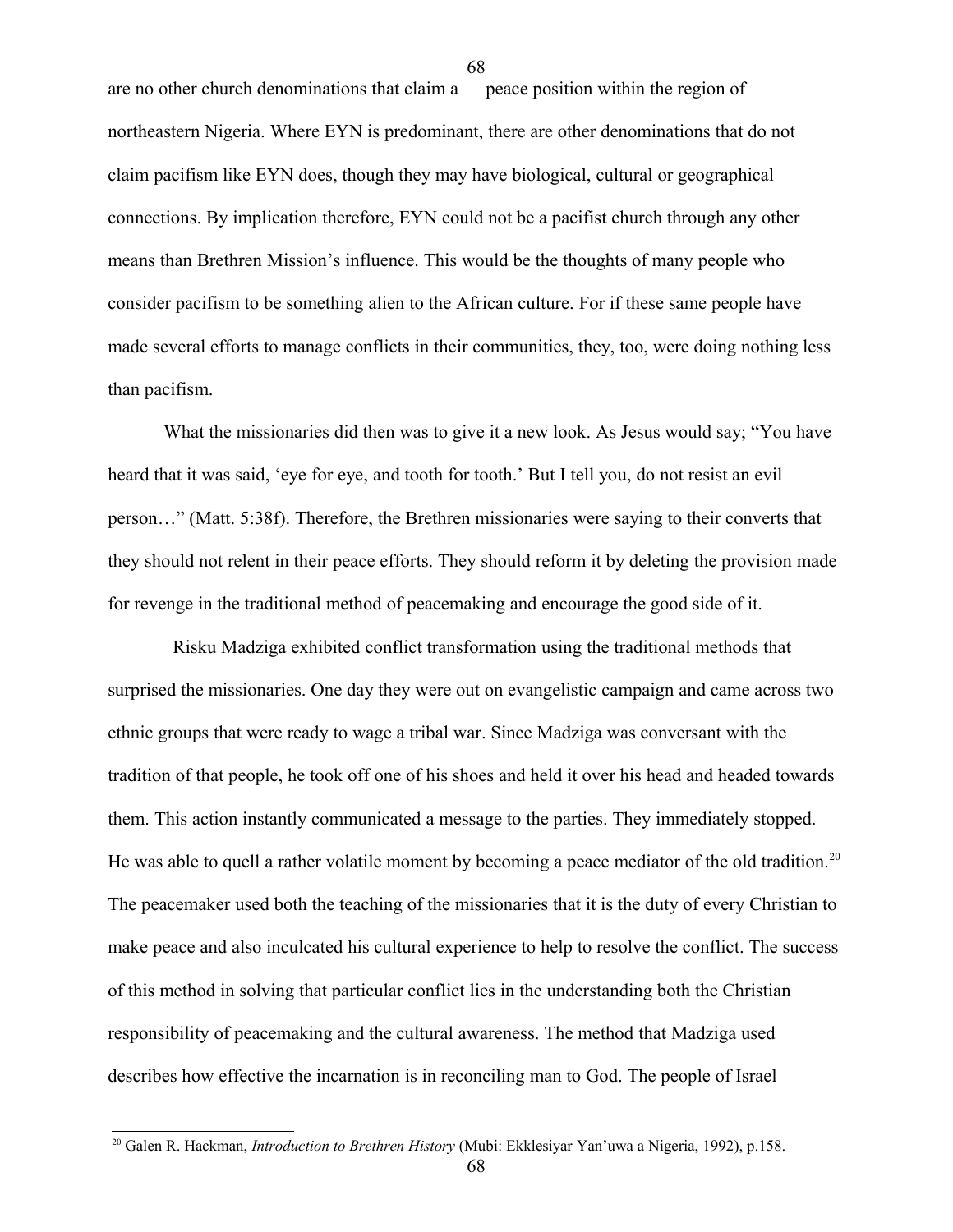are no other church denominations that claim a peace position within the region of northeastern Nigeria. Where EYN is predominant, there are other denominations that do not claim pacifism like EYN does, though they may have biological, cultural or geographical connections. By implication therefore, EYN could not be a pacifist church through any other means than Brethren Mission's influence. This would be the thoughts of many people who consider pacifism to be something alien to the African culture. For if these same people have made several efforts to manage conflicts in their communities, they, too, were doing nothing less than pacifism.

What the missionaries did then was to give it a new look. As Jesus would say; "You have heard that it was said, 'eye for eye, and tooth for tooth.' But I tell you, do not resist an evil person…" (Matt. 5:38f). Therefore, the Brethren missionaries were saying to their converts that they should not relent in their peace efforts. They should reform it by deleting the provision made for revenge in the traditional method of peacemaking and encourage the good side of it.

Risku Madziga exhibited conflict transformation using the traditional methods that surprised the missionaries. One day they were out on evangelistic campaign and came across two ethnic groups that were ready to wage a tribal war. Since Madziga was conversant with the tradition of that people, he took off one of his shoes and held it over his head and headed towards them. This action instantly communicated a message to the parties. They immediately stopped. He was able to quell a rather volatile moment by becoming a peace mediator of the old tradition.[20] The peacemaker used both the teaching of the missionaries that it is the duty of every Christian to make peace and also inculcated his cultural experience to help to resolve the conflict. The success of this method in solving that particular conflict lies in the understanding both the Christian responsibility of peacemaking and the cultural awareness. The method that Madziga used describes how effective the incarnation is in reconciling man to God. The people of Israel

[20] Galen R. Hackman, *Introduction to Brethren History* (Mubi: Ekklesiyar Yan'uwa a Nigeria, 1992), p.158.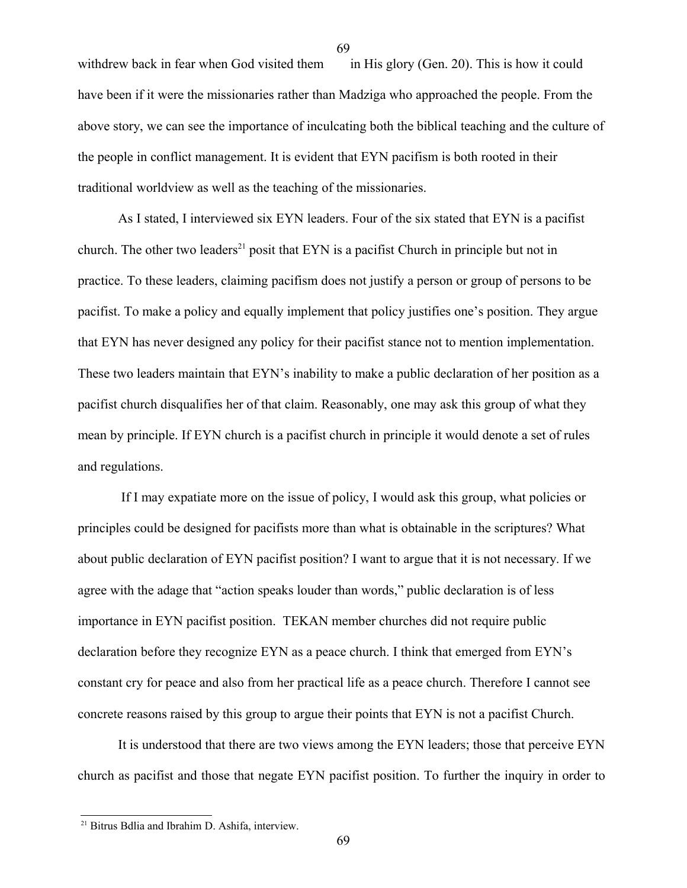withdrew back in fear when God visited them in His glory (Gen. 20). This is how it could have been if it were the missionaries rather than Madziga who approached the people. From the above story, we can see the importance of inculcating both the biblical teaching and the culture of the people in conflict management. It is evident that EYN pacifism is both rooted in their traditional worldview as well as the teaching of the missionaries.

As I stated, I interviewed six EYN leaders. Four of the six stated that EYN is a pacifist church. The other two leaders[21] posit that EYN is a pacifist Church in principle but not in practice. To these leaders, claiming pacifism does not justify a person or group of persons to be pacifist. To make a policy and equally implement that policy justifies one's position. They argue that EYN has never designed any policy for their pacifist stance not to mention implementation. These two leaders maintain that EYN's inability to make a public declaration of her position as a pacifist church disqualifies her of that claim. Reasonably, one may ask this group of what they mean by principle. If EYN church is a pacifist church in principle it would denote a set of rules and regulations.

If I may expatiate more on the issue of policy, I would ask this group, what policies or principles could be designed for pacifists more than what is obtainable in the scriptures? What about public declaration of EYN pacifist position? I want to argue that it is not necessary. If we agree with the adage that "action speaks louder than words," public declaration is of less importance in EYN pacifist position. TEKAN member churches did not require public declaration before they recognize EYN as a peace church. I think that emerged from EYN's constant cry for peace and also from her practical life as a peace church. Therefore I cannot see concrete reasons raised by this group to argue their points that EYN is not a pacifist Church.

It is understood that there are two views among the EYN leaders; those that perceive EYN church as pacifist and those that negate EYN pacifist position. To further the inquiry in order to

[21] Bitrus Bdlia and Ibrahim D. Ashifa, interview.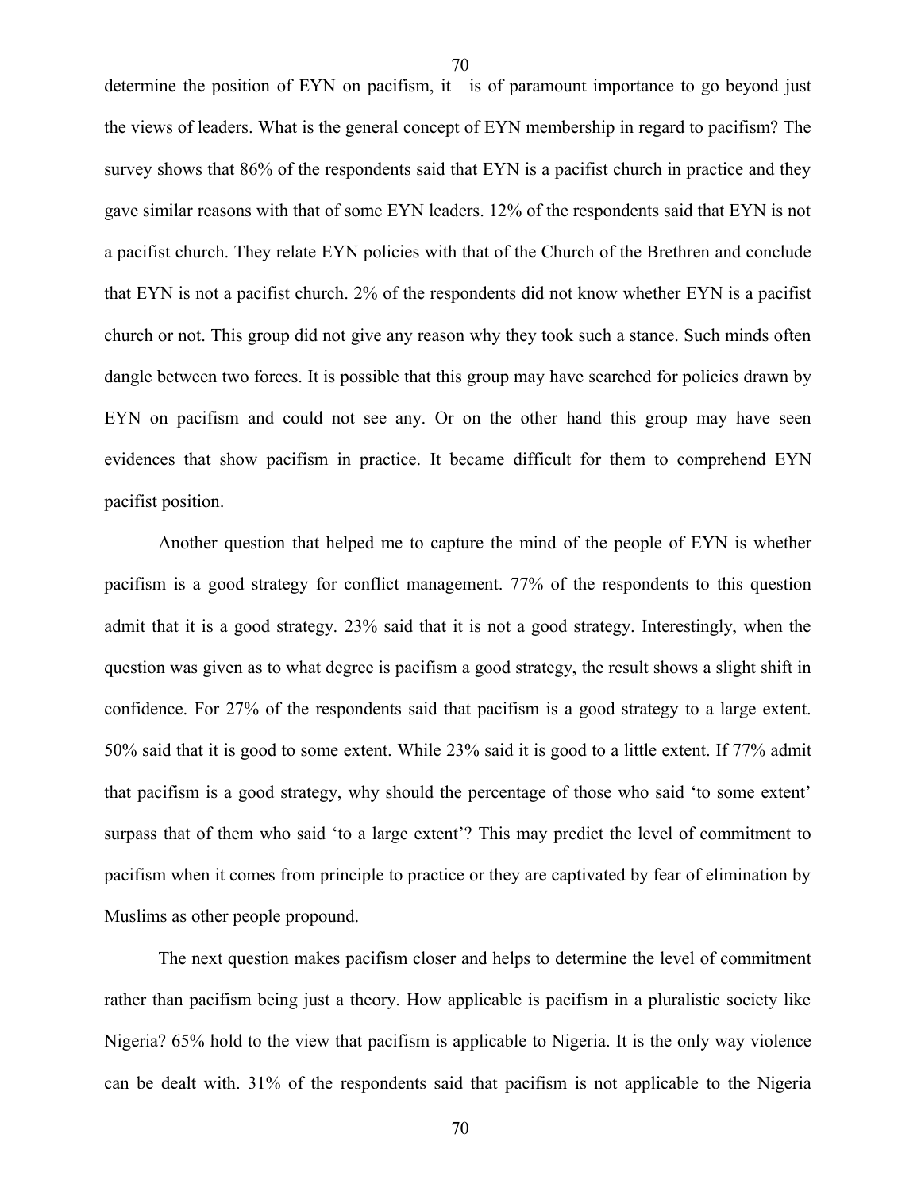determine the position of EYN on pacifism, it is of paramount importance to go beyond just the views of leaders. What is the general concept of EYN membership in regard to pacifism? The survey shows that 86% of the respondents said that EYN is a pacifist church in practice and they gave similar reasons with that of some EYN leaders. 12% of the respondents said that EYN is not a pacifist church. They relate EYN policies with that of the Church of the Brethren and conclude that EYN is not a pacifist church. 2% of the respondents did not know whether EYN is a pacifist church or not. This group did not give any reason why they took such a stance. Such minds often dangle between two forces. It is possible that this group may have searched for policies drawn by EYN on pacifism and could not see any. Or on the other hand this group may have seen evidences that show pacifism in practice. It became difficult for them to comprehend EYN pacifist position.

Another question that helped me to capture the mind of the people of EYN is whether pacifism is a good strategy for conflict management. 77% of the respondents to this question admit that it is a good strategy. 23% said that it is not a good strategy. Interestingly, when the question was given as to what degree is pacifism a good strategy, the result shows a slight shift in confidence. For 27% of the respondents said that pacifism is a good strategy to a large extent. 50% said that it is good to some extent. While 23% said it is good to a little extent. If 77% admit that pacifism is a good strategy, why should the percentage of those who said 'to some extent' surpass that of them who said 'to a large extent'? This may predict the level of commitment to pacifism when it comes from principle to practice or they are captivated by fear of elimination by Muslims as other people propound.

The next question makes pacifism closer and helps to determine the level of commitment rather than pacifism being just a theory. How applicable is pacifism in a pluralistic society like Nigeria? 65% hold to the view that pacifism is applicable to Nigeria. It is the only way violence can be dealt with. 31% of the respondents said that pacifism is not applicable to the Nigeria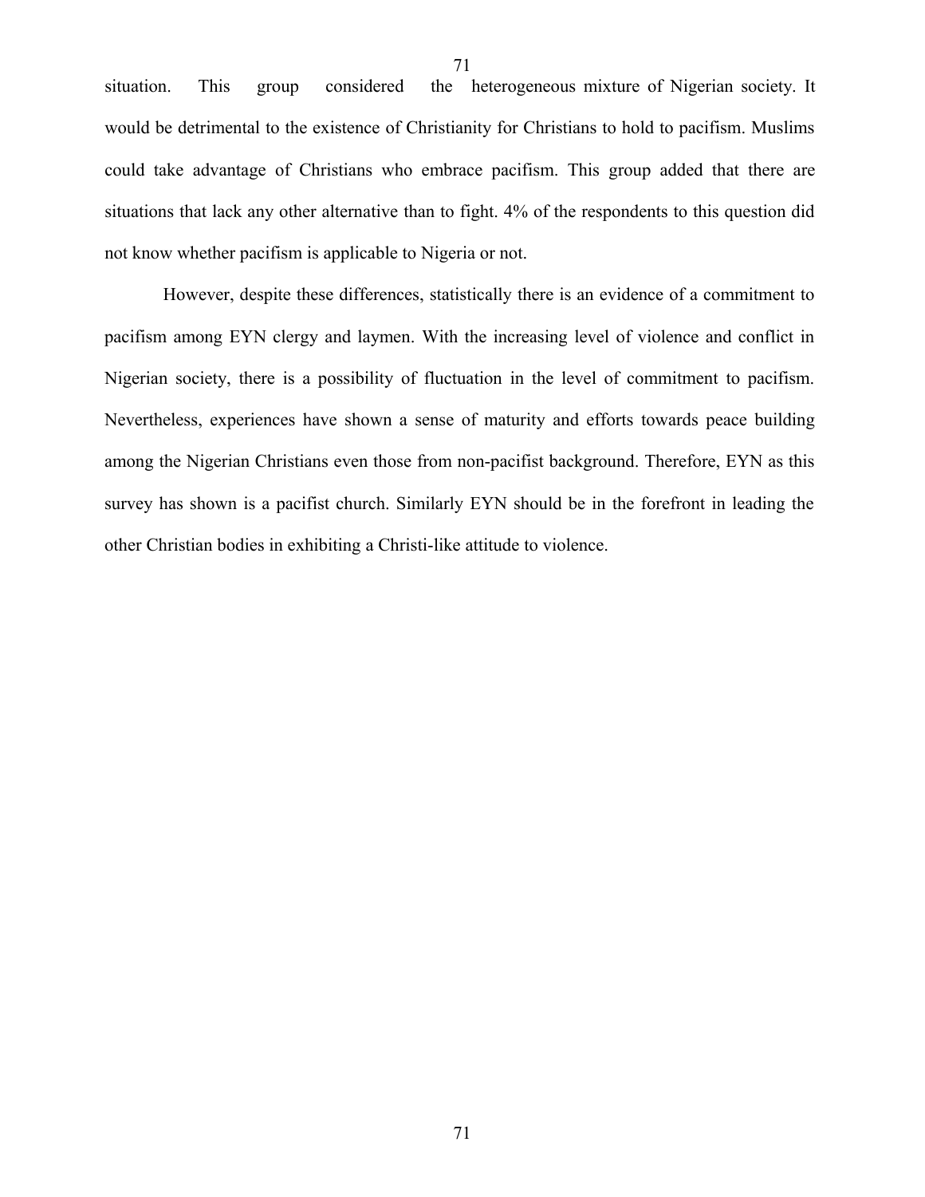situation. This group considered the heterogeneous mixture of Nigerian society. It would be detrimental to the existence of Christianity for Christians to hold to pacifism. Muslims could take advantage of Christians who embrace pacifism. This group added that there are situations that lack any other alternative than to fight. 4% of the respondents to this question did not know whether pacifism is applicable to Nigeria or not.

However, despite these differences, statistically there is an evidence of a commitment to pacifism among EYN clergy and laymen. With the increasing level of violence and conflict in Nigerian society, there is a possibility of fluctuation in the level of commitment to pacifism. Nevertheless, experiences have shown a sense of maturity and efforts towards peace building among the Nigerian Christians even those from non-pacifist background. Therefore, EYN as this survey has shown is a pacifist church. Similarly EYN should be in the forefront in leading the other Christian bodies in exhibiting a Christi-like attitude to violence.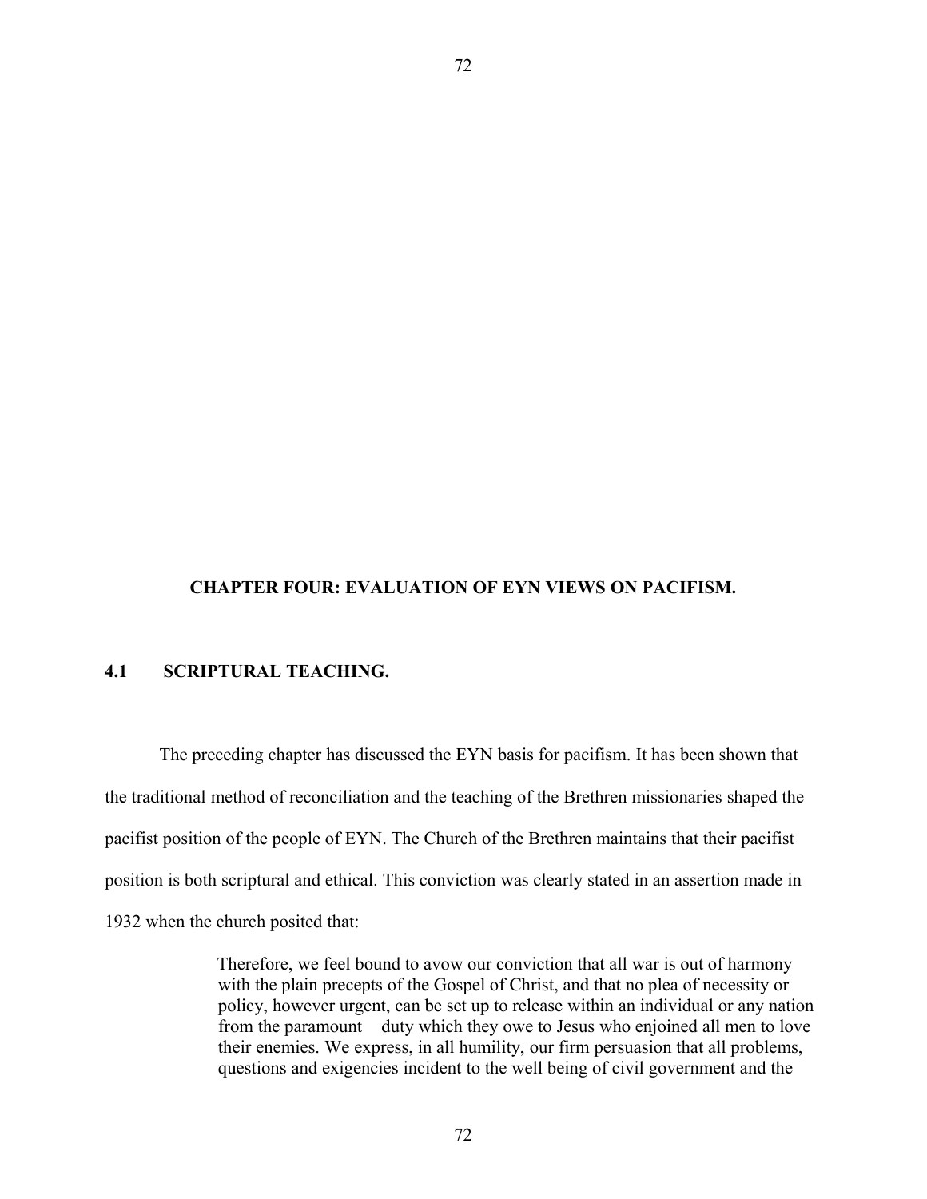# CHAPTER FOUR: EVALUATION OF EYN VIEWS ON PACIFISM.

## 4.1 SCRIPTURAL TEACHING.

The preceding chapter has discussed the EYN basis for pacifism. It has been shown that the traditional method of reconciliation and the teaching of the Brethren missionaries shaped the pacifist position of the people of EYN. The Church of the Brethren maintains that their pacifist position is both scriptural and ethical. This conviction was clearly stated in an assertion made in 1932 when the church posited that:

> Therefore, we feel bound to avow our conviction that all war is out of harmony with the plain precepts of the Gospel of Christ, and that no plea of necessity or policy, however urgent, can be set up to release within an individual or any nation from the paramount duty which they owe to Jesus who enjoined all men to love their enemies. We express, in all humility, our firm persuasion that all problems, questions and exigencies incident to the well being of civil government and the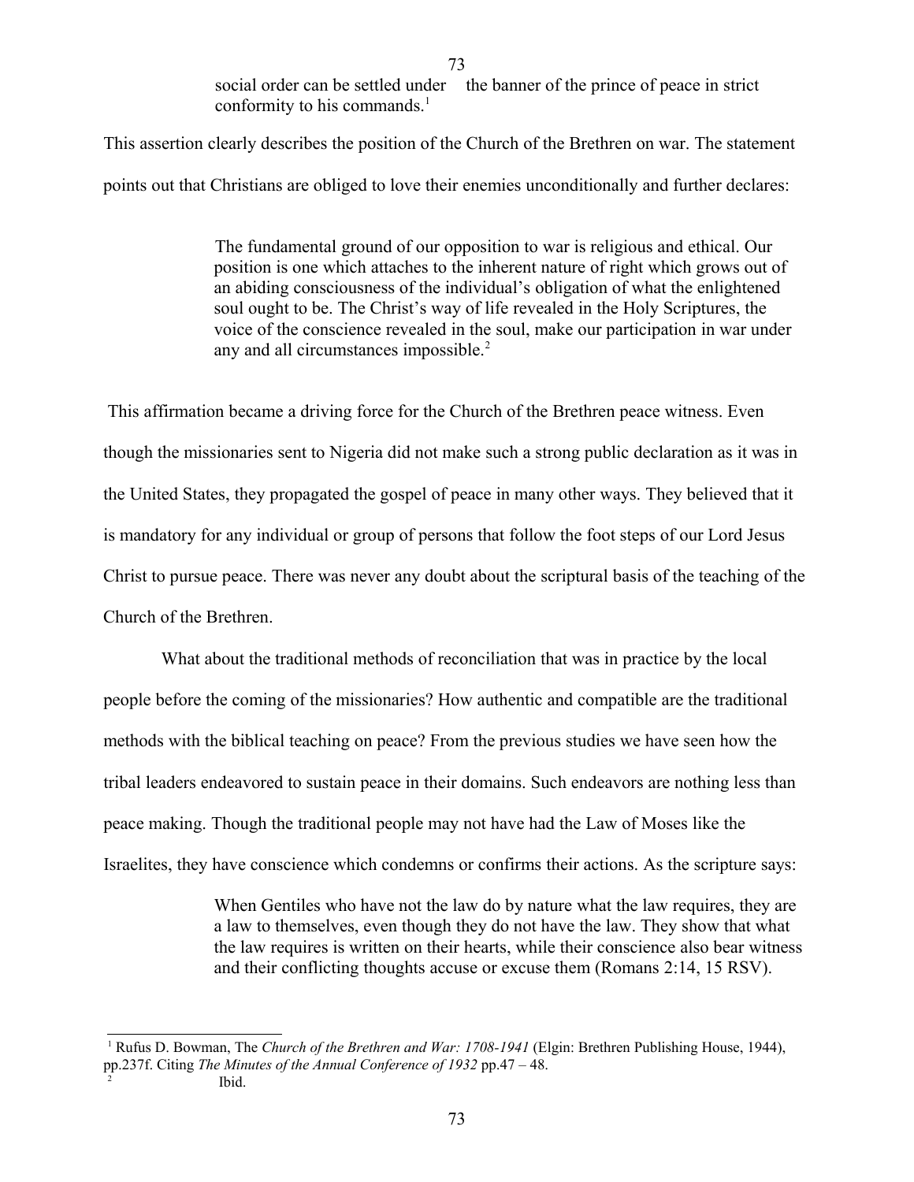> social order can be settled under the banner of the prince of peace in strict conformity to his commands.[1]

This assertion clearly describes the position of the Church of the Brethren on war. The statement points out that Christians are obliged to love their enemies unconditionally and further declares:

> The fundamental ground of our opposition to war is religious and ethical. Our position is one which attaches to the inherent nature of right which grows out of an abiding consciousness of the individual's obligation of what the enlightened soul ought to be. The Christ's way of life revealed in the Holy Scriptures, the voice of the conscience revealed in the soul, make our participation in war under any and all circumstances impossible.[2]

This affirmation became a driving force for the Church of the Brethren peace witness. Even though the missionaries sent to Nigeria did not make such a strong public declaration as it was in the United States, they propagated the gospel of peace in many other ways. They believed that it is mandatory for any individual or group of persons that follow the foot steps of our Lord Jesus Christ to pursue peace. There was never any doubt about the scriptural basis of the teaching of the Church of the Brethren.

What about the traditional methods of reconciliation that was in practice by the local people before the coming of the missionaries? How authentic and compatible are the traditional methods with the biblical teaching on peace? From the previous studies we have seen how the tribal leaders endeavored to sustain peace in their domains. Such endeavors are nothing less than peace making. Though the traditional people may not have had the Law of Moses like the Israelites, they have conscience which condemns or confirms their actions. As the scripture says:

> When Gentiles who have not the law do by nature what the law requires, they are a law to themselves, even though they do not have the law. They show that what the law requires is written on their hearts, while their conscience also bear witness and their conflicting thoughts accuse or excuse them (Romans 2:14, 15 RSV).

---

[1] Rufus D. Bowman, The *Church of the Brethren and War: 1708-1941* (Elgin: Brethren Publishing House, 1944), pp.237f. Citing *The Minutes of the Annual Conference of 1932* pp.47 – 48.

[2] Ibid.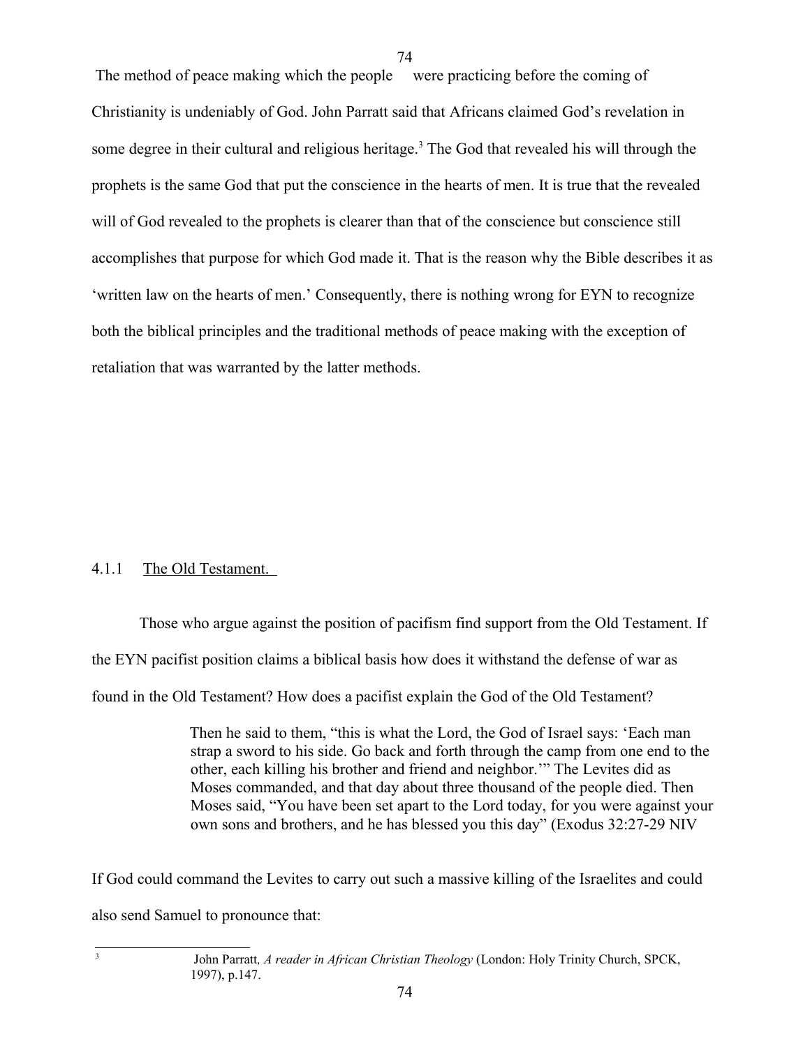The method of peace making which the people were practicing before the coming of Christianity is undeniably of God. John Parratt said that Africans claimed God's revelation in some degree in their cultural and religious heritage.[3] The God that revealed his will through the prophets is the same God that put the conscience in the hearts of men. It is true that the revealed will of God revealed to the prophets is clearer than that of the conscience but conscience still accomplishes that purpose for which God made it. That is the reason why the Bible describes it as 'written law on the hearts of men.' Consequently, there is nothing wrong for EYN to recognize both the biblical principles and the traditional methods of peace making with the exception of retaliation that was warranted by the latter methods.

### 4.1.1 The Old Testament.

Those who argue against the position of pacifism find support from the Old Testament. If the EYN pacifist position claims a biblical basis how does it withstand the defense of war as found in the Old Testament? How does a pacifist explain the God of the Old Testament?

> Then he said to them, "this is what the Lord, the God of Israel says: 'Each man strap a sword to his side. Go back and forth through the camp from one end to the other, each killing his brother and friend and neighbor.'" The Levites did as Moses commanded, and that day about three thousand of the people died. Then Moses said, "You have been set apart to the Lord today, for you were against your own sons and brothers, and he has blessed you this day" (Exodus 32:27-29 NIV

If God could command the Levites to carry out such a massive killing of the Israelites and could also send Samuel to pronounce that:

---

[3] John Parratt*, A reader in African Christian Theology* (London: Holy Trinity Church, SPCK, 1997), p.147.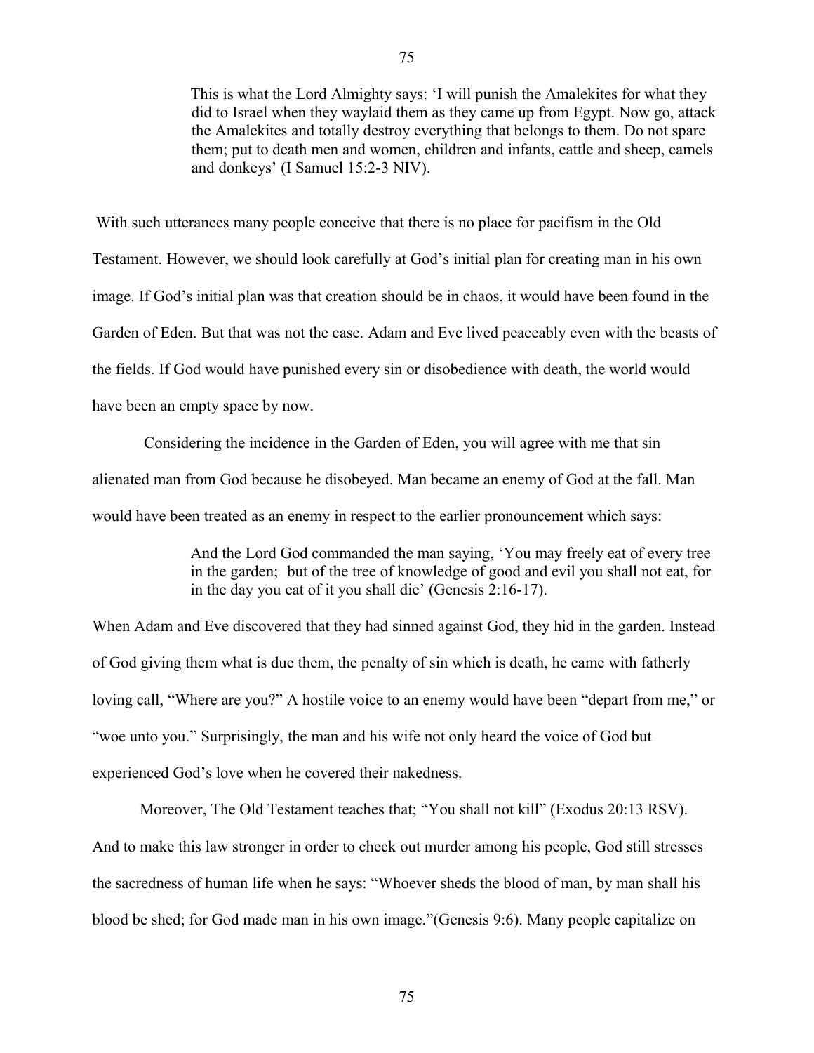> This is what the Lord Almighty says: 'I will punish the Amalekites for what they did to Israel when they waylaid them as they came up from Egypt. Now go, attack the Amalekites and totally destroy everything that belongs to them. Do not spare them; put to death men and women, children and infants, cattle and sheep, camels and donkeys' (I Samuel 15:2-3 NIV).

With such utterances many people conceive that there is no place for pacifism in the Old Testament. However, we should look carefully at God's initial plan for creating man in his own image. If God's initial plan was that creation should be in chaos, it would have been found in the Garden of Eden. But that was not the case. Adam and Eve lived peaceably even with the beasts of the fields. If God would have punished every sin or disobedience with death, the world would have been an empty space by now.

Considering the incidence in the Garden of Eden, you will agree with me that sin alienated man from God because he disobeyed. Man became an enemy of God at the fall. Man would have been treated as an enemy in respect to the earlier pronouncement which says:

> And the Lord God commanded the man saying, 'You may freely eat of every tree in the garden; but of the tree of knowledge of good and evil you shall not eat, for in the day you eat of it you shall die' (Genesis 2:16-17).

When Adam and Eve discovered that they had sinned against God, they hid in the garden. Instead of God giving them what is due them, the penalty of sin which is death, he came with fatherly loving call, "Where are you?" A hostile voice to an enemy would have been "depart from me," or "woe unto you." Surprisingly, the man and his wife not only heard the voice of God but experienced God's love when he covered their nakedness.

Moreover, The Old Testament teaches that; "You shall not kill" (Exodus 20:13 RSV). And to make this law stronger in order to check out murder among his people, God still stresses the sacredness of human life when he says: "Whoever sheds the blood of man, by man shall his blood be shed; for God made man in his own image."(Genesis 9:6). Many people capitalize on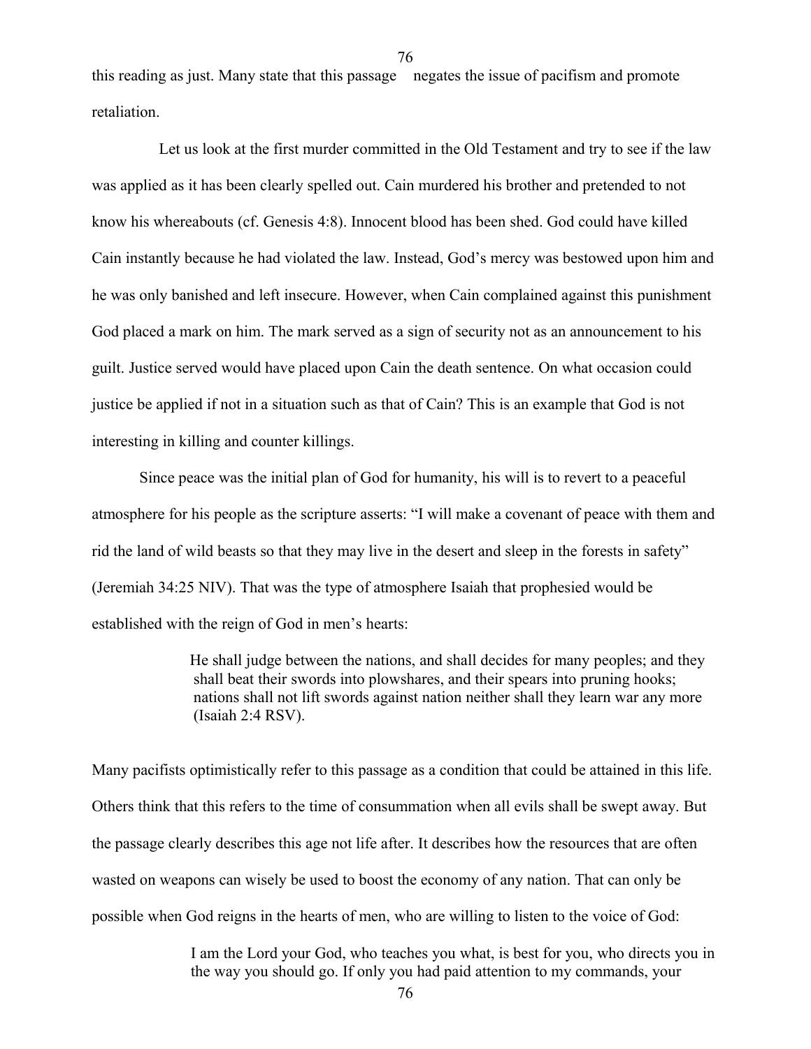this reading as just. Many state that this passage  negates the issue of pacifism and promote retaliation.

Let us look at the first murder committed in the Old Testament and try to see if the law was applied as it has been clearly spelled out. Cain murdered his brother and pretended to not know his whereabouts (cf. Genesis 4:8). Innocent blood has been shed. God could have killed Cain instantly because he had violated the law. Instead, God's mercy was bestowed upon him and he was only banished and left insecure. However, when Cain complained against this punishment God placed a mark on him. The mark served as a sign of security not as an announcement to his guilt. Justice served would have placed upon Cain the death sentence. On what occasion could justice be applied if not in a situation such as that of Cain? This is an example that God is not interesting in killing and counter killings.

Since peace was the initial plan of God for humanity, his will is to revert to a peaceful atmosphere for his people as the scripture asserts: "I will make a covenant of peace with them and rid the land of wild beasts so that they may live in the desert and sleep in the forests in safety" (Jeremiah 34:25 NIV). That was the type of atmosphere Isaiah that prophesied would be established with the reign of God in men's hearts:

> He shall judge between the nations, and shall decides for many peoples; and they shall beat their swords into plowshares, and their spears into pruning hooks; nations shall not lift swords against nation neither shall they learn war any more (Isaiah 2:4 RSV).

Many pacifists optimistically refer to this passage as a condition that could be attained in this life. Others think that this refers to the time of consummation when all evils shall be swept away. But the passage clearly describes this age not life after. It describes how the resources that are often wasted on weapons can wisely be used to boost the economy of any nation. That can only be possible when God reigns in the hearts of men, who are willing to listen to the voice of God:

> I am the Lord your God, who teaches you what, is best for you, who directs you in the way you should go. If only you had paid attention to my commands, your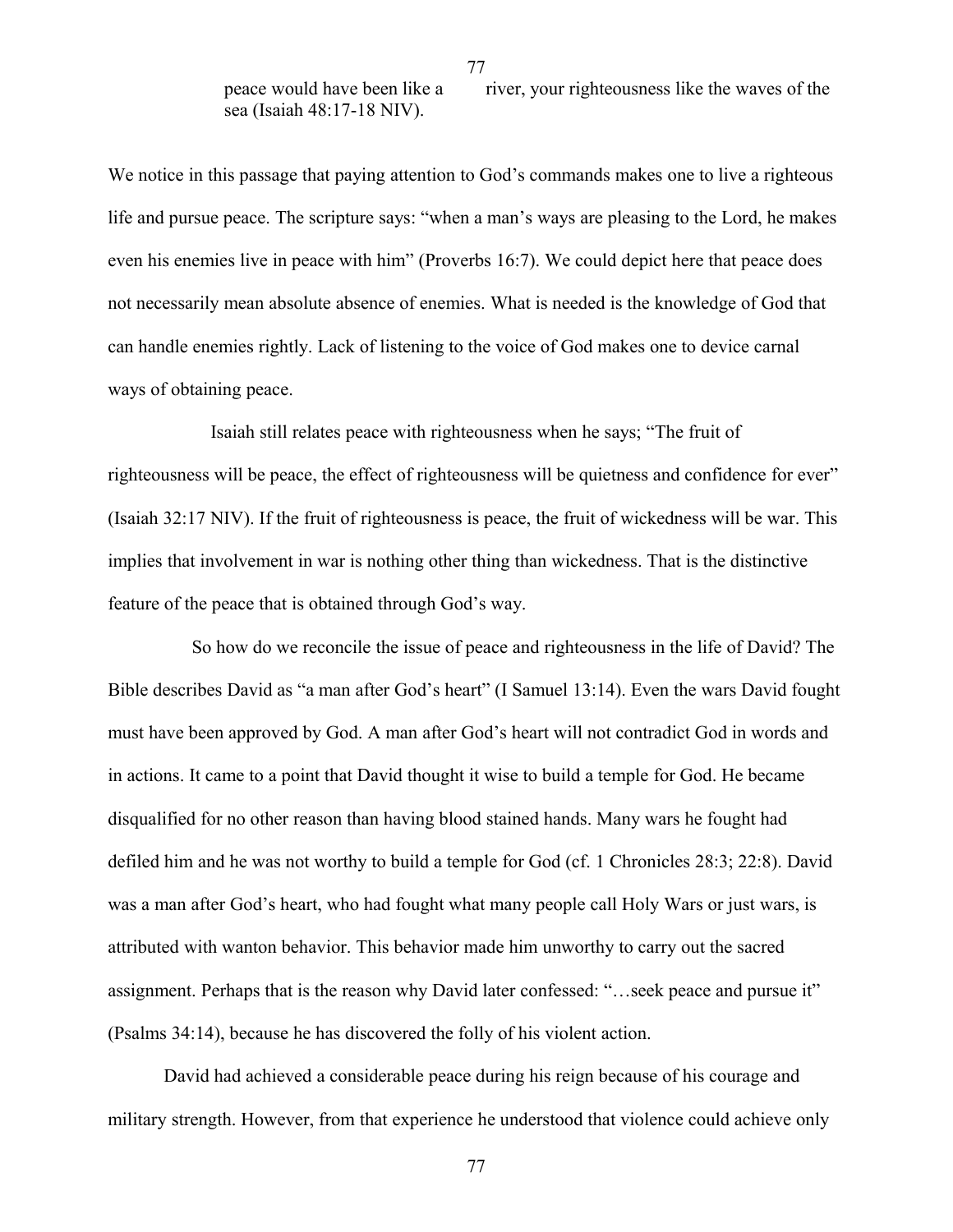> peace would have been like a river, your righteousness like the waves of the sea (Isaiah 48:17-18 NIV).

We notice in this passage that paying attention to God's commands makes one to live a righteous life and pursue peace. The scripture says: "when a man's ways are pleasing to the Lord, he makes even his enemies live in peace with him" (Proverbs 16:7). We could depict here that peace does not necessarily mean absolute absence of enemies. What is needed is the knowledge of God that can handle enemies rightly. Lack of listening to the voice of God makes one to device carnal ways of obtaining peace.

Isaiah still relates peace with righteousness when he says; "The fruit of righteousness will be peace, the effect of righteousness will be quietness and confidence for ever" (Isaiah 32:17 NIV). If the fruit of righteousness is peace, the fruit of wickedness will be war. This implies that involvement in war is nothing other thing than wickedness. That is the distinctive feature of the peace that is obtained through God's way.

So how do we reconcile the issue of peace and righteousness in the life of David? The Bible describes David as "a man after God's heart" (I Samuel 13:14). Even the wars David fought must have been approved by God. A man after God's heart will not contradict God in words and in actions. It came to a point that David thought it wise to build a temple for God. He became disqualified for no other reason than having blood stained hands. Many wars he fought had defiled him and he was not worthy to build a temple for God (cf. 1 Chronicles 28:3; 22:8). David was a man after God's heart, who had fought what many people call Holy Wars or just wars, is attributed with wanton behavior. This behavior made him unworthy to carry out the sacred assignment. Perhaps that is the reason why David later confessed: "…seek peace and pursue it" (Psalms 34:14), because he has discovered the folly of his violent action.

David had achieved a considerable peace during his reign because of his courage and military strength. However, from that experience he understood that violence could achieve only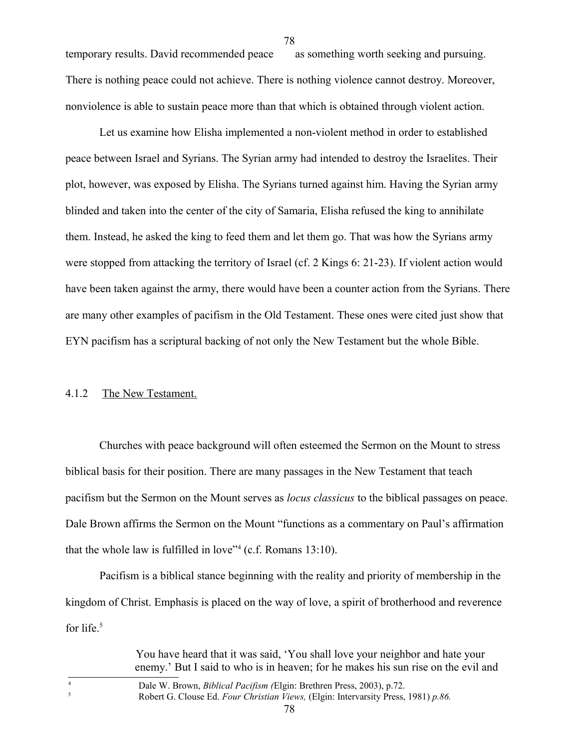temporary results. David recommended peace as something worth seeking and pursuing. There is nothing peace could not achieve. There is nothing violence cannot destroy. Moreover, nonviolence is able to sustain peace more than that which is obtained through violent action.

Let us examine how Elisha implemented a non-violent method in order to established peace between Israel and Syrians. The Syrian army had intended to destroy the Israelites. Their plot, however, was exposed by Elisha. The Syrians turned against him. Having the Syrian army blinded and taken into the center of the city of Samaria, Elisha refused the king to annihilate them. Instead, he asked the king to feed them and let them go. That was how the Syrians army were stopped from attacking the territory of Israel (cf. 2 Kings 6: 21-23). If violent action would have been taken against the army, there would have been a counter action from the Syrians. There are many other examples of pacifism in the Old Testament. These ones were cited just show that EYN pacifism has a scriptural backing of not only the New Testament but the whole Bible.

### 4.1.2 The New Testament.

Churches with peace background will often esteemed the Sermon on the Mount to stress biblical basis for their position. There are many passages in the New Testament that teach pacifism but the Sermon on the Mount serves as *locus classicus* to the biblical passages on peace. Dale Brown affirms the Sermon on the Mount "functions as a commentary on Paul's affirmation that the whole law is fulfilled in love"[4] (c.f. Romans 13:10).

Pacifism is a biblical stance beginning with the reality and priority of membership in the kingdom of Christ. Emphasis is placed on the way of love, a spirit of brotherhood and reverence for life.[5]

> You have heard that it was said, 'You shall love your neighbor and hate your enemy.' But I said to who is in heaven; for he makes his sun rise on the evil and

---

[4] Dale W. Brown, *Biblical Pacifism (*Elgin: Brethren Press, 2003), p.72.

[5] Robert G. Clouse Ed. *Four Christian Views,* (Elgin: Intervarsity Press, 1981) *p.86.*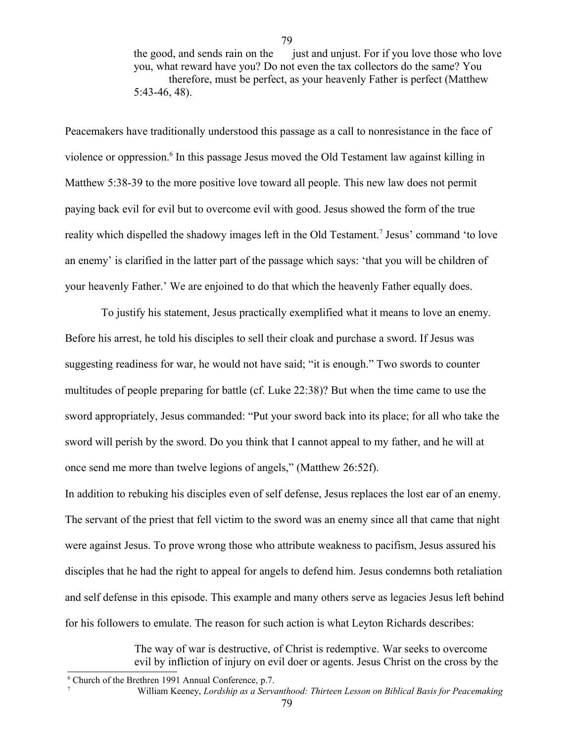> the good, and sends rain on the just and unjust. For if you love those who love you, what reward have you? Do not even the tax collectors do the same? You therefore, must be perfect, as your heavenly Father is perfect (Matthew 5:43-46, 48).

Peacemakers have traditionally understood this passage as a call to nonresistance in the face of violence or oppression.[6] In this passage Jesus moved the Old Testament law against killing in Matthew 5:38-39 to the more positive love toward all people. This new law does not permit paying back evil for evil but to overcome evil with good. Jesus showed the form of the true reality which dispelled the shadowy images left in the Old Testament.[7] Jesus' command 'to love an enemy' is clarified in the latter part of the passage which says: 'that you will be children of your heavenly Father.' We are enjoined to do that which the heavenly Father equally does.

To justify his statement, Jesus practically exemplified what it means to love an enemy. Before his arrest, he told his disciples to sell their cloak and purchase a sword. If Jesus was suggesting readiness for war, he would not have said; "it is enough." Two swords to counter multitudes of people preparing for battle (cf. Luke 22:38)? But when the time came to use the sword appropriately, Jesus commanded: "Put your sword back into its place; for all who take the sword will perish by the sword. Do you think that I cannot appeal to my father, and he will at once send me more than twelve legions of angels," (Matthew 26:52f).

In addition to rebuking his disciples even of self defense, Jesus replaces the lost ear of an enemy. The servant of the priest that fell victim to the sword was an enemy since all that came that night were against Jesus. To prove wrong those who attribute weakness to pacifism, Jesus assured his disciples that he had the right to appeal for angels to defend him. Jesus condemns both retaliation and self defense in this episode. This example and many others serve as legacies Jesus left behind for his followers to emulate. The reason for such action is what Leyton Richards describes:

> The way of war is destructive, of Christ is redemptive. War seeks to overcome evil by infliction of injury on evil doer or agents. Jesus Christ on the cross by the

---

[6] Church of the Brethren 1991 Annual Conference, p.7.

[7] William Keeney, *Lordship as a Servanthood: Thirteen Lesson on Biblical Basis for Peacemaking*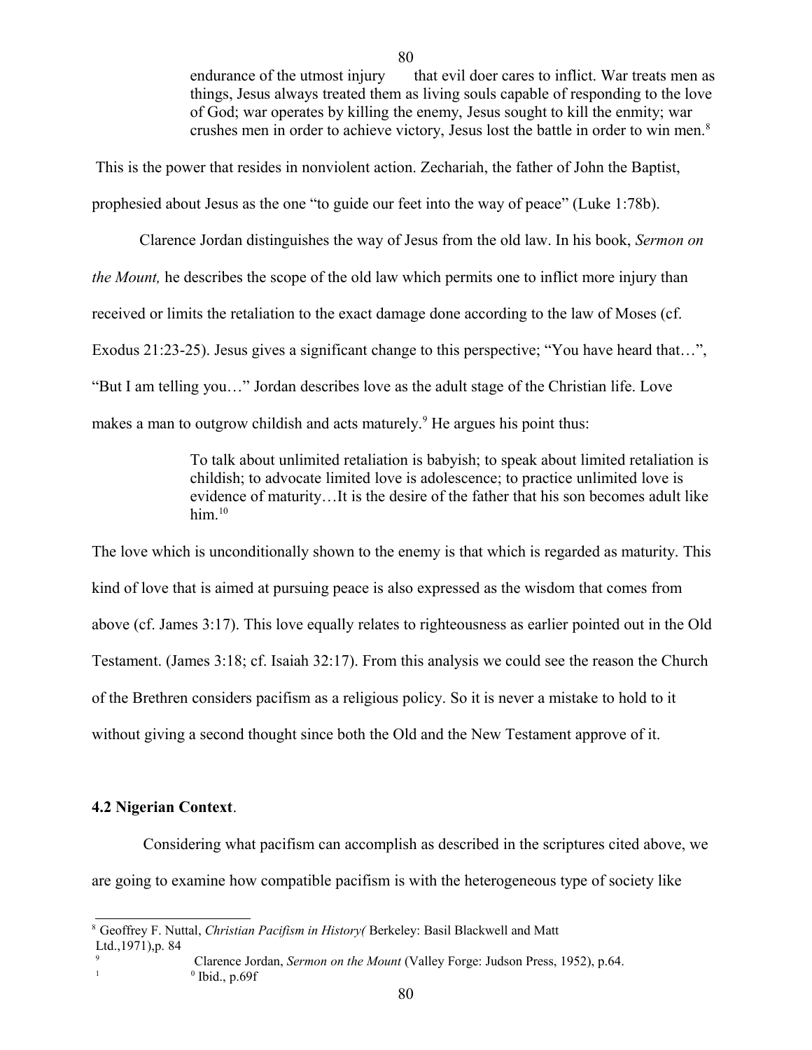> endurance of the utmost injury that evil doer cares to inflict. War treats men as things, Jesus always treated them as living souls capable of responding to the love of God; war operates by killing the enemy, Jesus sought to kill the enmity; war crushes men in order to achieve victory, Jesus lost the battle in order to win men.[8]

This is the power that resides in nonviolent action. Zechariah, the father of John the Baptist, prophesied about Jesus as the one "to guide our feet into the way of peace" (Luke 1:78b).

Clarence Jordan distinguishes the way of Jesus from the old law. In his book, *Sermon on the Mount,* he describes the scope of the old law which permits one to inflict more injury than received or limits the retaliation to the exact damage done according to the law of Moses (cf. Exodus 21:23-25). Jesus gives a significant change to this perspective; "You have heard that…", "But I am telling you…" Jordan describes love as the adult stage of the Christian life. Love makes a man to outgrow childish and acts maturely.[9] He argues his point thus:

> To talk about unlimited retaliation is babyish; to speak about limited retaliation is childish; to advocate limited love is adolescence; to practice unlimited love is evidence of maturity…It is the desire of the father that his son becomes adult like him.[10]

The love which is unconditionally shown to the enemy is that which is regarded as maturity. This kind of love that is aimed at pursuing peace is also expressed as the wisdom that comes from above (cf. James 3:17). This love equally relates to righteousness as earlier pointed out in the Old Testament. (James 3:18; cf. Isaiah 32:17). From this analysis we could see the reason the Church of the Brethren considers pacifism as a religious policy. So it is never a mistake to hold to it without giving a second thought since both the Old and the New Testament approve of it.

**4.2 Nigerian Context**.

Considering what pacifism can accomplish as described in the scriptures cited above, we are going to examine how compatible pacifism is with the heterogeneous type of society like

---

[8] Geoffrey F. Nuttal, *Christian Pacifism in History(* Berkeley: Basil Blackwell and Matt Ltd.,1971),p. 84

[9] Clarence Jordan, *Sermon on the Mount* (Valley Forge: Judson Press, 1952), p.64.

[10] Ibid., p.69f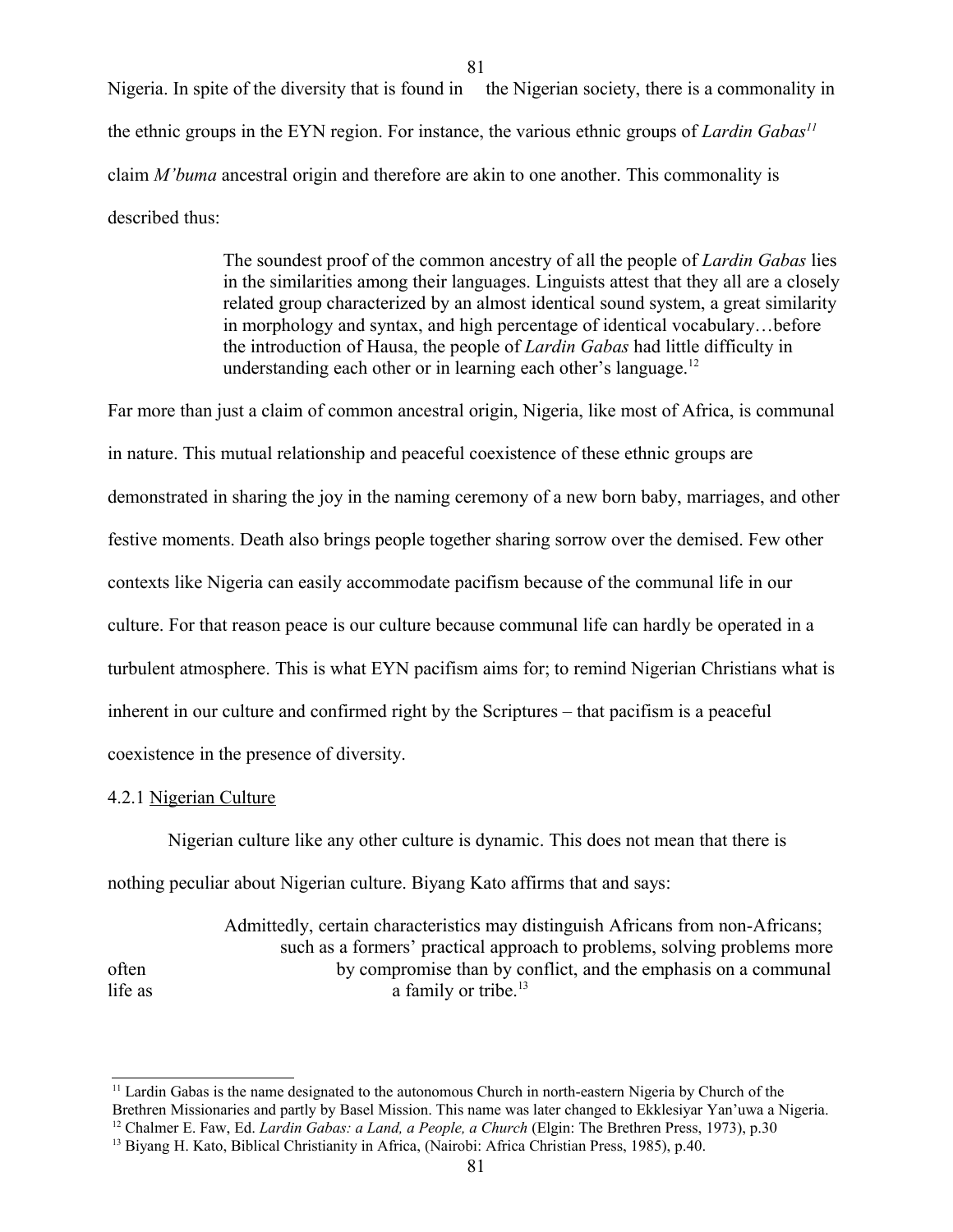Nigeria. In spite of the diversity that is found in the Nigerian society, there is a commonality in the ethnic groups in the EYN region. For instance, the various ethnic groups of *Lardin Gabas*[11] claim *M'buma* ancestral origin and therefore are akin to one another. This commonality is described thus:

> The soundest proof of the common ancestry of all the people of *Lardin Gabas* lies in the similarities among their languages. Linguists attest that they all are a closely related group characterized by an almost identical sound system, a great similarity in morphology and syntax, and high percentage of identical vocabulary…before the introduction of Hausa, the people of *Lardin Gabas* had little difficulty in understanding each other or in learning each other's language.[12]

Far more than just a claim of common ancestral origin, Nigeria, like most of Africa, is communal in nature. This mutual relationship and peaceful coexistence of these ethnic groups are demonstrated in sharing the joy in the naming ceremony of a new born baby, marriages, and other festive moments. Death also brings people together sharing sorrow over the demised. Few other contexts like Nigeria can easily accommodate pacifism because of the communal life in our culture. For that reason peace is our culture because communal life can hardly be operated in a turbulent atmosphere. This is what EYN pacifism aims for; to remind Nigerian Christians what is inherent in our culture and confirmed right by the Scriptures – that pacifism is a peaceful coexistence in the presence of diversity.

### 4.2.1 Nigerian Culture

Nigerian culture like any other culture is dynamic. This does not mean that there is nothing peculiar about Nigerian culture. Biyang Kato affirms that and says:

> Admittedly, certain characteristics may distinguish Africans from non-Africans; such as a formers' practical approach to problems, solving problems more often by compromise than by conflict, and the emphasis on a communal life as a family or tribe.[13]

---

[11] Lardin Gabas is the name designated to the autonomous Church in north-eastern Nigeria by Church of the Brethren Missionaries and partly by Basel Mission. This name was later changed to Ekklesiyar Yan'uwa a Nigeria.

[12] Chalmer E. Faw, Ed. *Lardin Gabas: a Land, a People, a Church* (Elgin: The Brethren Press, 1973), p.30

[13] Biyang H. Kato, Biblical Christianity in Africa, (Nairobi: Africa Christian Press, 1985), p.40.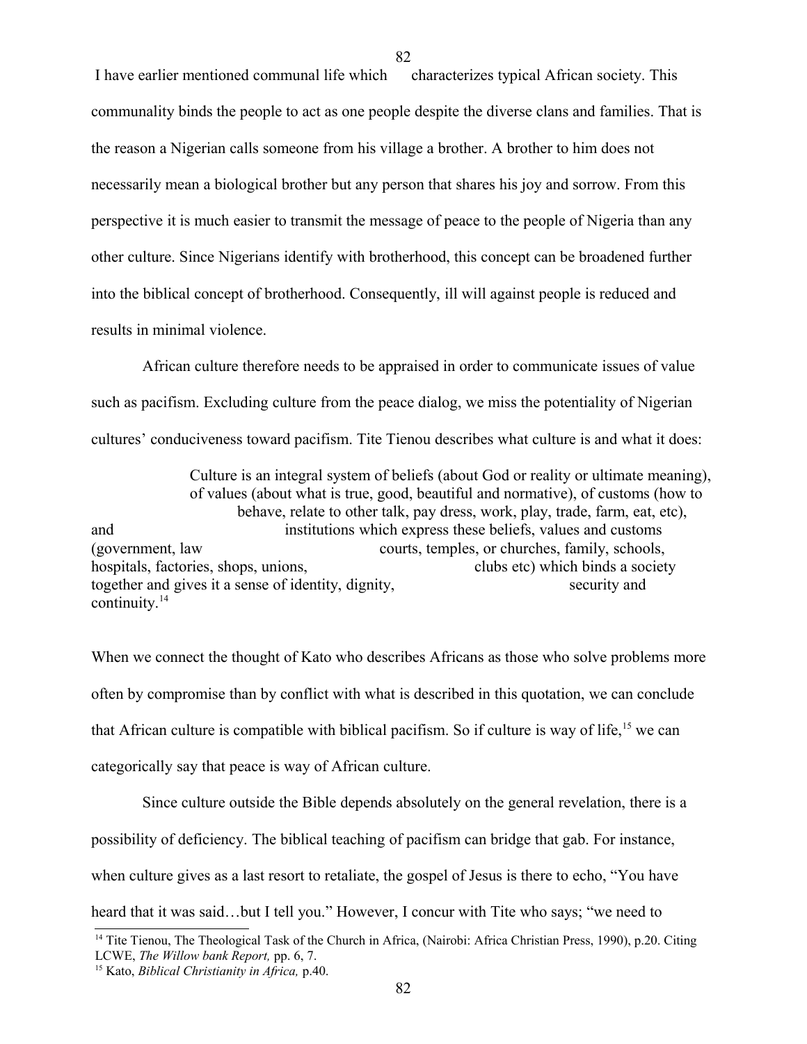I have earlier mentioned communal life which characterizes typical African society. This communality binds the people to act as one people despite the diverse clans and families. That is the reason a Nigerian calls someone from his village a brother. A brother to him does not necessarily mean a biological brother but any person that shares his joy and sorrow. From this perspective it is much easier to transmit the message of peace to the people of Nigeria than any other culture. Since Nigerians identify with brotherhood, this concept can be broadened further into the biblical concept of brotherhood. Consequently, ill will against people is reduced and results in minimal violence.

African culture therefore needs to be appraised in order to communicate issues of value such as pacifism. Excluding culture from the peace dialog, we miss the potentiality of Nigerian cultures' conduciveness toward pacifism. Tite Tienou describes what culture is and what it does:

> Culture is an integral system of beliefs (about God or reality or ultimate meaning), of values (about what is true, good, beautiful and normative), of customs (how to behave, relate to other talk, pay dress, work, play, trade, farm, eat, etc), and institutions which express these beliefs, values and customs (government, law courts, temples, or churches, family, schools, hospitals, factories, shops, unions, clubs etc) which binds a society together and gives it a sense of identity, dignity, security and continuity.[14]

When we connect the thought of Kato who describes Africans as those who solve problems more often by compromise than by conflict with what is described in this quotation, we can conclude that African culture is compatible with biblical pacifism. So if culture is way of life,[15] we can categorically say that peace is way of African culture.

Since culture outside the Bible depends absolutely on the general revelation, there is a possibility of deficiency. The biblical teaching of pacifism can bridge that gab. For instance, when culture gives as a last resort to retaliate, the gospel of Jesus is there to echo, "You have heard that it was said…but I tell you." However, I concur with Tite who says; "we need to

---

[14] Tite Tienou, The Theological Task of the Church in Africa, (Nairobi: Africa Christian Press, 1990), p.20. Citing LCWE, *The Willow bank Report,* pp. 6, 7.

[15] Kato, *Biblical Christianity in Africa,* p.40.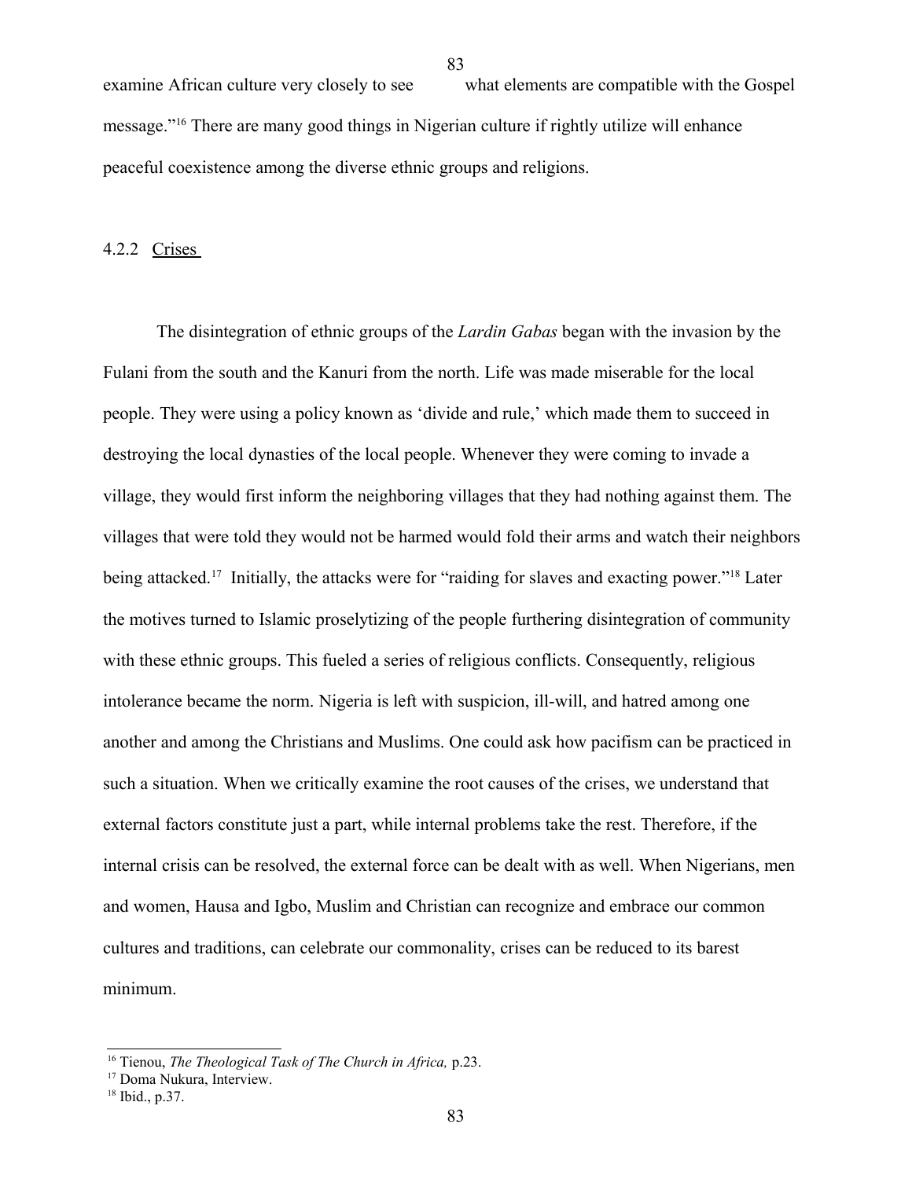examine African culture very closely to see what elements are compatible with the Gospel message."[16] There are many good things in Nigerian culture if rightly utilize will enhance peaceful coexistence among the diverse ethnic groups and religions.

### 4.2.2 Crises

The disintegration of ethnic groups of the *Lardin Gabas* began with the invasion by the Fulani from the south and the Kanuri from the north. Life was made miserable for the local people. They were using a policy known as 'divide and rule,' which made them to succeed in destroying the local dynasties of the local people. Whenever they were coming to invade a village, they would first inform the neighboring villages that they had nothing against them. The villages that were told they would not be harmed would fold their arms and watch their neighbors being attacked.[17] Initially, the attacks were for "raiding for slaves and exacting power."[18] Later the motives turned to Islamic proselytizing of the people furthering disintegration of community with these ethnic groups. This fueled a series of religious conflicts. Consequently, religious intolerance became the norm. Nigeria is left with suspicion, ill-will, and hatred among one another and among the Christians and Muslims. One could ask how pacifism can be practiced in such a situation. When we critically examine the root causes of the crises, we understand that external factors constitute just a part, while internal problems take the rest. Therefore, if the internal crisis can be resolved, the external force can be dealt with as well. When Nigerians, men and women, Hausa and Igbo, Muslim and Christian can recognize and embrace our common cultures and traditions, can celebrate our commonality, crises can be reduced to its barest minimum.

---

[16] Tienou, *The Theological Task of The Church in Africa,* p.23.

[17] Doma Nukura, Interview.

[18] Ibid., p.37.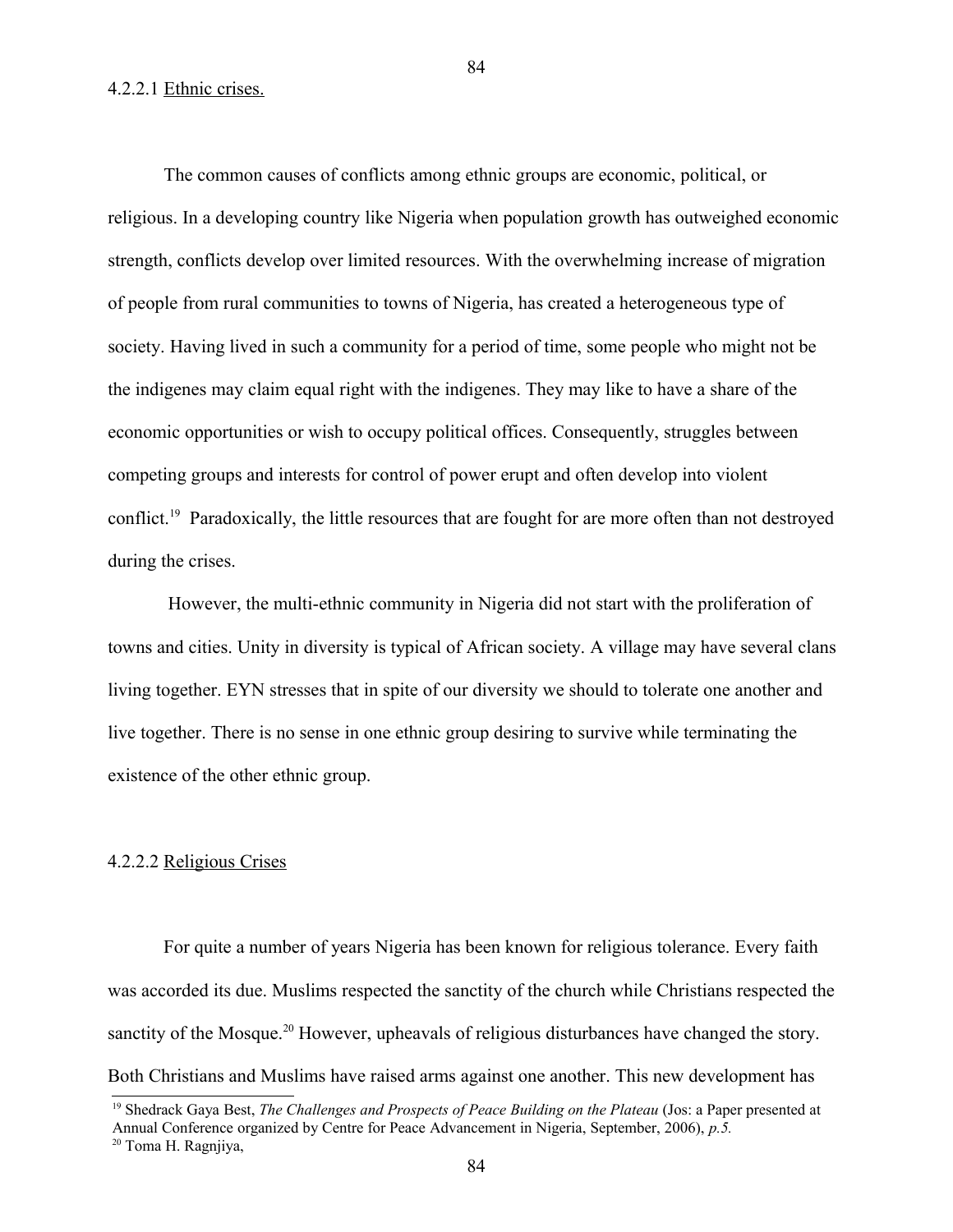#### 4.2.2.1 Ethnic crises.

The common causes of conflicts among ethnic groups are economic, political, or religious. In a developing country like Nigeria when population growth has outweighed economic strength, conflicts develop over limited resources. With the overwhelming increase of migration of people from rural communities to towns of Nigeria, has created a heterogeneous type of society. Having lived in such a community for a period of time, some people who might not be the indigenes may claim equal right with the indigenes. They may like to have a share of the economic opportunities or wish to occupy political offices. Consequently, struggles between competing groups and interests for control of power erupt and often develop into violent conflict.[19] Paradoxically, the little resources that are fought for are more often than not destroyed during the crises.

However, the multi-ethnic community in Nigeria did not start with the proliferation of towns and cities. Unity in diversity is typical of African society. A village may have several clans living together. EYN stresses that in spite of our diversity we should to tolerate one another and live together. There is no sense in one ethnic group desiring to survive while terminating the existence of the other ethnic group.

#### 4.2.2.2 Religious Crises

For quite a number of years Nigeria has been known for religious tolerance. Every faith was accorded its due. Muslims respected the sanctity of the church while Christians respected the sanctity of the Mosque.[20] However, upheavals of religious disturbances have changed the story. Both Christians and Muslims have raised arms against one another. This new development has

---

[19] Shedrack Gaya Best, *The Challenges and Prospects of Peace Building on the Plateau* (Jos: a Paper presented at Annual Conference organized by Centre for Peace Advancement in Nigeria, September, 2006), *p.5.*

[20] Toma H. Ragnjiya,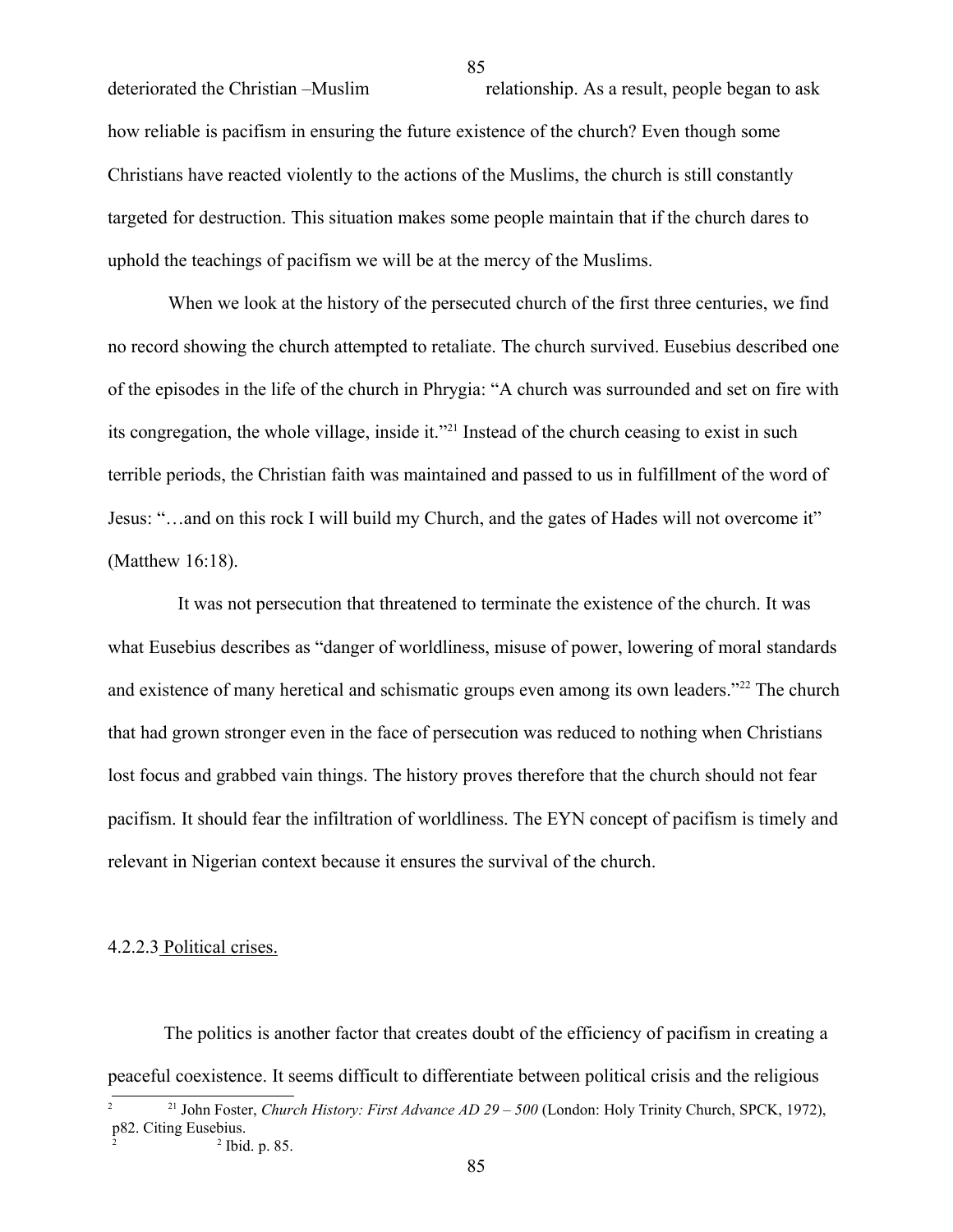deteriorated the Christian –Muslim relationship. As a result, people began to ask how reliable is pacifism in ensuring the future existence of the church? Even though some Christians have reacted violently to the actions of the Muslims, the church is still constantly targeted for destruction. This situation makes some people maintain that if the church dares to uphold the teachings of pacifism we will be at the mercy of the Muslims.

When we look at the history of the persecuted church of the first three centuries, we find no record showing the church attempted to retaliate. The church survived. Eusebius described one of the episodes in the life of the church in Phrygia: "A church was surrounded and set on fire with its congregation, the whole village, inside it."[21] Instead of the church ceasing to exist in such terrible periods, the Christian faith was maintained and passed to us in fulfillment of the word of Jesus: "…and on this rock I will build my Church, and the gates of Hades will not overcome it" (Matthew 16:18).

It was not persecution that threatened to terminate the existence of the church. It was what Eusebius describes as "danger of worldliness, misuse of power, lowering of moral standards and existence of many heretical and schismatic groups even among its own leaders."[22] The church that had grown stronger even in the face of persecution was reduced to nothing when Christians lost focus and grabbed vain things. The history proves therefore that the church should not fear pacifism. It should fear the infiltration of worldliness. The EYN concept of pacifism is timely and relevant in Nigerian context because it ensures the survival of the church.

4.2.2.3 Political crises.

The politics is another factor that creates doubt of the efficiency of pacifism in creating a peaceful coexistence. It seems difficult to differentiate between political crisis and the religious

---

[21] John Foster, *Church History: First Advance AD 29 – 500* (London: Holy Trinity Church, SPCK, 1972), p82. Citing Eusebius.

[2] Ibid. p. 85.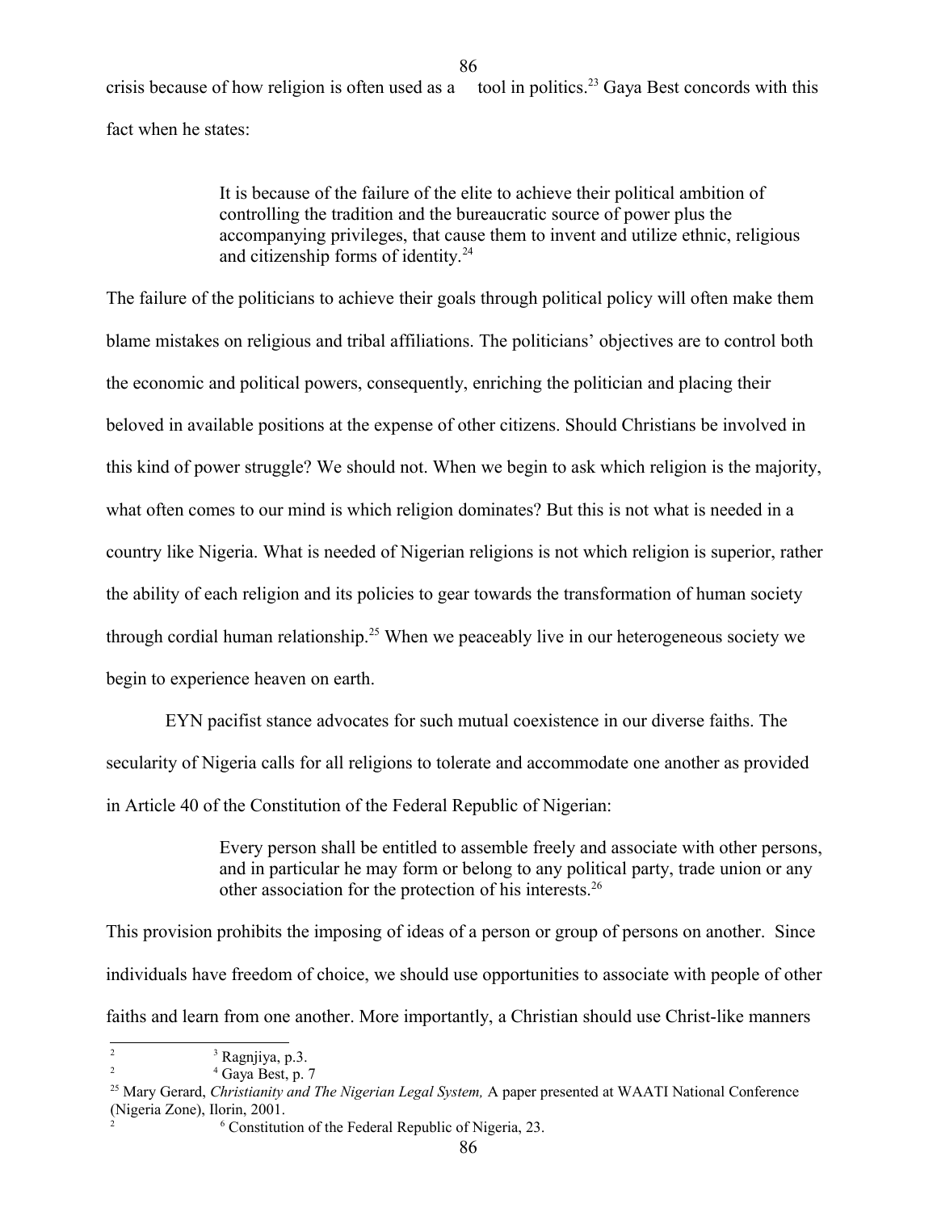crisis because of how religion is often used as a tool in politics.[23] Gaya Best concords with this fact when he states:

> It is because of the failure of the elite to achieve their political ambition of controlling the tradition and the bureaucratic source of power plus the accompanying privileges, that cause them to invent and utilize ethnic, religious and citizenship forms of identity.[24]

The failure of the politicians to achieve their goals through political policy will often make them blame mistakes on religious and tribal affiliations. The politicians' objectives are to control both the economic and political powers, consequently, enriching the politician and placing their beloved in available positions at the expense of other citizens. Should Christians be involved in this kind of power struggle? We should not. When we begin to ask which religion is the majority, what often comes to our mind is which religion dominates? But this is not what is needed in a country like Nigeria. What is needed of Nigerian religions is not which religion is superior, rather the ability of each religion and its policies to gear towards the transformation of human society through cordial human relationship.[25] When we peaceably live in our heterogeneous society we begin to experience heaven on earth.

EYN pacifist stance advocates for such mutual coexistence in our diverse faiths. The secularity of Nigeria calls for all religions to tolerate and accommodate one another as provided in Article 40 of the Constitution of the Federal Republic of Nigerian:

> Every person shall be entitled to assemble freely and associate with other persons, and in particular he may form or belong to any political party, trade union or any other association for the protection of his interests.[26]

This provision prohibits the imposing of ideas of a person or group of persons on another. Since individuals have freedom of choice, we should use opportunities to associate with people of other faiths and learn from one another. More importantly, a Christian should use Christ-like manners

---

[23] Ragnjiya, p.3.

[24] Gaya Best, p. 7

[25] Mary Gerard, *Christianity and The Nigerian Legal System,* A paper presented at WAATI National Conference (Nigeria Zone), Ilorin, 2001.

[26] Constitution of the Federal Republic of Nigeria, 23.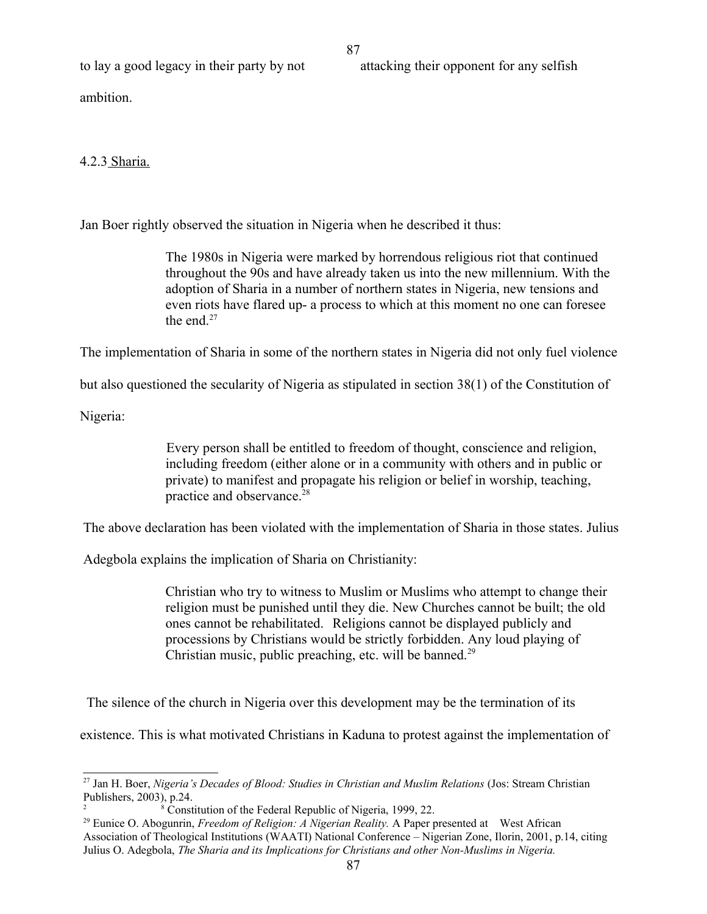to lay a good legacy in their party by not attacking their opponent for any selfish ambition.

4.2.3 Sharia.

Jan Boer rightly observed the situation in Nigeria when he described it thus:

> The 1980s in Nigeria were marked by horrendous religious riot that continued throughout the 90s and have already taken us into the new millennium. With the adoption of Sharia in a number of northern states in Nigeria, new tensions and even riots have flared up- a process to which at this moment no one can foresee the end.[27]

The implementation of Sharia in some of the northern states in Nigeria did not only fuel violence but also questioned the secularity of Nigeria as stipulated in section 38(1) of the Constitution of Nigeria:

> Every person shall be entitled to freedom of thought, conscience and religion, including freedom (either alone or in a community with others and in public or private) to manifest and propagate his religion or belief in worship, teaching, practice and observance.[28]

The above declaration has been violated with the implementation of Sharia in those states. Julius Adegbola explains the implication of Sharia on Christianity:

> Christian who try to witness to Muslim or Muslims who attempt to change their religion must be punished until they die. New Churches cannot be built; the old ones cannot be rehabilitated. Religions cannot be displayed publicly and processions by Christians would be strictly forbidden. Any loud playing of Christian music, public preaching, etc. will be banned.[29]

The silence of the church in Nigeria over this development may be the termination of its existence. This is what motivated Christians in Kaduna to protest against the implementation of

---

[27] Jan H. Boer, *Nigeria's Decades of Blood: Studies in Christian and Muslim Relations* (Jos: Stream Christian Publishers, 2003), p.24.

[28] Constitution of the Federal Republic of Nigeria, 1999, 22.

[29] Eunice O. Abogunrin, *Freedom of Religion: A Nigerian Reality.* A Paper presented at West African Association of Theological Institutions (WAATI) National Conference – Nigerian Zone, Ilorin, 2001, p.14, citing Julius O. Adegbola, *The Sharia and its Implications for Christians and other Non-Muslims in Nigeria.*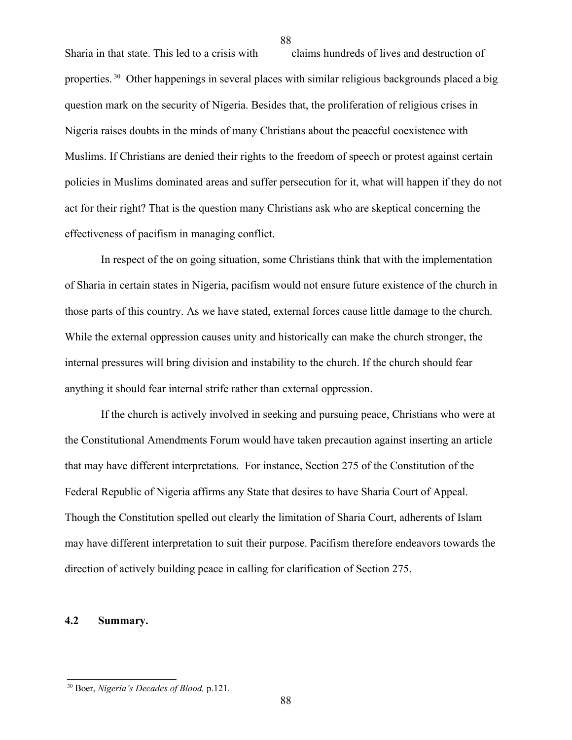Sharia in that state. This led to a crisis with claims hundreds of lives and destruction of properties. [30] Other happenings in several places with similar religious backgrounds placed a big question mark on the security of Nigeria. Besides that, the proliferation of religious crises in Nigeria raises doubts in the minds of many Christians about the peaceful coexistence with Muslims. If Christians are denied their rights to the freedom of speech or protest against certain policies in Muslims dominated areas and suffer persecution for it, what will happen if they do not act for their right? That is the question many Christians ask who are skeptical concerning the effectiveness of pacifism in managing conflict.

In respect of the on going situation, some Christians think that with the implementation of Sharia in certain states in Nigeria, pacifism would not ensure future existence of the church in those parts of this country. As we have stated, external forces cause little damage to the church. While the external oppression causes unity and historically can make the church stronger, the internal pressures will bring division and instability to the church. If the church should fear anything it should fear internal strife rather than external oppression.

If the church is actively involved in seeking and pursuing peace, Christians who were at the Constitutional Amendments Forum would have taken precaution against inserting an article that may have different interpretations. For instance, Section 275 of the Constitution of the Federal Republic of Nigeria affirms any State that desires to have Sharia Court of Appeal. Though the Constitution spelled out clearly the limitation of Sharia Court, adherents of Islam may have different interpretation to suit their purpose. Pacifism therefore endeavors towards the direction of actively building peace in calling for clarification of Section 275.

## 4.2 Summary.

[30] Boer, *Nigeria's Decades of Blood,* p.121.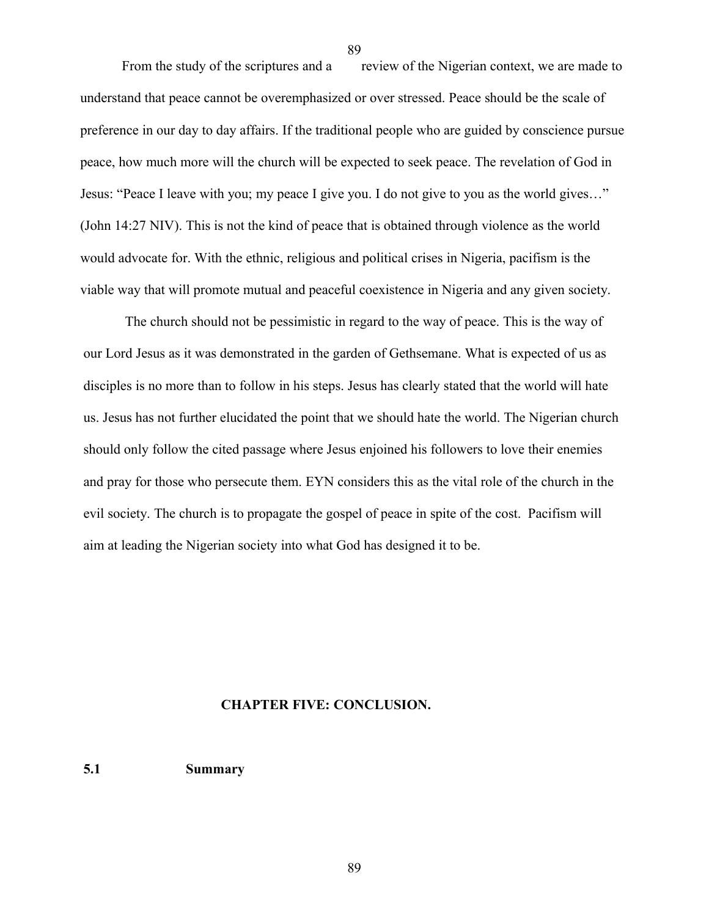From the study of the scriptures and a review of the Nigerian context, we are made to understand that peace cannot be overemphasized or over stressed. Peace should be the scale of preference in our day to day affairs. If the traditional people who are guided by conscience pursue peace, how much more will the church will be expected to seek peace. The revelation of God in Jesus: "Peace I leave with you; my peace I give you. I do not give to you as the world gives…" (John 14:27 NIV). This is not the kind of peace that is obtained through violence as the world would advocate for. With the ethnic, religious and political crises in Nigeria, pacifism is the viable way that will promote mutual and peaceful coexistence in Nigeria and any given society.

The church should not be pessimistic in regard to the way of peace. This is the way of our Lord Jesus as it was demonstrated in the garden of Gethsemane. What is expected of us as disciples is no more than to follow in his steps. Jesus has clearly stated that the world will hate us. Jesus has not further elucidated the point that we should hate the world. The Nigerian church should only follow the cited passage where Jesus enjoined his followers to love their enemies and pray for those who persecute them. EYN considers this as the vital role of the church in the evil society. The church is to propagate the gospel of peace in spite of the cost. Pacifism will aim at leading the Nigerian society into what God has designed it to be.

# CHAPTER FIVE: CONCLUSION.

## 5.1 Summary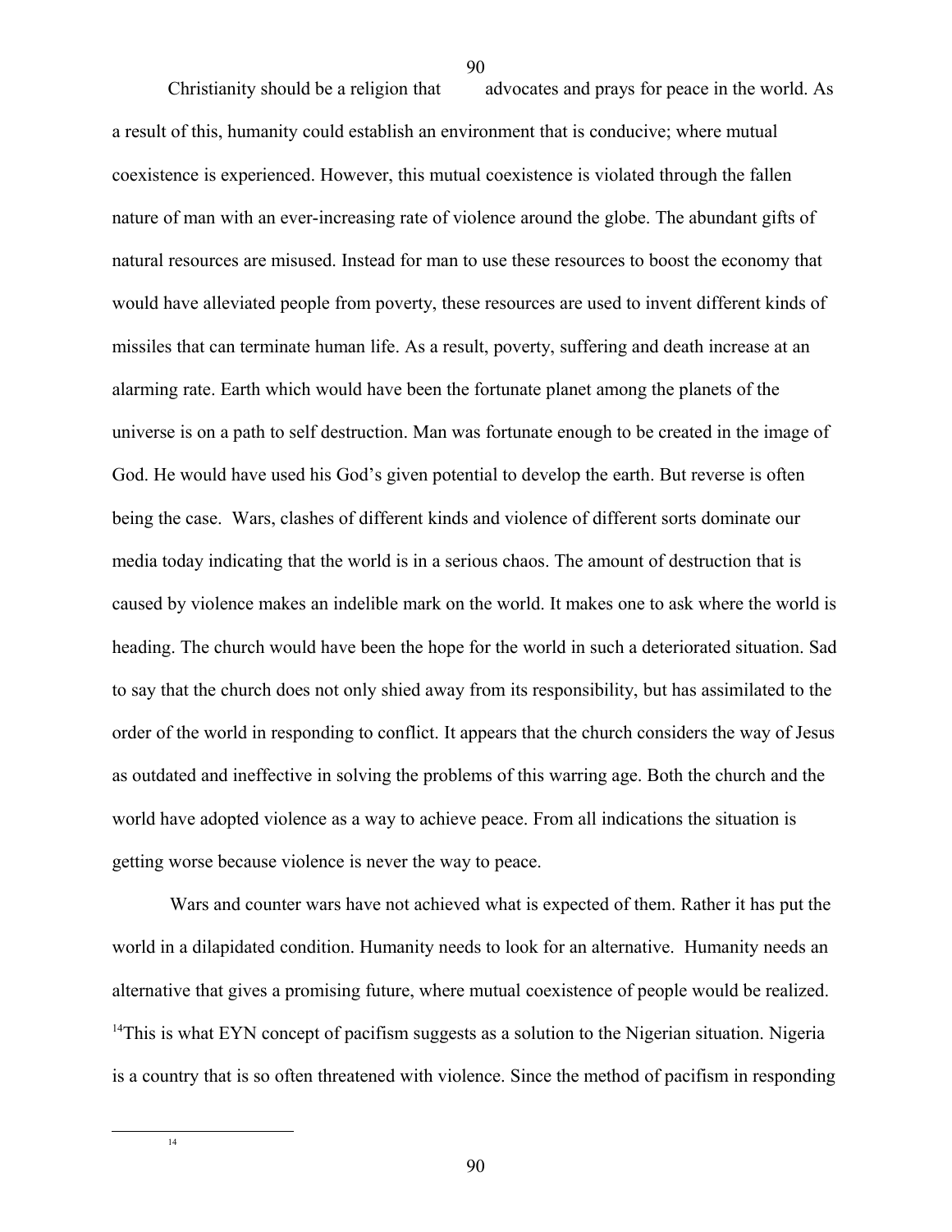Christianity should be a religion that advocates and prays for peace in the world. As a result of this, humanity could establish an environment that is conducive; where mutual coexistence is experienced. However, this mutual coexistence is violated through the fallen nature of man with an ever-increasing rate of violence around the globe. The abundant gifts of natural resources are misused. Instead for man to use these resources to boost the economy that would have alleviated people from poverty, these resources are used to invent different kinds of missiles that can terminate human life. As a result, poverty, suffering and death increase at an alarming rate. Earth which would have been the fortunate planet among the planets of the universe is on a path to self destruction. Man was fortunate enough to be created in the image of God. He would have used his God's given potential to develop the earth. But reverse is often being the case. Wars, clashes of different kinds and violence of different sorts dominate our media today indicating that the world is in a serious chaos. The amount of destruction that is caused by violence makes an indelible mark on the world. It makes one to ask where the world is heading. The church would have been the hope for the world in such a deteriorated situation. Sad to say that the church does not only shied away from its responsibility, but has assimilated to the order of the world in responding to conflict. It appears that the church considers the way of Jesus as outdated and ineffective in solving the problems of this warring age. Both the church and the world have adopted violence as a way to achieve peace. From all indications the situation is getting worse because violence is never the way to peace.

Wars and counter wars have not achieved what is expected of them. Rather it has put the world in a dilapidated condition. Humanity needs to look for an alternative. Humanity needs an alternative that gives a promising future, where mutual coexistence of people would be realized. [14]This is what EYN concept of pacifism suggests as a solution to the Nigerian situation. Nigeria is a country that is so often threatened with violence. Since the method of pacifism in responding

[14]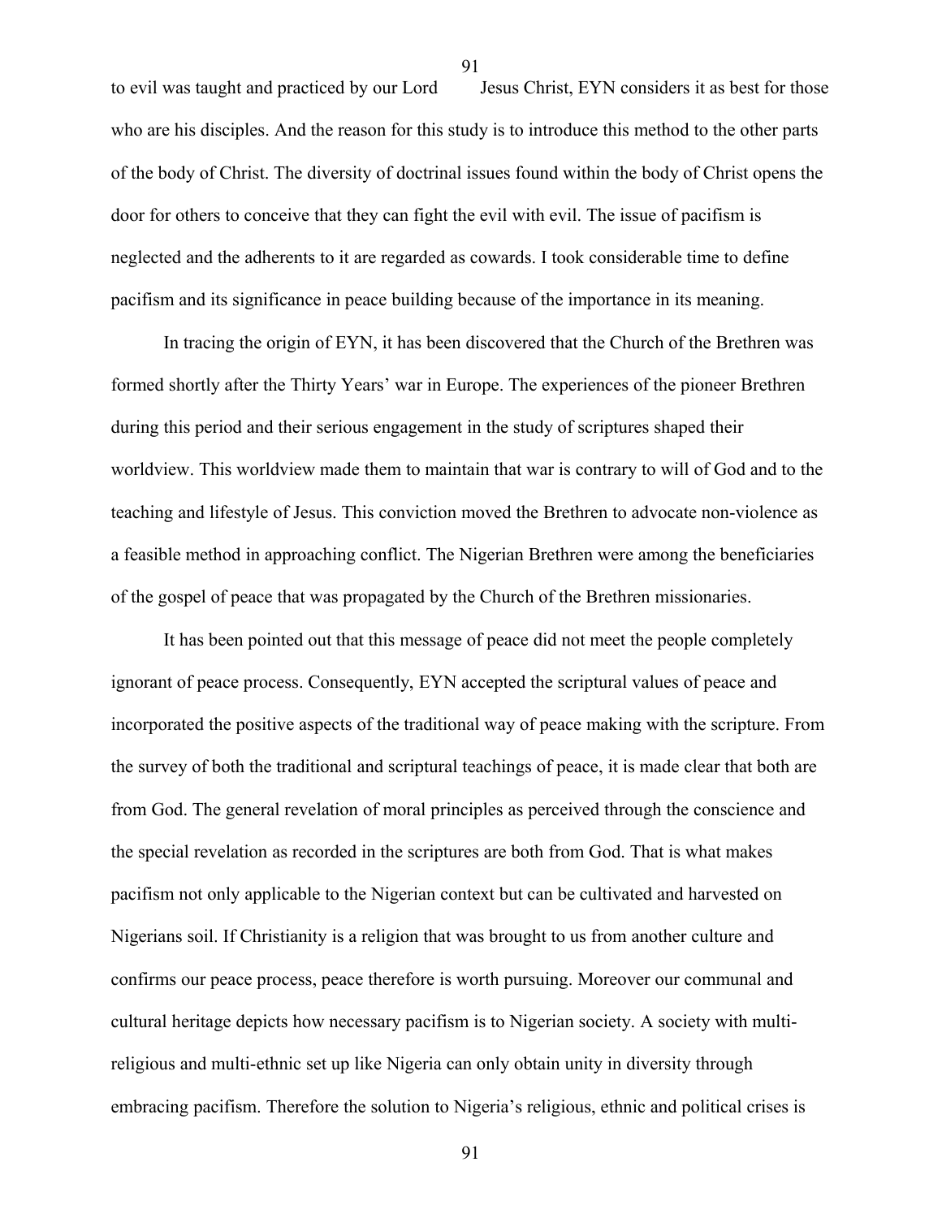to evil was taught and practiced by our Lord Jesus Christ, EYN considers it as best for those who are his disciples. And the reason for this study is to introduce this method to the other parts of the body of Christ. The diversity of doctrinal issues found within the body of Christ opens the door for others to conceive that they can fight the evil with evil. The issue of pacifism is neglected and the adherents to it are regarded as cowards. I took considerable time to define pacifism and its significance in peace building because of the importance in its meaning.

In tracing the origin of EYN, it has been discovered that the Church of the Brethren was formed shortly after the Thirty Years' war in Europe. The experiences of the pioneer Brethren during this period and their serious engagement in the study of scriptures shaped their worldview. This worldview made them to maintain that war is contrary to will of God and to the teaching and lifestyle of Jesus. This conviction moved the Brethren to advocate non-violence as a feasible method in approaching conflict. The Nigerian Brethren were among the beneficiaries of the gospel of peace that was propagated by the Church of the Brethren missionaries.

It has been pointed out that this message of peace did not meet the people completely ignorant of peace process. Consequently, EYN accepted the scriptural values of peace and incorporated the positive aspects of the traditional way of peace making with the scripture. From the survey of both the traditional and scriptural teachings of peace, it is made clear that both are from God. The general revelation of moral principles as perceived through the conscience and the special revelation as recorded in the scriptures are both from God. That is what makes pacifism not only applicable to the Nigerian context but can be cultivated and harvested on Nigerians soil. If Christianity is a religion that was brought to us from another culture and confirms our peace process, peace therefore is worth pursuing. Moreover our communal and cultural heritage depicts how necessary pacifism is to Nigerian society. A society with multi-religious and multi-ethnic set up like Nigeria can only obtain unity in diversity through embracing pacifism. Therefore the solution to Nigeria's religious, ethnic and political crises is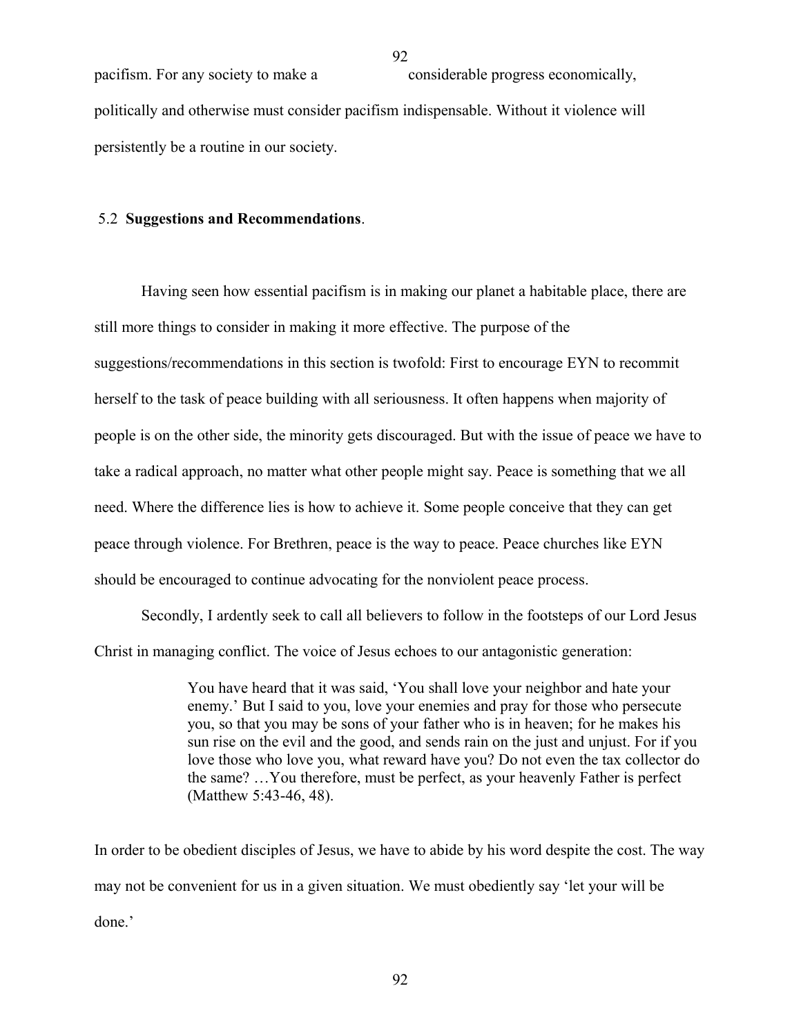pacifism. For any society to make a considerable progress economically, politically and otherwise must consider pacifism indispensable. Without it violence will persistently be a routine in our society.

## 5.2 **Suggestions and Recommendations**.

Having seen how essential pacifism is in making our planet a habitable place, there are still more things to consider in making it more effective. The purpose of the suggestions/recommendations in this section is twofold: First to encourage EYN to recommit herself to the task of peace building with all seriousness. It often happens when majority of people is on the other side, the minority gets discouraged. But with the issue of peace we have to take a radical approach, no matter what other people might say. Peace is something that we all need. Where the difference lies is how to achieve it. Some people conceive that they can get peace through violence. For Brethren, peace is the way to peace. Peace churches like EYN should be encouraged to continue advocating for the nonviolent peace process.

Secondly, I ardently seek to call all believers to follow in the footsteps of our Lord Jesus Christ in managing conflict. The voice of Jesus echoes to our antagonistic generation:

> You have heard that it was said, 'You shall love your neighbor and hate your enemy.' But I said to you, love your enemies and pray for those who persecute you, so that you may be sons of your father who is in heaven; for he makes his sun rise on the evil and the good, and sends rain on the just and unjust. For if you love those who love you, what reward have you? Do not even the tax collector do the same? …You therefore, must be perfect, as your heavenly Father is perfect (Matthew 5:43-46, 48).

In order to be obedient disciples of Jesus, we have to abide by his word despite the cost. The way may not be convenient for us in a given situation. We must obediently say 'let your will be done.'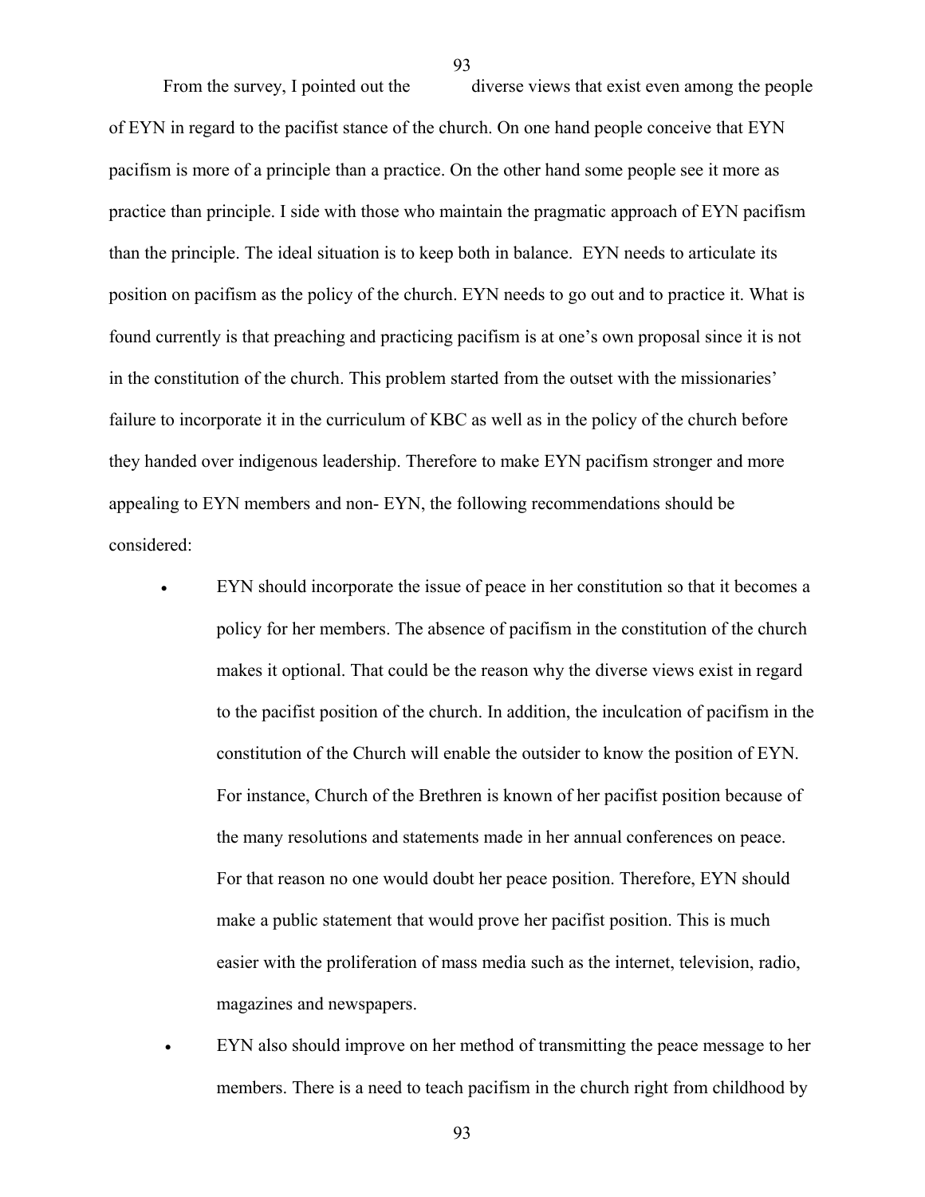From the survey, I pointed out the diverse views that exist even among the people of EYN in regard to the pacifist stance of the church. On one hand people conceive that EYN pacifism is more of a principle than a practice. On the other hand some people see it more as practice than principle. I side with those who maintain the pragmatic approach of EYN pacifism than the principle. The ideal situation is to keep both in balance. EYN needs to articulate its position on pacifism as the policy of the church. EYN needs to go out and to practice it. What is found currently is that preaching and practicing pacifism is at one's own proposal since it is not in the constitution of the church. This problem started from the outset with the missionaries' failure to incorporate it in the curriculum of KBC as well as in the policy of the church before they handed over indigenous leadership. Therefore to make EYN pacifism stronger and more appealing to EYN members and non- EYN, the following recommendations should be considered:

- EYN should incorporate the issue of peace in her constitution so that it becomes a policy for her members. The absence of pacifism in the constitution of the church makes it optional. That could be the reason why the diverse views exist in regard to the pacifist position of the church. In addition, the inculcation of pacifism in the constitution of the Church will enable the outsider to know the position of EYN. For instance, Church of the Brethren is known of her pacifist position because of the many resolutions and statements made in her annual conferences on peace. For that reason no one would doubt her peace position. Therefore, EYN should make a public statement that would prove her pacifist position. This is much easier with the proliferation of mass media such as the internet, television, radio, magazines and newspapers.
- EYN also should improve on her method of transmitting the peace message to her members. There is a need to teach pacifism in the church right from childhood by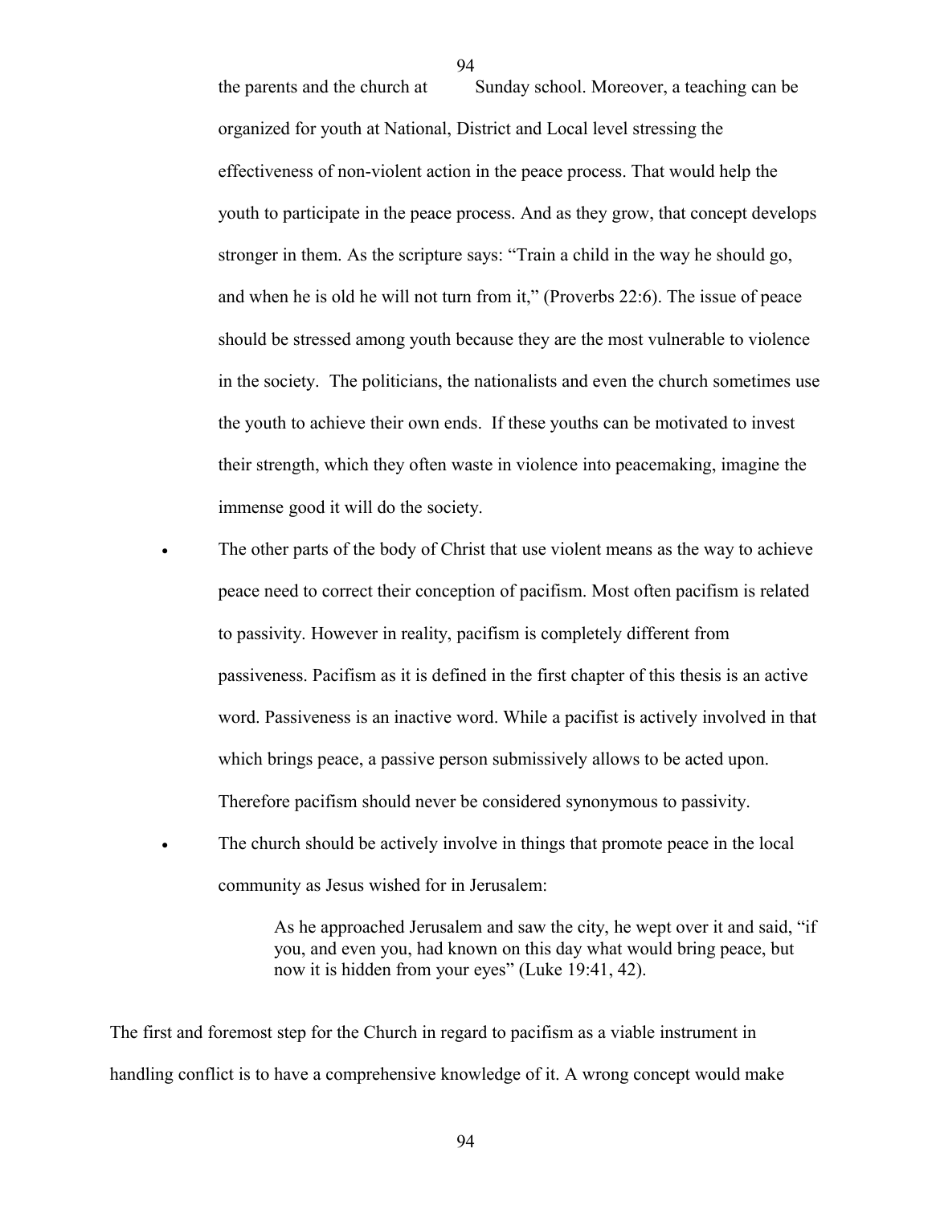the parents and the church at Sunday school. Moreover, a teaching can be organized for youth at National, District and Local level stressing the effectiveness of non-violent action in the peace process. That would help the youth to participate in the peace process. And as they grow, that concept develops stronger in them. As the scripture says: "Train a child in the way he should go, and when he is old he will not turn from it," (Proverbs 22:6). The issue of peace should be stressed among youth because they are the most vulnerable to violence in the society. The politicians, the nationalists and even the church sometimes use the youth to achieve their own ends. If these youths can be motivated to invest their strength, which they often waste in violence into peacemaking, imagine the immense good it will do the society.

- The other parts of the body of Christ that use violent means as the way to achieve peace need to correct their conception of pacifism. Most often pacifism is related to passivity. However in reality, pacifism is completely different from passiveness. Pacifism as it is defined in the first chapter of this thesis is an active word. Passiveness is an inactive word. While a pacifist is actively involved in that which brings peace, a passive person submissively allows to be acted upon. Therefore pacifism should never be considered synonymous to passivity.
- The church should be actively involve in things that promote peace in the local community as Jesus wished for in Jerusalem:

> As he approached Jerusalem and saw the city, he wept over it and said, "if you, and even you, had known on this day what would bring peace, but now it is hidden from your eyes" (Luke 19:41, 42).

The first and foremost step for the Church in regard to pacifism as a viable instrument in handling conflict is to have a comprehensive knowledge of it. A wrong concept would make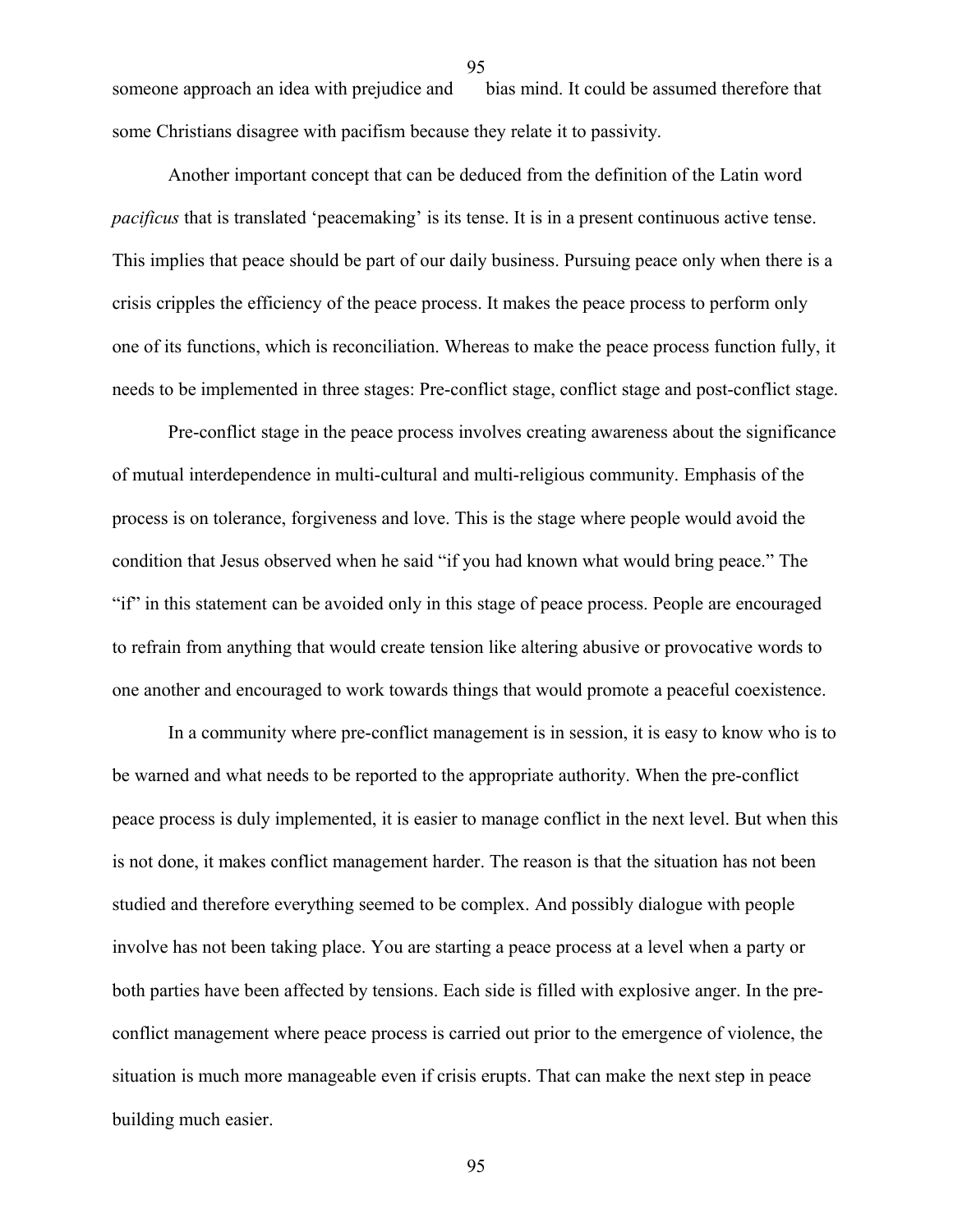someone approach an idea with prejudice and bias mind. It could be assumed therefore that some Christians disagree with pacifism because they relate it to passivity.

Another important concept that can be deduced from the definition of the Latin word *pacificus* that is translated 'peacemaking' is its tense. It is in a present continuous active tense. This implies that peace should be part of our daily business. Pursuing peace only when there is a crisis cripples the efficiency of the peace process. It makes the peace process to perform only one of its functions, which is reconciliation. Whereas to make the peace process function fully, it needs to be implemented in three stages: Pre-conflict stage, conflict stage and post-conflict stage.

Pre-conflict stage in the peace process involves creating awareness about the significance of mutual interdependence in multi-cultural and multi-religious community. Emphasis of the process is on tolerance, forgiveness and love. This is the stage where people would avoid the condition that Jesus observed when he said "if you had known what would bring peace." The "if" in this statement can be avoided only in this stage of peace process. People are encouraged to refrain from anything that would create tension like altering abusive or provocative words to one another and encouraged to work towards things that would promote a peaceful coexistence.

In a community where pre-conflict management is in session, it is easy to know who is to be warned and what needs to be reported to the appropriate authority. When the pre-conflict peace process is duly implemented, it is easier to manage conflict in the next level. But when this is not done, it makes conflict management harder. The reason is that the situation has not been studied and therefore everything seemed to be complex. And possibly dialogue with people involve has not been taking place. You are starting a peace process at a level when a party or both parties have been affected by tensions. Each side is filled with explosive anger. In the pre-conflict management where peace process is carried out prior to the emergence of violence, the situation is much more manageable even if crisis erupts. That can make the next step in peace building much easier.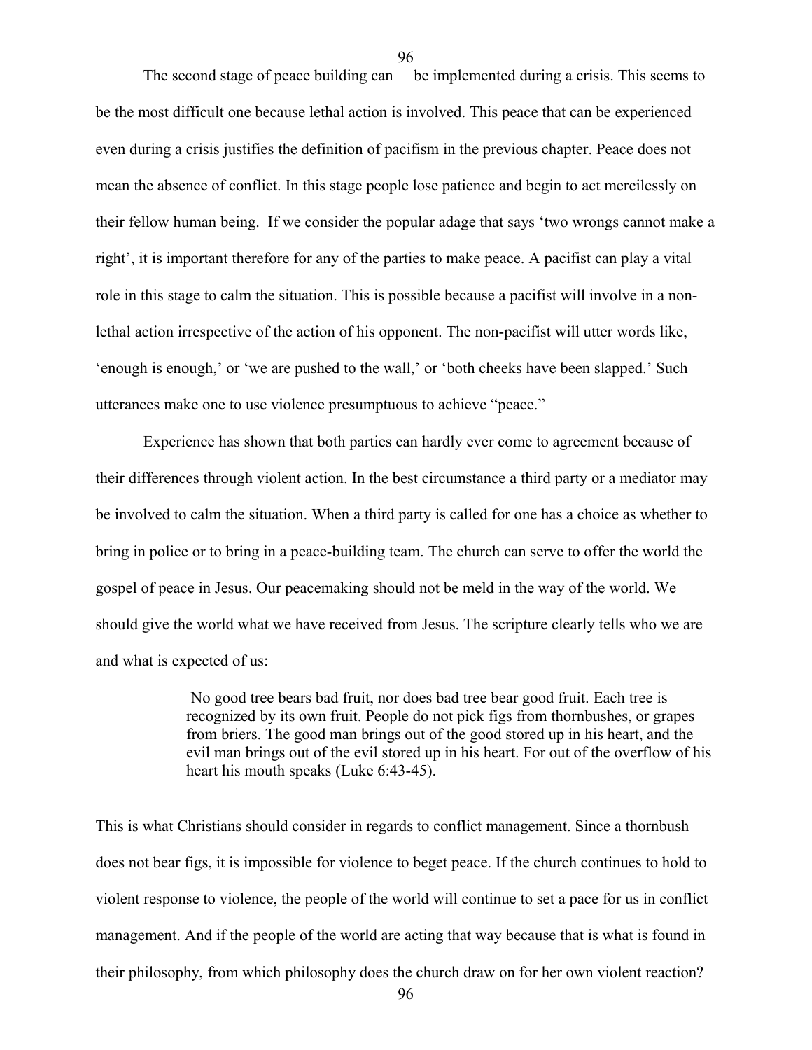The second stage of peace building can be implemented during a crisis. This seems to be the most difficult one because lethal action is involved. This peace that can be experienced even during a crisis justifies the definition of pacifism in the previous chapter. Peace does not mean the absence of conflict. In this stage people lose patience and begin to act mercilessly on their fellow human being. If we consider the popular adage that says 'two wrongs cannot make a right', it is important therefore for any of the parties to make peace. A pacifist can play a vital role in this stage to calm the situation. This is possible because a pacifist will involve in a non-lethal action irrespective of the action of his opponent. The non-pacifist will utter words like, 'enough is enough,' or 'we are pushed to the wall,' or 'both cheeks have been slapped.' Such utterances make one to use violence presumptuous to achieve "peace."

Experience has shown that both parties can hardly ever come to agreement because of their differences through violent action. In the best circumstance a third party or a mediator may be involved to calm the situation. When a third party is called for one has a choice as whether to bring in police or to bring in a peace-building team. The church can serve to offer the world the gospel of peace in Jesus. Our peacemaking should not be meld in the way of the world. We should give the world what we have received from Jesus. The scripture clearly tells who we are and what is expected of us:

> No good tree bears bad fruit, nor does bad tree bear good fruit. Each tree is recognized by its own fruit. People do not pick figs from thornbushes, or grapes from briers. The good man brings out of the good stored up in his heart, and the evil man brings out of the evil stored up in his heart. For out of the overflow of his heart his mouth speaks (Luke 6:43-45).

This is what Christians should consider in regards to conflict management. Since a thornbush does not bear figs, it is impossible for violence to beget peace. If the church continues to hold to violent response to violence, the people of the world will continue to set a pace for us in conflict management. And if the people of the world are acting that way because that is what is found in their philosophy, from which philosophy does the church draw on for her own violent reaction?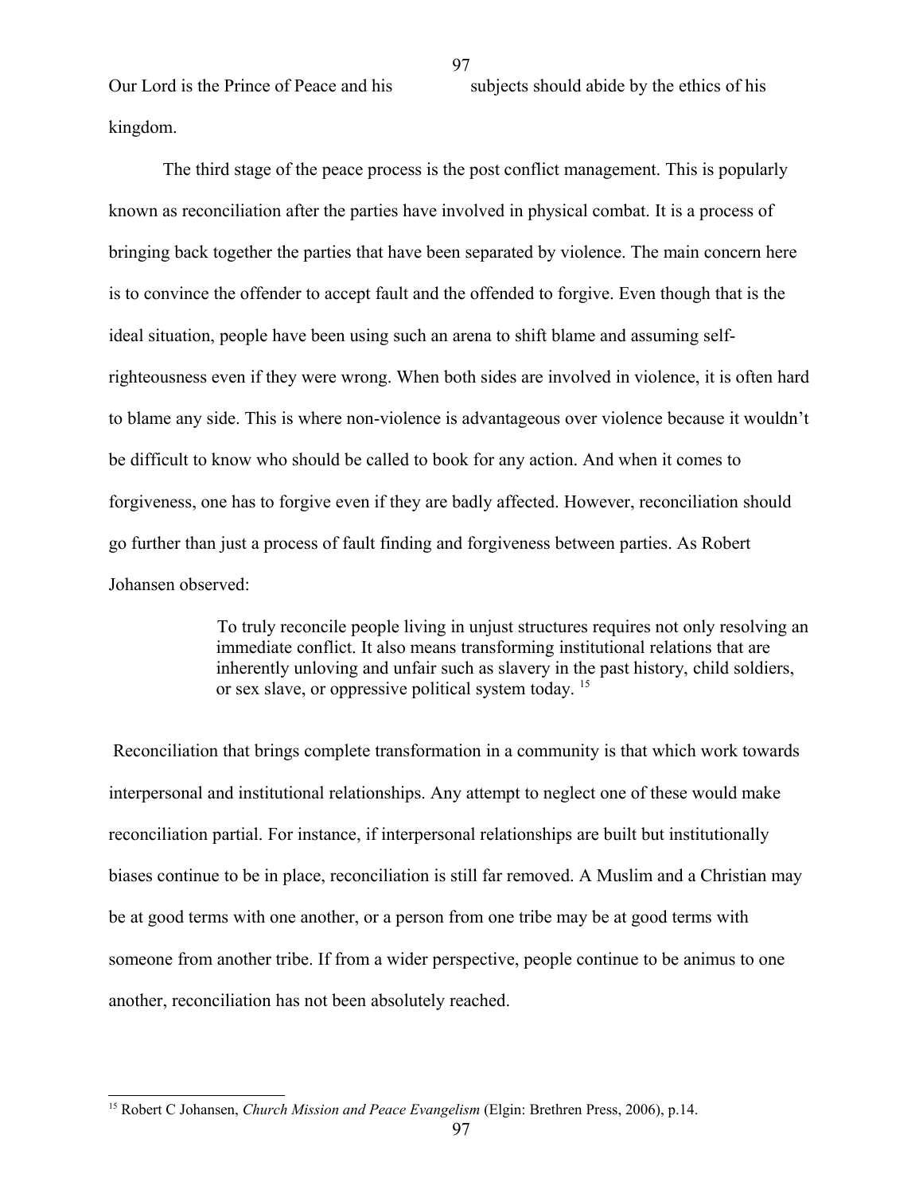Our Lord is the Prince of Peace and his subjects should abide by the ethics of his kingdom.

The third stage of the peace process is the post conflict management. This is popularly known as reconciliation after the parties have involved in physical combat. It is a process of bringing back together the parties that have been separated by violence. The main concern here is to convince the offender to accept fault and the offended to forgive. Even though that is the ideal situation, people have been using such an arena to shift blame and assuming self-righteousness even if they were wrong. When both sides are involved in violence, it is often hard to blame any side. This is where non-violence is advantageous over violence because it wouldn't be difficult to know who should be called to book for any action. And when it comes to forgiveness, one has to forgive even if they are badly affected. However, reconciliation should go further than just a process of fault finding and forgiveness between parties. As Robert Johansen observed:

> To truly reconcile people living in unjust structures requires not only resolving an immediate conflict. It also means transforming institutional relations that are inherently unloving and unfair such as slavery in the past history, child soldiers, or sex slave, or oppressive political system today. [15]

Reconciliation that brings complete transformation in a community is that which work towards interpersonal and institutional relationships. Any attempt to neglect one of these would make reconciliation partial. For instance, if interpersonal relationships are built but institutionally biases continue to be in place, reconciliation is still far removed. A Muslim and a Christian may be at good terms with one another, or a person from one tribe may be at good terms with someone from another tribe. If from a wider perspective, people continue to be animus to one another, reconciliation has not been absolutely reached.

[15] Robert C Johansen, *Church Mission and Peace Evangelism* (Elgin: Brethren Press, 2006), p.14.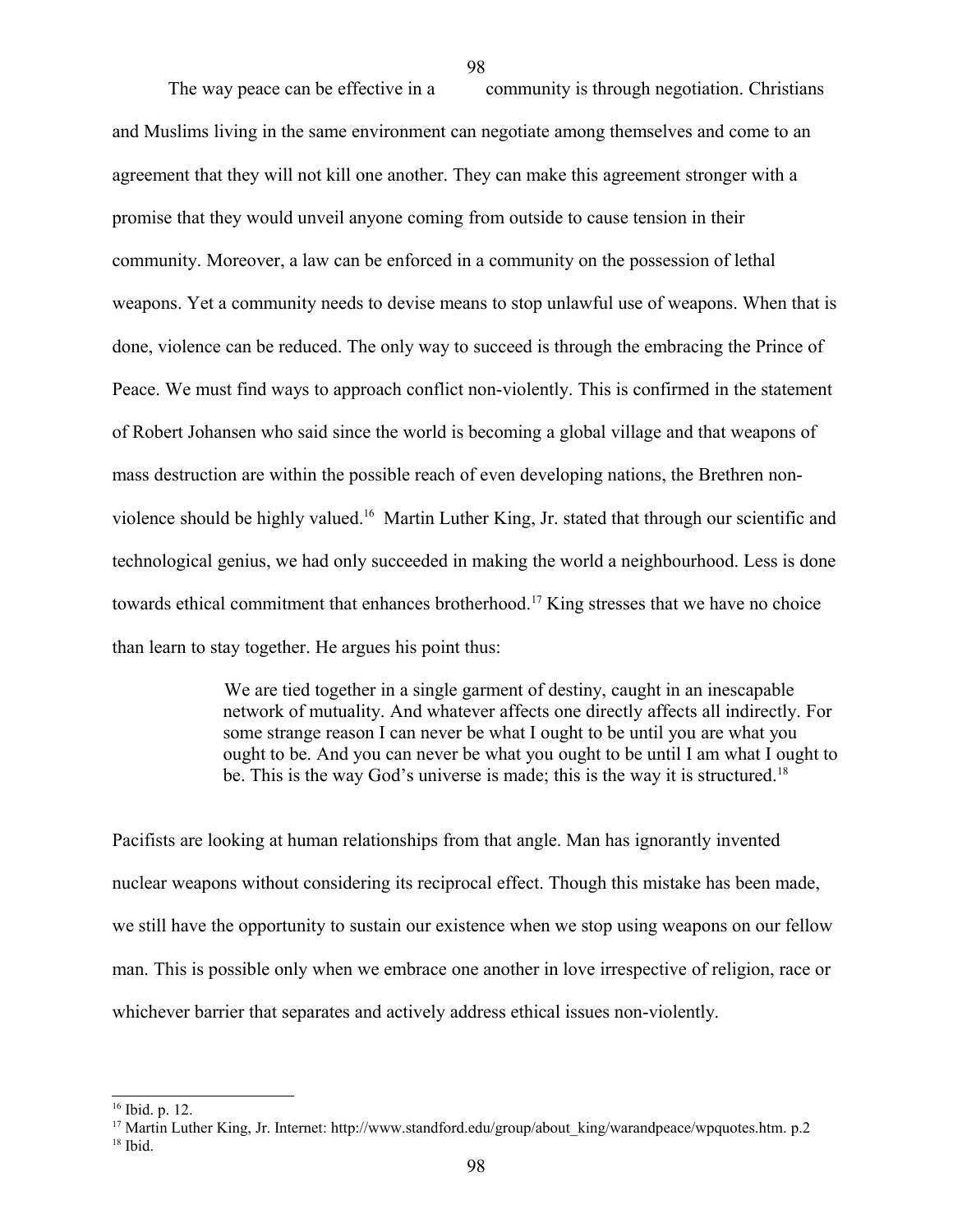The way peace can be effective in a community is through negotiation. Christians and Muslims living in the same environment can negotiate among themselves and come to an agreement that they will not kill one another. They can make this agreement stronger with a promise that they would unveil anyone coming from outside to cause tension in their community. Moreover, a law can be enforced in a community on the possession of lethal weapons. Yet a community needs to devise means to stop unlawful use of weapons. When that is done, violence can be reduced. The only way to succeed is through the embracing the Prince of Peace. We must find ways to approach conflict non-violently. This is confirmed in the statement of Robert Johansen who said since the world is becoming a global village and that weapons of mass destruction are within the possible reach of even developing nations, the Brethren non-violence should be highly valued.[16] Martin Luther King, Jr. stated that through our scientific and technological genius, we had only succeeded in making the world a neighbourhood. Less is done towards ethical commitment that enhances brotherhood.[17] King stresses that we have no choice than learn to stay together. He argues his point thus:

> We are tied together in a single garment of destiny, caught in an inescapable network of mutuality. And whatever affects one directly affects all indirectly. For some strange reason I can never be what I ought to be until you are what you ought to be. And you can never be what you ought to be until I am what I ought to be. This is the way God's universe is made; this is the way it is structured.[18]

Pacifists are looking at human relationships from that angle. Man has ignorantly invented nuclear weapons without considering its reciprocal effect. Though this mistake has been made, we still have the opportunity to sustain our existence when we stop using weapons on our fellow man. This is possible only when we embrace one another in love irrespective of religion, race or whichever barrier that separates and actively address ethical issues non-violently.

---

[16] Ibid. p. 12.

[17] Martin Luther King, Jr. Internet: http://www.standford.edu/group/about_king/warandpeace/wpquotes.htm. p.2

[18] Ibid.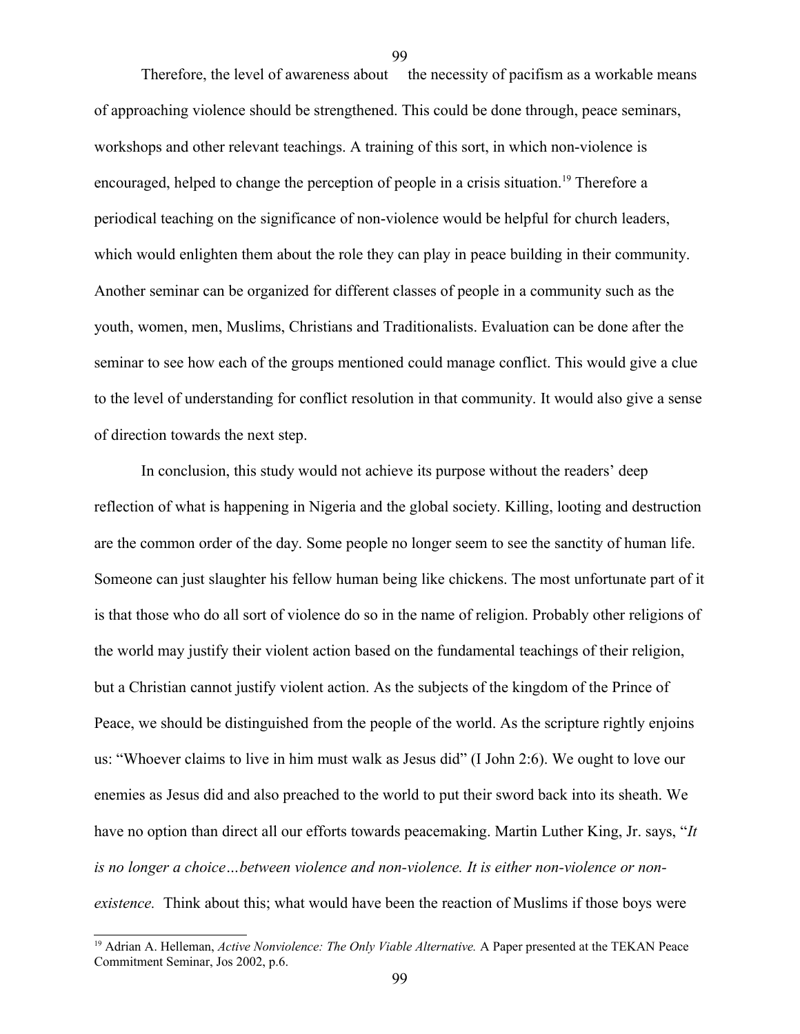Therefore, the level of awareness about the necessity of pacifism as a workable means of approaching violence should be strengthened. This could be done through, peace seminars, workshops and other relevant teachings. A training of this sort, in which non-violence is encouraged, helped to change the perception of people in a crisis situation.[19] Therefore a periodical teaching on the significance of non-violence would be helpful for church leaders, which would enlighten them about the role they can play in peace building in their community. Another seminar can be organized for different classes of people in a community such as the youth, women, men, Muslims, Christians and Traditionalists. Evaluation can be done after the seminar to see how each of the groups mentioned could manage conflict. This would give a clue to the level of understanding for conflict resolution in that community. It would also give a sense of direction towards the next step.

In conclusion, this study would not achieve its purpose without the readers' deep reflection of what is happening in Nigeria and the global society. Killing, looting and destruction are the common order of the day. Some people no longer seem to see the sanctity of human life. Someone can just slaughter his fellow human being like chickens. The most unfortunate part of it is that those who do all sort of violence do so in the name of religion. Probably other religions of the world may justify their violent action based on the fundamental teachings of their religion, but a Christian cannot justify violent action. As the subjects of the kingdom of the Prince of Peace, we should be distinguished from the people of the world. As the scripture rightly enjoins us: "Whoever claims to live in him must walk as Jesus did" (I John 2:6). We ought to love our enemies as Jesus did and also preached to the world to put their sword back into its sheath. We have no option than direct all our efforts towards peacemaking. Martin Luther King, Jr. says, "*It is no longer a choice…between violence and non-violence. It is either non-violence or non-existence.* Think about this; what would have been the reaction of Muslims if those boys were

[19] Adrian A. Helleman, *Active Nonviolence: The Only Viable Alternative.* A Paper presented at the TEKAN Peace Commitment Seminar, Jos 2002, p.6.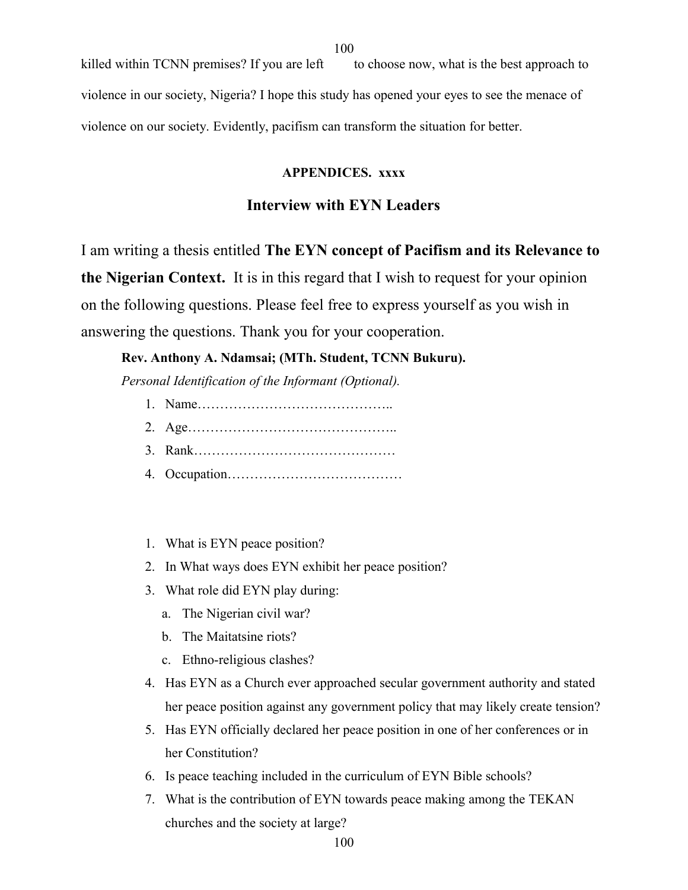killed within TCNN premises? If you are left to choose now, what is the best approach to violence in our society, Nigeria? I hope this study has opened your eyes to see the menace of violence on our society. Evidently, pacifism can transform the situation for better.

**APPENDICES. xxxx**

## Interview with EYN Leaders

I am writing a thesis entitled **The EYN concept of Pacifism and its Relevance to the Nigerian Context.** It is in this regard that I wish to request for your opinion on the following questions. Please feel free to express yourself as you wish in answering the questions. Thank you for your cooperation.

**Rev. Anthony A. Ndamsai; (MTh. Student, TCNN Bukuru).**

*Personal Identification of the Informant (Optional).*

1. Name……………………………………..
2. Age………………………………………..
3. Rank………………………………………
4. Occupation…………………………………

1. What is EYN peace position?
2. In What ways does EYN exhibit her peace position?
3. What role did EYN play during:
   a. The Nigerian civil war?
   b. The Maitatsine riots?
   c. Ethno-religious clashes?
4. Has EYN as a Church ever approached secular government authority and stated her peace position against any government policy that may likely create tension?
5. Has EYN officially declared her peace position in one of her conferences or in her Constitution?
6. Is peace teaching included in the curriculum of EYN Bible schools?
7. What is the contribution of EYN towards peace making among the TEKAN churches and the society at large?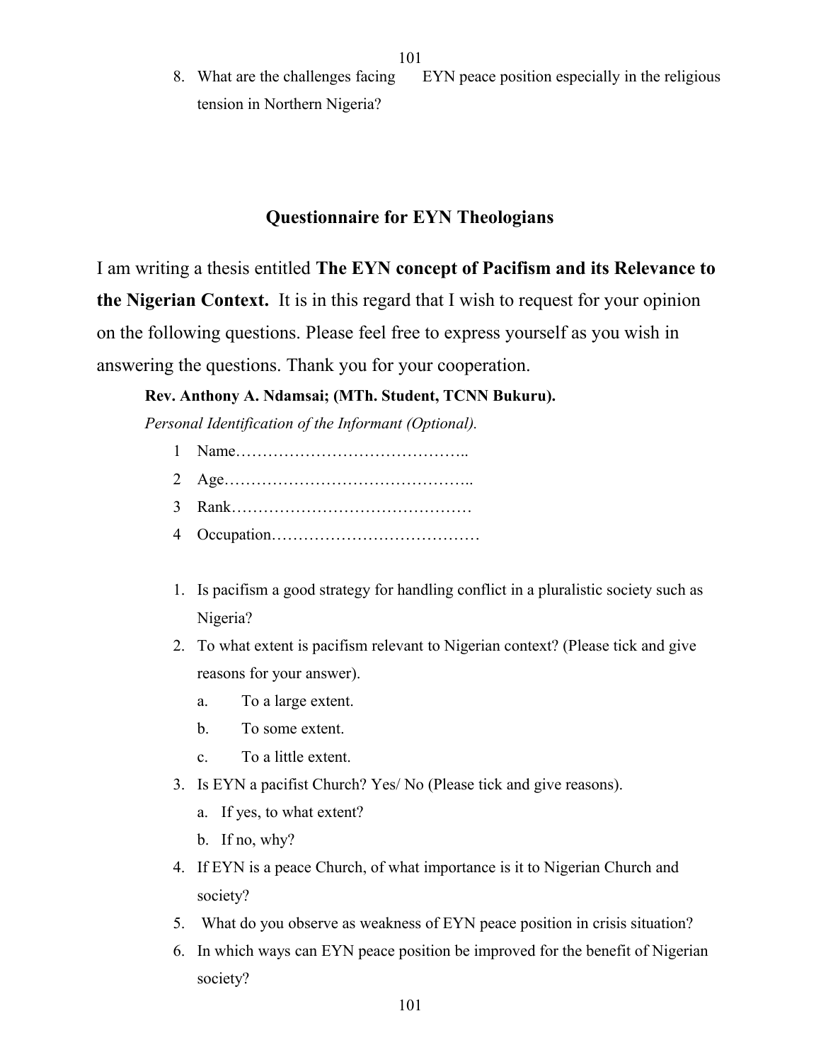8. What are the challenges facing EYN peace position especially in the religious tension in Northern Nigeria?

## Questionnaire for EYN Theologians

I am writing a thesis entitled **The EYN concept of Pacifism and its Relevance to the Nigerian Context.** It is in this regard that I wish to request for your opinion on the following questions. Please feel free to express yourself as you wish in answering the questions. Thank you for your cooperation.

**Rev. Anthony A. Ndamsai; (MTh. Student, TCNN Bukuru).**

*Personal Identification of the Informant (Optional).*

1 Name……………………………………..

2 Age………………………………………..

3 Rank………………………………………

4 Occupation…………………………………

1. Is pacifism a good strategy for handling conflict in a pluralistic society such as Nigeria?
2. To what extent is pacifism relevant to Nigerian context? (Please tick and give reasons for your answer).
   a. To a large extent.
   b. To some extent.
   c. To a little extent.
3. Is EYN a pacifist Church? Yes/ No (Please tick and give reasons).
   a. If yes, to what extent?
   b. If no, why?
4. If EYN is a peace Church, of what importance is it to Nigerian Church and society?
5. What do you observe as weakness of EYN peace position in crisis situation?
6. In which ways can EYN peace position be improved for the benefit of Nigerian society?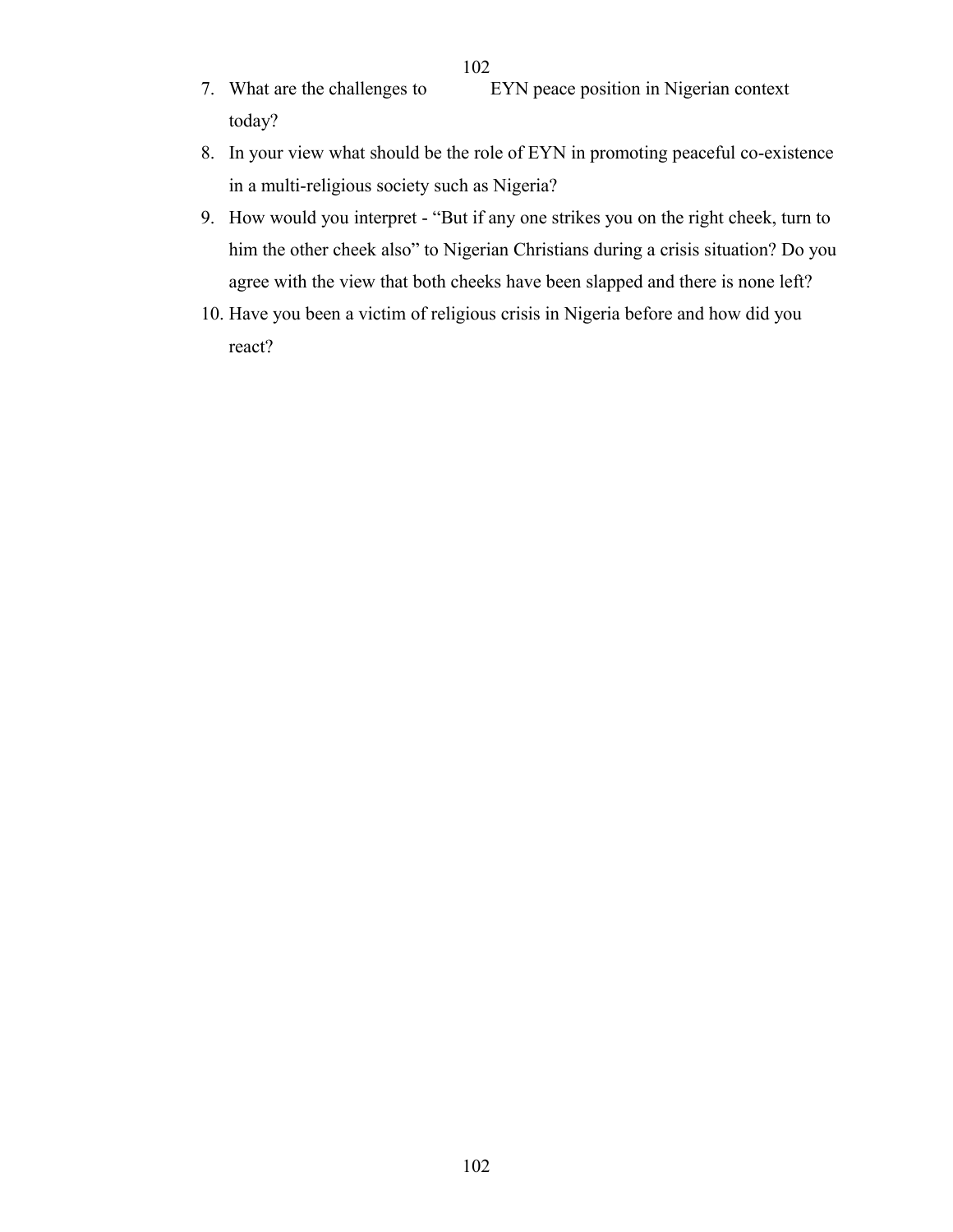7. What are the challenges to EYN peace position in Nigerian context today?
8. In your view what should be the role of EYN in promoting peaceful co-existence in a multi-religious society such as Nigeria?
9. How would you interpret - "But if any one strikes you on the right cheek, turn to him the other cheek also" to Nigerian Christians during a crisis situation? Do you agree with the view that both cheeks have been slapped and there is none left?
10. Have you been a victim of religious crisis in Nigeria before and how did you react?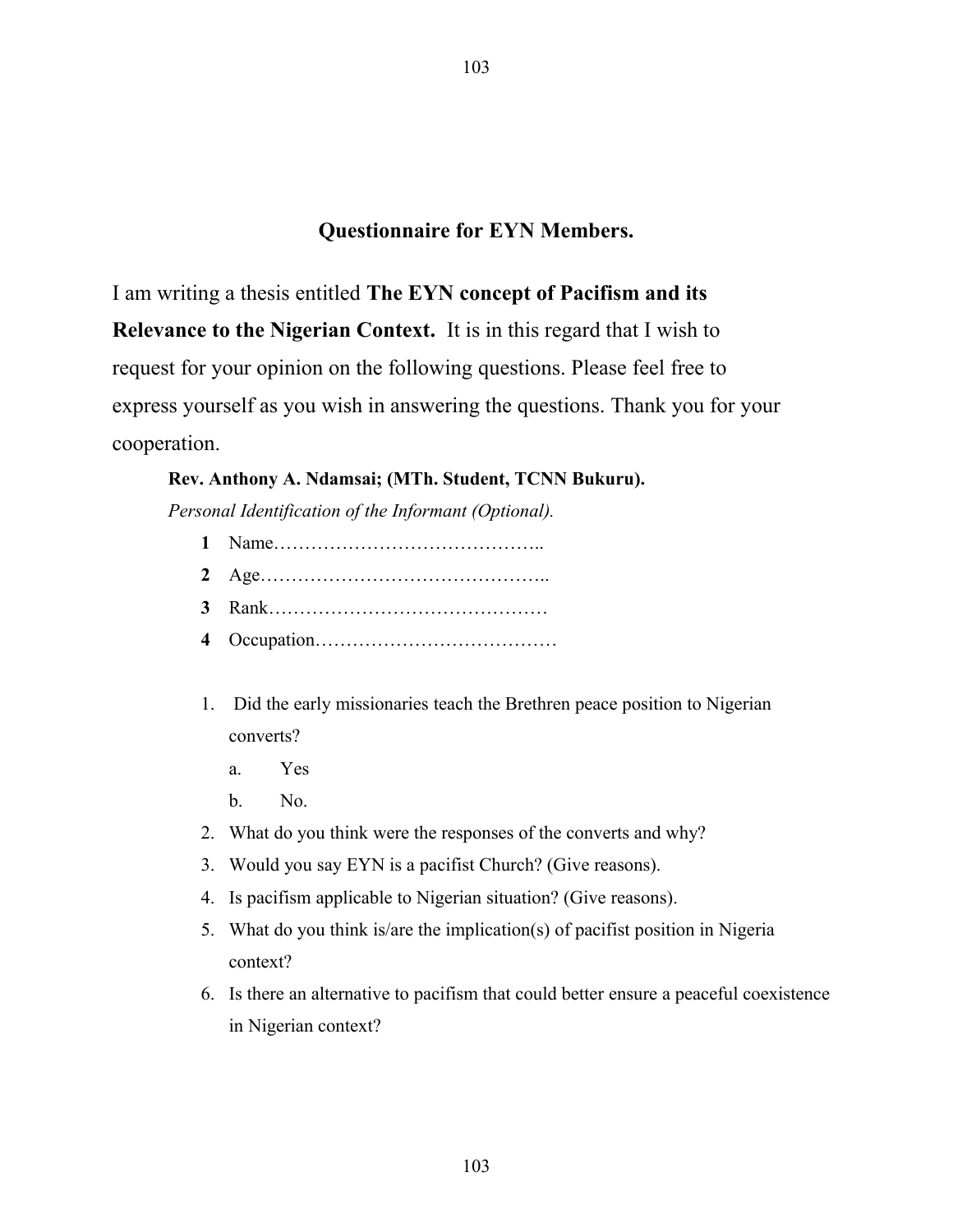## Questionnaire for EYN Members.

I am writing a thesis entitled **The EYN concept of Pacifism and its Relevance to the Nigerian Context.** It is in this regard that I wish to request for your opinion on the following questions. Please feel free to express yourself as you wish in answering the questions. Thank you for your cooperation.

**Rev. Anthony A. Ndamsai; (MTh. Student, TCNN Bukuru).**

*Personal Identification of the Informant (Optional).*

**1** Name……………………………………..

**2** Age………………………………………..

**3** Rank………………………………………

**4** Occupation…………………………………

1. Did the early missionaries teach the Brethren peace position to Nigerian converts?
   a. Yes
   b. No.
2. What do you think were the responses of the converts and why?
3. Would you say EYN is a pacifist Church? (Give reasons).
4. Is pacifism applicable to Nigerian situation? (Give reasons).
5. What do you think is/are the implication(s) of pacifist position in Nigeria context?
6. Is there an alternative to pacifism that could better ensure a peaceful coexistence in Nigerian context?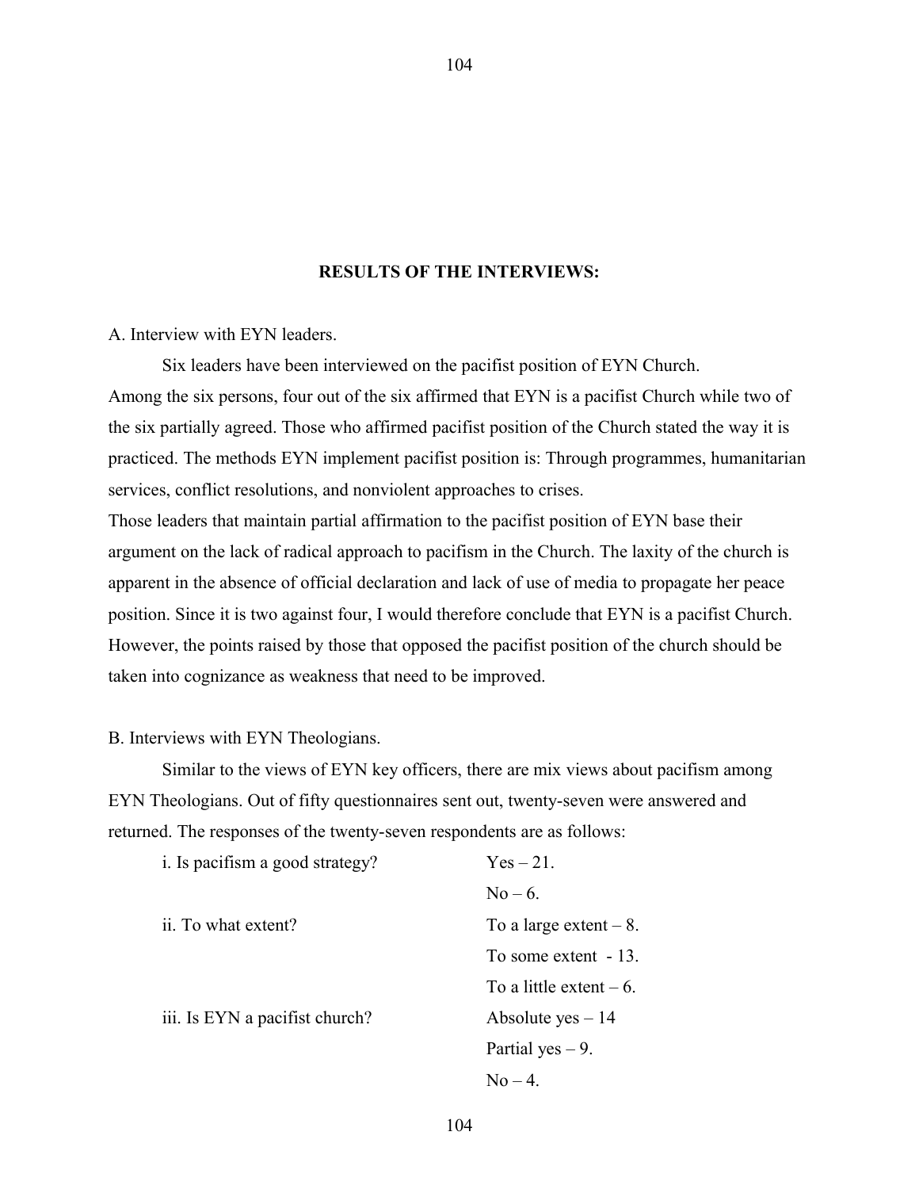## RESULTS OF THE INTERVIEWS:

A. Interview with EYN leaders.

Six leaders have been interviewed on the pacifist position of EYN Church. Among the six persons, four out of the six affirmed that EYN is a pacifist Church while two of the six partially agreed. Those who affirmed pacifist position of the Church stated the way it is practiced. The methods EYN implement pacifist position is: Through programmes, humanitarian services, conflict resolutions, and nonviolent approaches to crises.

Those leaders that maintain partial affirmation to the pacifist position of EYN base their argument on the lack of radical approach to pacifism in the Church. The laxity of the church is apparent in the absence of official declaration and lack of use of media to propagate her peace position. Since it is two against four, I would therefore conclude that EYN is a pacifist Church. However, the points raised by those that opposed the pacifist position of the church should be taken into cognizance as weakness that need to be improved.

B. Interviews with EYN Theologians.

Similar to the views of EYN key officers, there are mix views about pacifism among EYN Theologians. Out of fifty questionnaires sent out, twenty-seven were answered and returned. The responses of the twenty-seven respondents are as follows:

| | |
|---|---|
| i. Is pacifism a good strategy? | Yes – 21. |
| | No – 6. |
| ii. To what extent? | To a large extent – 8. |
| | To some extent - 13. |
| | To a little extent – 6. |
| iii. Is EYN a pacifist church? | Absolute yes – 14 |
| | Partial yes – 9. |
| | No – 4. |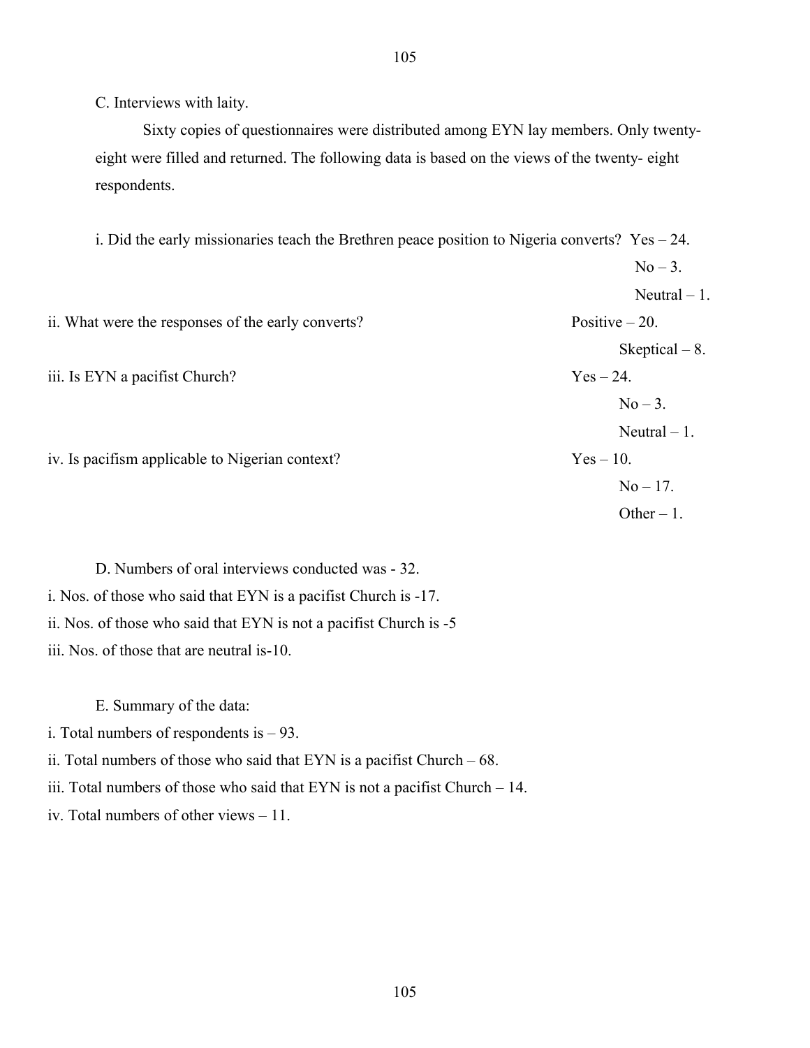C. Interviews with laity.

Sixty copies of questionnaires were distributed among EYN lay members. Only twenty-eight were filled and returned. The following data is based on the views of the twenty- eight respondents.

i. Did the early missionaries teach the Brethren peace position to Nigeria converts? Yes – 24.
No – 3.
Neutral – 1.

ii. What were the responses of the early converts? Positive – 20.
Skeptical – 8.

iii. Is EYN a pacifist Church? Yes – 24.
No – 3.
Neutral – 1.

iv. Is pacifism applicable to Nigerian context? Yes – 10.
No – 17.
Other – 1.

D. Numbers of oral interviews conducted was - 32.

i. Nos. of those who said that EYN is a pacifist Church is -17.
ii. Nos. of those who said that EYN is not a pacifist Church is -5
iii. Nos. of those that are neutral is-10.

E. Summary of the data:

i. Total numbers of respondents is – 93.
ii. Total numbers of those who said that EYN is a pacifist Church – 68.
iii. Total numbers of those who said that EYN is not a pacifist Church – 14.
iv. Total numbers of other views – 11.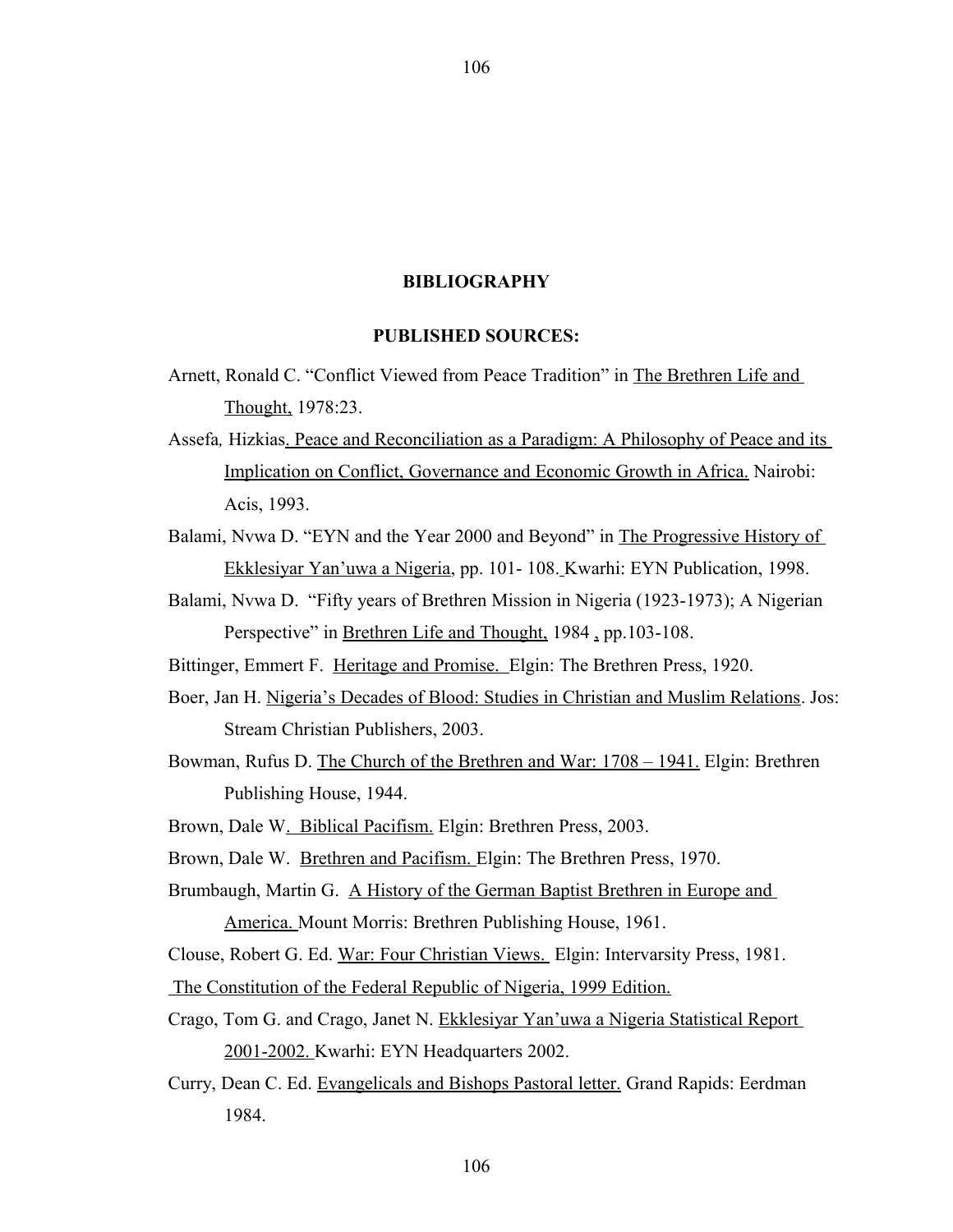## BIBLIOGRAPHY

### PUBLISHED SOURCES:

Arnett, Ronald C. "Conflict Viewed from Peace Tradition" in The Brethren Life and Thought, 1978:23.

Assefa, Hizkias. Peace and Reconciliation as a Paradigm: A Philosophy of Peace and its Implication on Conflict, Governance and Economic Growth in Africa. Nairobi: Acis, 1993.

Balami, Nvwa D. "EYN and the Year 2000 and Beyond" in The Progressive History of Ekklesiyar Yan'uwa a Nigeria, pp. 101- 108. Kwarhi: EYN Publication, 1998.

Balami, Nvwa D. "Fifty years of Brethren Mission in Nigeria (1923-1973); A Nigerian Perspective" in Brethren Life and Thought, 1984 , pp.103-108.

Bittinger, Emmert F. Heritage and Promise. Elgin: The Brethren Press, 1920.

Boer, Jan H. Nigeria's Decades of Blood: Studies in Christian and Muslim Relations. Jos: Stream Christian Publishers, 2003.

Bowman, Rufus D. The Church of the Brethren and War: 1708 – 1941. Elgin: Brethren Publishing House, 1944.

Brown, Dale W. Biblical Pacifism. Elgin: Brethren Press, 2003.

Brown, Dale W. Brethren and Pacifism. Elgin: The Brethren Press, 1970.

Brumbaugh, Martin G. A History of the German Baptist Brethren in Europe and America. Mount Morris: Brethren Publishing House, 1961.

Clouse, Robert G. Ed. War: Four Christian Views. Elgin: Intervarsity Press, 1981.

The Constitution of the Federal Republic of Nigeria, 1999 Edition.

Crago, Tom G. and Crago, Janet N. Ekklesiyar Yan'uwa a Nigeria Statistical Report 2001-2002. Kwarhi: EYN Headquarters 2002.

Curry, Dean C. Ed. Evangelicals and Bishops Pastoral letter. Grand Rapids: Eerdman 1984.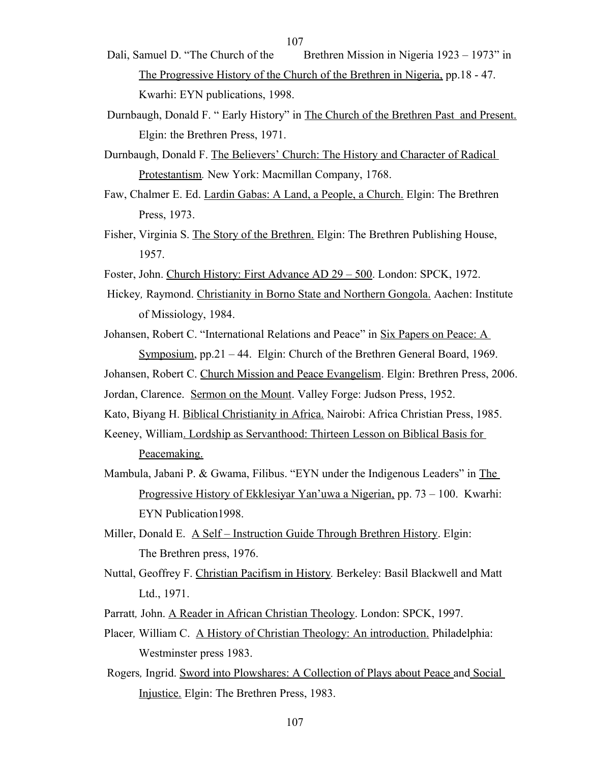Dali, Samuel D. "The Church of the Brethren Mission in Nigeria 1923 – 1973" in The Progressive History of the Church of the Brethren in Nigeria, pp.18 - 47. Kwarhi: EYN publications, 1998.

Durnbaugh, Donald F. " Early History" in The Church of the Brethren Past and Present. Elgin: the Brethren Press, 1971.

Durnbaugh, Donald F. The Believers' Church: The History and Character of Radical Protestantism. New York: Macmillan Company, 1768.

Faw, Chalmer E. Ed. Lardin Gabas: A Land, a People, a Church. Elgin: The Brethren Press, 1973.

Fisher, Virginia S. The Story of the Brethren. Elgin: The Brethren Publishing House, 1957.

Foster, John. Church History: First Advance AD 29 – 500. London: SPCK, 1972.

Hickey, Raymond. Christianity in Borno State and Northern Gongola. Aachen: Institute of Missiology, 1984.

Johansen, Robert C. "International Relations and Peace" in Six Papers on Peace: A Symposium, pp.21 – 44. Elgin: Church of the Brethren General Board, 1969.

Johansen, Robert C. Church Mission and Peace Evangelism. Elgin: Brethren Press, 2006.

Jordan, Clarence. Sermon on the Mount. Valley Forge: Judson Press, 1952.

Kato, Biyang H. Biblical Christianity in Africa. Nairobi: Africa Christian Press, 1985.

Keeney, William. Lordship as Servanthood: Thirteen Lesson on Biblical Basis for Peacemaking.

Mambula, Jabani P. & Gwama, Filibus. "EYN under the Indigenous Leaders" in The Progressive History of Ekklesiyar Yan'uwa a Nigerian, pp. 73 – 100. Kwarhi: EYN Publication1998.

Miller, Donald E. A Self – Instruction Guide Through Brethren History. Elgin: The Brethren press, 1976.

Nuttal, Geoffrey F. Christian Pacifism in History. Berkeley: Basil Blackwell and Matt Ltd., 1971.

Parratt, John. A Reader in African Christian Theology. London: SPCK, 1997.

Placer, William C. A History of Christian Theology: An introduction. Philadelphia: Westminster press 1983.

Rogers, Ingrid. Sword into Plowshares: A Collection of Plays about Peace and Social Injustice. Elgin: The Brethren Press, 1983.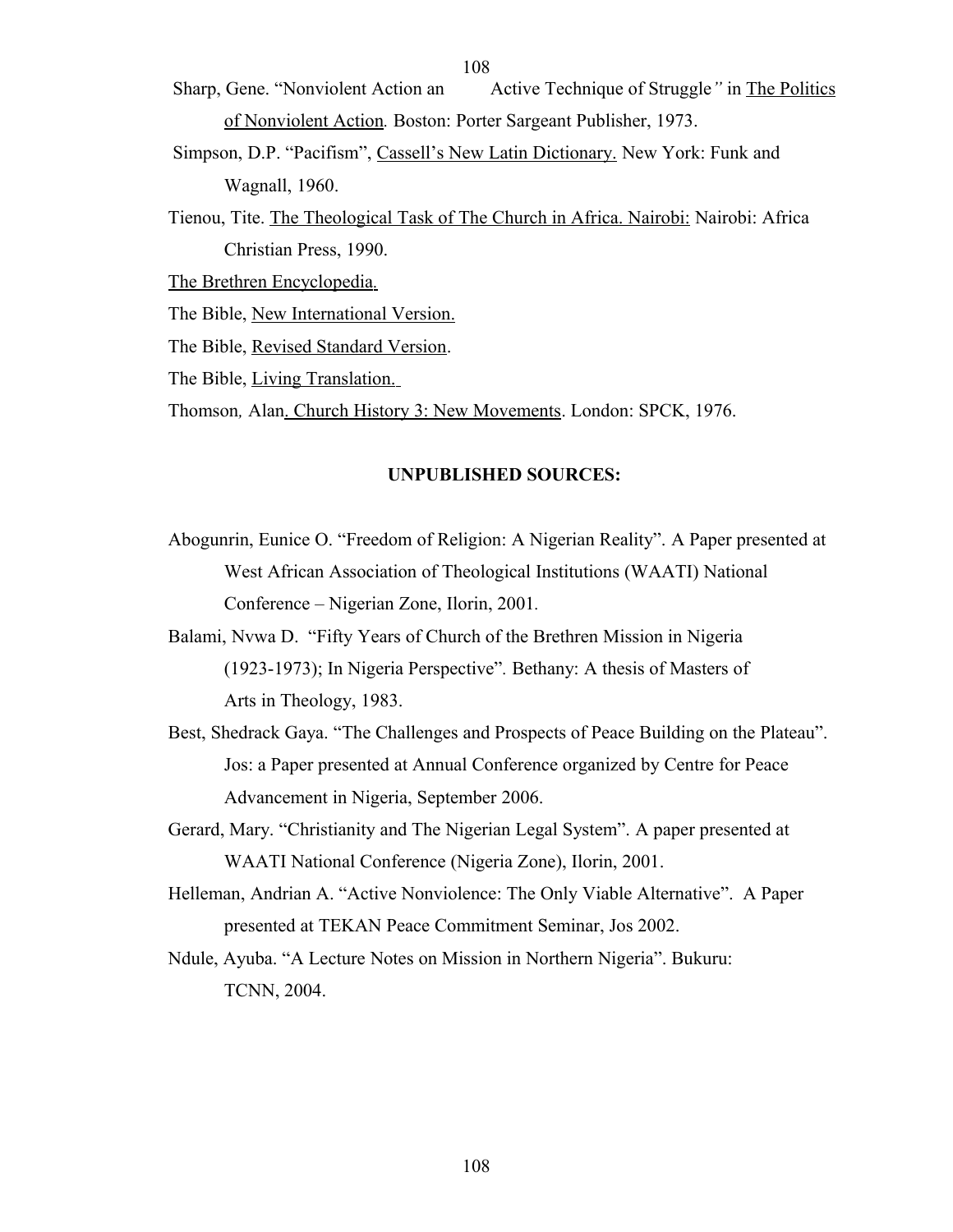Sharp, Gene. "Nonviolent Action an Active Technique of Struggle" in The Politics of Nonviolent Action. Boston: Porter Sargeant Publisher, 1973.

Simpson, D.P. "Pacifism", Cassell's New Latin Dictionary. New York: Funk and Wagnall, 1960.

Tienou, Tite. The Theological Task of The Church in Africa. Nairobi: Nairobi: Africa Christian Press, 1990.

The Brethren Encyclopedia.

The Bible, New International Version.

The Bible, Revised Standard Version.

The Bible, Living Translation.

Thomson, Alan. Church History 3: New Movements. London: SPCK, 1976.

**UNPUBLISHED SOURCES:**

Abogunrin, Eunice O. "Freedom of Religion: A Nigerian Reality". A Paper presented at West African Association of Theological Institutions (WAATI) National Conference – Nigerian Zone, Ilorin, 2001.

Balami, Nvwa D. "Fifty Years of Church of the Brethren Mission in Nigeria (1923-1973); In Nigeria Perspective". Bethany: A thesis of Masters of Arts in Theology, 1983.

Best, Shedrack Gaya. "The Challenges and Prospects of Peace Building on the Plateau". Jos: a Paper presented at Annual Conference organized by Centre for Peace Advancement in Nigeria, September 2006.

Gerard, Mary. "Christianity and The Nigerian Legal System". A paper presented at WAATI National Conference (Nigeria Zone), Ilorin, 2001.

Helleman, Andrian A. "Active Nonviolence: The Only Viable Alternative". A Paper presented at TEKAN Peace Commitment Seminar, Jos 2002.

Ndule, Ayuba. "A Lecture Notes on Mission in Northern Nigeria". Bukuru: TCNN, 2004.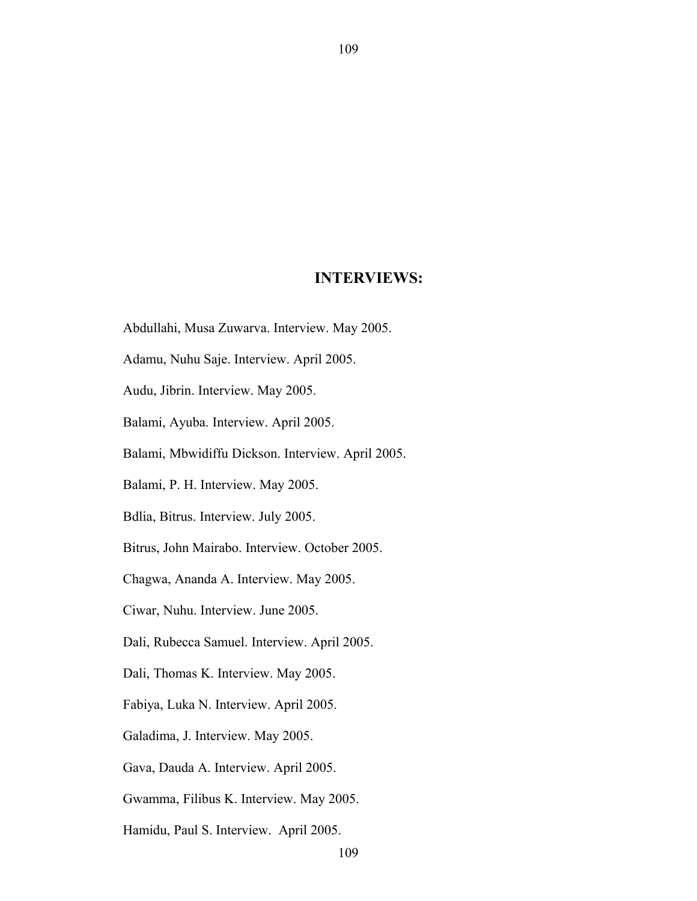## INTERVIEWS:

Abdullahi, Musa Zuwarva. Interview. May 2005.

Adamu, Nuhu Saje. Interview. April 2005.

Audu, Jibrin. Interview. May 2005.

Balami, Ayuba. Interview. April 2005.

Balami, Mbwidiffu Dickson. Interview. April 2005.

Balami, P. H. Interview. May 2005.

Bdlia, Bitrus. Interview. July 2005.

Bitrus, John Mairabo. Interview. October 2005.

Chagwa, Ananda A. Interview. May 2005.

Ciwar, Nuhu. Interview. June 2005.

Dali, Rubecca Samuel. Interview. April 2005.

Dali, Thomas K. Interview. May 2005.

Fabiya, Luka N. Interview. April 2005.

Galadima, J. Interview. May 2005.

Gava, Dauda A. Interview. April 2005.

Gwamma, Filibus K. Interview. May 2005.

Hamidu, Paul S. Interview. April 2005.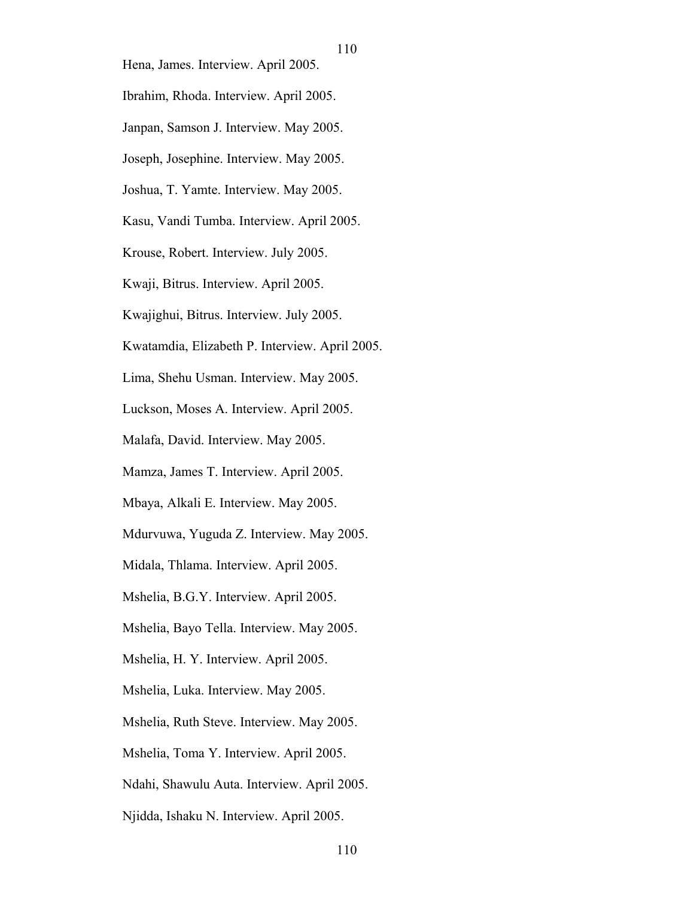Hena, James. Interview. April 2005.

Ibrahim, Rhoda. Interview. April 2005.

Janpan, Samson J. Interview. May 2005.

Joseph, Josephine. Interview. May 2005.

Joshua, T. Yamte. Interview. May 2005.

Kasu, Vandi Tumba. Interview. April 2005.

Krouse, Robert. Interview. July 2005.

Kwaji, Bitrus. Interview. April 2005.

Kwajighui, Bitrus. Interview. July 2005.

Kwatamdia, Elizabeth P. Interview. April 2005.

Lima, Shehu Usman. Interview. May 2005.

Luckson, Moses A. Interview. April 2005.

Malafa, David. Interview. May 2005.

Mamza, James T. Interview. April 2005.

Mbaya, Alkali E. Interview. May 2005.

Mdurvuwa, Yuguda Z. Interview. May 2005.

Midala, Thlama. Interview. April 2005.

Mshelia, B.G.Y. Interview. April 2005.

Mshelia, Bayo Tella. Interview. May 2005.

Mshelia, H. Y. Interview. April 2005.

Mshelia, Luka. Interview. May 2005.

Mshelia, Ruth Steve. Interview. May 2005.

Mshelia, Toma Y. Interview. April 2005.

Ndahi, Shawulu Auta. Interview. April 2005.

Njidda, Ishaku N. Interview. April 2005.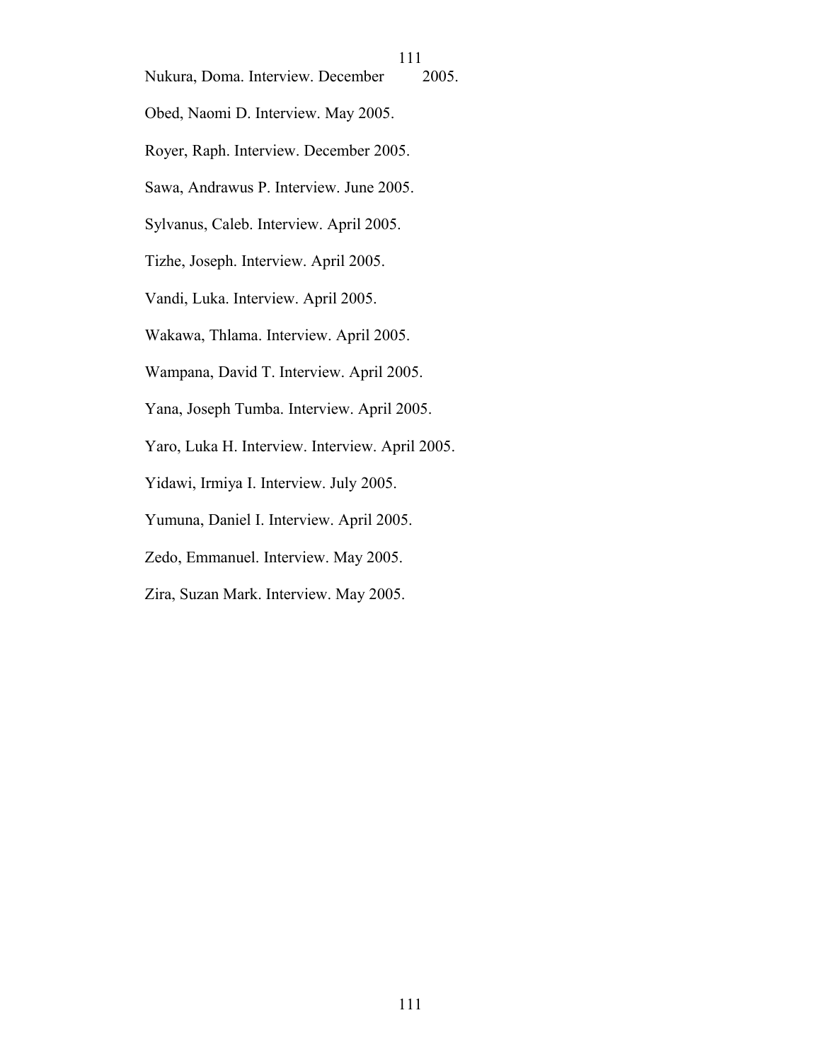Nukura, Doma. Interview. December 2005.

Obed, Naomi D. Interview. May 2005.

Royer, Raph. Interview. December 2005.

Sawa, Andrawus P. Interview. June 2005.

Sylvanus, Caleb. Interview. April 2005.

Tizhe, Joseph. Interview. April 2005.

Vandi, Luka. Interview. April 2005.

Wakawa, Thlama. Interview. April 2005.

Wampana, David T. Interview. April 2005.

Yana, Joseph Tumba. Interview. April 2005.

Yaro, Luka H. Interview. Interview. April 2005.

Yidawi, Irmiya I. Interview. July 2005.

Yumuna, Daniel I. Interview. April 2005.

Zedo, Emmanuel. Interview. May 2005.

Zira, Suzan Mark. Interview. May 2005.